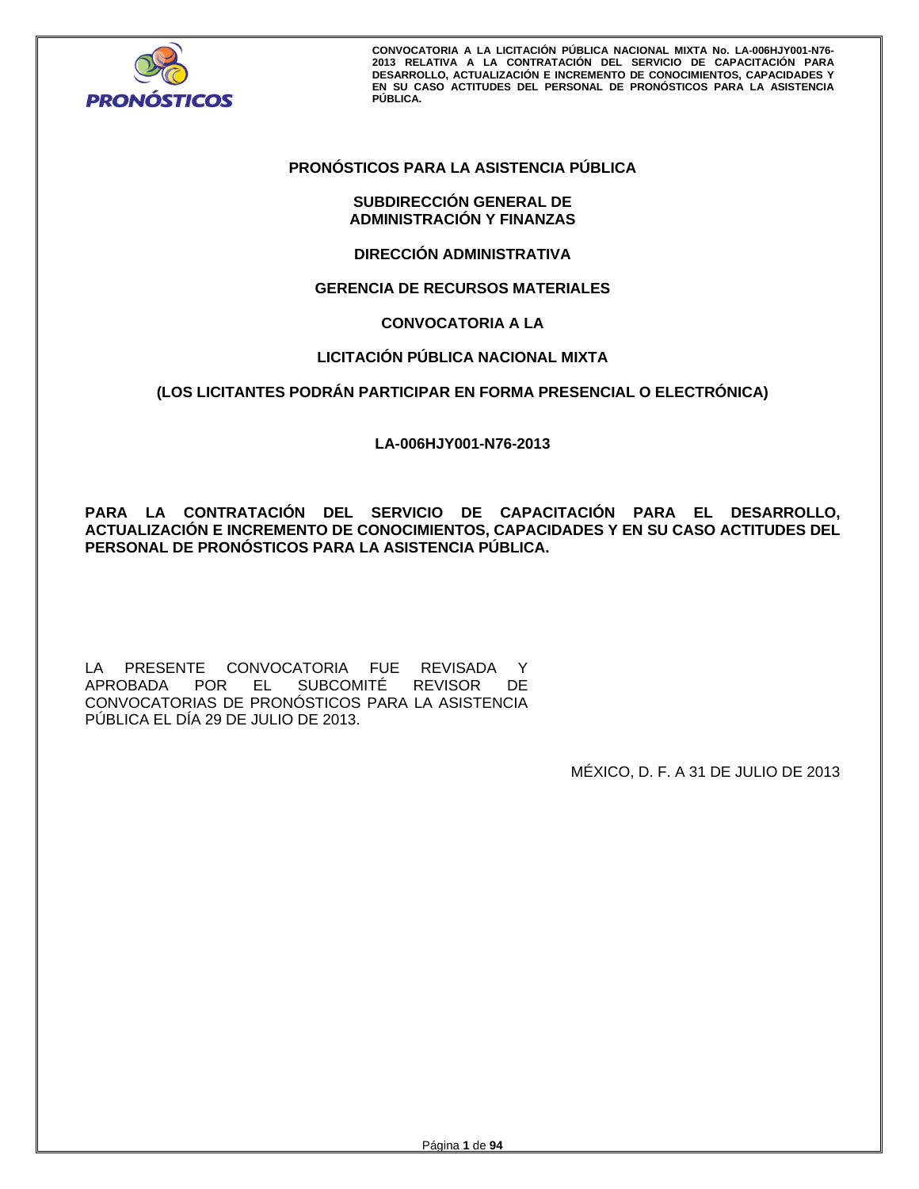# PRONÓSTICOS PARA LA ASISTENCIA PÚBLICA

## SUBDIRECCIÓN GENERAL DE ADMINISTRACIÓN Y FINANZAS

## DIRECCIÓN ADMINISTRATIVA

## GERENCIA DE RECURSOS MATERIALES

## CONVOCATORIA A LA

## LICITACIÓN PÚBLICA NACIONAL MIXTA

**(LOS LICITANTES PODRÁN PARTICIPAR EN FORMA PRESENCIAL O ELECTRÓNICA)**

**LA-006HJY001-N76-2013**

**PARA LA CONTRATACIÓN DEL SERVICIO DE CAPACITACIÓN PARA EL DESARROLLO, ACTUALIZACIÓN E INCREMENTO DE CONOCIMIENTOS, CAPACIDADES Y EN SU CASO ACTITUDES DEL PERSONAL DE PRONÓSTICOS PARA LA ASISTENCIA PÚBLICA.**

LA PRESENTE CONVOCATORIA FUE REVISADA Y APROBADA POR EL SUBCOMITÉ REVISOR DE CONVOCATORIAS DE PRONÓSTICOS PARA LA ASISTENCIA PÚBLICA EL DÍA 29 DE JULIO DE 2013.

MÉXICO, D. F. A 31 DE JULIO DE 2013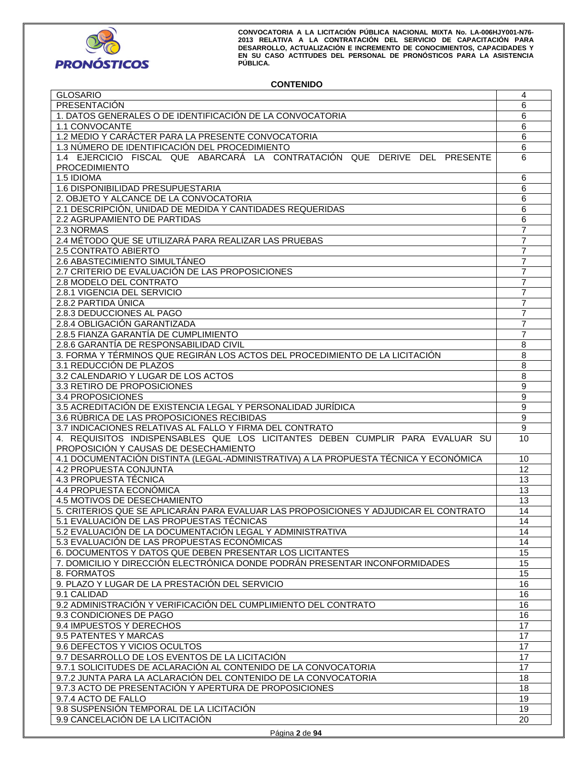## CONTENIDO

| | |
|---|---|
| GLOSARIO | 4 |
| PRESENTACIÓN | 6 |
| 1. DATOS GENERALES O DE IDENTIFICACIÓN DE LA CONVOCATORIA | 6 |
| 1.1 CONVOCANTE | 6 |
| 1.2 MEDIO Y CARÁCTER PARA LA PRESENTE CONVOCATORIA | 6 |
| 1.3 NÚMERO DE IDENTIFICACIÓN DEL PROCEDIMIENTO | 6 |
| 1.4 EJERCICIO FISCAL QUE ABARCARÁ LA CONTRATACIÓN QUE DERIVE DEL PRESENTE PROCEDIMIENTO | 6 |
| 1.5 IDIOMA | 6 |
| 1.6 DISPONIBILIDAD PRESUPUESTARIA | 6 |
| 2. OBJETO Y ALCANCE DE LA CONVOCATORIA | 6 |
| 2.1 DESCRIPCIÓN, UNIDAD DE MEDIDA Y CANTIDADES REQUERIDAS | 6 |
| 2.2 AGRUPAMIENTO DE PARTIDAS | 6 |
| 2.3 NORMAS | 7 |
| 2.4 MÉTODO QUE SE UTILIZARÁ PARA REALIZAR LAS PRUEBAS | 7 |
| 2.5 CONTRATO ABIERTO | 7 |
| 2.6 ABASTECIMIENTO SIMULTÁNEO | 7 |
| 2.7 CRITERIO DE EVALUACIÓN DE LAS PROPOSICIONES | 7 |
| 2.8 MODELO DEL CONTRATO | 7 |
| 2.8.1 VIGENCIA DEL SERVICIO | 7 |
| 2.8.2 PARTIDA ÚNICA | 7 |
| 2.8.3 DEDUCCIONES AL PAGO | 7 |
| 2.8.4 OBLIGACIÓN GARANTIZADA | 7 |
| 2.8.5 FIANZA GARANTÍA DE CUMPLIMIENTO | 7 |
| 2.8.6 GARANTÍA DE RESPONSABILIDAD CIVIL | 8 |
| 3. FORMA Y TÉRMINOS QUE REGIRÁN LOS ACTOS DEL PROCEDIMIENTO DE LA LICITACIÓN | 8 |
| 3.1 REDUCCIÓN DE PLAZOS | 8 |
| 3.2 CALENDARIO Y LUGAR DE LOS ACTOS | 8 |
| 3.3 RETIRO DE PROPOSICIONES | 9 |
| 3.4 PROPOSICIONES | 9 |
| 3.5 ACREDITACIÓN DE EXISTENCIA LEGAL Y PERSONALIDAD JURÍDICA | 9 |
| 3.6 RÚBRICA DE LAS PROPOSICIONES RECIBIDAS | 9 |
| 3.7 INDICACIONES RELATIVAS AL FALLO Y FIRMA DEL CONTRATO | 9 |
| 4. REQUISITOS INDISPENSABLES QUE LOS LICITANTES DEBEN CUMPLIR PARA EVALUAR SU PROPOSICIÓN Y CAUSAS DE DESECHAMIENTO | 10 |
| 4.1 DOCUMENTACIÓN DISTINTA (LEGAL-ADMINISTRATIVA) A LA PROPUESTA TÉCNICA Y ECONÓMICA | 10 |
| 4.2 PROPUESTA CONJUNTA | 12 |
| 4.3 PROPUESTA TÉCNICA | 13 |
| 4.4 PROPUESTA ECONÓMICA | 13 |
| 4.5 MOTIVOS DE DESECHAMIENTO | 13 |
| 5. CRITERIOS QUE SE APLICARÁN PARA EVALUAR LAS PROPOSICIONES Y ADJUDICAR EL CONTRATO | 14 |
| 5.1 EVALUACIÓN DE LAS PROPUESTAS TÉCNICAS | 14 |
| 5.2 EVALUACIÓN DE LA DOCUMENTACIÓN LEGAL Y ADMINISTRATIVA | 14 |
| 5.3 EVALUACIÓN DE LAS PROPUESTAS ECONÓMICAS | 14 |
| 6. DOCUMENTOS Y DATOS QUE DEBEN PRESENTAR LOS LICITANTES | 15 |
| 7. DOMICILIO Y DIRECCIÓN ELECTRÓNICA DONDE PODRÁN PRESENTAR INCONFORMIDADES | 15 |
| 8. FORMATOS | 15 |
| 9. PLAZO Y LUGAR DE LA PRESTACIÓN DEL SERVICIO | 16 |
| 9.1 CALIDAD | 16 |
| 9.2 ADMINISTRACIÓN Y VERIFICACIÓN DEL CUMPLIMIENTO DEL CONTRATO | 16 |
| 9.3 CONDICIONES DE PAGO | 16 |
| 9.4 IMPUESTOS Y DERECHOS | 17 |
| 9.5 PATENTES Y MARCAS | 17 |
| 9.6 DEFECTOS Y VICIOS OCULTOS | 17 |
| 9.7 DESARROLLO DE LOS EVENTOS DE LA LICITACIÓN | 17 |
| 9.7.1 SOLICITUDES DE ACLARACIÓN AL CONTENIDO DE LA CONVOCATORIA | 17 |
| 9.7.2 JUNTA PARA LA ACLARACIÓN DEL CONTENIDO DE LA CONVOCATORIA | 18 |
| 9.7.3 ACTO DE PRESENTACIÓN Y APERTURA DE PROPOSICIONES | 18 |
| 9.7.4 ACTO DE FALLO | 19 |
| 9.8 SUSPENSIÓN TEMPORAL DE LA LICITACIÓN | 19 |
| 9.9 CANCELACIÓN DE LA LICITACIÓN | 20 |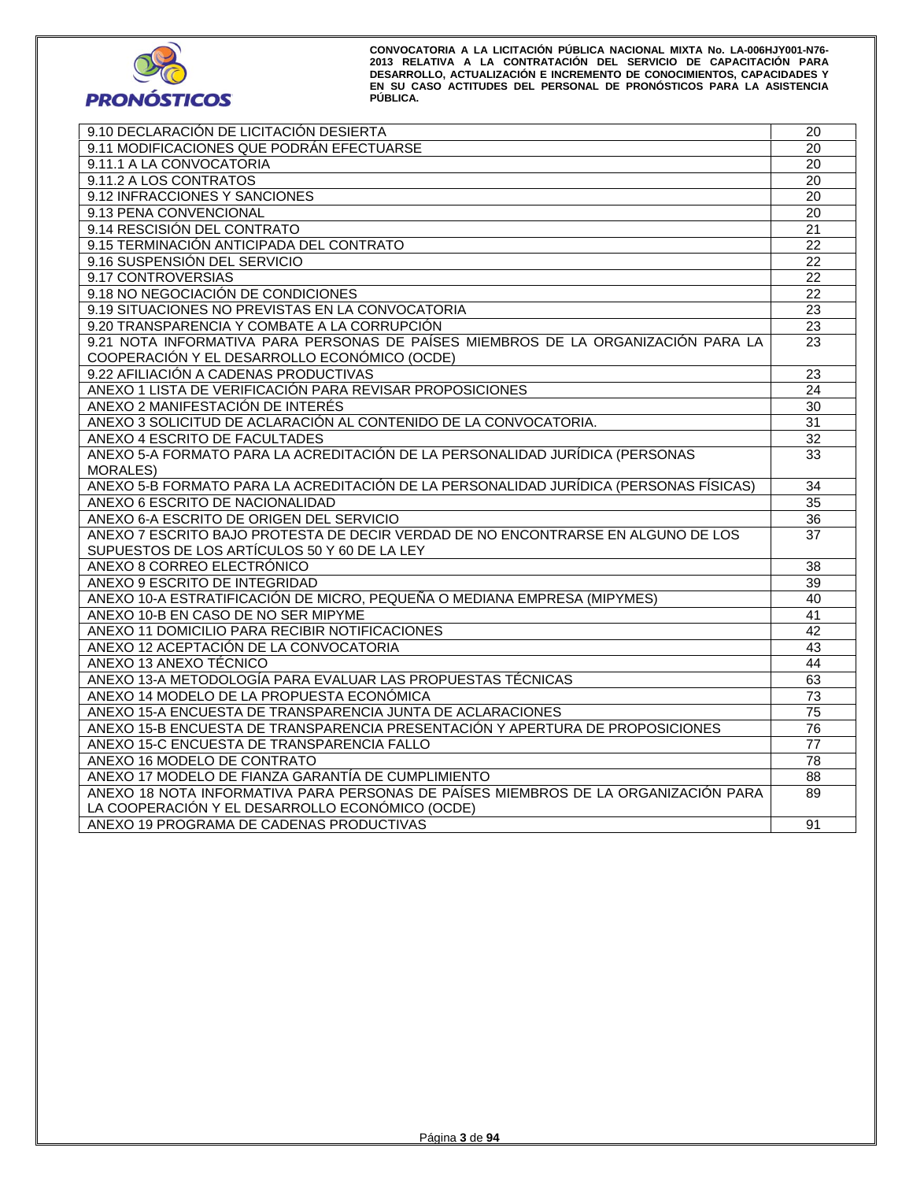| | |
|---|---|
| 9.10 DECLARACIÓN DE LICITACIÓN DESIERTA | 20 |
| 9.11 MODIFICACIONES QUE PODRÁN EFECTUARSE | 20 |
| 9.11.1 A LA CONVOCATORIA | 20 |
| 9.11.2 A LOS CONTRATOS | 20 |
| 9.12 INFRACCIONES Y SANCIONES | 20 |
| 9.13 PENA CONVENCIONAL | 20 |
| 9.14 RESCISIÓN DEL CONTRATO | 21 |
| 9.15 TERMINACIÓN ANTICIPADA DEL CONTRATO | 22 |
| 9.16 SUSPENSIÓN DEL SERVICIO | 22 |
| 9.17 CONTROVERSIAS | 22 |
| 9.18 NO NEGOCIACIÓN DE CONDICIONES | 22 |
| 9.19 SITUACIONES NO PREVISTAS EN LA CONVOCATORIA | 23 |
| 9.20 TRANSPARENCIA Y COMBATE A LA CORRUPCIÓN | 23 |
| 9.21 NOTA INFORMATIVA PARA PERSONAS DE PAÍSES MIEMBROS DE LA ORGANIZACIÓN PARA LA COOPERACIÓN Y EL DESARROLLO ECONÓMICO (OCDE) | 23 |
| 9.22 AFILIACIÓN A CADENAS PRODUCTIVAS | 23 |
| ANEXO 1 LISTA DE VERIFICACIÓN PARA REVISAR PROPOSICIONES | 24 |
| ANEXO 2 MANIFESTACIÓN DE INTERÉS | 30 |
| ANEXO 3 SOLICITUD DE ACLARACIÓN AL CONTENIDO DE LA CONVOCATORIA. | 31 |
| ANEXO 4 ESCRITO DE FACULTADES | 32 |
| ANEXO 5-A FORMATO PARA LA ACREDITACIÓN DE LA PERSONALIDAD JURÍDICA (PERSONAS MORALES) | 33 |
| ANEXO 5-B FORMATO PARA LA ACREDITACIÓN DE LA PERSONALIDAD JURÍDICA (PERSONAS FÍSICAS) | 34 |
| ANEXO 6 ESCRITO DE NACIONALIDAD | 35 |
| ANEXO 6-A ESCRITO DE ORIGEN DEL SERVICIO | 36 |
| ANEXO 7 ESCRITO BAJO PROTESTA DE DECIR VERDAD DE NO ENCONTRARSE EN ALGUNO DE LOS SUPUESTOS DE LOS ARTÍCULOS 50 Y 60 DE LA LEY | 37 |
| ANEXO 8 CORREO ELECTRÓNICO | 38 |
| ANEXO 9 ESCRITO DE INTEGRIDAD | 39 |
| ANEXO 10-A ESTRATIFICACIÓN DE MICRO, PEQUEÑA O MEDIANA EMPRESA (MIPYMES) | 40 |
| ANEXO 10-B EN CASO DE NO SER MIPYME | 41 |
| ANEXO 11 DOMICILIO PARA RECIBIR NOTIFICACIONES | 42 |
| ANEXO 12 ACEPTACIÓN DE LA CONVOCATORIA | 43 |
| ANEXO 13 ANEXO TÉCNICO | 44 |
| ANEXO 13-A METODOLOGÍA PARA EVALUAR LAS PROPUESTAS TÉCNICAS | 63 |
| ANEXO 14 MODELO DE LA PROPUESTA ECONÓMICA | 73 |
| ANEXO 15-A ENCUESTA DE TRANSPARENCIA JUNTA DE ACLARACIONES | 75 |
| ANEXO 15-B ENCUESTA DE TRANSPARENCIA PRESENTACIÓN Y APERTURA DE PROPOSICIONES | 76 |
| ANEXO 15-C ENCUESTA DE TRANSPARENCIA FALLO | 77 |
| ANEXO 16 MODELO DE CONTRATO | 78 |
| ANEXO 17 MODELO DE FIANZA GARANTÍA DE CUMPLIMIENTO | 88 |
| ANEXO 18 NOTA INFORMATIVA PARA PERSONAS DE PAÍSES MIEMBROS DE LA ORGANIZACIÓN PARA LA COOPERACIÓN Y EL DESARROLLO ECONÓMICO (OCDE) | 89 |
| ANEXO 19 PROGRAMA DE CADENAS PRODUCTIVAS | 91 |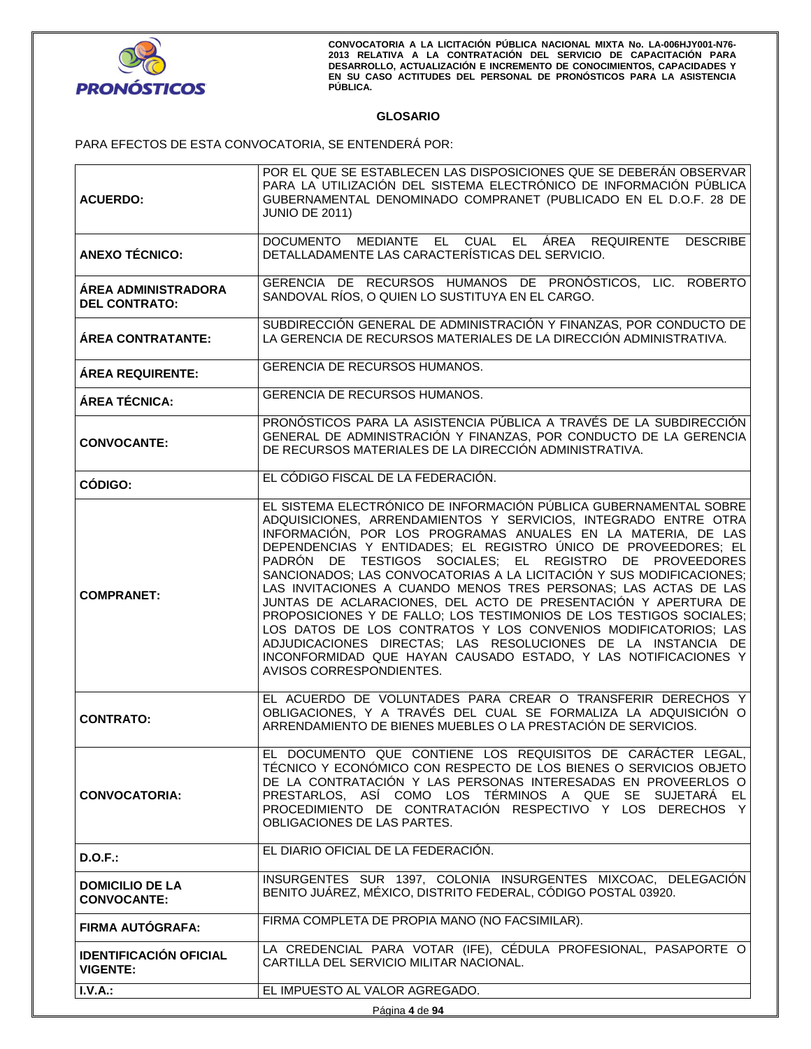## GLOSARIO

PARA EFECTOS DE ESTA CONVOCATORIA, SE ENTENDERÁ POR:

| | |
|---|---|
| **ACUERDO:** | POR EL QUE SE ESTABLECEN LAS DISPOSICIONES QUE SE DEBERÁN OBSERVAR PARA LA UTILIZACIÓN DEL SISTEMA ELECTRÓNICO DE INFORMACIÓN PÚBLICA GUBERNAMENTAL DENOMINADO COMPRANET (PUBLICADO EN EL D.O.F. 28 DE JUNIO DE 2011) |
| **ANEXO TÉCNICO:** | DOCUMENTO MEDIANTE EL CUAL EL ÁREA REQUIRENTE DESCRIBE DETALLADAMENTE LAS CARACTERÍSTICAS DEL SERVICIO. |
| **ÁREA ADMINISTRADORA DEL CONTRATO:** | GERENCIA DE RECURSOS HUMANOS DE PRONÓSTICOS, LIC. ROBERTO SANDOVAL RÍOS, O QUIEN LO SUSTITUYA EN EL CARGO. |
| **ÁREA CONTRATANTE:** | SUBDIRECCIÓN GENERAL DE ADMINISTRACIÓN Y FINANZAS, POR CONDUCTO DE LA GERENCIA DE RECURSOS MATERIALES DE LA DIRECCIÓN ADMINISTRATIVA. |
| **ÁREA REQUIRENTE:** | GERENCIA DE RECURSOS HUMANOS. |
| **ÁREA TÉCNICA:** | GERENCIA DE RECURSOS HUMANOS. |
| **CONVOCANTE:** | PRONÓSTICOS PARA LA ASISTENCIA PÚBLICA A TRAVÉS DE LA SUBDIRECCIÓN GENERAL DE ADMINISTRACIÓN Y FINANZAS, POR CONDUCTO DE LA GERENCIA DE RECURSOS MATERIALES DE LA DIRECCIÓN ADMINISTRATIVA. |
| **CÓDIGO:** | EL CÓDIGO FISCAL DE LA FEDERACIÓN. |
| **COMPRANET:** | EL SISTEMA ELECTRÓNICO DE INFORMACIÓN PÚBLICA GUBERNAMENTAL SOBRE ADQUISICIONES, ARRENDAMIENTOS Y SERVICIOS, INTEGRADO ENTRE OTRA INFORMACIÓN, POR LOS PROGRAMAS ANUALES EN LA MATERIA, DE LAS DEPENDENCIAS Y ENTIDADES; EL REGISTRO ÚNICO DE PROVEEDORES; EL PADRÓN DE TESTIGOS SOCIALES; EL REGISTRO DE PROVEEDORES SANCIONADOS; LAS CONVOCATORIAS A LA LICITACIÓN Y SUS MODIFICACIONES; LAS INVITACIONES A CUANDO MENOS TRES PERSONAS; LAS ACTAS DE LAS JUNTAS DE ACLARACIONES, DEL ACTO DE PRESENTACIÓN Y APERTURA DE PROPOSICIONES Y DE FALLO; LOS TESTIMONIOS DE LOS TESTIGOS SOCIALES; LOS DATOS DE LOS CONTRATOS Y LOS CONVENIOS MODIFICATORIOS; LAS ADJUDICACIONES DIRECTAS; LAS RESOLUCIONES DE LA INSTANCIA DE INCONFORMIDAD QUE HAYAN CAUSADO ESTADO, Y LAS NOTIFICACIONES Y AVISOS CORRESPONDIENTES. |
| **CONTRATO:** | EL ACUERDO DE VOLUNTADES PARA CREAR O TRANSFERIR DERECHOS Y OBLIGACIONES, Y A TRAVÉS DEL CUAL SE FORMALIZA LA ADQUISICIÓN O ARRENDAMIENTO DE BIENES MUEBLES O LA PRESTACIÓN DE SERVICIOS. |
| **CONVOCATORIA:** | EL DOCUMENTO QUE CONTIENE LOS REQUISITOS DE CARÁCTER LEGAL, TÉCNICO Y ECONÓMICO CON RESPECTO DE LOS BIENES O SERVICIOS OBJETO DE LA CONTRATACIÓN Y LAS PERSONAS INTERESADAS EN PROVEERLOS O PRESTARLOS, ASÍ COMO LOS TÉRMINOS A QUE SE SUJETARÁ EL PROCEDIMIENTO DE CONTRATACIÓN RESPECTIVO Y LOS DERECHOS Y OBLIGACIONES DE LAS PARTES. |
| **D.O.F.:** | EL DIARIO OFICIAL DE LA FEDERACIÓN. |
| **DOMICILIO DE LA CONVOCANTE:** | INSURGENTES SUR 1397, COLONIA INSURGENTES MIXCOAC, DELEGACIÓN BENITO JUÁREZ, MÉXICO, DISTRITO FEDERAL, CÓDIGO POSTAL 03920. |
| **FIRMA AUTÓGRAFA:** | FIRMA COMPLETA DE PROPIA MANO (NO FACSIMILAR). |
| **IDENTIFICACIÓN OFICIAL VIGENTE:** | LA CREDENCIAL PARA VOTAR (IFE), CÉDULA PROFESIONAL, PASAPORTE O CARTILLA DEL SERVICIO MILITAR NACIONAL. |
| **I.V.A.:** | EL IMPUESTO AL VALOR AGREGADO. |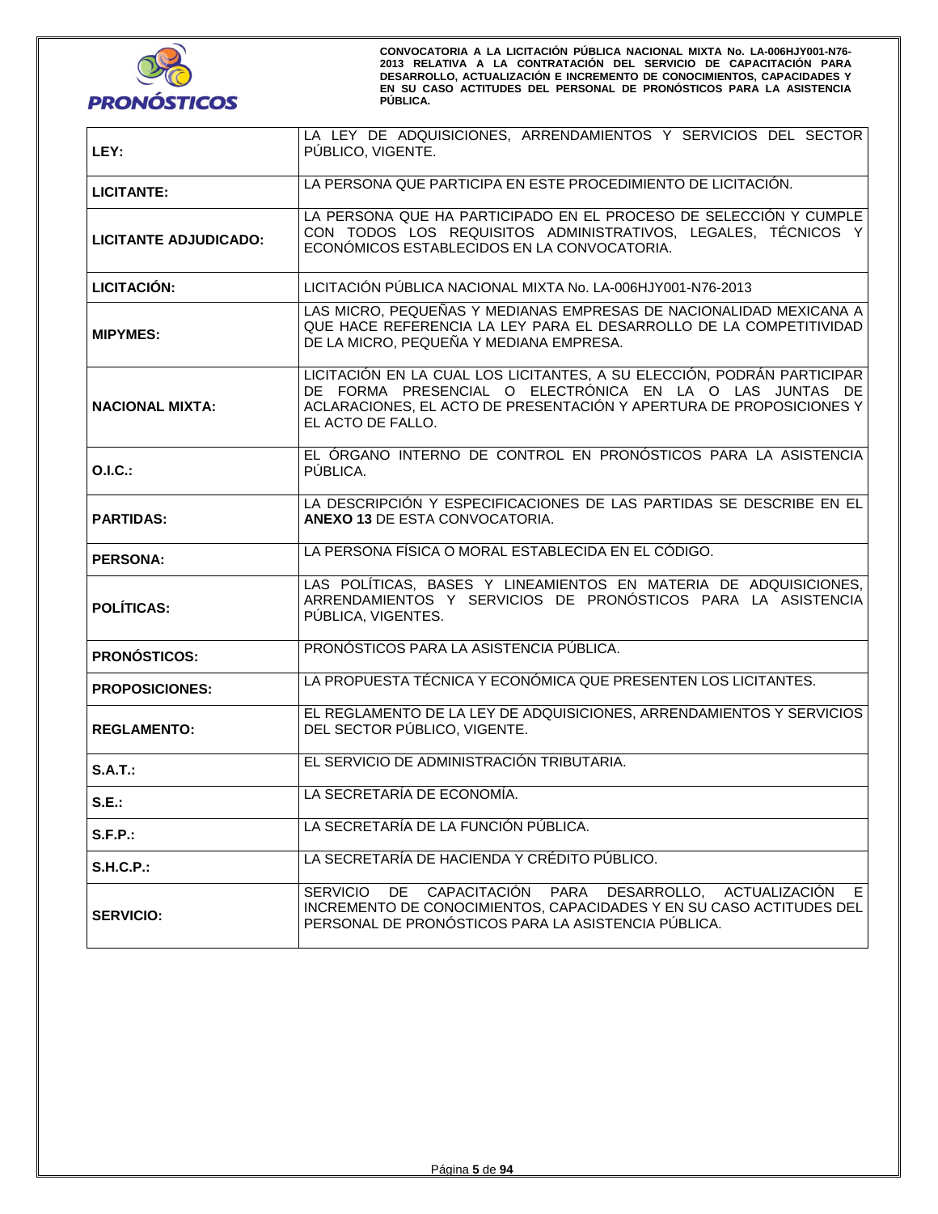| | |
|---|---|
| **LEY:** | LA LEY DE ADQUISICIONES, ARRENDAMIENTOS Y SERVICIOS DEL SECTOR PÚBLICO, VIGENTE. |
| **LICITANTE:** | LA PERSONA QUE PARTICIPA EN ESTE PROCEDIMIENTO DE LICITACIÓN. |
| **LICITANTE ADJUDICADO:** | LA PERSONA QUE HA PARTICIPADO EN EL PROCESO DE SELECCIÓN Y CUMPLE CON TODOS LOS REQUISITOS ADMINISTRATIVOS, LEGALES, TÉCNICOS Y ECONÓMICOS ESTABLECIDOS EN LA CONVOCATORIA. |
| **LICITACIÓN:** | LICITACIÓN PÚBLICA NACIONAL MIXTA No. LA-006HJY001-N76-2013 |
| **MIPYMES:** | LAS MICRO, PEQUEÑAS Y MEDIANAS EMPRESAS DE NACIONALIDAD MEXICANA A QUE HACE REFERENCIA LA LEY PARA EL DESARROLLO DE LA COMPETITIVIDAD DE LA MICRO, PEQUEÑA Y MEDIANA EMPRESA. |
| **NACIONAL MIXTA:** | LICITACIÓN EN LA CUAL LOS LICITANTES, A SU ELECCIÓN, PODRÁN PARTICIPAR DE FORMA PRESENCIAL O ELECTRÓNICA EN LA O LAS JUNTAS DE ACLARACIONES, EL ACTO DE PRESENTACIÓN Y APERTURA DE PROPOSICIONES Y EL ACTO DE FALLO. |
| **O.I.C.:** | EL ÓRGANO INTERNO DE CONTROL EN PRONÓSTICOS PARA LA ASISTENCIA PÚBLICA. |
| **PARTIDAS:** | LA DESCRIPCIÓN Y ESPECIFICACIONES DE LAS PARTIDAS SE DESCRIBE EN EL **ANEXO 13** DE ESTA CONVOCATORIA. |
| **PERSONA:** | LA PERSONA FÍSICA O MORAL ESTABLECIDA EN EL CÓDIGO. |
| **POLÍTICAS:** | LAS POLÍTICAS, BASES Y LINEAMIENTOS EN MATERIA DE ADQUISICIONES, ARRENDAMIENTOS Y SERVICIOS DE PRONÓSTICOS PARA LA ASISTENCIA PÚBLICA, VIGENTES. |
| **PRONÓSTICOS:** | PRONÓSTICOS PARA LA ASISTENCIA PÚBLICA. |
| **PROPOSICIONES:** | LA PROPUESTA TÉCNICA Y ECONÓMICA QUE PRESENTEN LOS LICITANTES. |
| **REGLAMENTO:** | EL REGLAMENTO DE LA LEY DE ADQUISICIONES, ARRENDAMIENTOS Y SERVICIOS DEL SECTOR PÚBLICO, VIGENTE. |
| **S.A.T.:** | EL SERVICIO DE ADMINISTRACIÓN TRIBUTARIA. |
| **S.E.:** | LA SECRETARÍA DE ECONOMÍA. |
| **S.F.P.:** | LA SECRETARÍA DE LA FUNCIÓN PÚBLICA. |
| **S.H.C.P.:** | LA SECRETARÍA DE HACIENDA Y CRÉDITO PÚBLICO. |
| **SERVICIO:** | SERVICIO DE CAPACITACIÓN PARA DESARROLLO, ACTUALIZACIÓN E INCREMENTO DE CONOCIMIENTOS, CAPACIDADES Y EN SU CASO ACTITUDES DEL PERSONAL DE PRONÓSTICOS PARA LA ASISTENCIA PÚBLICA. |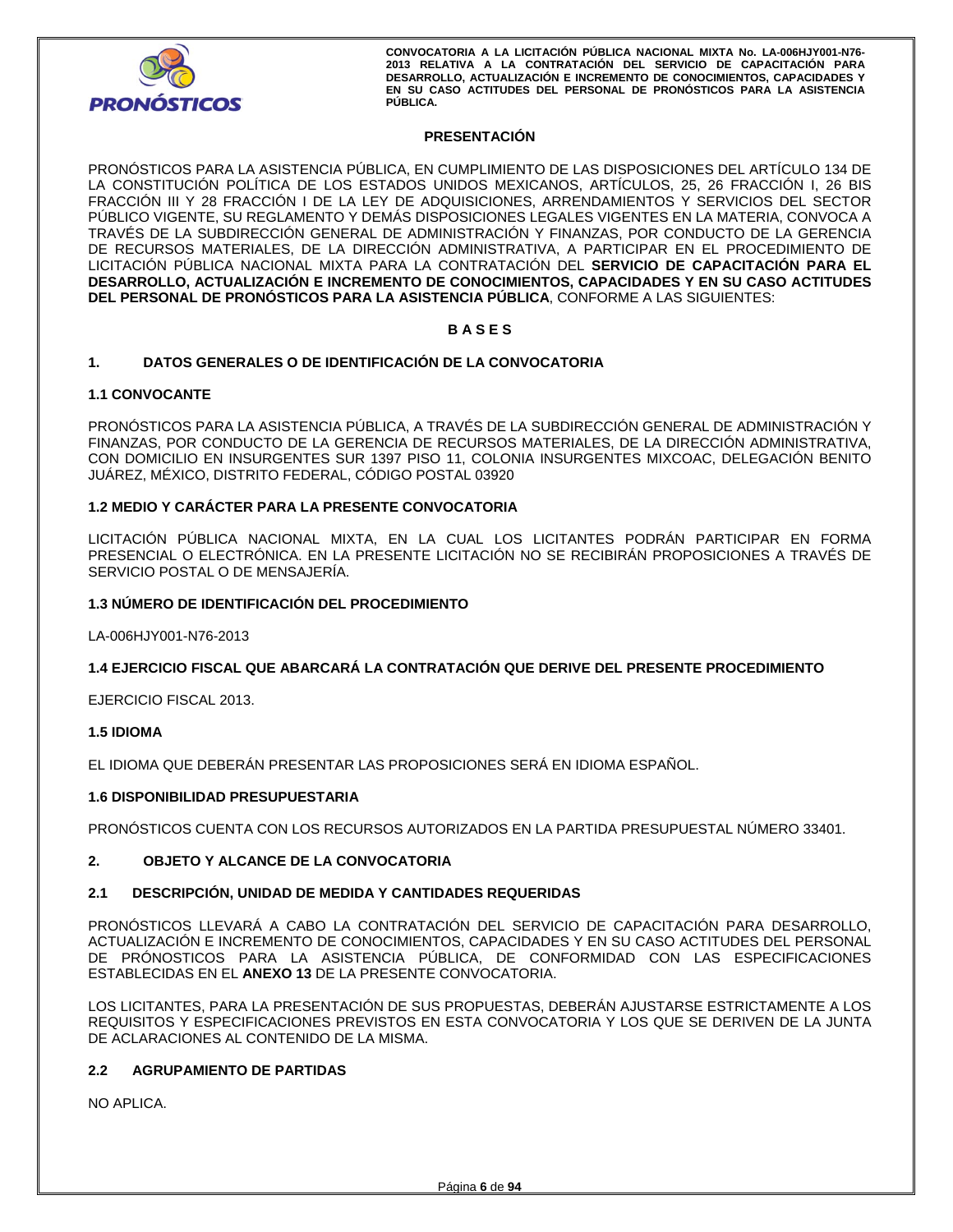## PRESENTACIÓN

PRONÓSTICOS PARA LA ASISTENCIA PÚBLICA, EN CUMPLIMIENTO DE LAS DISPOSICIONES DEL ARTÍCULO 134 DE LA CONSTITUCIÓN POLÍTICA DE LOS ESTADOS UNIDOS MEXICANOS, ARTÍCULOS, 25, 26 FRACCIÓN I, 26 BIS FRACCIÓN III Y 28 FRACCIÓN I DE LA LEY DE ADQUISICIONES, ARRENDAMIENTOS Y SERVICIOS DEL SECTOR PÚBLICO VIGENTE, SU REGLAMENTO Y DEMÁS DISPOSICIONES LEGALES VIGENTES EN LA MATERIA, CONVOCA A TRAVÉS DE LA SUBDIRECCIÓN GENERAL DE ADMINISTRACIÓN Y FINANZAS, POR CONDUCTO DE LA GERENCIA DE RECURSOS MATERIALES, DE LA DIRECCIÓN ADMINISTRATIVA, A PARTICIPAR EN EL PROCEDIMIENTO DE LICITACIÓN PÚBLICA NACIONAL MIXTA PARA LA CONTRATACIÓN DEL **SERVICIO DE CAPACITACIÓN PARA EL DESARROLLO, ACTUALIZACIÓN E INCREMENTO DE CONOCIMIENTOS, CAPACIDADES Y EN SU CASO ACTITUDES DEL PERSONAL DE PRONÓSTICOS PARA LA ASISTENCIA PÚBLICA**, CONFORME A LAS SIGUIENTES:

## B A S E S

### 1. DATOS GENERALES O DE IDENTIFICACIÓN DE LA CONVOCATORIA

**1.1 CONVOCANTE**

PRONÓSTICOS PARA LA ASISTENCIA PÚBLICA, A TRAVÉS DE LA SUBDIRECCIÓN GENERAL DE ADMINISTRACIÓN Y FINANZAS, POR CONDUCTO DE LA GERENCIA DE RECURSOS MATERIALES, DE LA DIRECCIÓN ADMINISTRATIVA, CON DOMICILIO EN INSURGENTES SUR 1397 PISO 11, COLONIA INSURGENTES MIXCOAC, DELEGACIÓN BENITO JUÁREZ, MÉXICO, DISTRITO FEDERAL, CÓDIGO POSTAL 03920

**1.2 MEDIO Y CARÁCTER PARA LA PRESENTE CONVOCATORIA**

LICITACIÓN PÚBLICA NACIONAL MIXTA, EN LA CUAL LOS LICITANTES PODRÁN PARTICIPAR EN FORMA PRESENCIAL O ELECTRÓNICA. EN LA PRESENTE LICITACIÓN NO SE RECIBIRÁN PROPOSICIONES A TRAVÉS DE SERVICIO POSTAL O DE MENSAJERÍA.

**1.3 NÚMERO DE IDENTIFICACIÓN DEL PROCEDIMIENTO**

LA-006HJY001-N76-2013

**1.4 EJERCICIO FISCAL QUE ABARCARÁ LA CONTRATACIÓN QUE DERIVE DEL PRESENTE PROCEDIMIENTO**

EJERCICIO FISCAL 2013.

**1.5 IDIOMA**

EL IDIOMA QUE DEBERÁN PRESENTAR LAS PROPOSICIONES SERÁ EN IDIOMA ESPAÑOL.

**1.6 DISPONIBILIDAD PRESUPUESTARIA**

PRONÓSTICOS CUENTA CON LOS RECURSOS AUTORIZADOS EN LA PARTIDA PRESUPUESTAL NÚMERO 33401.

### 2. OBJETO Y ALCANCE DE LA CONVOCATORIA

**2.1 DESCRIPCIÓN, UNIDAD DE MEDIDA Y CANTIDADES REQUERIDAS**

PRONÓSTICOS LLEVARÁ A CABO LA CONTRATACIÓN DEL SERVICIO DE CAPACITACIÓN PARA DESARROLLO, ACTUALIZACIÓN E INCREMENTO DE CONOCIMIENTOS, CAPACIDADES Y EN SU CASO ACTITUDES DEL PERSONAL DE PRÓNOSTICOS PARA LA ASISTENCIA PÚBLICA, DE CONFORMIDAD CON LAS ESPECIFICACIONES ESTABLECIDAS EN EL **ANEXO 13** DE LA PRESENTE CONVOCATORIA.

LOS LICITANTES, PARA LA PRESENTACIÓN DE SUS PROPUESTAS, DEBERÁN AJUSTARSE ESTRICTAMENTE A LOS REQUISITOS Y ESPECIFICACIONES PREVISTOS EN ESTA CONVOCATORIA Y LOS QUE SE DERIVEN DE LA JUNTA DE ACLARACIONES AL CONTENIDO DE LA MISMA.

**2.2 AGRUPAMIENTO DE PARTIDAS**

NO APLICA.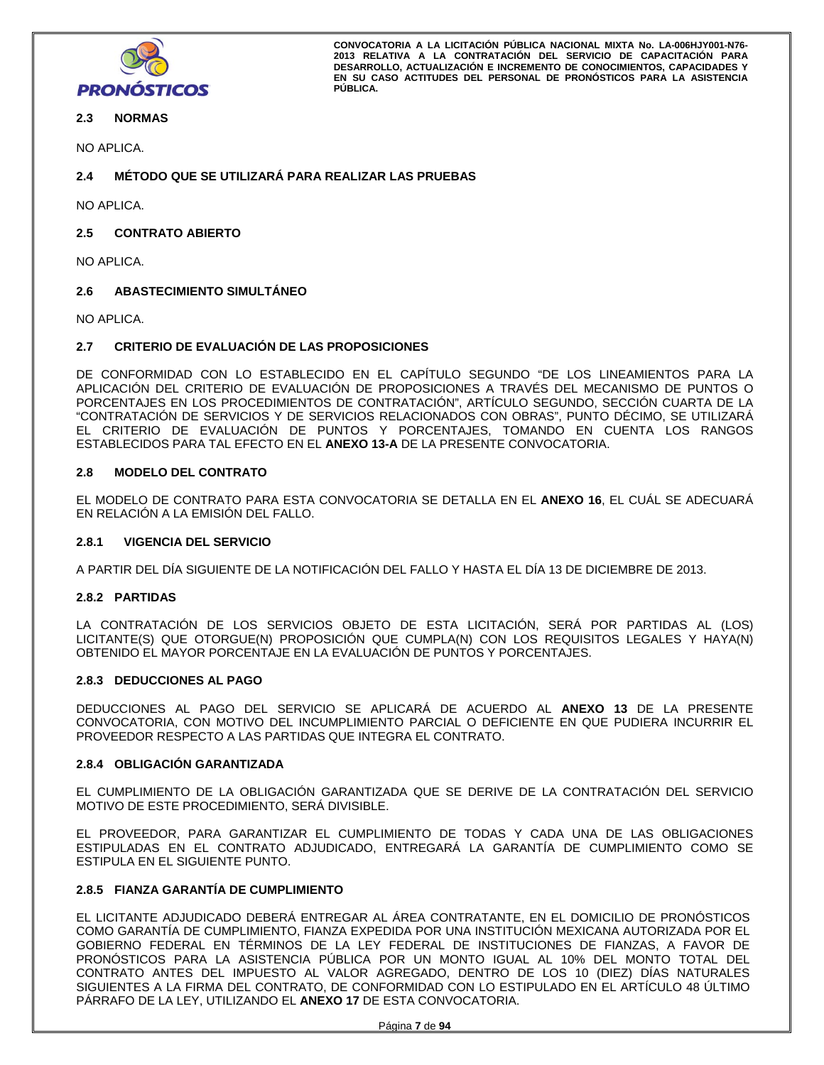## 2.3 NORMAS

NO APLICA.

## 2.4 MÉTODO QUE SE UTILIZARÁ PARA REALIZAR LAS PRUEBAS

NO APLICA.

## 2.5 CONTRATO ABIERTO

NO APLICA.

## 2.6 ABASTECIMIENTO SIMULTÁNEO

NO APLICA.

## 2.7 CRITERIO DE EVALUACIÓN DE LAS PROPOSICIONES

DE CONFORMIDAD CON LO ESTABLECIDO EN EL CAPÍTULO SEGUNDO "DE LOS LINEAMIENTOS PARA LA APLICACIÓN DEL CRITERIO DE EVALUACIÓN DE PROPOSICIONES A TRAVÉS DEL MECANISMO DE PUNTOS O PORCENTAJES EN LOS PROCEDIMIENTOS DE CONTRATACIÓN", ARTÍCULO SEGUNDO, SECCIÓN CUARTA DE LA "CONTRATACIÓN DE SERVICIOS Y DE SERVICIOS RELACIONADOS CON OBRAS", PUNTO DÉCIMO, SE UTILIZARÁ EL CRITERIO DE EVALUACIÓN DE PUNTOS Y PORCENTAJES, TOMANDO EN CUENTA LOS RANGOS ESTABLECIDOS PARA TAL EFECTO EN EL **ANEXO 13-A** DE LA PRESENTE CONVOCATORIA.

## 2.8 MODELO DEL CONTRATO

EL MODELO DE CONTRATO PARA ESTA CONVOCATORIA SE DETALLA EN EL **ANEXO 16**, EL CUÁL SE ADECUARÁ EN RELACIÓN A LA EMISIÓN DEL FALLO.

### 2.8.1 VIGENCIA DEL SERVICIO

A PARTIR DEL DÍA SIGUIENTE DE LA NOTIFICACIÓN DEL FALLO Y HASTA EL DÍA 13 DE DICIEMBRE DE 2013.

### 2.8.2 PARTIDAS

LA CONTRATACIÓN DE LOS SERVICIOS OBJETO DE ESTA LICITACIÓN, SERÁ POR PARTIDAS AL (LOS) LICITANTE(S) QUE OTORGUE(N) PROPOSICIÓN QUE CUMPLA(N) CON LOS REQUISITOS LEGALES Y HAYA(N) OBTENIDO EL MAYOR PORCENTAJE EN LA EVALUACIÓN DE PUNTOS Y PORCENTAJES.

### 2.8.3 DEDUCCIONES AL PAGO

DEDUCCIONES AL PAGO DEL SERVICIO SE APLICARÁ DE ACUERDO AL **ANEXO 13** DE LA PRESENTE CONVOCATORIA, CON MOTIVO DEL INCUMPLIMIENTO PARCIAL O DEFICIENTE EN QUE PUDIERA INCURRIR EL PROVEEDOR RESPECTO A LAS PARTIDAS QUE INTEGRA EL CONTRATO.

### 2.8.4 OBLIGACIÓN GARANTIZADA

EL CUMPLIMIENTO DE LA OBLIGACIÓN GARANTIZADA QUE SE DERIVE DE LA CONTRATACIÓN DEL SERVICIO MOTIVO DE ESTE PROCEDIMIENTO, SERÁ DIVISIBLE.

EL PROVEEDOR, PARA GARANTIZAR EL CUMPLIMIENTO DE TODAS Y CADA UNA DE LAS OBLIGACIONES ESTIPULADAS EN EL CONTRATO ADJUDICADO, ENTREGARÁ LA GARANTÍA DE CUMPLIMIENTO COMO SE ESTIPULA EN EL SIGUIENTE PUNTO.

### 2.8.5 FIANZA GARANTÍA DE CUMPLIMIENTO

EL LICITANTE ADJUDICADO DEBERÁ ENTREGAR AL ÁREA CONTRATANTE, EN EL DOMICILIO DE PRONÓSTICOS COMO GARANTÍA DE CUMPLIMIENTO, FIANZA EXPEDIDA POR UNA INSTITUCIÓN MEXICANA AUTORIZADA POR EL GOBIERNO FEDERAL EN TÉRMINOS DE LA LEY FEDERAL DE INSTITUCIONES DE FIANZAS, A FAVOR DE PRONÓSTICOS PARA LA ASISTENCIA PÚBLICA POR UN MONTO IGUAL AL 10% DEL MONTO TOTAL DEL CONTRATO ANTES DEL IMPUESTO AL VALOR AGREGADO, DENTRO DE LOS 10 (DIEZ) DÍAS NATURALES SIGUIENTES A LA FIRMA DEL CONTRATO, DE CONFORMIDAD CON LO ESTIPULADO EN EL ARTÍCULO 48 ÚLTIMO PÁRRAFO DE LA LEY, UTILIZANDO EL **ANEXO 17** DE ESTA CONVOCATORIA.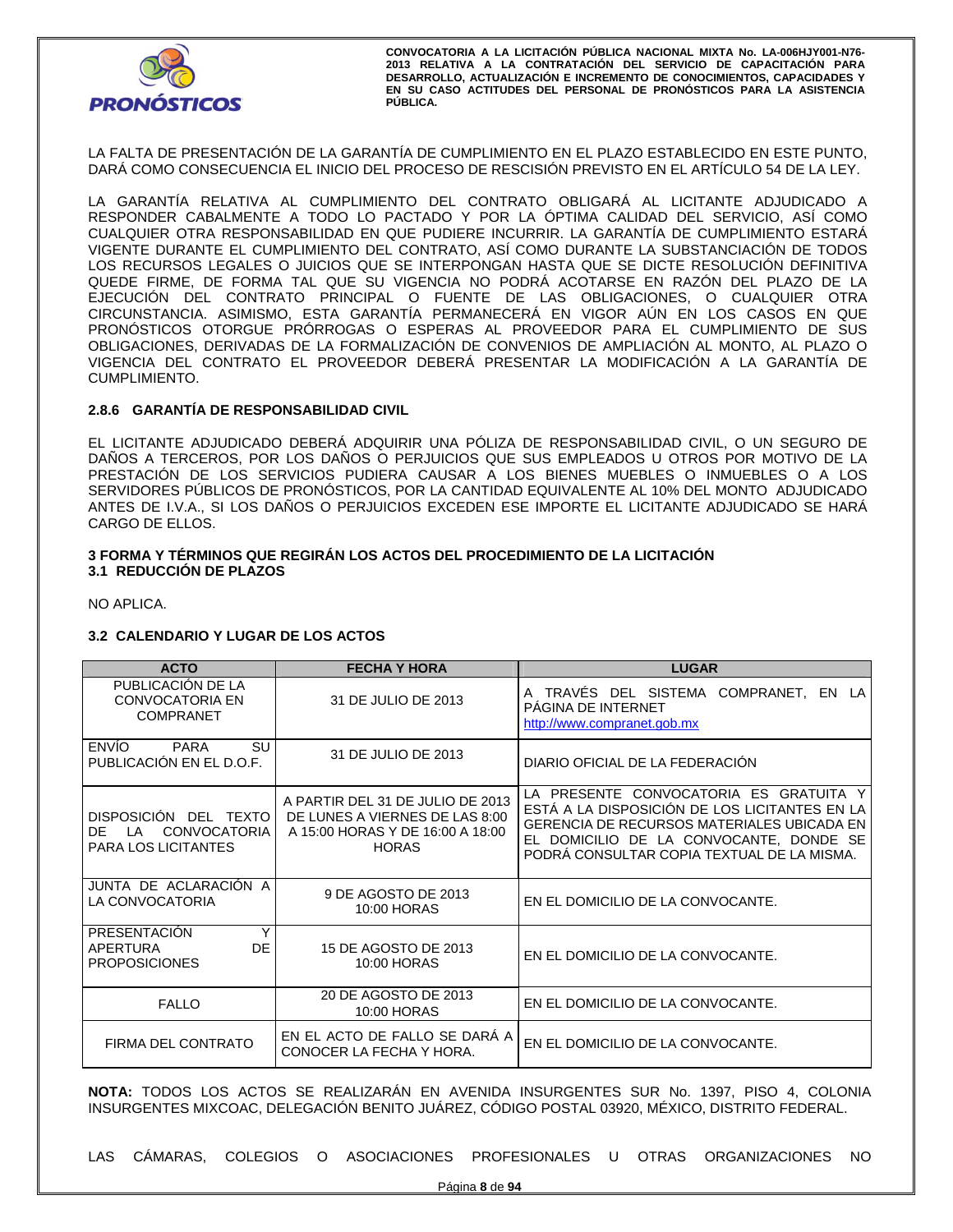LA FALTA DE PRESENTACIÓN DE LA GARANTÍA DE CUMPLIMIENTO EN EL PLAZO ESTABLECIDO EN ESTE PUNTO, DARÁ COMO CONSECUENCIA EL INICIO DEL PROCESO DE RESCISIÓN PREVISTO EN EL ARTÍCULO 54 DE LA LEY.

LA GARANTÍA RELATIVA AL CUMPLIMIENTO DEL CONTRATO OBLIGARÁ AL LICITANTE ADJUDICADO A RESPONDER CABALMENTE A TODO LO PACTADO Y POR LA ÓPTIMA CALIDAD DEL SERVICIO, ASÍ COMO CUALQUIER OTRA RESPONSABILIDAD EN QUE PUDIERE INCURRIR. LA GARANTÍA DE CUMPLIMIENTO ESTARÁ VIGENTE DURANTE EL CUMPLIMIENTO DEL CONTRATO, ASÍ COMO DURANTE LA SUBSTANCIACIÓN DE TODOS LOS RECURSOS LEGALES O JUICIOS QUE SE INTERPONGAN HASTA QUE SE DICTE RESOLUCIÓN DEFINITIVA QUEDE FIRME, DE FORMA TAL QUE SU VIGENCIA NO PODRÁ ACOTARSE EN RAZÓN DEL PLAZO DE LA EJECUCIÓN DEL CONTRATO PRINCIPAL O FUENTE DE LAS OBLIGACIONES, O CUALQUIER OTRA CIRCUNSTANCIA. ASIMISMO, ESTA GARANTÍA PERMANECERÁ EN VIGOR AÚN EN LOS CASOS EN QUE PRONÓSTICOS OTORGUE PRÓRROGAS O ESPERAS AL PROVEEDOR PARA EL CUMPLIMIENTO DE SUS OBLIGACIONES, DERIVADAS DE LA FORMALIZACIÓN DE CONVENIOS DE AMPLIACIÓN AL MONTO, AL PLAZO O VIGENCIA DEL CONTRATO EL PROVEEDOR DEBERÁ PRESENTAR LA MODIFICACIÓN A LA GARANTÍA DE CUMPLIMIENTO.

#### 2.8.6 GARANTÍA DE RESPONSABILIDAD CIVIL

EL LICITANTE ADJUDICADO DEBERÁ ADQUIRIR UNA PÓLIZA DE RESPONSABILIDAD CIVIL, O UN SEGURO DE DAÑOS A TERCEROS, POR LOS DAÑOS O PERJUICIOS QUE SUS EMPLEADOS U OTROS POR MOTIVO DE LA PRESTACIÓN DE LOS SERVICIOS PUDIERA CAUSAR A LOS BIENES MUEBLES O INMUEBLES O A LOS SERVIDORES PÚBLICOS DE PRONÓSTICOS, POR LA CANTIDAD EQUIVALENTE AL 10% DEL MONTO ADJUDICADO ANTES DE I.V.A., SI LOS DAÑOS O PERJUICIOS EXCEDEN ESE IMPORTE EL LICITANTE ADJUDICADO SE HARÁ CARGO DE ELLOS.

## 3 FORMA Y TÉRMINOS QUE REGIRÁN LOS ACTOS DEL PROCEDIMIENTO DE LA LICITACIÓN

### 3.1 REDUCCIÓN DE PLAZOS

NO APLICA.

### 3.2 CALENDARIO Y LUGAR DE LOS ACTOS

| ACTO | FECHA Y HORA | LUGAR |
|---|---|---|
| PUBLICACIÓN DE LA CONVOCATORIA EN COMPRANET | 31 DE JULIO DE 2013 | A TRAVÉS DEL SISTEMA COMPRANET, EN LA PÁGINA DE INTERNET http://www.compranet.gob.mx |
| ENVÍO PARA SU PUBLICACIÓN EN EL D.O.F. | 31 DE JULIO DE 2013 | DIARIO OFICIAL DE LA FEDERACIÓN |
| DISPOSICIÓN DEL TEXTO DE LA CONVOCATORIA PARA LOS LICITANTES | A PARTIR DEL 31 DE JULIO DE 2013 DE LUNES A VIERNES DE LAS 8:00 A 15:00 HORAS Y DE 16:00 A 18:00 HORAS | LA PRESENTE CONVOCATORIA ES GRATUITA Y ESTÁ A LA DISPOSICIÓN DE LOS LICITANTES EN LA GERENCIA DE RECURSOS MATERIALES UBICADA EN EL DOMICILIO DE LA CONVOCANTE, DONDE SE PODRÁ CONSULTAR COPIA TEXTUAL DE LA MISMA. |
| JUNTA DE ACLARACIÓN A LA CONVOCATORIA | 9 DE AGOSTO DE 2013 10:00 HORAS | EN EL DOMICILIO DE LA CONVOCANTE. |
| PRESENTACIÓN Y APERTURA DE PROPOSICIONES | 15 DE AGOSTO DE 2013 10:00 HORAS | EN EL DOMICILIO DE LA CONVOCANTE. |
| FALLO | 20 DE AGOSTO DE 2013 10:00 HORAS | EN EL DOMICILIO DE LA CONVOCANTE. |
| FIRMA DEL CONTRATO | EN EL ACTO DE FALLO SE DARÁ A CONOCER LA FECHA Y HORA. | EN EL DOMICILIO DE LA CONVOCANTE. |

**NOTA:** TODOS LOS ACTOS SE REALIZARÁN EN AVENIDA INSURGENTES SUR No. 1397, PISO 4, COLONIA INSURGENTES MIXCOAC, DELEGACIÓN BENITO JUÁREZ, CÓDIGO POSTAL 03920, MÉXICO, DISTRITO FEDERAL.

LAS CÁMARAS, COLEGIOS O ASOCIACIONES PROFESIONALES U OTRAS ORGANIZACIONES NO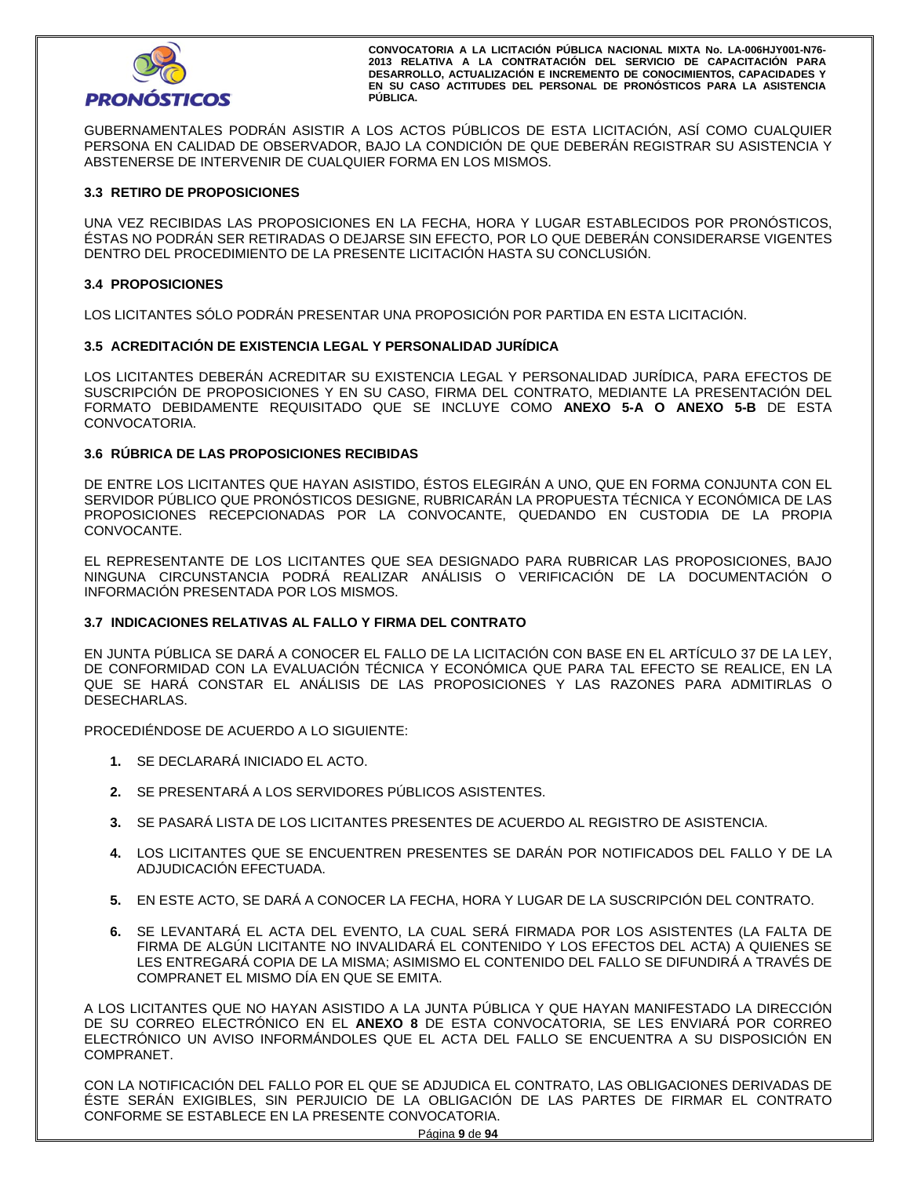GUBERNAMENTALES PODRÁN ASISTIR A LOS ACTOS PÚBLICOS DE ESTA LICITACIÓN, ASÍ COMO CUALQUIER PERSONA EN CALIDAD DE OBSERVADOR, BAJO LA CONDICIÓN DE QUE DEBERÁN REGISTRAR SU ASISTENCIA Y ABSTENERSE DE INTERVENIR DE CUALQUIER FORMA EN LOS MISMOS.

### 3.3 RETIRO DE PROPOSICIONES

UNA VEZ RECIBIDAS LAS PROPOSICIONES EN LA FECHA, HORA Y LUGAR ESTABLECIDOS POR PRONÓSTICOS, ÉSTAS NO PODRÁN SER RETIRADAS O DEJARSE SIN EFECTO, POR LO QUE DEBERÁN CONSIDERARSE VIGENTES DENTRO DEL PROCEDIMIENTO DE LA PRESENTE LICITACIÓN HASTA SU CONCLUSIÓN.

### 3.4 PROPOSICIONES

LOS LICITANTES SÓLO PODRÁN PRESENTAR UNA PROPOSICIÓN POR PARTIDA EN ESTA LICITACIÓN.

### 3.5 ACREDITACIÓN DE EXISTENCIA LEGAL Y PERSONALIDAD JURÍDICA

LOS LICITANTES DEBERÁN ACREDITAR SU EXISTENCIA LEGAL Y PERSONALIDAD JURÍDICA, PARA EFECTOS DE SUSCRIPCIÓN DE PROPOSICIONES Y EN SU CASO, FIRMA DEL CONTRATO, MEDIANTE LA PRESENTACIÓN DEL FORMATO DEBIDAMENTE REQUISITADO QUE SE INCLUYE COMO **ANEXO 5-A O ANEXO 5-B** DE ESTA CONVOCATORIA.

### 3.6 RÚBRICA DE LAS PROPOSICIONES RECIBIDAS

DE ENTRE LOS LICITANTES QUE HAYAN ASISTIDO, ÉSTOS ELEGIRÁN A UNO, QUE EN FORMA CONJUNTA CON EL SERVIDOR PÚBLICO QUE PRONÓSTICOS DESIGNE, RUBRICARÁN LA PROPUESTA TÉCNICA Y ECONÓMICA DE LAS PROPOSICIONES RECEPCIONADAS POR LA CONVOCANTE, QUEDANDO EN CUSTODIA DE LA PROPIA CONVOCANTE.

EL REPRESENTANTE DE LOS LICITANTES QUE SEA DESIGNADO PARA RUBRICAR LAS PROPOSICIONES, BAJO NINGUNA CIRCUNSTANCIA PODRÁ REALIZAR ANÁLISIS O VERIFICACIÓN DE LA DOCUMENTACIÓN O INFORMACIÓN PRESENTADA POR LOS MISMOS.

### 3.7 INDICACIONES RELATIVAS AL FALLO Y FIRMA DEL CONTRATO

EN JUNTA PÚBLICA SE DARÁ A CONOCER EL FALLO DE LA LICITACIÓN CON BASE EN EL ARTÍCULO 37 DE LA LEY, DE CONFORMIDAD CON LA EVALUACIÓN TÉCNICA Y ECONÓMICA QUE PARA TAL EFECTO SE REALICE, EN LA QUE SE HARÁ CONSTAR EL ANÁLISIS DE LAS PROPOSICIONES Y LAS RAZONES PARA ADMITIRLAS O DESECHARLAS.

PROCEDIÉNDOSE DE ACUERDO A LO SIGUIENTE:

1. SE DECLARARÁ INICIADO EL ACTO.
2. SE PRESENTARÁ A LOS SERVIDORES PÚBLICOS ASISTENTES.
3. SE PASARÁ LISTA DE LOS LICITANTES PRESENTES DE ACUERDO AL REGISTRO DE ASISTENCIA.
4. LOS LICITANTES QUE SE ENCUENTREN PRESENTES SE DARÁN POR NOTIFICADOS DEL FALLO Y DE LA ADJUDICACIÓN EFECTUADA.
5. EN ESTE ACTO, SE DARÁ A CONOCER LA FECHA, HORA Y LUGAR DE LA SUSCRIPCIÓN DEL CONTRATO.
6. SE LEVANTARÁ EL ACTA DEL EVENTO, LA CUAL SERÁ FIRMADA POR LOS ASISTENTES (LA FALTA DE FIRMA DE ALGÚN LICITANTE NO INVALIDARÁ EL CONTENIDO Y LOS EFECTOS DEL ACTA) A QUIENES SE LES ENTREGARÁ COPIA DE LA MISMA; ASIMISMO EL CONTENIDO DEL FALLO SE DIFUNDIRÁ A TRAVÉS DE COMPRANET EL MISMO DÍA EN QUE SE EMITA.

A LOS LICITANTES QUE NO HAYAN ASISTIDO A LA JUNTA PÚBLICA Y QUE HAYAN MANIFESTADO LA DIRECCIÓN DE SU CORREO ELECTRÓNICO EN EL **ANEXO 8** DE ESTA CONVOCATORIA, SE LES ENVIARÁ POR CORREO ELECTRÓNICO UN AVISO INFORMÁNDOLES QUE EL ACTA DEL FALLO SE ENCUENTRA A SU DISPOSICIÓN EN COMPRANET.

CON LA NOTIFICACIÓN DEL FALLO POR EL QUE SE ADJUDICA EL CONTRATO, LAS OBLIGACIONES DERIVADAS DE ÉSTE SERÁN EXIGIBLES, SIN PERJUICIO DE LA OBLIGACIÓN DE LAS PARTES DE FIRMAR EL CONTRATO CONFORME SE ESTABLECE EN LA PRESENTE CONVOCATORIA.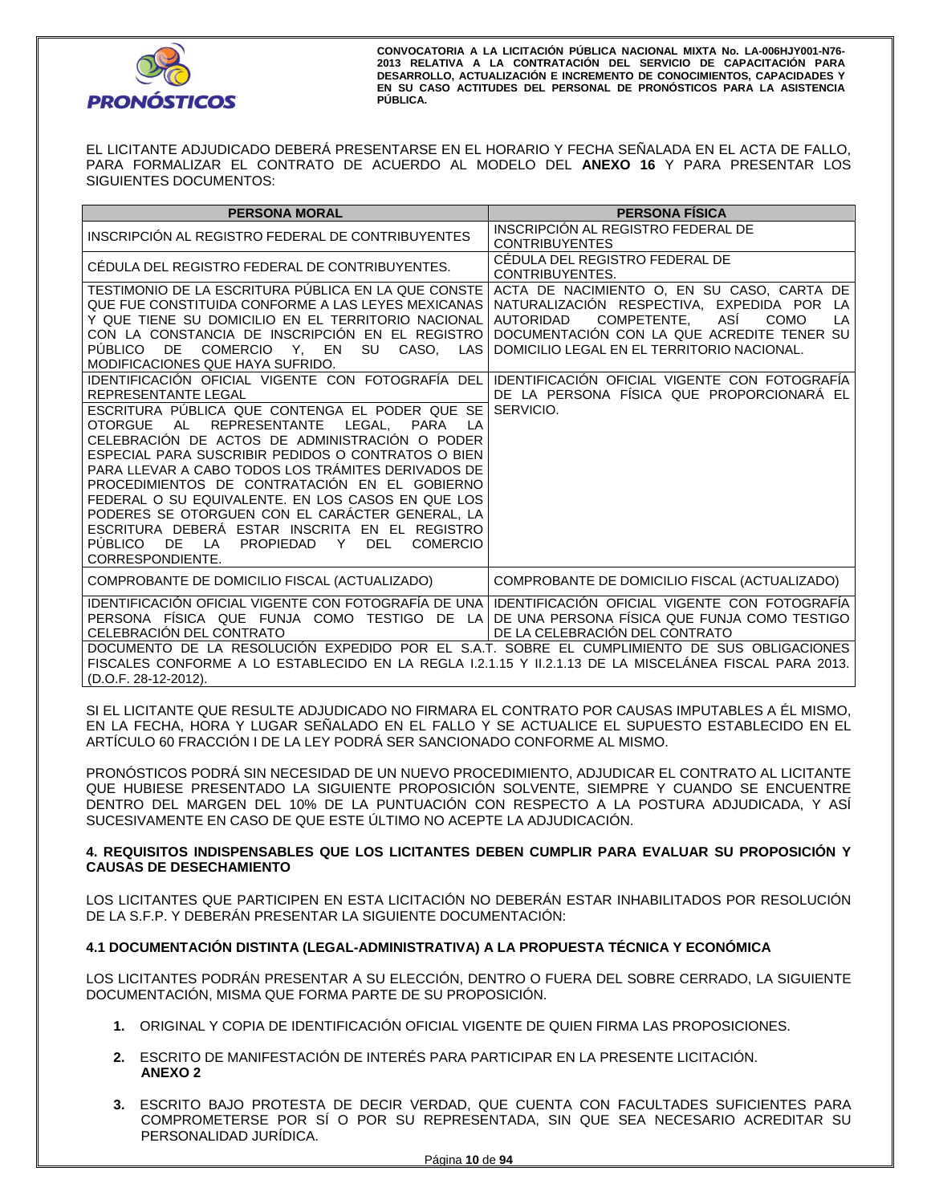EL LICITANTE ADJUDICADO DEBERÁ PRESENTARSE EN EL HORARIO Y FECHA SEÑALADA EN EL ACTA DE FALLO, PARA FORMALIZAR EL CONTRATO DE ACUERDO AL MODELO DEL **ANEXO 16** Y PARA PRESENTAR LOS SIGUIENTES DOCUMENTOS:

| PERSONA MORAL | PERSONA FÍSICA |
|---|---|
| INSCRIPCIÓN AL REGISTRO FEDERAL DE CONTRIBUYENTES | INSCRIPCIÓN AL REGISTRO FEDERAL DE CONTRIBUYENTES |
| CÉDULA DEL REGISTRO FEDERAL DE CONTRIBUYENTES. | CÉDULA DEL REGISTRO FEDERAL DE CONTRIBUYENTES. |
| TESTIMONIO DE LA ESCRITURA PÚBLICA EN LA QUE CONSTE QUE FUE CONSTITUIDA CONFORME A LAS LEYES MEXICANAS Y QUE TIENE SU DOMICILIO EN EL TERRITORIO NACIONAL CON LA CONSTANCIA DE INSCRIPCIÓN EN EL REGISTRO PÚBLICO DE COMERCIO Y, EN SU CASO, LAS MODIFICACIONES QUE HAYA SUFRIDO. | ACTA DE NACIMIENTO O, EN SU CASO, CARTA DE NATURALIZACIÓN RESPECTIVA, EXPEDIDA POR LA AUTORIDAD COMPETENTE, ASÍ COMO LA DOCUMENTACIÓN CON LA QUE ACREDITE TENER SU DOMICILIO LEGAL EN EL TERRITORIO NACIONAL. |
| IDENTIFICACIÓN OFICIAL VIGENTE CON FOTOGRAFÍA DEL REPRESENTANTE LEGAL | IDENTIFICACIÓN OFICIAL VIGENTE CON FOTOGRAFÍA DE LA PERSONA FÍSICA QUE PROPORCIONARÁ EL SERVICIO. |
| ESCRITURA PÚBLICA QUE CONTENGA EL PODER QUE SE OTORGUE AL REPRESENTANTE LEGAL, PARA LA CELEBRACIÓN DE ACTOS DE ADMINISTRACIÓN O PODER ESPECIAL PARA SUSCRIBIR PEDIDOS O CONTRATOS O BIEN PARA LLEVAR A CABO TODOS LOS TRÁMITES DERIVADOS DE PROCEDIMIENTOS DE CONTRATACIÓN EN EL GOBIERNO FEDERAL O SU EQUIVALENTE. EN LOS CASOS EN QUE LOS PODERES SE OTORGUEN CON EL CARÁCTER GENERAL, LA ESCRITURA DEBERÁ ESTAR INSCRITA EN EL REGISTRO PÚBLICO DE LA PROPIEDAD Y DEL COMERCIO CORRESPONDIENTE. | |
| COMPROBANTE DE DOMICILIO FISCAL (ACTUALIZADO) | COMPROBANTE DE DOMICILIO FISCAL (ACTUALIZADO) |
| IDENTIFICACIÓN OFICIAL VIGENTE CON FOTOGRAFÍA DE UNA PERSONA FÍSICA QUE FUNJA COMO TESTIGO DE LA CELEBRACIÓN DEL CONTRATO | IDENTIFICACIÓN OFICIAL VIGENTE CON FOTOGRAFÍA DE UNA PERSONA FÍSICA QUE FUNJA COMO TESTIGO DE LA CELEBRACIÓN DEL CONTRATO |
| DOCUMENTO DE LA RESOLUCIÓN EXPEDIDO POR EL S.A.T. SOBRE EL CUMPLIMIENTO DE SUS OBLIGACIONES FISCALES CONFORME A LO ESTABLECIDO EN LA REGLA I.2.1.15 Y II.2.1.13 DE LA MISCELÁNEA FISCAL PARA 2013. (D.O.F. 28-12-2012). | |

SI EL LICITANTE QUE RESULTE ADJUDICADO NO FIRMARA EL CONTRATO POR CAUSAS IMPUTABLES A ÉL MISMO, EN LA FECHA, HORA Y LUGAR SEÑALADO EN EL FALLO Y SE ACTUALICE EL SUPUESTO ESTABLECIDO EN EL ARTÍCULO 60 FRACCIÓN I DE LA LEY PODRÁ SER SANCIONADO CONFORME AL MISMO.

PRONÓSTICOS PODRÁ SIN NECESIDAD DE UN NUEVO PROCEDIMIENTO, ADJUDICAR EL CONTRATO AL LICITANTE QUE HUBIESE PRESENTADO LA SIGUIENTE PROPOSICIÓN SOLVENTE, SIEMPRE Y CUANDO SE ENCUENTRE DENTRO DEL MARGEN DEL 10% DE LA PUNTUACIÓN CON RESPECTO A LA POSTURA ADJUDICADA, Y ASÍ SUCESIVAMENTE EN CASO DE QUE ESTE ÚLTIMO NO ACEPTE LA ADJUDICACIÓN.

## 4. REQUISITOS INDISPENSABLES QUE LOS LICITANTES DEBEN CUMPLIR PARA EVALUAR SU PROPOSICIÓN Y CAUSAS DE DESECHAMIENTO

LOS LICITANTES QUE PARTICIPEN EN ESTA LICITACIÓN NO DEBERÁN ESTAR INHABILITADOS POR RESOLUCIÓN DE LA S.F.P. Y DEBERÁN PRESENTAR LA SIGUIENTE DOCUMENTACIÓN:

### 4.1 DOCUMENTACIÓN DISTINTA (LEGAL-ADMINISTRATIVA) A LA PROPUESTA TÉCNICA Y ECONÓMICA

LOS LICITANTES PODRÁN PRESENTAR A SU ELECCIÓN, DENTRO O FUERA DEL SOBRE CERRADO, LA SIGUIENTE DOCUMENTACIÓN, MISMA QUE FORMA PARTE DE SU PROPOSICIÓN.

1. ORIGINAL Y COPIA DE IDENTIFICACIÓN OFICIAL VIGENTE DE QUIEN FIRMA LAS PROPOSICIONES.

2. ESCRITO DE MANIFESTACIÓN DE INTERÉS PARA PARTICIPAR EN LA PRESENTE LICITACIÓN. **ANEXO 2**

3. ESCRITO BAJO PROTESTA DE DECIR VERDAD, QUE CUENTA CON FACULTADES SUFICIENTES PARA COMPROMETERSE POR SÍ O POR SU REPRESENTADA, SIN QUE SEA NECESARIO ACREDITAR SU PERSONALIDAD JURÍDICA.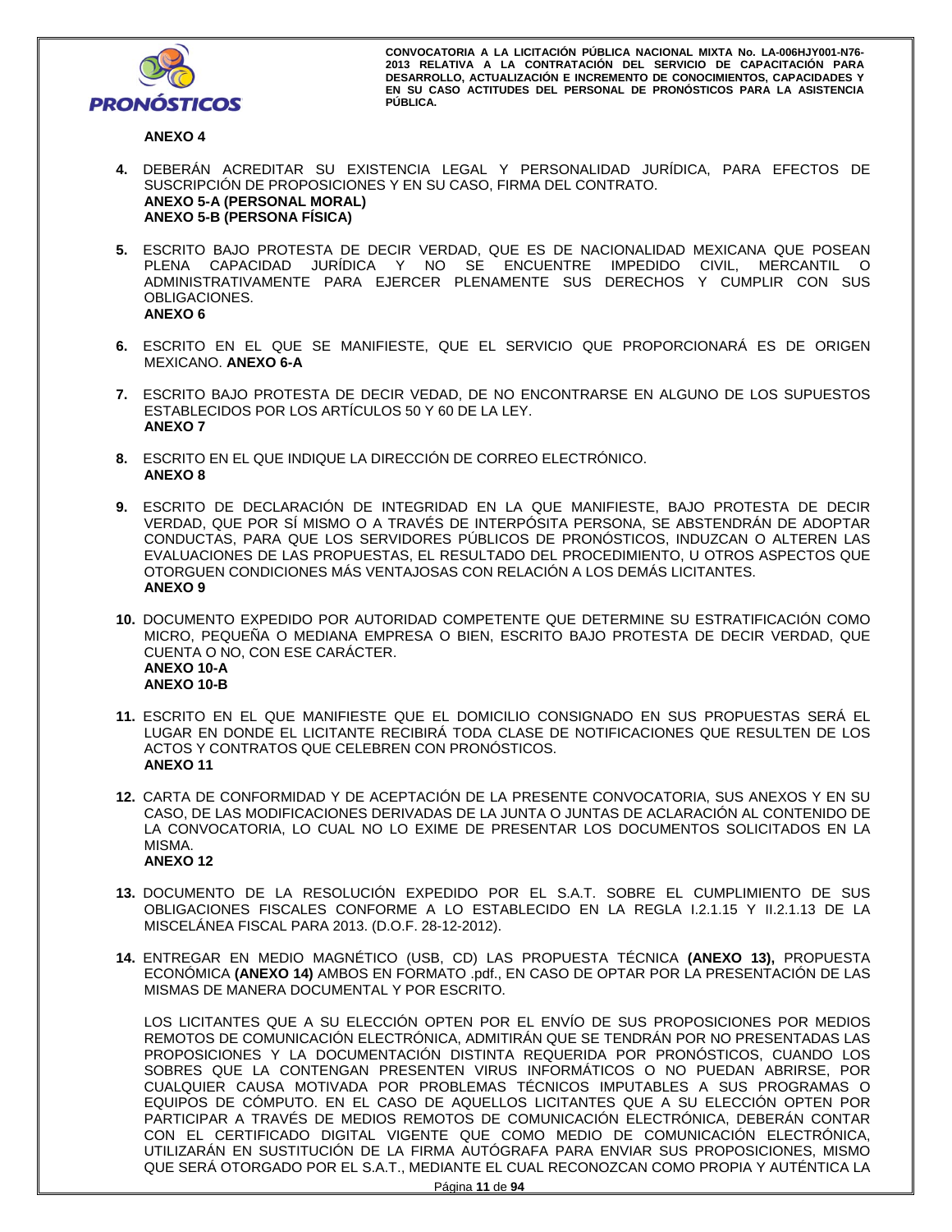**ANEXO 4**

4. DEBERÁN ACREDITAR SU EXISTENCIA LEGAL Y PERSONALIDAD JURÍDICA, PARA EFECTOS DE SUSCRIPCIÓN DE PROPOSICIONES Y EN SU CASO, FIRMA DEL CONTRATO.
   **ANEXO 5-A (PERSONAL MORAL)**
   **ANEXO 5-B (PERSONA FÍSICA)**

5. ESCRITO BAJO PROTESTA DE DECIR VERDAD, QUE ES DE NACIONALIDAD MEXICANA QUE POSEAN PLENA CAPACIDAD JURÍDICA Y NO SE ENCUENTRE IMPEDIDO CIVIL, MERCANTIL O ADMINISTRATIVAMENTE PARA EJERCER PLENAMENTE SUS DERECHOS Y CUMPLIR CON SUS OBLIGACIONES.
   **ANEXO 6**

6. ESCRITO EN EL QUE SE MANIFIESTE, QUE EL SERVICIO QUE PROPORCIONARÁ ES DE ORIGEN MEXICANO. **ANEXO 6-A**

7. ESCRITO BAJO PROTESTA DE DECIR VEDAD, DE NO ENCONTRARSE EN ALGUNO DE LOS SUPUESTOS ESTABLECIDOS POR LOS ARTÍCULOS 50 Y 60 DE LA LEY.
   **ANEXO 7**

8. ESCRITO EN EL QUE INDIQUE LA DIRECCIÓN DE CORREO ELECTRÓNICO.
   **ANEXO 8**

9. ESCRITO DE DECLARACIÓN DE INTEGRIDAD EN LA QUE MANIFIESTE, BAJO PROTESTA DE DECIR VERDAD, QUE POR SÍ MISMO O A TRAVÉS DE INTERPÓSITA PERSONA, SE ABSTENDRÁN DE ADOPTAR CONDUCTAS, PARA QUE LOS SERVIDORES PÚBLICOS DE PRONÓSTICOS, INDUZCAN O ALTEREN LAS EVALUACIONES DE LAS PROPUESTAS, EL RESULTADO DEL PROCEDIMIENTO, U OTROS ASPECTOS QUE OTORGUEN CONDICIONES MÁS VENTAJOSAS CON RELACIÓN A LOS DEMÁS LICITANTES.
   **ANEXO 9**

10. DOCUMENTO EXPEDIDO POR AUTORIDAD COMPETENTE QUE DETERMINE SU ESTRATIFICACIÓN COMO MICRO, PEQUEÑA O MEDIANA EMPRESA O BIEN, ESCRITO BAJO PROTESTA DE DECIR VERDAD, QUE CUENTA O NO, CON ESE CARÁCTER.
    **ANEXO 10-A**
    **ANEXO 10-B**

11. ESCRITO EN EL QUE MANIFIESTE QUE EL DOMICILIO CONSIGNADO EN SUS PROPUESTAS SERÁ EL LUGAR EN DONDE EL LICITANTE RECIBIRÁ TODA CLASE DE NOTIFICACIONES QUE RESULTEN DE LOS ACTOS Y CONTRATOS QUE CELEBREN CON PRONÓSTICOS.
    **ANEXO 11**

12. CARTA DE CONFORMIDAD Y DE ACEPTACIÓN DE LA PRESENTE CONVOCATORIA, SUS ANEXOS Y EN SU CASO, DE LAS MODIFICACIONES DERIVADAS DE LA JUNTA O JUNTAS DE ACLARACIÓN AL CONTENIDO DE LA CONVOCATORIA, LO CUAL NO LO EXIME DE PRESENTAR LOS DOCUMENTOS SOLICITADOS EN LA MISMA.
    **ANEXO 12**

13. DOCUMENTO DE LA RESOLUCIÓN EXPEDIDO POR EL S.A.T. SOBRE EL CUMPLIMIENTO DE SUS OBLIGACIONES FISCALES CONFORME A LO ESTABLECIDO EN LA REGLA I.2.1.15 Y II.2.1.13 DE LA MISCELÁNEA FISCAL PARA 2013. (D.O.F. 28-12-2012).

14. ENTREGAR EN MEDIO MAGNÉTICO (USB, CD) LAS PROPUESTA TÉCNICA **(ANEXO 13),** PROPUESTA ECONÓMICA **(ANEXO 14)** AMBOS EN FORMATO .pdf., EN CASO DE OPTAR POR LA PRESENTACIÓN DE LAS MISMAS DE MANERA DOCUMENTAL Y POR ESCRITO.

    LOS LICITANTES QUE A SU ELECCIÓN OPTEN POR EL ENVÍO DE SUS PROPOSICIONES POR MEDIOS REMOTOS DE COMUNICACIÓN ELECTRÓNICA, ADMITIRÁN QUE SE TENDRÁN POR NO PRESENTADAS LAS PROPOSICIONES Y LA DOCUMENTACIÓN DISTINTA REQUERIDA POR PRONÓSTICOS, CUANDO LOS SOBRES QUE LA CONTENGAN PRESENTEN VIRUS INFORMÁTICOS O NO PUEDAN ABRIRSE, POR CUALQUIER CAUSA MOTIVADA POR PROBLEMAS TÉCNICOS IMPUTABLES A SUS PROGRAMAS O EQUIPOS DE CÓMPUTO. EN EL CASO DE AQUELLOS LICITANTES QUE A SU ELECCIÓN OPTEN POR PARTICIPAR A TRAVÉS DE MEDIOS REMOTOS DE COMUNICACIÓN ELECTRÓNICA, DEBERÁN CONTAR CON EL CERTIFICADO DIGITAL VIGENTE QUE COMO MEDIO DE COMUNICACIÓN ELECTRÓNICA, UTILIZARÁN EN SUSTITUCIÓN DE LA FIRMA AUTÓGRAFA PARA ENVIAR SUS PROPOSICIONES, MISMO QUE SERÁ OTORGADO POR EL S.A.T., MEDIANTE EL CUAL RECONOZCAN COMO PROPIA Y AUTÉNTICA LA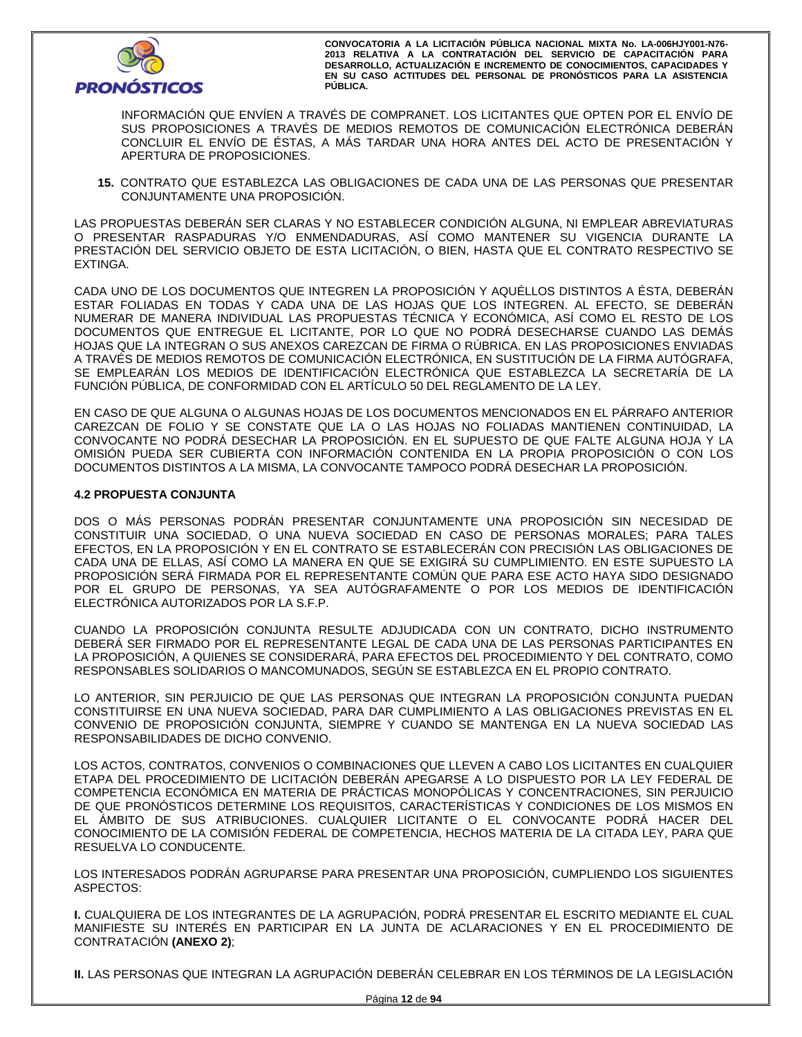INFORMACIÓN QUE ENVÍEN A TRAVÉS DE COMPRANET. LOS LICITANTES QUE OPTEN POR EL ENVÍO DE SUS PROPOSICIONES A TRAVÉS DE MEDIOS REMOTOS DE COMUNICACIÓN ELECTRÓNICA DEBERÁN CONCLUIR EL ENVÍO DE ÉSTAS, A MÁS TARDAR UNA HORA ANTES DEL ACTO DE PRESENTACIÓN Y APERTURA DE PROPOSICIONES.

**15.** CONTRATO QUE ESTABLEZCA LAS OBLIGACIONES DE CADA UNA DE LAS PERSONAS QUE PRESENTAR CONJUNTAMENTE UNA PROPOSICIÓN.

LAS PROPUESTAS DEBERÁN SER CLARAS Y NO ESTABLECER CONDICIÓN ALGUNA, NI EMPLEAR ABREVIATURAS O PRESENTAR RASPADURAS Y/O ENMENDADURAS, ASÍ COMO MANTENER SU VIGENCIA DURANTE LA PRESTACIÓN DEL SERVICIO OBJETO DE ESTA LICITACIÓN, O BIEN, HASTA QUE EL CONTRATO RESPECTIVO SE EXTINGA.

CADA UNO DE LOS DOCUMENTOS QUE INTEGREN LA PROPOSICIÓN Y AQUÉLLOS DISTINTOS A ÉSTA, DEBERÁN ESTAR FOLIADAS EN TODAS Y CADA UNA DE LAS HOJAS QUE LOS INTEGREN. AL EFECTO, SE DEBERÁN NUMERAR DE MANERA INDIVIDUAL LAS PROPUESTAS TÉCNICA Y ECONÓMICA, ASÍ COMO EL RESTO DE LOS DOCUMENTOS QUE ENTREGUE EL LICITANTE, POR LO QUE NO PODRÁ DESECHARSE CUANDO LAS DEMÁS HOJAS QUE LA INTEGRAN O SUS ANEXOS CAREZCAN DE FIRMA O RÚBRICA. EN LAS PROPOSICIONES ENVIADAS A TRAVÉS DE MEDIOS REMOTOS DE COMUNICACIÓN ELECTRÓNICA, EN SUSTITUCIÓN DE LA FIRMA AUTÓGRAFA, SE EMPLEARÁN LOS MEDIOS DE IDENTIFICACIÓN ELECTRÓNICA QUE ESTABLEZCA LA SECRETARÍA DE LA FUNCIÓN PÚBLICA, DE CONFORMIDAD CON EL ARTÍCULO 50 DEL REGLAMENTO DE LA LEY.

EN CASO DE QUE ALGUNA O ALGUNAS HOJAS DE LOS DOCUMENTOS MENCIONADOS EN EL PÁRRAFO ANTERIOR CAREZCAN DE FOLIO Y SE CONSTATE QUE LA O LAS HOJAS NO FOLIADAS MANTIENEN CONTINUIDAD, LA CONVOCANTE NO PODRÁ DESECHAR LA PROPOSICIÓN. EN EL SUPUESTO DE QUE FALTE ALGUNA HOJA Y LA OMISIÓN PUEDA SER CUBIERTA CON INFORMACIÓN CONTENIDA EN LA PROPIA PROPOSICIÓN O CON LOS DOCUMENTOS DISTINTOS A LA MISMA, LA CONVOCANTE TAMPOCO PODRÁ DESECHAR LA PROPOSICIÓN.

### 4.2 PROPUESTA CONJUNTA

DOS O MÁS PERSONAS PODRÁN PRESENTAR CONJUNTAMENTE UNA PROPOSICIÓN SIN NECESIDAD DE CONSTITUIR UNA SOCIEDAD, O UNA NUEVA SOCIEDAD EN CASO DE PERSONAS MORALES; PARA TALES EFECTOS, EN LA PROPOSICIÓN Y EN EL CONTRATO SE ESTABLECERÁN CON PRECISIÓN LAS OBLIGACIONES DE CADA UNA DE ELLAS, ASÍ COMO LA MANERA EN QUE SE EXIGIRÁ SU CUMPLIMIENTO. EN ESTE SUPUESTO LA PROPOSICIÓN SERÁ FIRMADA POR EL REPRESENTANTE COMÚN QUE PARA ESE ACTO HAYA SIDO DESIGNADO POR EL GRUPO DE PERSONAS, YA SEA AUTÓGRAFAMENTE O POR LOS MEDIOS DE IDENTIFICACIÓN ELECTRÓNICA AUTORIZADOS POR LA S.F.P.

CUANDO LA PROPOSICIÓN CONJUNTA RESULTE ADJUDICADA CON UN CONTRATO, DICHO INSTRUMENTO DEBERÁ SER FIRMADO POR EL REPRESENTANTE LEGAL DE CADA UNA DE LAS PERSONAS PARTICIPANTES EN LA PROPOSICIÓN, A QUIENES SE CONSIDERARÁ, PARA EFECTOS DEL PROCEDIMIENTO Y DEL CONTRATO, COMO RESPONSABLES SOLIDARIOS O MANCOMUNADOS, SEGÚN SE ESTABLEZCA EN EL PROPIO CONTRATO.

LO ANTERIOR, SIN PERJUICIO DE QUE LAS PERSONAS QUE INTEGRAN LA PROPOSICIÓN CONJUNTA PUEDAN CONSTITUIRSE EN UNA NUEVA SOCIEDAD, PARA DAR CUMPLIMIENTO A LAS OBLIGACIONES PREVISTAS EN EL CONVENIO DE PROPOSICIÓN CONJUNTA, SIEMPRE Y CUANDO SE MANTENGA EN LA NUEVA SOCIEDAD LAS RESPONSABILIDADES DE DICHO CONVENIO.

LOS ACTOS, CONTRATOS, CONVENIOS O COMBINACIONES QUE LLEVEN A CABO LOS LICITANTES EN CUALQUIER ETAPA DEL PROCEDIMIENTO DE LICITACIÓN DEBERÁN APEGARSE A LO DISPUESTO POR LA LEY FEDERAL DE COMPETENCIA ECONÓMICA EN MATERIA DE PRÁCTICAS MONOPÓLICAS Y CONCENTRACIONES, SIN PERJUICIO DE QUE PRONÓSTICOS DETERMINE LOS REQUISITOS, CARACTERÍSTICAS Y CONDICIONES DE LOS MISMOS EN EL ÁMBITO DE SUS ATRIBUCIONES. CUALQUIER LICITANTE O EL CONVOCANTE PODRÁ HACER DEL CONOCIMIENTO DE LA COMISIÓN FEDERAL DE COMPETENCIA, HECHOS MATERIA DE LA CITADA LEY, PARA QUE RESUELVA LO CONDUCENTE.

LOS INTERESADOS PODRÁN AGRUPARSE PARA PRESENTAR UNA PROPOSICIÓN, CUMPLIENDO LOS SIGUIENTES ASPECTOS:

**I.** CUALQUIERA DE LOS INTEGRANTES DE LA AGRUPACIÓN, PODRÁ PRESENTAR EL ESCRITO MEDIANTE EL CUAL MANIFIESTE SU INTERÉS EN PARTICIPAR EN LA JUNTA DE ACLARACIONES Y EN EL PROCEDIMIENTO DE CONTRATACIÓN **(ANEXO 2)**;

**II.** LAS PERSONAS QUE INTEGRAN LA AGRUPACIÓN DEBERÁN CELEBRAR EN LOS TÉRMINOS DE LA LEGISLACIÓN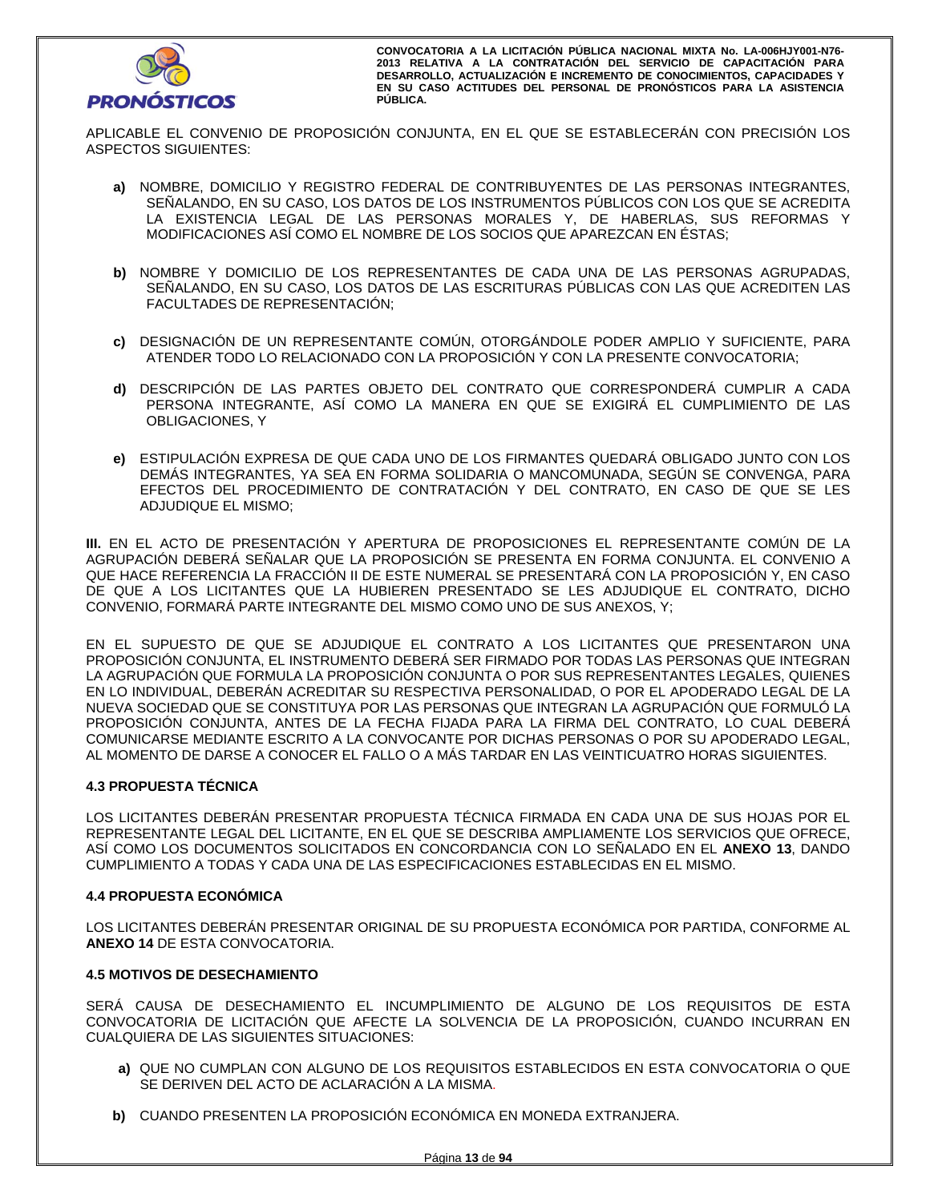APLICABLE EL CONVENIO DE PROPOSICIÓN CONJUNTA, EN EL QUE SE ESTABLECERÁN CON PRECISIÓN LOS ASPECTOS SIGUIENTES:

- **a)** NOMBRE, DOMICILIO Y REGISTRO FEDERAL DE CONTRIBUYENTES DE LAS PERSONAS INTEGRANTES, SEÑALANDO, EN SU CASO, LOS DATOS DE LOS INSTRUMENTOS PÚBLICOS CON LOS QUE SE ACREDITA LA EXISTENCIA LEGAL DE LAS PERSONAS MORALES Y, DE HABERLAS, SUS REFORMAS Y MODIFICACIONES ASÍ COMO EL NOMBRE DE LOS SOCIOS QUE APAREZCAN EN ÉSTAS;

- **b)** NOMBRE Y DOMICILIO DE LOS REPRESENTANTES DE CADA UNA DE LAS PERSONAS AGRUPADAS, SEÑALANDO, EN SU CASO, LOS DATOS DE LAS ESCRITURAS PÚBLICAS CON LAS QUE ACREDITEN LAS FACULTADES DE REPRESENTACIÓN;

- **c)** DESIGNACIÓN DE UN REPRESENTANTE COMÚN, OTORGÁNDOLE PODER AMPLIO Y SUFICIENTE, PARA ATENDER TODO LO RELACIONADO CON LA PROPOSICIÓN Y CON LA PRESENTE CONVOCATORIA;

- **d)** DESCRIPCIÓN DE LAS PARTES OBJETO DEL CONTRATO QUE CORRESPONDERÁ CUMPLIR A CADA PERSONA INTEGRANTE, ASÍ COMO LA MANERA EN QUE SE EXIGIRÁ EL CUMPLIMIENTO DE LAS OBLIGACIONES, Y

- **e)** ESTIPULACIÓN EXPRESA DE QUE CADA UNO DE LOS FIRMANTES QUEDARÁ OBLIGADO JUNTO CON LOS DEMÁS INTEGRANTES, YA SEA EN FORMA SOLIDARIA O MANCOMUNADA, SEGÚN SE CONVENGA, PARA EFECTOS DEL PROCEDIMIENTO DE CONTRATACIÓN Y DEL CONTRATO, EN CASO DE QUE SE LES ADJUDIQUE EL MISMO;

**III.** EN EL ACTO DE PRESENTACIÓN Y APERTURA DE PROPOSICIONES EL REPRESENTANTE COMÚN DE LA AGRUPACIÓN DEBERÁ SEÑALAR QUE LA PROPOSICIÓN SE PRESENTA EN FORMA CONJUNTA. EL CONVENIO A QUE HACE REFERENCIA LA FRACCIÓN II DE ESTE NUMERAL SE PRESENTARÁ CON LA PROPOSICIÓN Y, EN CASO DE QUE A LOS LICITANTES QUE LA HUBIEREN PRESENTADO SE LES ADJUDIQUE EL CONTRATO, DICHO CONVENIO, FORMARÁ PARTE INTEGRANTE DEL MISMO COMO UNO DE SUS ANEXOS, Y;

EN EL SUPUESTO DE QUE SE ADJUDIQUE EL CONTRATO A LOS LICITANTES QUE PRESENTARON UNA PROPOSICIÓN CONJUNTA, EL INSTRUMENTO DEBERÁ SER FIRMADO POR TODAS LAS PERSONAS QUE INTEGRAN LA AGRUPACIÓN QUE FORMULA LA PROPOSICIÓN CONJUNTA O POR SUS REPRESENTANTES LEGALES, QUIENES EN LO INDIVIDUAL, DEBERÁN ACREDITAR SU RESPECTIVA PERSONALIDAD, O POR EL APODERADO LEGAL DE LA NUEVA SOCIEDAD QUE SE CONSTITUYA POR LAS PERSONAS QUE INTEGRAN LA AGRUPACIÓN QUE FORMULÓ LA PROPOSICIÓN CONJUNTA, ANTES DE LA FECHA FIJADA PARA LA FIRMA DEL CONTRATO, LO CUAL DEBERÁ COMUNICARSE MEDIANTE ESCRITO A LA CONVOCANTE POR DICHAS PERSONAS O POR SU APODERADO LEGAL, AL MOMENTO DE DARSE A CONOCER EL FALLO O A MÁS TARDAR EN LAS VEINTICUATRO HORAS SIGUIENTES.

### 4.3 PROPUESTA TÉCNICA

LOS LICITANTES DEBERÁN PRESENTAR PROPUESTA TÉCNICA FIRMADA EN CADA UNA DE SUS HOJAS POR EL REPRESENTANTE LEGAL DEL LICITANTE, EN EL QUE SE DESCRIBA AMPLIAMENTE LOS SERVICIOS QUE OFRECE, ASÍ COMO LOS DOCUMENTOS SOLICITADOS EN CONCORDANCIA CON LO SEÑALADO EN EL **ANEXO 13**, DANDO CUMPLIMIENTO A TODAS Y CADA UNA DE LAS ESPECIFICACIONES ESTABLECIDAS EN EL MISMO.

### 4.4 PROPUESTA ECONÓMICA

LOS LICITANTES DEBERÁN PRESENTAR ORIGINAL DE SU PROPUESTA ECONÓMICA POR PARTIDA, CONFORME AL **ANEXO 14** DE ESTA CONVOCATORIA.

### 4.5 MOTIVOS DE DESECHAMIENTO

SERÁ CAUSA DE DESECHAMIENTO EL INCUMPLIMIENTO DE ALGUNO DE LOS REQUISITOS DE ESTA CONVOCATORIA DE LICITACIÓN QUE AFECTE LA SOLVENCIA DE LA PROPOSICIÓN, CUANDO INCURRAN EN CUALQUIERA DE LAS SIGUIENTES SITUACIONES:

- **a)** QUE NO CUMPLAN CON ALGUNO DE LOS REQUISITOS ESTABLECIDOS EN ESTA CONVOCATORIA O QUE SE DERIVEN DEL ACTO DE ACLARACIÓN A LA MISMA.

- **b)** CUANDO PRESENTEN LA PROPOSICIÓN ECONÓMICA EN MONEDA EXTRANJERA.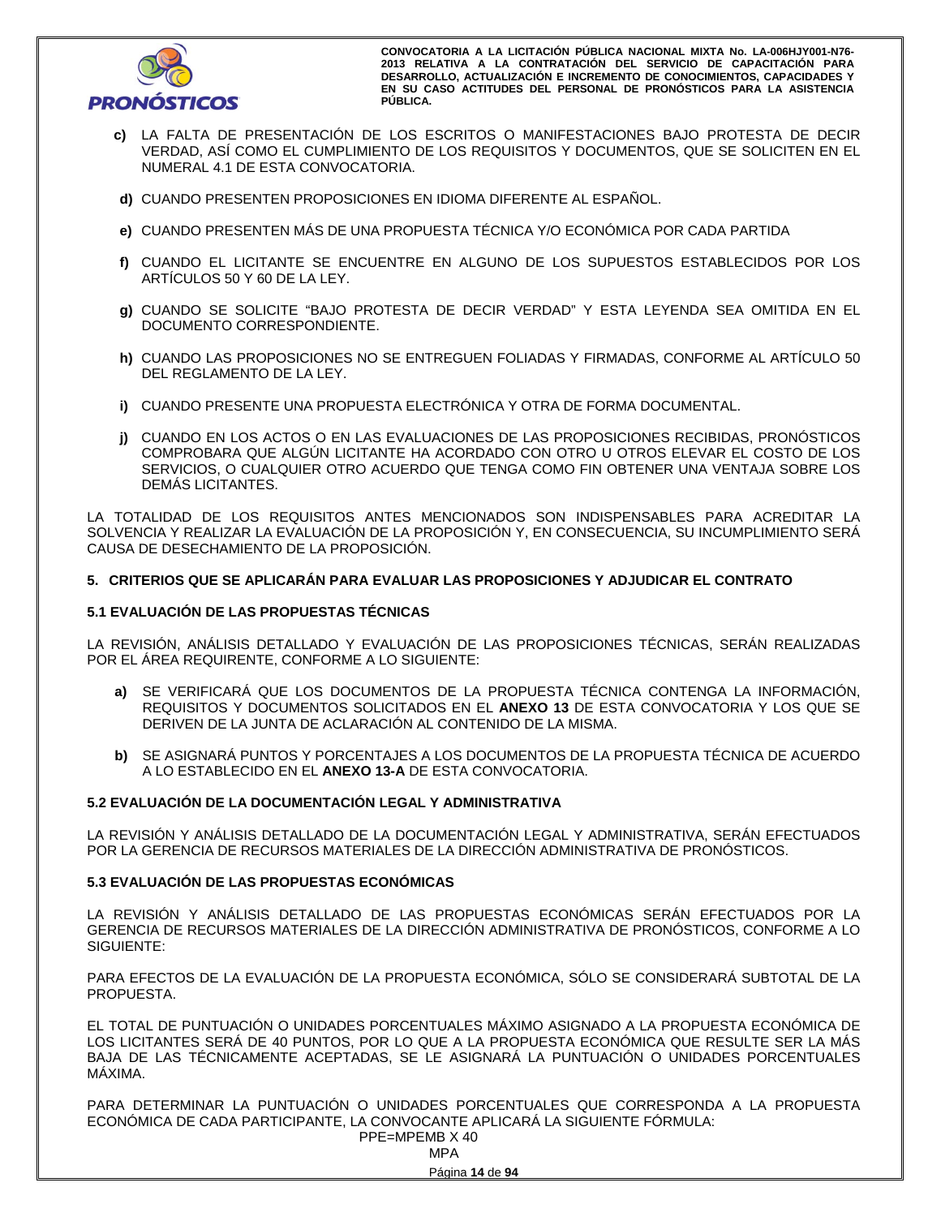**c)** LA FALTA DE PRESENTACIÓN DE LOS ESCRITOS O MANIFESTACIONES BAJO PROTESTA DE DECIR VERDAD, ASÍ COMO EL CUMPLIMIENTO DE LOS REQUISITOS Y DOCUMENTOS, QUE SE SOLICITEN EN EL NUMERAL 4.1 DE ESTA CONVOCATORIA.

**d)** CUANDO PRESENTEN PROPOSICIONES EN IDIOMA DIFERENTE AL ESPAÑOL.

**e)** CUANDO PRESENTEN MÁS DE UNA PROPUESTA TÉCNICA Y/O ECONÓMICA POR CADA PARTIDA

**f)** CUANDO EL LICITANTE SE ENCUENTRE EN ALGUNO DE LOS SUPUESTOS ESTABLECIDOS POR LOS ARTÍCULOS 50 Y 60 DE LA LEY.

**g)** CUANDO SE SOLICITE "BAJO PROTESTA DE DECIR VERDAD" Y ESTA LEYENDA SEA OMITIDA EN EL DOCUMENTO CORRESPONDIENTE.

**h)** CUANDO LAS PROPOSICIONES NO SE ENTREGUEN FOLIADAS Y FIRMADAS, CONFORME AL ARTÍCULO 50 DEL REGLAMENTO DE LA LEY.

**i)** CUANDO PRESENTE UNA PROPUESTA ELECTRÓNICA Y OTRA DE FORMA DOCUMENTAL.

**j)** CUANDO EN LOS ACTOS O EN LAS EVALUACIONES DE LAS PROPOSICIONES RECIBIDAS, PRONÓSTICOS COMPROBARA QUE ALGÚN LICITANTE HA ACORDADO CON OTRO U OTROS ELEVAR EL COSTO DE LOS SERVICIOS, O CUALQUIER OTRO ACUERDO QUE TENGA COMO FIN OBTENER UNA VENTAJA SOBRE LOS DEMÁS LICITANTES.

LA TOTALIDAD DE LOS REQUISITOS ANTES MENCIONADOS SON INDISPENSABLES PARA ACREDITAR LA SOLVENCIA Y REALIZAR LA EVALUACIÓN DE LA PROPOSICIÓN Y, EN CONSECUENCIA, SU INCUMPLIMIENTO SERÁ CAUSA DE DESECHAMIENTO DE LA PROPOSICIÓN.

## 5. CRITERIOS QUE SE APLICARÁN PARA EVALUAR LAS PROPOSICIONES Y ADJUDICAR EL CONTRATO

### 5.1 EVALUACIÓN DE LAS PROPUESTAS TÉCNICAS

LA REVISIÓN, ANÁLISIS DETALLADO Y EVALUACIÓN DE LAS PROPOSICIONES TÉCNICAS, SERÁN REALIZADAS POR EL ÁREA REQUIRENTE, CONFORME A LO SIGUIENTE:

**a)** SE VERIFICARÁ QUE LOS DOCUMENTOS DE LA PROPUESTA TÉCNICA CONTENGA LA INFORMACIÓN, REQUISITOS Y DOCUMENTOS SOLICITADOS EN EL **ANEXO 13** DE ESTA CONVOCATORIA Y LOS QUE SE DERIVEN DE LA JUNTA DE ACLARACIÓN AL CONTENIDO DE LA MISMA.

**b)** SE ASIGNARÁ PUNTOS Y PORCENTAJES A LOS DOCUMENTOS DE LA PROPUESTA TÉCNICA DE ACUERDO A LO ESTABLECIDO EN EL **ANEXO 13-A** DE ESTA CONVOCATORIA.

### 5.2 EVALUACIÓN DE LA DOCUMENTACIÓN LEGAL Y ADMINISTRATIVA

LA REVISIÓN Y ANÁLISIS DETALLADO DE LA DOCUMENTACIÓN LEGAL Y ADMINISTRATIVA, SERÁN EFECTUADOS POR LA GERENCIA DE RECURSOS MATERIALES DE LA DIRECCIÓN ADMINISTRATIVA DE PRONÓSTICOS.

### 5.3 EVALUACIÓN DE LAS PROPUESTAS ECONÓMICAS

LA REVISIÓN Y ANÁLISIS DETALLADO DE LAS PROPUESTAS ECONÓMICAS SERÁN EFECTUADOS POR LA GERENCIA DE RECURSOS MATERIALES DE LA DIRECCIÓN ADMINISTRATIVA DE PRONÓSTICOS, CONFORME A LO SIGUIENTE:

PARA EFECTOS DE LA EVALUACIÓN DE LA PROPUESTA ECONÓMICA, SÓLO SE CONSIDERARÁ SUBTOTAL DE LA PROPUESTA.

EL TOTAL DE PUNTUACIÓN O UNIDADES PORCENTUALES MÁXIMO ASIGNADO A LA PROPUESTA ECONÓMICA DE LOS LICITANTES SERÁ DE 40 PUNTOS, POR LO QUE A LA PROPUESTA ECONÓMICA QUE RESULTE SER LA MÁS BAJA DE LAS TÉCNICAMENTE ACEPTADAS, SE LE ASIGNARÁ LA PUNTUACIÓN O UNIDADES PORCENTUALES MÁXIMA.

PARA DETERMINAR LA PUNTUACIÓN O UNIDADES PORCENTUALES QUE CORRESPONDA A LA PROPUESTA ECONÓMICA DE CADA PARTICIPANTE, LA CONVOCANTE APLICARÁ LA SIGUIENTE FÓRMULA:

$$PPE = \frac{MPEMB \times 40}{MPA}$$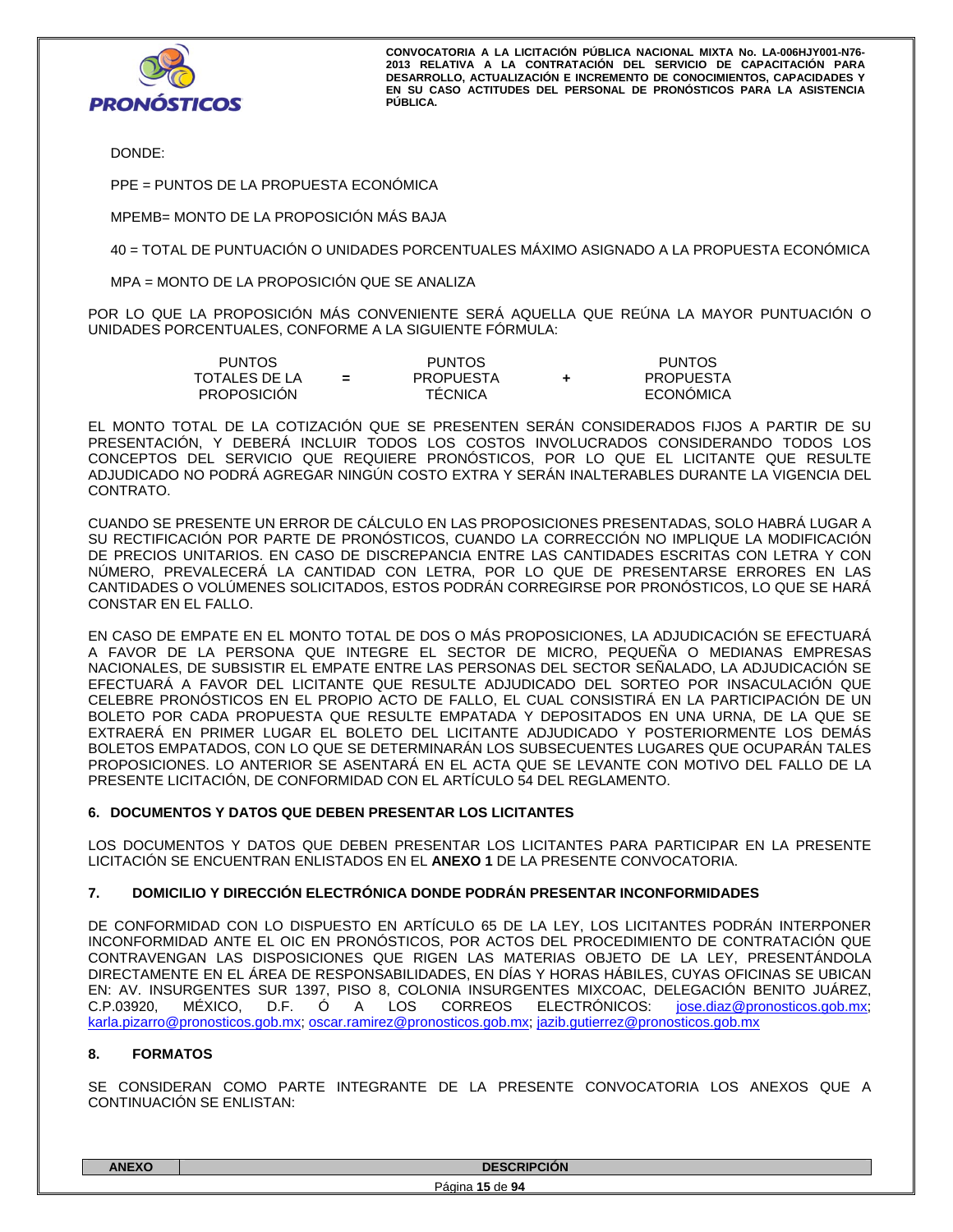DONDE:

PPE = PUNTOS DE LA PROPUESTA ECONÓMICA

MPEMB= MONTO DE LA PROPOSICIÓN MÁS BAJA

40 = TOTAL DE PUNTUACIÓN O UNIDADES PORCENTUALES MÁXIMO ASIGNADO A LA PROPUESTA ECONÓMICA

MPA = MONTO DE LA PROPOSICIÓN QUE SE ANALIZA

POR LO QUE LA PROPOSICIÓN MÁS CONVENIENTE SERÁ AQUELLA QUE REÚNA LA MAYOR PUNTUACIÓN O UNIDADES PORCENTUALES, CONFORME A LA SIGUIENTE FÓRMULA:

| PUNTOS TOTALES DE LA PROPOSICIÓN | = | PUNTOS PROPUESTA TÉCNICA | + | PUNTOS PROPUESTA ECONÓMICA |
|---|---|---|---|---|

EL MONTO TOTAL DE LA COTIZACIÓN QUE SE PRESENTEN SERÁN CONSIDERADOS FIJOS A PARTIR DE SU PRESENTACIÓN, Y DEBERÁ INCLUIR TODOS LOS COSTOS INVOLUCRADOS CONSIDERANDO TODOS LOS CONCEPTOS DEL SERVICIO QUE REQUIERE PRONÓSTICOS, POR LO QUE EL LICITANTE QUE RESULTE ADJUDICADO NO PODRÁ AGREGAR NINGÚN COSTO EXTRA Y SERÁN INALTERABLES DURANTE LA VIGENCIA DEL CONTRATO.

CUANDO SE PRESENTE UN ERROR DE CÁLCULO EN LAS PROPOSICIONES PRESENTADAS, SOLO HABRÁ LUGAR A SU RECTIFICACIÓN POR PARTE DE PRONÓSTICOS, CUANDO LA CORRECCIÓN NO IMPLIQUE LA MODIFICACIÓN DE PRECIOS UNITARIOS. EN CASO DE DISCREPANCIA ENTRE LAS CANTIDADES ESCRITAS CON LETRA Y CON NÚMERO, PREVALECERÁ LA CANTIDAD CON LETRA, POR LO QUE DE PRESENTARSE ERRORES EN LAS CANTIDADES O VOLÚMENES SOLICITADOS, ESTOS PODRÁN CORREGIRSE POR PRONÓSTICOS, LO QUE SE HARÁ CONSTAR EN EL FALLO.

EN CASO DE EMPATE EN EL MONTO TOTAL DE DOS O MÁS PROPOSICIONES, LA ADJUDICACIÓN SE EFECTUARÁ A FAVOR DE LA PERSONA QUE INTEGRE EL SECTOR DE MICRO, PEQUEÑA O MEDIANAS EMPRESAS NACIONALES, DE SUBSISTIR EL EMPATE ENTRE LAS PERSONAS DEL SECTOR SEÑALADO, LA ADJUDICACIÓN SE EFECTUARÁ A FAVOR DEL LICITANTE QUE RESULTE ADJUDICADO DEL SORTEO POR INSACULACIÓN QUE CELEBRE PRONÓSTICOS EN EL PROPIO ACTO DE FALLO, EL CUAL CONSISTIRÁ EN LA PARTICIPACIÓN DE UN BOLETO POR CADA PROPUESTA QUE RESULTE EMPATADA Y DEPOSITADOS EN UNA URNA, DE LA QUE SE EXTRAERÁ EN PRIMER LUGAR EL BOLETO DEL LICITANTE ADJUDICADO Y POSTERIORMENTE LOS DEMÁS BOLETOS EMPATADOS, CON LO QUE SE DETERMINARÁN LOS SUBSECUENTES LUGARES QUE OCUPARÁN TALES PROPOSICIONES. LO ANTERIOR SE ASENTARÁ EN EL ACTA QUE SE LEVANTE CON MOTIVO DEL FALLO DE LA PRESENTE LICITACIÓN, DE CONFORMIDAD CON EL ARTÍCULO 54 DEL REGLAMENTO.

## 6. DOCUMENTOS Y DATOS QUE DEBEN PRESENTAR LOS LICITANTES

LOS DOCUMENTOS Y DATOS QUE DEBEN PRESENTAR LOS LICITANTES PARA PARTICIPAR EN LA PRESENTE LICITACIÓN SE ENCUENTRAN ENLISTADOS EN EL **ANEXO 1** DE LA PRESENTE CONVOCATORIA.

## 7. DOMICILIO Y DIRECCIÓN ELECTRÓNICA DONDE PODRÁN PRESENTAR INCONFORMIDADES

DE CONFORMIDAD CON LO DISPUESTO EN ARTÍCULO 65 DE LA LEY, LOS LICITANTES PODRÁN INTERPONER INCONFORMIDAD ANTE EL OIC EN PRONÓSTICOS, POR ACTOS DEL PROCEDIMIENTO DE CONTRATACIÓN QUE CONTRAVENGAN LAS DISPOSICIONES QUE RIGEN LAS MATERIAS OBJETO DE LA LEY, PRESENTÁNDOLA DIRECTAMENTE EN EL ÁREA DE RESPONSABILIDADES, EN DÍAS Y HORAS HÁBILES, CUYAS OFICINAS SE UBICAN EN: AV. INSURGENTES SUR 1397, PISO 8, COLONIA INSURGENTES MIXCOAC, DELEGACIÓN BENITO JUÁREZ, C.P.03920, MÉXICO, D.F. Ó A LOS CORREOS ELECTRÓNICOS: jose.diaz@pronosticos.gob.mx; karla.pizarro@pronosticos.gob.mx; oscar.ramirez@pronosticos.gob.mx; jazib.gutierrez@pronosticos.gob.mx

## 8. FORMATOS

SE CONSIDERAN COMO PARTE INTEGRANTE DE LA PRESENTE CONVOCATORIA LOS ANEXOS QUE A CONTINUACIÓN SE ENLISTAN:

| ANEXO | DESCRIPCIÓN |
|---|---|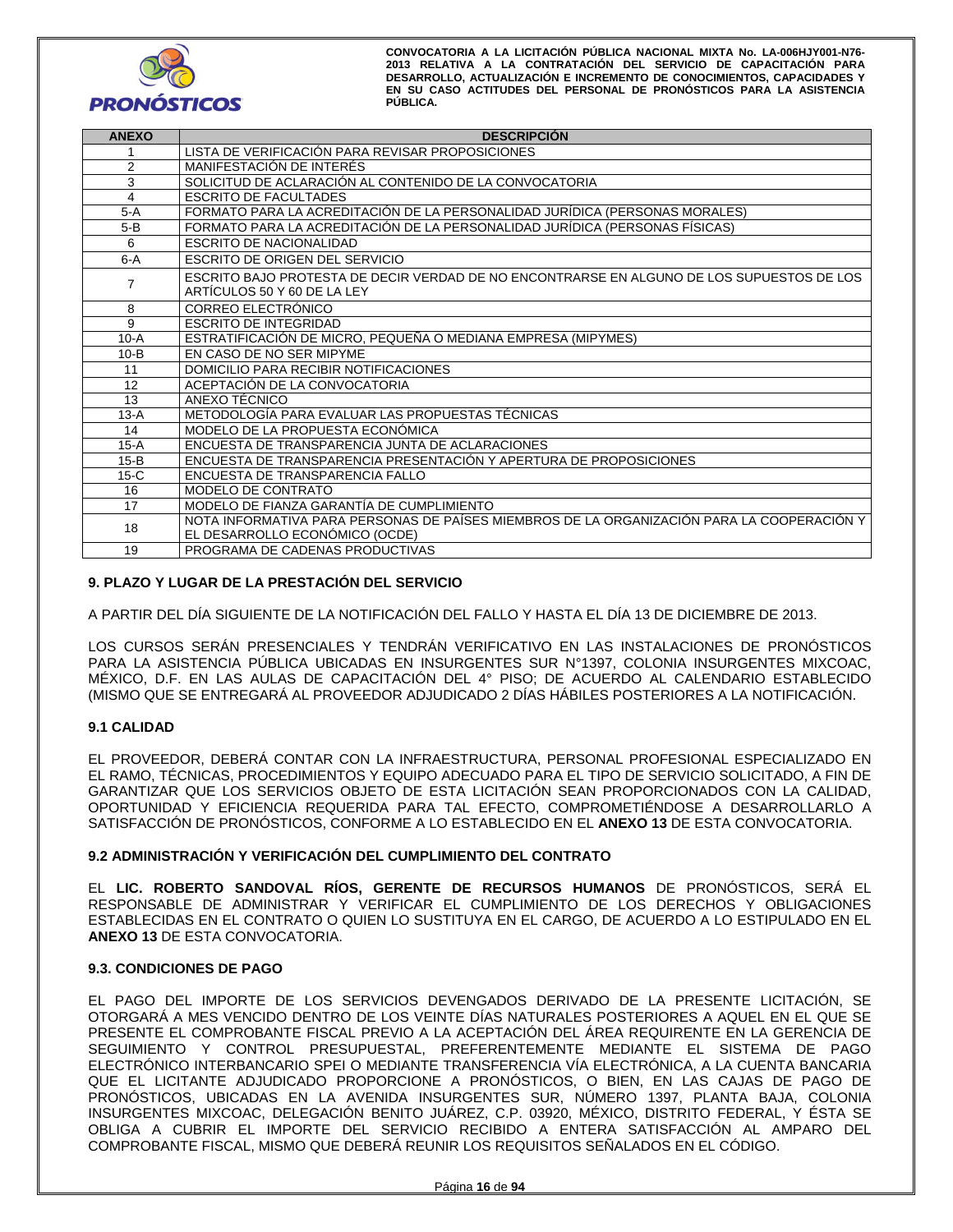| ANEXO | DESCRIPCIÓN |
|---|---|
| 1 | LISTA DE VERIFICACIÓN PARA REVISAR PROPOSICIONES |
| 2 | MANIFESTACIÓN DE INTERÉS |
| 3 | SOLICITUD DE ACLARACIÓN AL CONTENIDO DE LA CONVOCATORIA |
| 4 | ESCRITO DE FACULTADES |
| 5-A | FORMATO PARA LA ACREDITACIÓN DE LA PERSONALIDAD JURÍDICA (PERSONAS MORALES) |
| 5-B | FORMATO PARA LA ACREDITACIÓN DE LA PERSONALIDAD JURÍDICA (PERSONAS FÍSICAS) |
| 6 | ESCRITO DE NACIONALIDAD |
| 6-A | ESCRITO DE ORIGEN DEL SERVICIO |
| 7 | ESCRITO BAJO PROTESTA DE DECIR VERDAD DE NO ENCONTRARSE EN ALGUNO DE LOS SUPUESTOS DE LOS ARTÍCULOS 50 Y 60 DE LA LEY |
| 8 | CORREO ELECTRÓNICO |
| 9 | ESCRITO DE INTEGRIDAD |
| 10-A | ESTRATIFICACIÓN DE MICRO, PEQUEÑA O MEDIANA EMPRESA (MIPYMES) |
| 10-B | EN CASO DE NO SER MIPYME |
| 11 | DOMICILIO PARA RECIBIR NOTIFICACIONES |
| 12 | ACEPTACIÓN DE LA CONVOCATORIA |
| 13 | ANEXO TÉCNICO |
| 13-A | METODOLOGÍA PARA EVALUAR LAS PROPUESTAS TÉCNICAS |
| 14 | MODELO DE LA PROPUESTA ECONÓMICA |
| 15-A | ENCUESTA DE TRANSPARENCIA JUNTA DE ACLARACIONES |
| 15-B | ENCUESTA DE TRANSPARENCIA PRESENTACIÓN Y APERTURA DE PROPOSICIONES |
| 15-C | ENCUESTA DE TRANSPARENCIA FALLO |
| 16 | MODELO DE CONTRATO |
| 17 | MODELO DE FIANZA GARANTÍA DE CUMPLIMIENTO |
| 18 | NOTA INFORMATIVA PARA PERSONAS DE PAÍSES MIEMBROS DE LA ORGANIZACIÓN PARA LA COOPERACIÓN Y EL DESARROLLO ECONÓMICO (OCDE) |
| 19 | PROGRAMA DE CADENAS PRODUCTIVAS |

## 9. PLAZO Y LUGAR DE LA PRESTACIÓN DEL SERVICIO

A PARTIR DEL DÍA SIGUIENTE DE LA NOTIFICACIÓN DEL FALLO Y HASTA EL DÍA 13 DE DICIEMBRE DE 2013.

LOS CURSOS SERÁN PRESENCIALES Y TENDRÁN VERIFICATIVO EN LAS INSTALACIONES DE PRONÓSTICOS PARA LA ASISTENCIA PÚBLICA UBICADAS EN INSURGENTES SUR N°1397, COLONIA INSURGENTES MIXCOAC, MÉXICO, D.F. EN LAS AULAS DE CAPACITACIÓN DEL 4° PISO; DE ACUERDO AL CALENDARIO ESTABLECIDO (MISMO QUE SE ENTREGARÁ AL PROVEEDOR ADJUDICADO 2 DÍAS HÁBILES POSTERIORES A LA NOTIFICACIÓN.

### 9.1 CALIDAD

EL PROVEEDOR, DEBERÁ CONTAR CON LA INFRAESTRUCTURA, PERSONAL PROFESIONAL ESPECIALIZADO EN EL RAMO, TÉCNICAS, PROCEDIMIENTOS Y EQUIPO ADECUADO PARA EL TIPO DE SERVICIO SOLICITADO, A FIN DE GARANTIZAR QUE LOS SERVICIOS OBJETO DE ESTA LICITACIÓN SEAN PROPORCIONADOS CON LA CALIDAD, OPORTUNIDAD Y EFICIENCIA REQUERIDA PARA TAL EFECTO, COMPROMETIÉNDOSE A DESARROLLARLO A SATISFACCIÓN DE PRONÓSTICOS, CONFORME A LO ESTABLECIDO EN EL **ANEXO 13** DE ESTA CONVOCATORIA.

### 9.2 ADMINISTRACIÓN Y VERIFICACIÓN DEL CUMPLIMIENTO DEL CONTRATO

EL **LIC. ROBERTO SANDOVAL RÍOS, GERENTE DE RECURSOS HUMANOS** DE PRONÓSTICOS, SERÁ EL RESPONSABLE DE ADMINISTRAR Y VERIFICAR EL CUMPLIMIENTO DE LOS DERECHOS Y OBLIGACIONES ESTABLECIDAS EN EL CONTRATO O QUIEN LO SUSTITUYA EN EL CARGO, DE ACUERDO A LO ESTIPULADO EN EL **ANEXO 13** DE ESTA CONVOCATORIA.

### 9.3. CONDICIONES DE PAGO

EL PAGO DEL IMPORTE DE LOS SERVICIOS DEVENGADOS DERIVADO DE LA PRESENTE LICITACIÓN, SE OTORGARÁ A MES VENCIDO DENTRO DE LOS VEINTE DÍAS NATURALES POSTERIORES A AQUEL EN EL QUE SE PRESENTE EL COMPROBANTE FISCAL PREVIO A LA ACEPTACIÓN DEL ÁREA REQUIRENTE EN LA GERENCIA DE SEGUIMIENTO Y CONTROL PRESUPUESTAL, PREFERENTEMENTE MEDIANTE EL SISTEMA DE PAGO ELECTRÓNICO INTERBANCARIO SPEI O MEDIANTE TRANSFERENCIA VÍA ELECTRÓNICA, A LA CUENTA BANCARIA QUE EL LICITANTE ADJUDICADO PROPORCIONE A PRONÓSTICOS, O BIEN, EN LAS CAJAS DE PAGO DE PRONÓSTICOS, UBICADAS EN LA AVENIDA INSURGENTES SUR, NÚMERO 1397, PLANTA BAJA, COLONIA INSURGENTES MIXCOAC, DELEGACIÓN BENITO JUÁREZ, C.P. 03920, MÉXICO, DISTRITO FEDERAL, Y ÉSTA SE OBLIGA A CUBRIR EL IMPORTE DEL SERVICIO RECIBIDO A ENTERA SATISFACCIÓN AL AMPARO DEL COMPROBANTE FISCAL, MISMO QUE DEBERÁ REUNIR LOS REQUISITOS SEÑALADOS EN EL CÓDIGO.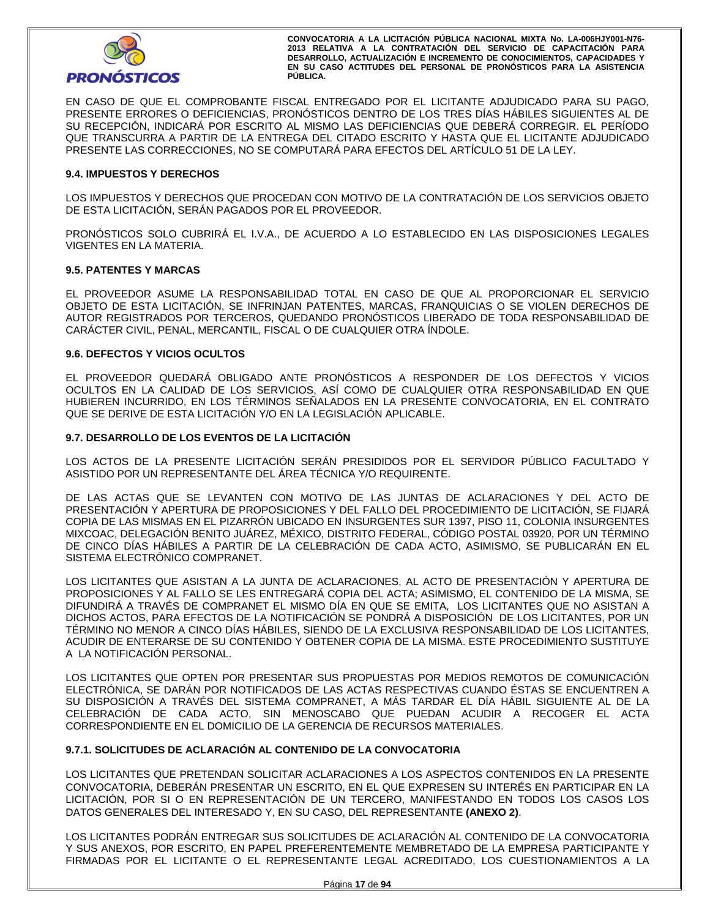EN CASO DE QUE EL COMPROBANTE FISCAL ENTREGADO POR EL LICITANTE ADJUDICADO PARA SU PAGO, PRESENTE ERRORES O DEFICIENCIAS, PRONÓSTICOS DENTRO DE LOS TRES DÍAS HÁBILES SIGUIENTES AL DE SU RECEPCIÓN, INDICARÁ POR ESCRITO AL MISMO LAS DEFICIENCIAS QUE DEBERÁ CORREGIR. EL PERÍODO QUE TRANSCURRA A PARTIR DE LA ENTREGA DEL CITADO ESCRITO Y HASTA QUE EL LICITANTE ADJUDICADO PRESENTE LAS CORRECCIONES, NO SE COMPUTARÁ PARA EFECTOS DEL ARTÍCULO 51 DE LA LEY.

### 9.4. IMPUESTOS Y DERECHOS

LOS IMPUESTOS Y DERECHOS QUE PROCEDAN CON MOTIVO DE LA CONTRATACIÓN DE LOS SERVICIOS OBJETO DE ESTA LICITACIÓN, SERÁN PAGADOS POR EL PROVEEDOR.

PRONÓSTICOS SOLO CUBRIRÁ EL I.V.A., DE ACUERDO A LO ESTABLECIDO EN LAS DISPOSICIONES LEGALES VIGENTES EN LA MATERIA.

### 9.5. PATENTES Y MARCAS

EL PROVEEDOR ASUME LA RESPONSABILIDAD TOTAL EN CASO DE QUE AL PROPORCIONAR EL SERVICIO OBJETO DE ESTA LICITACIÓN, SE INFRINJAN PATENTES, MARCAS, FRANQUICIAS O SE VIOLEN DERECHOS DE AUTOR REGISTRADOS POR TERCEROS, QUEDANDO PRONÓSTICOS LIBERADO DE TODA RESPONSABILIDAD DE CARÁCTER CIVIL, PENAL, MERCANTIL, FISCAL O DE CUALQUIER OTRA ÍNDOLE.

### 9.6. DEFECTOS Y VICIOS OCULTOS

EL PROVEEDOR QUEDARÁ OBLIGADO ANTE PRONÓSTICOS A RESPONDER DE LOS DEFECTOS Y VICIOS OCULTOS EN LA CALIDAD DE LOS SERVICIOS, ASÍ COMO DE CUALQUIER OTRA RESPONSABILIDAD EN QUE HUBIEREN INCURRIDO, EN LOS TÉRMINOS SEÑALADOS EN LA PRESENTE CONVOCATORIA, EN EL CONTRATO QUE SE DERIVE DE ESTA LICITACIÓN Y/O EN LA LEGISLACIÓN APLICABLE.

### 9.7. DESARROLLO DE LOS EVENTOS DE LA LICITACIÓN

LOS ACTOS DE LA PRESENTE LICITACIÓN SERÁN PRESIDIDOS POR EL SERVIDOR PÚBLICO FACULTADO Y ASISTIDO POR UN REPRESENTANTE DEL ÁREA TÉCNICA Y/O REQUIRENTE.

DE LAS ACTAS QUE SE LEVANTEN CON MOTIVO DE LAS JUNTAS DE ACLARACIONES Y DEL ACTO DE PRESENTACIÓN Y APERTURA DE PROPOSICIONES Y DEL FALLO DEL PROCEDIMIENTO DE LICITACIÓN, SE FIJARÁ COPIA DE LAS MISMAS EN EL PIZARRÓN UBICADO EN INSURGENTES SUR 1397, PISO 11, COLONIA INSURGENTES MIXCOAC, DELEGACIÓN BENITO JUÁREZ, MÉXICO, DISTRITO FEDERAL, CÓDIGO POSTAL 03920, POR UN TÉRMINO DE CINCO DÍAS HÁBILES A PARTIR DE LA CELEBRACIÓN DE CADA ACTO, ASIMISMO, SE PUBLICARÁN EN EL SISTEMA ELECTRÓNICO COMPRANET.

LOS LICITANTES QUE ASISTAN A LA JUNTA DE ACLARACIONES, AL ACTO DE PRESENTACIÓN Y APERTURA DE PROPOSICIONES Y AL FALLO SE LES ENTREGARÁ COPIA DEL ACTA; ASIMISMO, EL CONTENIDO DE LA MISMA, SE DIFUNDIRÁ A TRAVÉS DE COMPRANET EL MISMO DÍA EN QUE SE EMITA, LOS LICITANTES QUE NO ASISTAN A DICHOS ACTOS, PARA EFECTOS DE LA NOTIFICACIÓN SE PONDRÁ A DISPOSICIÓN DE LOS LICITANTES, POR UN TÉRMINO NO MENOR A CINCO DÍAS HÁBILES, SIENDO DE LA EXCLUSIVA RESPONSABILIDAD DE LOS LICITANTES, ACUDIR DE ENTERARSE DE SU CONTENIDO Y OBTENER COPIA DE LA MISMA. ESTE PROCEDIMIENTO SUSTITUYE A LA NOTIFICACIÓN PERSONAL.

LOS LICITANTES QUE OPTEN POR PRESENTAR SUS PROPUESTAS POR MEDIOS REMOTOS DE COMUNICACIÓN ELECTRÓNICA, SE DARÁN POR NOTIFICADOS DE LAS ACTAS RESPECTIVAS CUANDO ÉSTAS SE ENCUENTREN A SU DISPOSICIÓN A TRAVÉS DEL SISTEMA COMPRANET, A MÁS TARDAR EL DÍA HÁBIL SIGUIENTE AL DE LA CELEBRACIÓN DE CADA ACTO, SIN MENOSCABO QUE PUEDAN ACUDIR A RECOGER EL ACTA CORRESPONDIENTE EN EL DOMICILIO DE LA GERENCIA DE RECURSOS MATERIALES.

#### 9.7.1. SOLICITUDES DE ACLARACIÓN AL CONTENIDO DE LA CONVOCATORIA

LOS LICITANTES QUE PRETENDAN SOLICITAR ACLARACIONES A LOS ASPECTOS CONTENIDOS EN LA PRESENTE CONVOCATORIA, DEBERÁN PRESENTAR UN ESCRITO, EN EL QUE EXPRESEN SU INTERÉS EN PARTICIPAR EN LA LICITACIÓN, POR SI O EN REPRESENTACIÓN DE UN TERCERO, MANIFESTANDO EN TODOS LOS CASOS LOS DATOS GENERALES DEL INTERESADO Y, EN SU CASO, DEL REPRESENTANTE **(ANEXO 2)**.

LOS LICITANTES PODRÁN ENTREGAR SUS SOLICITUDES DE ACLARACIÓN AL CONTENIDO DE LA CONVOCATORIA Y SUS ANEXOS, POR ESCRITO, EN PAPEL PREFERENTEMENTE MEMBRETADO DE LA EMPRESA PARTICIPANTE Y FIRMADAS POR EL LICITANTE O EL REPRESENTANTE LEGAL ACREDITADO, LOS CUESTIONAMIENTOS A LA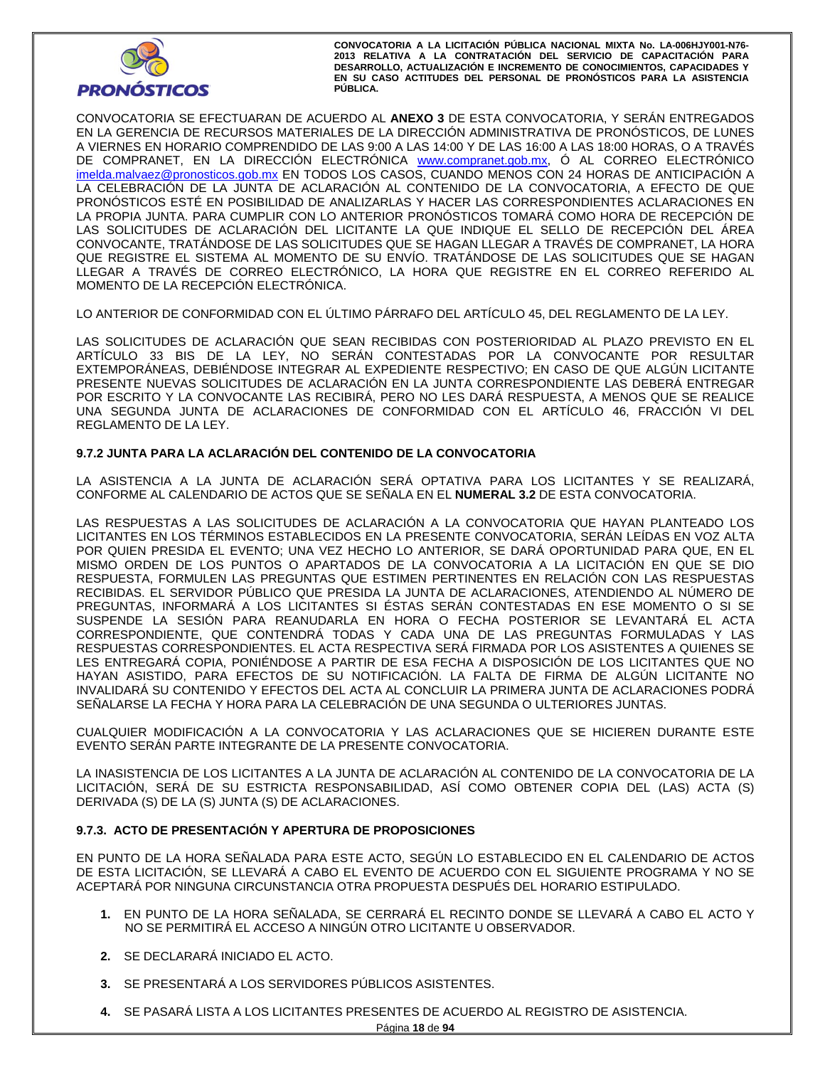CONVOCATORIA SE EFECTUARAN DE ACUERDO AL **ANEXO 3** DE ESTA CONVOCATORIA, Y SERÁN ENTREGADOS EN LA GERENCIA DE RECURSOS MATERIALES DE LA DIRECCIÓN ADMINISTRATIVA DE PRONÓSTICOS, DE LUNES A VIERNES EN HORARIO COMPRENDIDO DE LAS 9:00 A LAS 14:00 Y DE LAS 16:00 A LAS 18:00 HORAS, O A TRAVÉS DE COMPRANET, EN LA DIRECCIÓN ELECTRÓNICA www.compranet.gob.mx, Ó AL CORREO ELECTRÓNICO imelda.malvaez@pronosticos.gob.mx EN TODOS LOS CASOS, CUANDO MENOS CON 24 HORAS DE ANTICIPACIÓN A LA CELEBRACIÓN DE LA JUNTA DE ACLARACIÓN AL CONTENIDO DE LA CONVOCATORIA, A EFECTO DE QUE PRONÓSTICOS ESTÉ EN POSIBILIDAD DE ANALIZARLAS Y HACER LAS CORRESPONDIENTES ACLARACIONES EN LA PROPIA JUNTA. PARA CUMPLIR CON LO ANTERIOR PRONÓSTICOS TOMARÁ COMO HORA DE RECEPCIÓN DE LAS SOLICITUDES DE ACLARACIÓN DEL LICITANTE LA QUE INDIQUE EL SELLO DE RECEPCIÓN DEL ÁREA CONVOCANTE, TRATÁNDOSE DE LAS SOLICITUDES QUE SE HAGAN LLEGAR A TRAVÉS DE COMPRANET, LA HORA QUE REGISTRE EL SISTEMA AL MOMENTO DE SU ENVÍO. TRATÁNDOSE DE LAS SOLICITUDES QUE SE HAGAN LLEGAR A TRAVÉS DE CORREO ELECTRÓNICO, LA HORA QUE REGISTRE EN EL CORREO REFERIDO AL MOMENTO DE LA RECEPCIÓN ELECTRÓNICA.

LO ANTERIOR DE CONFORMIDAD CON EL ÚLTIMO PÁRRAFO DEL ARTÍCULO 45, DEL REGLAMENTO DE LA LEY.

LAS SOLICITUDES DE ACLARACIÓN QUE SEAN RECIBIDAS CON POSTERIORIDAD AL PLAZO PREVISTO EN EL ARTÍCULO 33 BIS DE LA LEY, NO SERÁN CONTESTADAS POR LA CONVOCANTE POR RESULTAR EXTEMPORÁNEAS, DEBIÉNDOSE INTEGRAR AL EXPEDIENTE RESPECTIVO; EN CASO DE QUE ALGÚN LICITANTE PRESENTE NUEVAS SOLICITUDES DE ACLARACIÓN EN LA JUNTA CORRESPONDIENTE LAS DEBERÁ ENTREGAR POR ESCRITO Y LA CONVOCANTE LAS RECIBIRÁ, PERO NO LES DARÁ RESPUESTA, A MENOS QUE SE REALICE UNA SEGUNDA JUNTA DE ACLARACIONES DE CONFORMIDAD CON EL ARTÍCULO 46, FRACCIÓN VI DEL REGLAMENTO DE LA LEY.

### 9.7.2 JUNTA PARA LA ACLARACIÓN DEL CONTENIDO DE LA CONVOCATORIA

LA ASISTENCIA A LA JUNTA DE ACLARACIÓN SERÁ OPTATIVA PARA LOS LICITANTES Y SE REALIZARÁ, CONFORME AL CALENDARIO DE ACTOS QUE SE SEÑALA EN EL **NUMERAL 3.2** DE ESTA CONVOCATORIA.

LAS RESPUESTAS A LAS SOLICITUDES DE ACLARACIÓN A LA CONVOCATORIA QUE HAYAN PLANTEADO LOS LICITANTES EN LOS TÉRMINOS ESTABLECIDOS EN LA PRESENTE CONVOCATORIA, SERÁN LEÍDAS EN VOZ ALTA POR QUIEN PRESIDA EL EVENTO; UNA VEZ HECHO LO ANTERIOR, SE DARÁ OPORTUNIDAD PARA QUE, EN EL MISMO ORDEN DE LOS PUNTOS O APARTADOS DE LA CONVOCATORIA A LA LICITACIÓN EN QUE SE DIO RESPUESTA, FORMULEN LAS PREGUNTAS QUE ESTIMEN PERTINENTES EN RELACIÓN CON LAS RESPUESTAS RECIBIDAS. EL SERVIDOR PÚBLICO QUE PRESIDA LA JUNTA DE ACLARACIONES, ATENDIENDO AL NÚMERO DE PREGUNTAS, INFORMARÁ A LOS LICITANTES SI ÉSTAS SERÁN CONTESTADAS EN ESE MOMENTO O SI SE SUSPENDE LA SESIÓN PARA REANUDARLA EN HORA O FECHA POSTERIOR SE LEVANTARÁ EL ACTA CORRESPONDIENTE, QUE CONTENDRÁ TODAS Y CADA UNA DE LAS PREGUNTAS FORMULADAS Y LAS RESPUESTAS CORRESPONDIENTES. EL ACTA RESPECTIVA SERÁ FIRMADA POR LOS ASISTENTES A QUIENES SE LES ENTREGARÁ COPIA, PONIÉNDOSE A PARTIR DE ESA FECHA A DISPOSICIÓN DE LOS LICITANTES QUE NO HAYAN ASISTIDO, PARA EFECTOS DE SU NOTIFICACIÓN. LA FALTA DE FIRMA DE ALGÚN LICITANTE NO INVALIDARÁ SU CONTENIDO Y EFECTOS DEL ACTA AL CONCLUIR LA PRIMERA JUNTA DE ACLARACIONES PODRÁ SEÑALARSE LA FECHA Y HORA PARA LA CELEBRACIÓN DE UNA SEGUNDA O ULTERIORES JUNTAS.

CUALQUIER MODIFICACIÓN A LA CONVOCATORIA Y LAS ACLARACIONES QUE SE HICIEREN DURANTE ESTE EVENTO SERÁN PARTE INTEGRANTE DE LA PRESENTE CONVOCATORIA.

LA INASISTENCIA DE LOS LICITANTES A LA JUNTA DE ACLARACIÓN AL CONTENIDO DE LA CONVOCATORIA DE LA LICITACIÓN, SERÁ DE SU ESTRICTA RESPONSABILIDAD, ASÍ COMO OBTENER COPIA DEL (LAS) ACTA (S) DERIVADA (S) DE LA (S) JUNTA (S) DE ACLARACIONES.

### 9.7.3. ACTO DE PRESENTACIÓN Y APERTURA DE PROPOSICIONES

EN PUNTO DE LA HORA SEÑALADA PARA ESTE ACTO, SEGÚN LO ESTABLECIDO EN EL CALENDARIO DE ACTOS DE ESTA LICITACIÓN, SE LLEVARÁ A CABO EL EVENTO DE ACUERDO CON EL SIGUIENTE PROGRAMA Y NO SE ACEPTARÁ POR NINGUNA CIRCUNSTANCIA OTRA PROPUESTA DESPUÉS DEL HORARIO ESTIPULADO.

1. EN PUNTO DE LA HORA SEÑALADA, SE CERRARÁ EL RECINTO DONDE SE LLEVARÁ A CABO EL ACTO Y NO SE PERMITIRÁ EL ACCESO A NINGÚN OTRO LICITANTE U OBSERVADOR.

2. SE DECLARARÁ INICIADO EL ACTO.

3. SE PRESENTARÁ A LOS SERVIDORES PÚBLICOS ASISTENTES.

4. SE PASARÁ LISTA A LOS LICITANTES PRESENTES DE ACUERDO AL REGISTRO DE ASISTENCIA.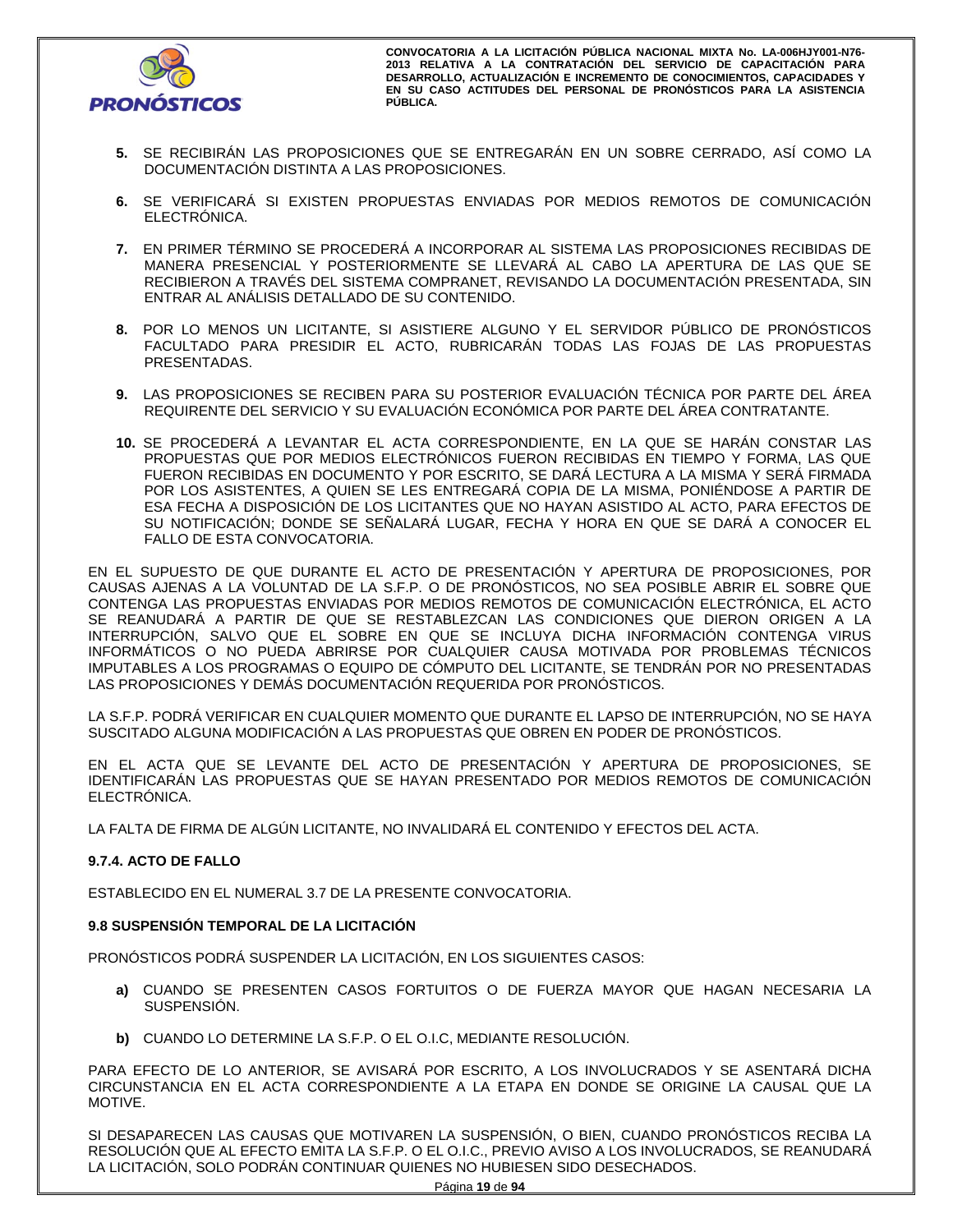5. SE RECIBIRÁN LAS PROPOSICIONES QUE SE ENTREGARÁN EN UN SOBRE CERRADO, ASÍ COMO LA DOCUMENTACIÓN DISTINTA A LAS PROPOSICIONES.

6. SE VERIFICARÁ SI EXISTEN PROPUESTAS ENVIADAS POR MEDIOS REMOTOS DE COMUNICACIÓN ELECTRÓNICA.

7. EN PRIMER TÉRMINO SE PROCEDERÁ A INCORPORAR AL SISTEMA LAS PROPOSICIONES RECIBIDAS DE MANERA PRESENCIAL Y POSTERIORMENTE SE LLEVARÁ AL CABO LA APERTURA DE LAS QUE SE RECIBIERON A TRAVÉS DEL SISTEMA COMPRANET, REVISANDO LA DOCUMENTACIÓN PRESENTADA, SIN ENTRAR AL ANÁLISIS DETALLADO DE SU CONTENIDO.

8. POR LO MENOS UN LICITANTE, SI ASISTIERE ALGUNO Y EL SERVIDOR PÚBLICO DE PRONÓSTICOS FACULTADO PARA PRESIDIR EL ACTO, RUBRICARÁN TODAS LAS FOJAS DE LAS PROPUESTAS PRESENTADAS.

9. LAS PROPOSICIONES SE RECIBEN PARA SU POSTERIOR EVALUACIÓN TÉCNICA POR PARTE DEL ÁREA REQUIRENTE DEL SERVICIO Y SU EVALUACIÓN ECONÓMICA POR PARTE DEL ÁREA CONTRATANTE.

10. SE PROCEDERÁ A LEVANTAR EL ACTA CORRESPONDIENTE, EN LA QUE SE HARÁN CONSTAR LAS PROPUESTAS QUE POR MEDIOS ELECTRÓNICOS FUERON RECIBIDAS EN TIEMPO Y FORMA, LAS QUE FUERON RECIBIDAS EN DOCUMENTO Y POR ESCRITO, SE DARÁ LECTURA A LA MISMA Y SERÁ FIRMADA POR LOS ASISTENTES, A QUIEN SE LES ENTREGARÁ COPIA DE LA MISMA, PONIÉNDOSE A PARTIR DE ESA FECHA A DISPOSICIÓN DE LOS LICITANTES QUE NO HAYAN ASISTIDO AL ACTO, PARA EFECTOS DE SU NOTIFICACIÓN; DONDE SE SEÑALARÁ LUGAR, FECHA Y HORA EN QUE SE DARÁ A CONOCER EL FALLO DE ESTA CONVOCATORIA.

EN EL SUPUESTO DE QUE DURANTE EL ACTO DE PRESENTACIÓN Y APERTURA DE PROPOSICIONES, POR CAUSAS AJENAS A LA VOLUNTAD DE LA S.F.P. O DE PRONÓSTICOS, NO SEA POSIBLE ABRIR EL SOBRE QUE CONTENGA LAS PROPUESTAS ENVIADAS POR MEDIOS REMOTOS DE COMUNICACIÓN ELECTRÓNICA, EL ACTO SE REANUDARÁ A PARTIR DE QUE SE RESTABLEZCAN LAS CONDICIONES QUE DIERON ORIGEN A LA INTERRUPCIÓN, SALVO QUE EL SOBRE EN QUE SE INCLUYA DICHA INFORMACIÓN CONTENGA VIRUS INFORMÁTICOS O NO PUEDA ABRIRSE POR CUALQUIER CAUSA MOTIVADA POR PROBLEMAS TÉCNICOS IMPUTABLES A LOS PROGRAMAS O EQUIPO DE CÓMPUTO DEL LICITANTE, SE TENDRÁN POR NO PRESENTADAS LAS PROPOSICIONES Y DEMÁS DOCUMENTACIÓN REQUERIDA POR PRONÓSTICOS.

LA S.F.P. PODRÁ VERIFICAR EN CUALQUIER MOMENTO QUE DURANTE EL LAPSO DE INTERRUPCIÓN, NO SE HAYA SUSCITADO ALGUNA MODIFICACIÓN A LAS PROPUESTAS QUE OBREN EN PODER DE PRONÓSTICOS.

EN EL ACTA QUE SE LEVANTE DEL ACTO DE PRESENTACIÓN Y APERTURA DE PROPOSICIONES, SE IDENTIFICARÁN LAS PROPUESTAS QUE SE HAYAN PRESENTADO POR MEDIOS REMOTOS DE COMUNICACIÓN ELECTRÓNICA.

LA FALTA DE FIRMA DE ALGÚN LICITANTE, NO INVALIDARÁ EL CONTENIDO Y EFECTOS DEL ACTA.

**9.7.4. ACTO DE FALLO**

ESTABLECIDO EN EL NUMERAL 3.7 DE LA PRESENTE CONVOCATORIA.

**9.8 SUSPENSIÓN TEMPORAL DE LA LICITACIÓN**

PRONÓSTICOS PODRÁ SUSPENDER LA LICITACIÓN, EN LOS SIGUIENTES CASOS:

**a)** CUANDO SE PRESENTEN CASOS FORTUITOS O DE FUERZA MAYOR QUE HAGAN NECESARIA LA SUSPENSIÓN.

**b)** CUANDO LO DETERMINE LA S.F.P. O EL O.I.C, MEDIANTE RESOLUCIÓN.

PARA EFECTO DE LO ANTERIOR, SE AVISARÁ POR ESCRITO, A LOS INVOLUCRADOS Y SE ASENTARÁ DICHA CIRCUNSTANCIA EN EL ACTA CORRESPONDIENTE A LA ETAPA EN DONDE SE ORIGINE LA CAUSAL QUE LA MOTIVE.

SI DESAPARECEN LAS CAUSAS QUE MOTIVAREN LA SUSPENSIÓN, O BIEN, CUANDO PRONÓSTICOS RECIBA LA RESOLUCIÓN QUE AL EFECTO EMITA LA S.F.P. O EL O.I.C., PREVIO AVISO A LOS INVOLUCRADOS, SE REANUDARÁ LA LICITACIÓN, SOLO PODRÁN CONTINUAR QUIENES NO HUBIESEN SIDO DESECHADOS.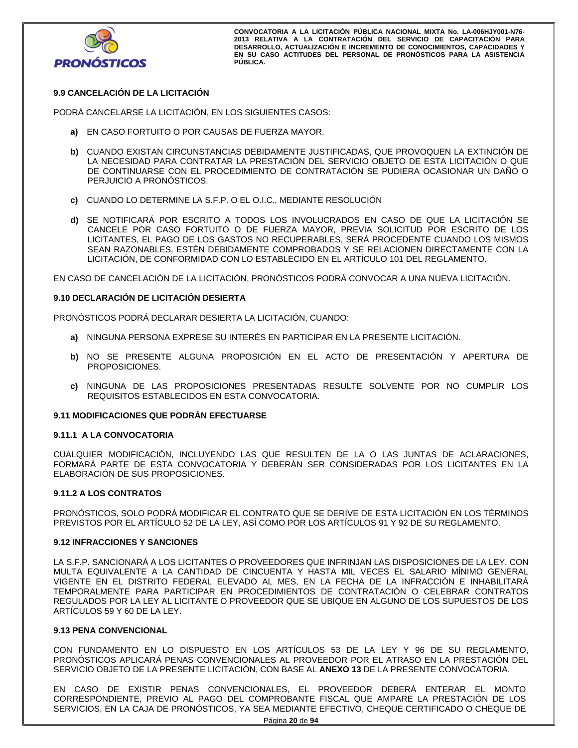### 9.9 CANCELACIÓN DE LA LICITACIÓN

PODRÁ CANCELARSE LA LICITACIÓN, EN LOS SIGUIENTES CASOS:

- **a)** EN CASO FORTUITO O POR CAUSAS DE FUERZA MAYOR.
- **b)** CUANDO EXISTAN CIRCUNSTANCIAS DEBIDAMENTE JUSTIFICADAS, QUE PROVOQUEN LA EXTINCIÓN DE LA NECESIDAD PARA CONTRATAR LA PRESTACIÓN DEL SERVICIO OBJETO DE ESTA LICITACIÓN O QUE DE CONTINUARSE CON EL PROCEDIMIENTO DE CONTRATACIÓN SE PUDIERA OCASIONAR UN DAÑO O PERJUICIO A PRONÓSTICOS.
- **c)** CUANDO LO DETERMINE LA S.F.P. O EL O.I.C., MEDIANTE RESOLUCIÓN
- **d)** SE NOTIFICARÁ POR ESCRITO A TODOS LOS INVOLUCRADOS EN CASO DE QUE LA LICITACIÓN SE CANCELE POR CASO FORTUITO O DE FUERZA MAYOR, PREVIA SOLICITUD POR ESCRITO DE LOS LICITANTES, EL PAGO DE LOS GASTOS NO RECUPERABLES, SERÁ PROCEDENTE CUANDO LOS MISMOS SEAN RAZONABLES, ESTÉN DEBIDAMENTE COMPROBADOS Y SE RELACIONEN DIRECTAMENTE CON LA LICITACIÓN, DE CONFORMIDAD CON LO ESTABLECIDO EN EL ARTÍCULO 101 DEL REGLAMENTO.

EN CASO DE CANCELACIÓN DE LA LICITACIÓN, PRONÓSTICOS PODRÁ CONVOCAR A UNA NUEVA LICITACIÓN.

### 9.10 DECLARACIÓN DE LICITACIÓN DESIERTA

PRONÓSTICOS PODRÁ DECLARAR DESIERTA LA LICITACIÓN, CUANDO:

- **a)** NINGUNA PERSONA EXPRESE SU INTERÉS EN PARTICIPAR EN LA PRESENTE LICITACIÓN.
- **b)** NO SE PRESENTE ALGUNA PROPOSICIÓN EN EL ACTO DE PRESENTACIÓN Y APERTURA DE PROPOSICIONES.
- **c)** NINGUNA DE LAS PROPOSICIONES PRESENTADAS RESULTE SOLVENTE POR NO CUMPLIR LOS REQUISITOS ESTABLECIDOS EN ESTA CONVOCATORIA.

### 9.11 MODIFICACIONES QUE PODRÁN EFECTUARSE

#### 9.11.1 A LA CONVOCATORIA

CUALQUIER MODIFICACIÓN, INCLUYENDO LAS QUE RESULTEN DE LA O LAS JUNTAS DE ACLARACIONES, FORMARÁ PARTE DE ESTA CONVOCATORIA Y DEBERÁN SER CONSIDERADAS POR LOS LICITANTES EN LA ELABORACIÓN DE SUS PROPOSICIONES.

#### 9.11.2 A LOS CONTRATOS

PRONÓSTICOS, SOLO PODRÁ MODIFICAR EL CONTRATO QUE SE DERIVE DE ESTA LICITACIÓN EN LOS TÉRMINOS PREVISTOS POR EL ARTÍCULO 52 DE LA LEY, ASÍ COMO POR LOS ARTÍCULOS 91 Y 92 DE SU REGLAMENTO.

### 9.12 INFRACCIONES Y SANCIONES

LA S.F.P. SANCIONARÁ A LOS LICITANTES O PROVEEDORES QUE INFRINJAN LAS DISPOSICIONES DE LA LEY, CON MULTA EQUIVALENTE A LA CANTIDAD DE CINCUENTA Y HASTA MIL VECES EL SALARIO MÍNIMO GENERAL VIGENTE EN EL DISTRITO FEDERAL ELEVADO AL MES, EN LA FECHA DE LA INFRACCIÓN E INHABILITARÁ TEMPORALMENTE PARA PARTICIPAR EN PROCEDIMIENTOS DE CONTRATACIÓN O CELEBRAR CONTRATOS REGULADOS POR LA LEY AL LICITANTE O PROVEEDOR QUE SE UBIQUE EN ALGUNO DE LOS SUPUESTOS DE LOS ARTÍCULOS 59 Y 60 DE LA LEY.

### 9.13 PENA CONVENCIONAL

CON FUNDAMENTO EN LO DISPUESTO EN LOS ARTÍCULOS 53 DE LA LEY Y 96 DE SU REGLAMENTO, PRONÓSTICOS APLICARÁ PENAS CONVENCIONALES AL PROVEEDOR POR EL ATRASO EN LA PRESTACIÓN DEL SERVICIO OBJETO DE LA PRESENTE LICITACIÓN, CON BASE AL **ANEXO 13** DE LA PRESENTE CONVOCATORIA.

EN CASO DE EXISTIR PENAS CONVENCIONALES, EL PROVEEDOR DEBERÁ ENTERAR EL MONTO CORRESPONDIENTE, PREVIO AL PAGO DEL COMPROBANTE FISCAL QUE AMPARE LA PRESTACIÓN DE LOS SERVICIOS, EN LA CAJA DE PRONÓSTICOS, YA SEA MEDIANTE EFECTIVO, CHEQUE CERTIFICADO O CHEQUE DE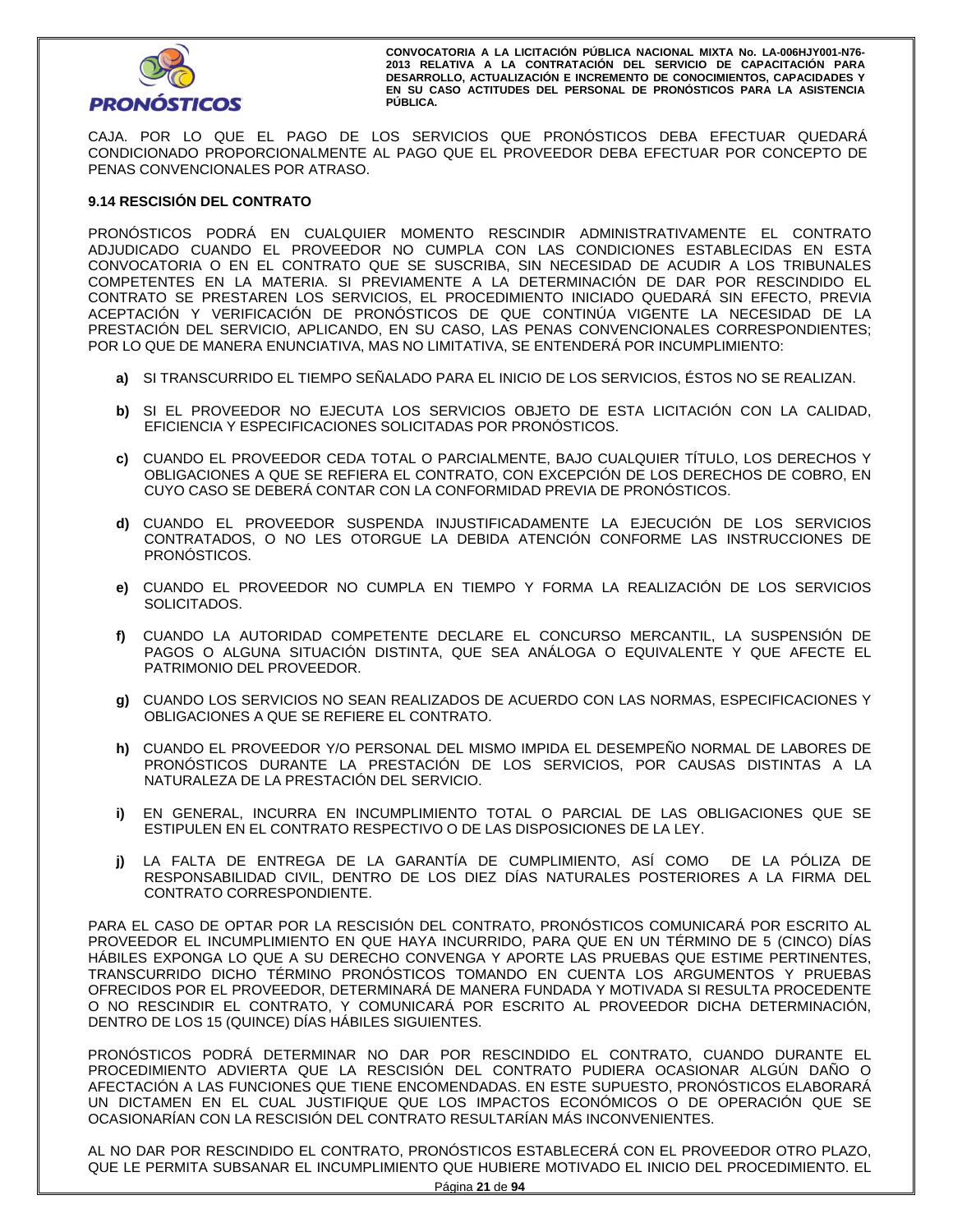CAJA. POR LO QUE EL PAGO DE LOS SERVICIOS QUE PRONÓSTICOS DEBA EFECTUAR QUEDARÁ CONDICIONADO PROPORCIONALMENTE AL PAGO QUE EL PROVEEDOR DEBA EFECTUAR POR CONCEPTO DE PENAS CONVENCIONALES POR ATRASO.

### 9.14 RESCISIÓN DEL CONTRATO

PRONÓSTICOS PODRÁ EN CUALQUIER MOMENTO RESCINDIR ADMINISTRATIVAMENTE EL CONTRATO ADJUDICADO CUANDO EL PROVEEDOR NO CUMPLA CON LAS CONDICIONES ESTABLECIDAS EN ESTA CONVOCATORIA O EN EL CONTRATO QUE SE SUSCRIBA, SIN NECESIDAD DE ACUDIR A LOS TRIBUNALES COMPETENTES EN LA MATERIA. SI PREVIAMENTE A LA DETERMINACIÓN DE DAR POR RESCINDIDO EL CONTRATO SE PRESTAREN LOS SERVICIOS, EL PROCEDIMIENTO INICIADO QUEDARÁ SIN EFECTO, PREVIA ACEPTACIÓN Y VERIFICACIÓN DE PRONÓSTICOS DE QUE CONTINÚA VIGENTE LA NECESIDAD DE LA PRESTACIÓN DEL SERVICIO, APLICANDO, EN SU CASO, LAS PENAS CONVENCIONALES CORRESPONDIENTES; POR LO QUE DE MANERA ENUNCIATIVA, MAS NO LIMITATIVA, SE ENTENDERÁ POR INCUMPLIMIENTO:

**a)** SI TRANSCURRIDO EL TIEMPO SEÑALADO PARA EL INICIO DE LOS SERVICIOS, ÉSTOS NO SE REALIZAN.

**b)** SI EL PROVEEDOR NO EJECUTA LOS SERVICIOS OBJETO DE ESTA LICITACIÓN CON LA CALIDAD, EFICIENCIA Y ESPECIFICACIONES SOLICITADAS POR PRONÓSTICOS.

**c)** CUANDO EL PROVEEDOR CEDA TOTAL O PARCIALMENTE, BAJO CUALQUIER TÍTULO, LOS DERECHOS Y OBLIGACIONES A QUE SE REFIERA EL CONTRATO, CON EXCEPCIÓN DE LOS DERECHOS DE COBRO, EN CUYO CASO SE DEBERÁ CONTAR CON LA CONFORMIDAD PREVIA DE PRONÓSTICOS.

**d)** CUANDO EL PROVEEDOR SUSPENDA INJUSTIFICADAMENTE LA EJECUCIÓN DE LOS SERVICIOS CONTRATADOS, O NO LES OTORGUE LA DEBIDA ATENCIÓN CONFORME LAS INSTRUCCIONES DE PRONÓSTICOS.

**e)** CUANDO EL PROVEEDOR NO CUMPLA EN TIEMPO Y FORMA LA REALIZACIÓN DE LOS SERVICIOS SOLICITADOS.

**f)** CUANDO LA AUTORIDAD COMPETENTE DECLARE EL CONCURSO MERCANTIL, LA SUSPENSIÓN DE PAGOS O ALGUNA SITUACIÓN DISTINTA, QUE SEA ANÁLOGA O EQUIVALENTE Y QUE AFECTE EL PATRIMONIO DEL PROVEEDOR.

**g)** CUANDO LOS SERVICIOS NO SEAN REALIZADOS DE ACUERDO CON LAS NORMAS, ESPECIFICACIONES Y OBLIGACIONES A QUE SE REFIERE EL CONTRATO.

**h)** CUANDO EL PROVEEDOR Y/O PERSONAL DEL MISMO IMPIDA EL DESEMPEÑO NORMAL DE LABORES DE PRONÓSTICOS DURANTE LA PRESTACIÓN DE LOS SERVICIOS, POR CAUSAS DISTINTAS A LA NATURALEZA DE LA PRESTACIÓN DEL SERVICIO.

**i)** EN GENERAL, INCURRA EN INCUMPLIMIENTO TOTAL O PARCIAL DE LAS OBLIGACIONES QUE SE ESTIPULEN EN EL CONTRATO RESPECTIVO O DE LAS DISPOSICIONES DE LA LEY.

**j)** LA FALTA DE ENTREGA DE LA GARANTÍA DE CUMPLIMIENTO, ASÍ COMO DE LA PÓLIZA DE RESPONSABILIDAD CIVIL, DENTRO DE LOS DIEZ DÍAS NATURALES POSTERIORES A LA FIRMA DEL CONTRATO CORRESPONDIENTE.

PARA EL CASO DE OPTAR POR LA RESCISIÓN DEL CONTRATO, PRONÓSTICOS COMUNICARÁ POR ESCRITO AL PROVEEDOR EL INCUMPLIMIENTO EN QUE HAYA INCURRIDO, PARA QUE EN UN TÉRMINO DE 5 (CINCO) DÍAS HÁBILES EXPONGA LO QUE A SU DERECHO CONVENGA Y APORTE LAS PRUEBAS QUE ESTIME PERTINENTES, TRANSCURRIDO DICHO TÉRMINO PRONÓSTICOS TOMANDO EN CUENTA LOS ARGUMENTOS Y PRUEBAS OFRECIDOS POR EL PROVEEDOR, DETERMINARÁ DE MANERA FUNDADA Y MOTIVADA SI RESULTA PROCEDENTE O NO RESCINDIR EL CONTRATO, Y COMUNICARÁ POR ESCRITO AL PROVEEDOR DICHA DETERMINACIÓN, DENTRO DE LOS 15 (QUINCE) DÍAS HÁBILES SIGUIENTES.

PRONÓSTICOS PODRÁ DETERMINAR NO DAR POR RESCINDIDO EL CONTRATO, CUANDO DURANTE EL PROCEDIMIENTO ADVIERTA QUE LA RESCISIÓN DEL CONTRATO PUDIERA OCASIONAR ALGÚN DAÑO O AFECTACIÓN A LAS FUNCIONES QUE TIENE ENCOMENDADAS. EN ESTE SUPUESTO, PRONÓSTICOS ELABORARÁ UN DICTAMEN EN EL CUAL JUSTIFIQUE QUE LOS IMPACTOS ECONÓMICOS O DE OPERACIÓN QUE SE OCASIONARÍAN CON LA RESCISIÓN DEL CONTRATO RESULTARÍAN MÁS INCONVENIENTES.

AL NO DAR POR RESCINDIDO EL CONTRATO, PRONÓSTICOS ESTABLECERÁ CON EL PROVEEDOR OTRO PLAZO, QUE LE PERMITA SUBSANAR EL INCUMPLIMIENTO QUE HUBIERE MOTIVADO EL INICIO DEL PROCEDIMIENTO. EL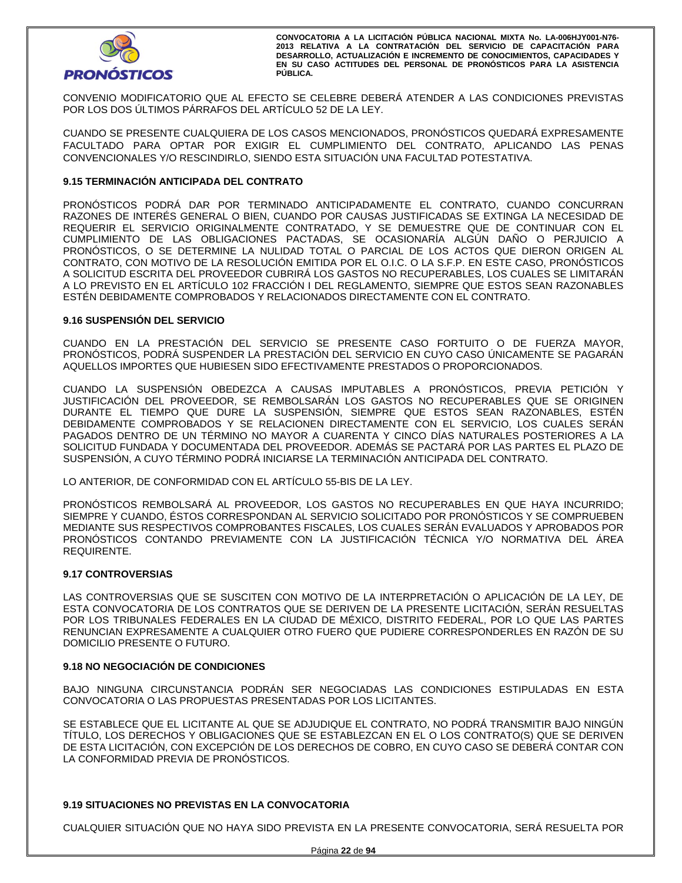CONVENIO MODIFICATORIO QUE AL EFECTO SE CELEBRE DEBERÁ ATENDER A LAS CONDICIONES PREVISTAS POR LOS DOS ÚLTIMOS PÁRRAFOS DEL ARTÍCULO 52 DE LA LEY.

CUANDO SE PRESENTE CUALQUIERA DE LOS CASOS MENCIONADOS, PRONÓSTICOS QUEDARÁ EXPRESAMENTE FACULTADO PARA OPTAR POR EXIGIR EL CUMPLIMIENTO DEL CONTRATO, APLICANDO LAS PENAS CONVENCIONALES Y/O RESCINDIRLO, SIENDO ESTA SITUACIÓN UNA FACULTAD POTESTATIVA.

### 9.15 TERMINACIÓN ANTICIPADA DEL CONTRATO

PRONÓSTICOS PODRÁ DAR POR TERMINADO ANTICIPADAMENTE EL CONTRATO, CUANDO CONCURRAN RAZONES DE INTERÉS GENERAL O BIEN, CUANDO POR CAUSAS JUSTIFICADAS SE EXTINGA LA NECESIDAD DE REQUERIR EL SERVICIO ORIGINALMENTE CONTRATADO, Y SE DEMUESTRE QUE DE CONTINUAR CON EL CUMPLIMIENTO DE LAS OBLIGACIONES PACTADAS, SE OCASIONARÍA ALGÚN DAÑO O PERJUICIO A PRONÓSTICOS, O SE DETERMINE LA NULIDAD TOTAL O PARCIAL DE LOS ACTOS QUE DIERON ORIGEN AL CONTRATO, CON MOTIVO DE LA RESOLUCIÓN EMITIDA POR EL O.I.C. O LA S.F.P. EN ESTE CASO, PRONÓSTICOS A SOLICITUD ESCRITA DEL PROVEEDOR CUBRIRÁ LOS GASTOS NO RECUPERABLES, LOS CUALES SE LIMITARÁN A LO PREVISTO EN EL ARTÍCULO 102 FRACCIÓN I DEL REGLAMENTO, SIEMPRE QUE ESTOS SEAN RAZONABLES ESTÉN DEBIDAMENTE COMPROBADOS Y RELACIONADOS DIRECTAMENTE CON EL CONTRATO.

### 9.16 SUSPENSIÓN DEL SERVICIO

CUANDO EN LA PRESTACIÓN DEL SERVICIO SE PRESENTE CASO FORTUITO O DE FUERZA MAYOR, PRONÓSTICOS, PODRÁ SUSPENDER LA PRESTACIÓN DEL SERVICIO EN CUYO CASO ÚNICAMENTE SE PAGARÁN AQUELLOS IMPORTES QUE HUBIESEN SIDO EFECTIVAMENTE PRESTADOS O PROPORCIONADOS.

CUANDO LA SUSPENSIÓN OBEDEZCA A CAUSAS IMPUTABLES A PRONÓSTICOS, PREVIA PETICIÓN Y JUSTIFICACIÓN DEL PROVEEDOR, SE REMBOLSARÁN LOS GASTOS NO RECUPERABLES QUE SE ORIGINEN DURANTE EL TIEMPO QUE DURE LA SUSPENSIÓN, SIEMPRE QUE ESTOS SEAN RAZONABLES, ESTÉN DEBIDAMENTE COMPROBADOS Y SE RELACIONEN DIRECTAMENTE CON EL SERVICIO, LOS CUALES SERÁN PAGADOS DENTRO DE UN TÉRMINO NO MAYOR A CUARENTA Y CINCO DÍAS NATURALES POSTERIORES A LA SOLICITUD FUNDADA Y DOCUMENTADA DEL PROVEEDOR. ADEMÁS SE PACTARÁ POR LAS PARTES EL PLAZO DE SUSPENSIÓN, A CUYO TÉRMINO PODRÁ INICIARSE LA TERMINACIÓN ANTICIPADA DEL CONTRATO.

LO ANTERIOR, DE CONFORMIDAD CON EL ARTÍCULO 55-BIS DE LA LEY.

PRONÓSTICOS REMBOLSARÁ AL PROVEEDOR, LOS GASTOS NO RECUPERABLES EN QUE HAYA INCURRIDO; SIEMPRE Y CUANDO, ÉSTOS CORRESPONDAN AL SERVICIO SOLICITADO POR PRONÓSTICOS Y SE COMPRUEBEN MEDIANTE SUS RESPECTIVOS COMPROBANTES FISCALES, LOS CUALES SERÁN EVALUADOS Y APROBADOS POR PRONÓSTICOS CONTANDO PREVIAMENTE CON LA JUSTIFICACIÓN TÉCNICA Y/O NORMATIVA DEL ÁREA REQUIRENTE.

### 9.17 CONTROVERSIAS

LAS CONTROVERSIAS QUE SE SUSCITEN CON MOTIVO DE LA INTERPRETACIÓN O APLICACIÓN DE LA LEY, DE ESTA CONVOCATORIA DE LOS CONTRATOS QUE SE DERIVEN DE LA PRESENTE LICITACIÓN, SERÁN RESUELTAS POR LOS TRIBUNALES FEDERALES EN LA CIUDAD DE MÉXICO, DISTRITO FEDERAL, POR LO QUE LAS PARTES RENUNCIAN EXPRESAMENTE A CUALQUIER OTRO FUERO QUE PUDIERE CORRESPONDERLES EN RAZÓN DE SU DOMICILIO PRESENTE O FUTURO.

### 9.18 NO NEGOCIACIÓN DE CONDICIONES

BAJO NINGUNA CIRCUNSTANCIA PODRÁN SER NEGOCIADAS LAS CONDICIONES ESTIPULADAS EN ESTA CONVOCATORIA O LAS PROPUESTAS PRESENTADAS POR LOS LICITANTES.

SE ESTABLECE QUE EL LICITANTE AL QUE SE ADJUDIQUE EL CONTRATO, NO PODRÁ TRANSMITIR BAJO NINGÚN TÍTULO, LOS DERECHOS Y OBLIGACIONES QUE SE ESTABLEZCAN EN EL O LOS CONTRATO(S) QUE SE DERIVEN DE ESTA LICITACIÓN, CON EXCEPCIÓN DE LOS DERECHOS DE COBRO, EN CUYO CASO SE DEBERÁ CONTAR CON LA CONFORMIDAD PREVIA DE PRONÓSTICOS.

### 9.19 SITUACIONES NO PREVISTAS EN LA CONVOCATORIA

CUALQUIER SITUACIÓN QUE NO HAYA SIDO PREVISTA EN LA PRESENTE CONVOCATORIA, SERÁ RESUELTA POR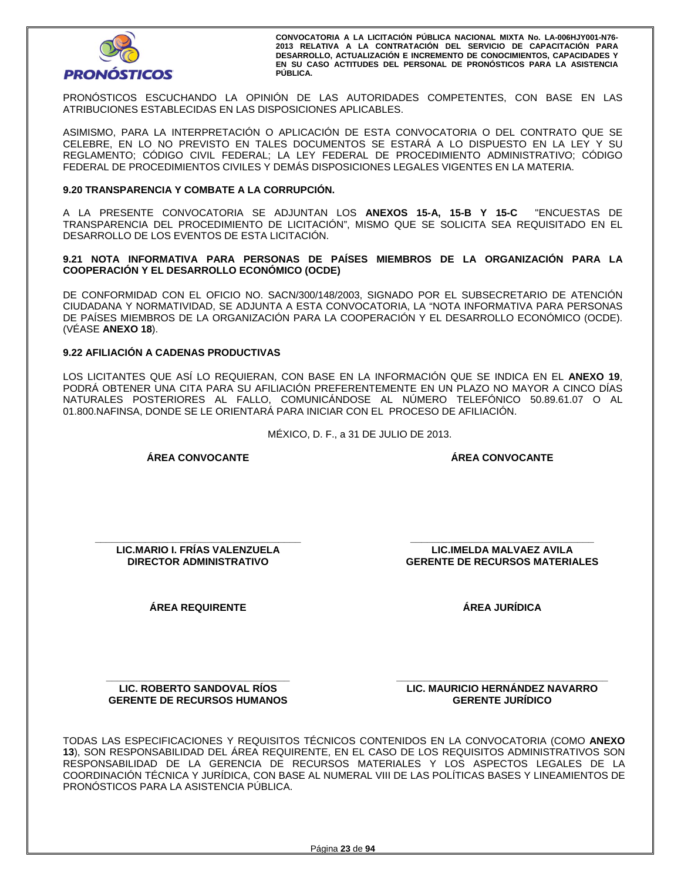PRONÓSTICOS ESCUCHANDO LA OPINIÓN DE LAS AUTORIDADES COMPETENTES, CON BASE EN LAS ATRIBUCIONES ESTABLECIDAS EN LAS DISPOSICIONES APLICABLES.

ASIMISMO, PARA LA INTERPRETACIÓN O APLICACIÓN DE ESTA CONVOCATORIA O DEL CONTRATO QUE SE CELEBRE, EN LO NO PREVISTO EN TALES DOCUMENTOS SE ESTARÁ A LO DISPUESTO EN LA LEY Y SU REGLAMENTO; CÓDIGO CIVIL FEDERAL; LA LEY FEDERAL DE PROCEDIMIENTO ADMINISTRATIVO; CÓDIGO FEDERAL DE PROCEDIMIENTOS CIVILES Y DEMÁS DISPOSICIONES LEGALES VIGENTES EN LA MATERIA.

### 9.20 TRANSPARENCIA Y COMBATE A LA CORRUPCIÓN.

A LA PRESENTE CONVOCATORIA SE ADJUNTAN LOS **ANEXOS 15-A, 15-B Y 15-C** "ENCUESTAS DE TRANSPARENCIA DEL PROCEDIMIENTO DE LICITACIÓN", MISMO QUE SE SOLICITA SEA REQUISITADO EN EL DESARROLLO DE LOS EVENTOS DE ESTA LICITACIÓN.

### 9.21 NOTA INFORMATIVA PARA PERSONAS DE PAÍSES MIEMBROS DE LA ORGANIZACIÓN PARA LA COOPERACIÓN Y EL DESARROLLO ECONÓMICO (OCDE)

DE CONFORMIDAD CON EL OFICIO NO. SACN/300/148/2003, SIGNADO POR EL SUBSECRETARIO DE ATENCIÓN CIUDADANA Y NORMATIVIDAD, SE ADJUNTA A ESTA CONVOCATORIA, LA "NOTA INFORMATIVA PARA PERSONAS DE PAÍSES MIEMBROS DE LA ORGANIZACIÓN PARA LA COOPERACIÓN Y EL DESARROLLO ECONÓMICO (OCDE). (VÉASE **ANEXO 18**).

### 9.22 AFILIACIÓN A CADENAS PRODUCTIVAS

LOS LICITANTES QUE ASÍ LO REQUIERAN, CON BASE EN LA INFORMACIÓN QUE SE INDICA EN EL **ANEXO 19**, PODRÁ OBTENER UNA CITA PARA SU AFILIACIÓN PREFERENTEMENTE EN UN PLAZO NO MAYOR A CINCO DÍAS NATURALES POSTERIORES AL FALLO, COMUNICÁNDOSE AL NÚMERO TELEFÓNICO 50.89.61.07 O AL 01.800.NAFINSA, DONDE SE LE ORIENTARÁ PARA INICIAR CON EL PROCESO DE AFILIACIÓN.

MÉXICO, D. F., a 31 DE JULIO DE 2013.

| **ÁREA CONVOCANTE** | **ÁREA CONVOCANTE** |
|---|---|
| ___________________________ | ___________________________ |
| **LIC.MARIO I. FRÍAS VALENZUELA** | **LIC.IMELDA MALVAEZ AVILA** |
| **DIRECTOR ADMINISTRATIVO** | **GERENTE DE RECURSOS MATERIALES** |
| **ÁREA REQUIRENTE** | **ÁREA JURÍDICA** |
| ___________________________ | ___________________________ |
| **LIC. ROBERTO SANDOVAL RÍOS** | **LIC. MAURICIO HERNÁNDEZ NAVARRO** |
| **GERENTE DE RECURSOS HUMANOS** | **GERENTE JURÍDICO** |

TODAS LAS ESPECIFICACIONES Y REQUISITOS TÉCNICOS CONTENIDOS EN LA CONVOCATORIA (COMO **ANEXO 13**), SON RESPONSABILIDAD DEL ÁREA REQUIRENTE, EN EL CASO DE LOS REQUISITOS ADMINISTRATIVOS SON RESPONSABILIDAD DE LA GERENCIA DE RECURSOS MATERIALES Y LOS ASPECTOS LEGALES DE LA COORDINACIÓN TÉCNICA Y JURÍDICA, CON BASE AL NUMERAL VIII DE LAS POLÍTICAS BASES Y LINEAMIENTOS DE PRONÓSTICOS PARA LA ASISTENCIA PÚBLICA.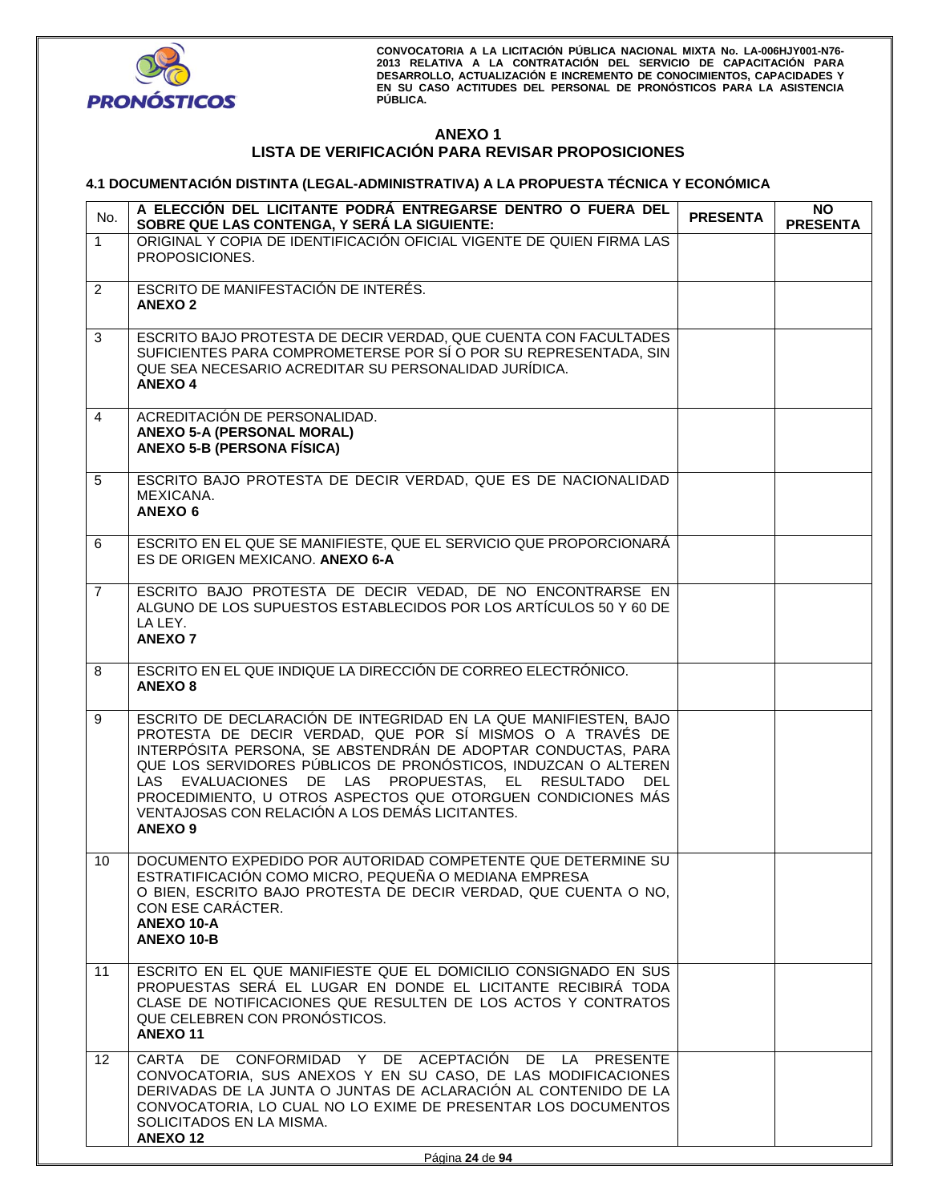## ANEXO 1

## LISTA DE VERIFICACIÓN PARA REVISAR PROPOSICIONES

### 4.1 DOCUMENTACIÓN DISTINTA (LEGAL-ADMINISTRATIVA) A LA PROPUESTA TÉCNICA Y ECONÓMICA

| No. | A ELECCIÓN DEL LICITANTE PODRÁ ENTREGARSE DENTRO O FUERA DEL SOBRE QUE LAS CONTENGA, Y SERÁ LA SIGUIENTE: | PRESENTA | NO PRESENTA |
|---|---|---|---|
| 1 | ORIGINAL Y COPIA DE IDENTIFICACIÓN OFICIAL VIGENTE DE QUIEN FIRMA LAS PROPOSICIONES. | | |
| 2 | ESCRITO DE MANIFESTACIÓN DE INTERÉS. **ANEXO 2** | | |
| 3 | ESCRITO BAJO PROTESTA DE DECIR VERDAD, QUE CUENTA CON FACULTADES SUFICIENTES PARA COMPROMETERSE POR SÍ O POR SU REPRESENTADA, SIN QUE SEA NECESARIO ACREDITAR SU PERSONALIDAD JURÍDICA. **ANEXO 4** | | |
| 4 | ACREDITACIÓN DE PERSONALIDAD. **ANEXO 5-A (PERSONAL MORAL)** **ANEXO 5-B (PERSONA FÍSICA)** | | |
| 5 | ESCRITO BAJO PROTESTA DE DECIR VERDAD, QUE ES DE NACIONALIDAD MEXICANA. **ANEXO 6** | | |
| 6 | ESCRITO EN EL QUE SE MANIFIESTE, QUE EL SERVICIO QUE PROPORCIONARÁ ES DE ORIGEN MEXICANO. **ANEXO 6-A** | | |
| 7 | ESCRITO BAJO PROTESTA DE DECIR VEDAD, DE NO ENCONTRARSE EN ALGUNO DE LOS SUPUESTOS ESTABLECIDOS POR LOS ARTÍCULOS 50 Y 60 DE LA LEY. **ANEXO 7** | | |
| 8 | ESCRITO EN EL QUE INDIQUE LA DIRECCIÓN DE CORREO ELECTRÓNICO. **ANEXO 8** | | |
| 9 | ESCRITO DE DECLARACIÓN DE INTEGRIDAD EN LA QUE MANIFIESTEN, BAJO PROTESTA DE DECIR VERDAD, QUE POR SÍ MISMOS O A TRAVÉS DE INTERPÓSITA PERSONA, SE ABSTENDRÁN DE ADOPTAR CONDUCTAS, PARA QUE LOS SERVIDORES PÚBLICOS DE PRONÓSTICOS, INDUZCAN O ALTEREN LAS EVALUACIONES DE LAS PROPUESTAS, EL RESULTADO DEL PROCEDIMIENTO, U OTROS ASPECTOS QUE OTORGUEN CONDICIONES MÁS VENTAJOSAS CON RELACIÓN A LOS DEMÁS LICITANTES. **ANEXO 9** | | |
| 10 | DOCUMENTO EXPEDIDO POR AUTORIDAD COMPETENTE QUE DETERMINE SU ESTRATIFICACIÓN COMO MICRO, PEQUEÑA O MEDIANA EMPRESA O BIEN, ESCRITO BAJO PROTESTA DE DECIR VERDAD, QUE CUENTA O NO, CON ESE CARÁCTER. **ANEXO 10-A** **ANEXO 10-B** | | |
| 11 | ESCRITO EN EL QUE MANIFIESTE QUE EL DOMICILIO CONSIGNADO EN SUS PROPUESTAS SERÁ EL LUGAR EN DONDE EL LICITANTE RECIBIRÁ TODA CLASE DE NOTIFICACIONES QUE RESULTEN DE LOS ACTOS Y CONTRATOS QUE CELEBREN CON PRONÓSTICOS. **ANEXO 11** | | |
| 12 | CARTA DE CONFORMIDAD Y DE ACEPTACIÓN DE LA PRESENTE CONVOCATORIA, SUS ANEXOS Y EN SU CASO, DE LAS MODIFICACIONES DERIVADAS DE LA JUNTA O JUNTAS DE ACLARACIÓN AL CONTENIDO DE LA CONVOCATORIA, LO CUAL NO LO EXIME DE PRESENTAR LOS DOCUMENTOS SOLICITADOS EN LA MISMA. **ANEXO 12** | | |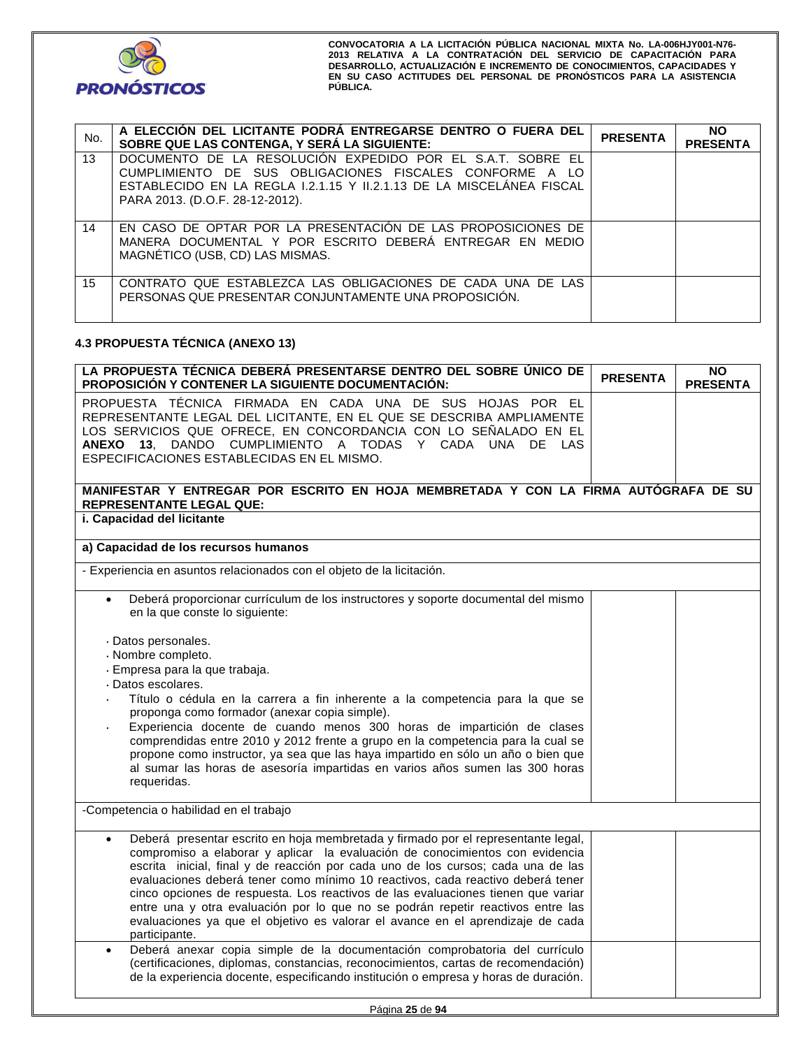| No. | A ELECCIÓN DEL LICITANTE PODRÁ ENTREGARSE DENTRO O FUERA DEL SOBRE QUE LAS CONTENGA, Y SERÁ LA SIGUIENTE: | PRESENTA | NO PRESENTA |
|---|---|---|---|
| 13 | DOCUMENTO DE LA RESOLUCIÓN EXPEDIDO POR EL S.A.T. SOBRE EL CUMPLIMIENTO DE SUS OBLIGACIONES FISCALES CONFORME A LO ESTABLECIDO EN LA REGLA I.2.1.15 Y II.2.1.13 DE LA MISCELÁNEA FISCAL PARA 2013. (D.O.F. 28-12-2012). | | |
| 14 | EN CASO DE OPTAR POR LA PRESENTACIÓN DE LAS PROPOSICIONES DE MANERA DOCUMENTAL Y POR ESCRITO DEBERÁ ENTREGAR EN MEDIO MAGNÉTICO (USB, CD) LAS MISMAS. | | |
| 15 | CONTRATO QUE ESTABLEZCA LAS OBLIGACIONES DE CADA UNA DE LAS PERSONAS QUE PRESENTAR CONJUNTAMENTE UNA PROPOSICIÓN. | | |

### 4.3 PROPUESTA TÉCNICA (ANEXO 13)

| LA PROPUESTA TÉCNICA DEBERÁ PRESENTARSE DENTRO DEL SOBRE ÚNICO DE PROPOSICIÓN Y CONTENER LA SIGUIENTE DOCUMENTACIÓN: | PRESENTA | NO PRESENTA |
|---|---|---|
| PROPUESTA TÉCNICA FIRMADA EN CADA UNA DE SUS HOJAS POR EL REPRESENTANTE LEGAL DEL LICITANTE, EN EL QUE SE DESCRIBA AMPLIAMENTE LOS SERVICIOS QUE OFRECE, EN CONCORDANCIA CON LO SEÑALADO EN EL **ANEXO 13**, DANDO CUMPLIMIENTO A TODAS Y CADA UNA DE LAS ESPECIFICACIONES ESTABLECIDAS EN EL MISMO. | | |
| **MANIFESTAR Y ENTREGAR POR ESCRITO EN HOJA MEMBRETADA Y CON LA FIRMA AUTÓGRAFA DE SU REPRESENTANTE LEGAL QUE:** | | |
| **i. Capacidad del licitante** | | |
| **a) Capacidad de los recursos humanos** | | |
| - Experiencia en asuntos relacionados con el objeto de la licitación. | | |
| • Deberá proporcionar currículum de los instructores y soporte documental del mismo en la que conste lo siguiente:<br><br>· Datos personales.<br>· Nombre completo.<br>· Empresa para la que trabaja.<br>· Datos escolares.<br>· Título o cédula en la carrera a fin inherente a la competencia para la que se proponga como formador (anexar copia simple).<br>· Experiencia docente de cuando menos 300 horas de impartición de clases comprendidas entre 2010 y 2012 frente a grupo en la competencia para la cual se propone como instructor, ya sea que las haya impartido en sólo un año o bien que al sumar las horas de asesoría impartidas en varios años sumen las 300 horas requeridas. | | |
| -Competencia o habilidad en el trabajo | | |
| • Deberá presentar escrito en hoja membretada y firmado por el representante legal, compromiso a elaborar y aplicar la evaluación de conocimientos con evidencia escrita inicial, final y de reacción por cada uno de los cursos; cada una de las evaluaciones deberá tener como mínimo 10 reactivos, cada reactivo deberá tener cinco opciones de respuesta. Los reactivos de las evaluaciones tienen que variar entre una y otra evaluación por lo que no se podrán repetir reactivos entre las evaluaciones ya que el objetivo es valorar el avance en el aprendizaje de cada participante. | | |
| • Deberá anexar copia simple de la documentación comprobatoria del currículo (certificaciones, diplomas, constancias, reconocimientos, cartas de recomendación) de la experiencia docente, especificando institución o empresa y horas de duración. | | |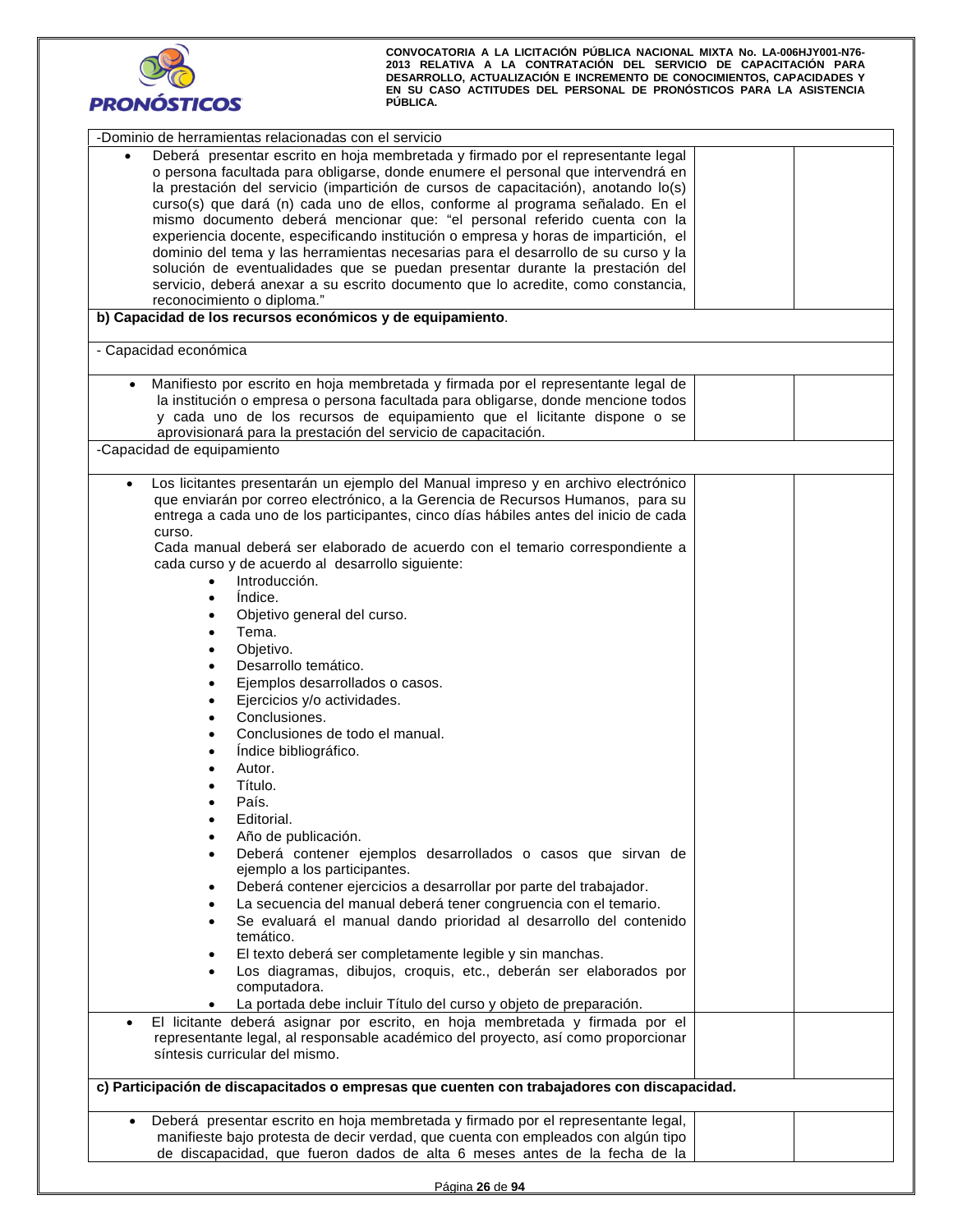| -Dominio de herramientas relacionadas con el servicio | | |
|---|---|---|
| • Deberá presentar escrito en hoja membretada y firmado por el representante legal o persona facultada para obligarse, donde enumere el personal que intervendrá en la prestación del servicio (impartición de cursos de capacitación), anotando lo(s) curso(s) que dará (n) cada uno de ellos, conforme al programa señalado. En el mismo documento deberá mencionar que: "el personal referido cuenta con la experiencia docente, especificando institución o empresa y horas de impartición, el dominio del tema y las herramientas necesarias para el desarrollo de su curso y la solución de eventualidades que se puedan presentar durante la prestación del servicio, deberá anexar a su escrito documento que lo acredite, como constancia, reconocimiento o diploma." | | |
| **b) Capacidad de los recursos económicos y de equipamiento**. | | |
| - Capacidad económica | | |
| • Manifiesto por escrito en hoja membretada y firmada por el representante legal de la institución o empresa o persona facultada para obligarse, donde mencione todos y cada uno de los recursos de equipamiento que el licitante dispone o se aprovisionará para la prestación del servicio de capacitación. | | |
| -Capacidad de equipamiento | | |
| • Los licitantes presentarán un ejemplo del Manual impreso y en archivo electrónico que enviarán por correo electrónico, a la Gerencia de Recursos Humanos, para su entrega a cada uno de los participantes, cinco días hábiles antes del inicio de cada curso.<br>Cada manual deberá ser elaborado de acuerdo con el temario correspondiente a cada curso y de acuerdo al desarrollo siguiente:<br>• Introducción.<br>• Índice.<br>• Objetivo general del curso.<br>• Tema.<br>• Objetivo.<br>• Desarrollo temático.<br>• Ejemplos desarrollados o casos.<br>• Ejercicios y/o actividades.<br>• Conclusiones.<br>• Conclusiones de todo el manual.<br>• Índice bibliográfico.<br>• Autor.<br>• Título.<br>• País.<br>• Editorial.<br>• Año de publicación.<br>• Deberá contener ejemplos desarrollados o casos que sirvan de ejemplo a los participantes.<br>• Deberá contener ejercicios a desarrollar por parte del trabajador.<br>• La secuencia del manual deberá tener congruencia con el temario.<br>• Se evaluará el manual dando prioridad al desarrollo del contenido temático.<br>• El texto deberá ser completamente legible y sin manchas.<br>• Los diagramas, dibujos, croquis, etc., deberán ser elaborados por computadora.<br>• La portada debe incluir Título del curso y objeto de preparación. | | |
| • El licitante deberá asignar por escrito, en hoja membretada y firmada por el representante legal, al responsable académico del proyecto, así como proporcionar síntesis curricular del mismo. | | |
| **c) Participación de discapacitados o empresas que cuenten con trabajadores con discapacidad.** | | |
| • Deberá presentar escrito en hoja membretada y firmado por el representante legal, manifieste bajo protesta de decir verdad, que cuenta con empleados con algún tipo de discapacidad, que fueron dados de alta 6 meses antes de la fecha de la | | |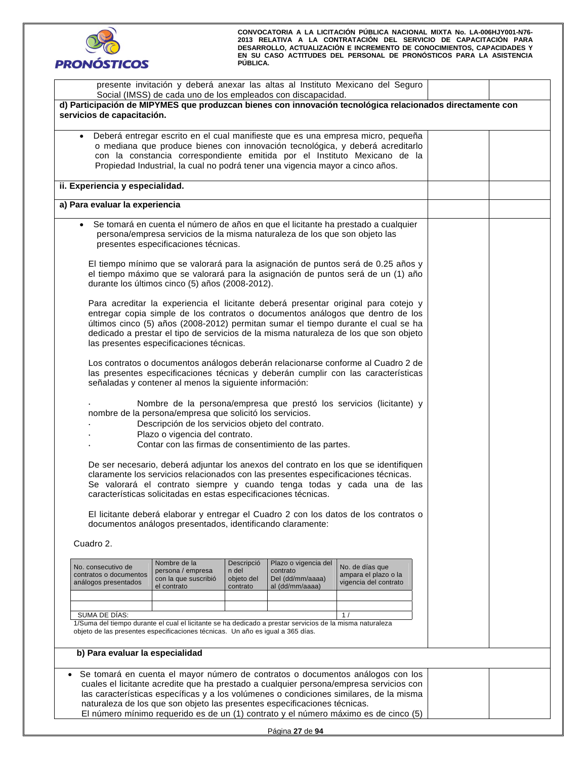presente invitación y deberá anexar las altas al Instituto Mexicano del Seguro Social (IMSS) de cada uno de los empleados con discapacidad.

**d) Participación de MIPYMES que produzcan bienes con innovación tecnológica relacionados directamente con servicios de capacitación.**

- Deberá entregar escrito en el cual manifieste que es una empresa micro, pequeña o mediana que produce bienes con innovación tecnológica, y deberá acreditarlo con la constancia correspondiente emitida por el Instituto Mexicano de la Propiedad Industrial, la cual no podrá tener una vigencia mayor a cinco años.

**ii. Experiencia y especialidad.**

**a) Para evaluar la experiencia**

- Se tomará en cuenta el número de años en que el licitante ha prestado a cualquier persona/empresa servicios de la misma naturaleza de los que son objeto las presentes especificaciones técnicas.

El tiempo mínimo que se valorará para la asignación de puntos será de 0.25 años y el tiempo máximo que se valorará para la asignación de puntos será de un (1) año durante los últimos cinco (5) años (2008-2012).

Para acreditar la experiencia el licitante deberá presentar original para cotejo y entregar copia simple de los contratos o documentos análogos que dentro de los últimos cinco (5) años (2008-2012) permitan sumar el tiempo durante el cual se ha dedicado a prestar el tipo de servicios de la misma naturaleza de los que son objeto las presentes especificaciones técnicas.

Los contratos o documentos análogos deberán relacionarse conforme al Cuadro 2 de las presentes especificaciones técnicas y deberán cumplir con las características señaladas y contener al menos la siguiente información:

- Nombre de la persona/empresa que prestó los servicios (licitante) y nombre de la persona/empresa que solicitó los servicios.
- Descripción de los servicios objeto del contrato.
- Plazo o vigencia del contrato.
- Contar con las firmas de consentimiento de las partes.

De ser necesario, deberá adjuntar los anexos del contrato en los que se identifiquen claramente los servicios relacionados con las presentes especificaciones técnicas. Se valorará el contrato siempre y cuando tenga todas y cada una de las características solicitadas en estas especificaciones técnicas.

El licitante deberá elaborar y entregar el Cuadro 2 con los datos de los contratos o documentos análogos presentados, identificando claramente:

Cuadro 2.

| No. consecutivo de contratos o documentos análogos presentados | Nombre de la persona / empresa con la que suscribió el contrato | Descripción del objeto del contrato | Plazo o vigencia del contrato Del (dd/mm/aaaa) al (dd/mm/aaaa) | No. de días que ampara el plazo o la vigencia del contrato |
|---|---|---|---|---|
| | | | | |
| | | | | |
| SUMA DE DÍAS: | | | | 1 / |

1/Suma del tiempo durante el cual el licitante se ha dedicado a prestar servicios de la misma naturaleza objeto de las presentes especificaciones técnicas. Un año es igual a 365 días.

**b) Para evaluar la especialidad**

- Se tomará en cuenta el mayor número de contratos o documentos análogos con los cuales el licitante acredite que ha prestado a cualquier persona/empresa servicios con las características específicas y a los volúmenes o condiciones similares, de la misma naturaleza de los que son objeto las presentes especificaciones técnicas.
  El número mínimo requerido es de un (1) contrato y el número máximo es de cinco (5)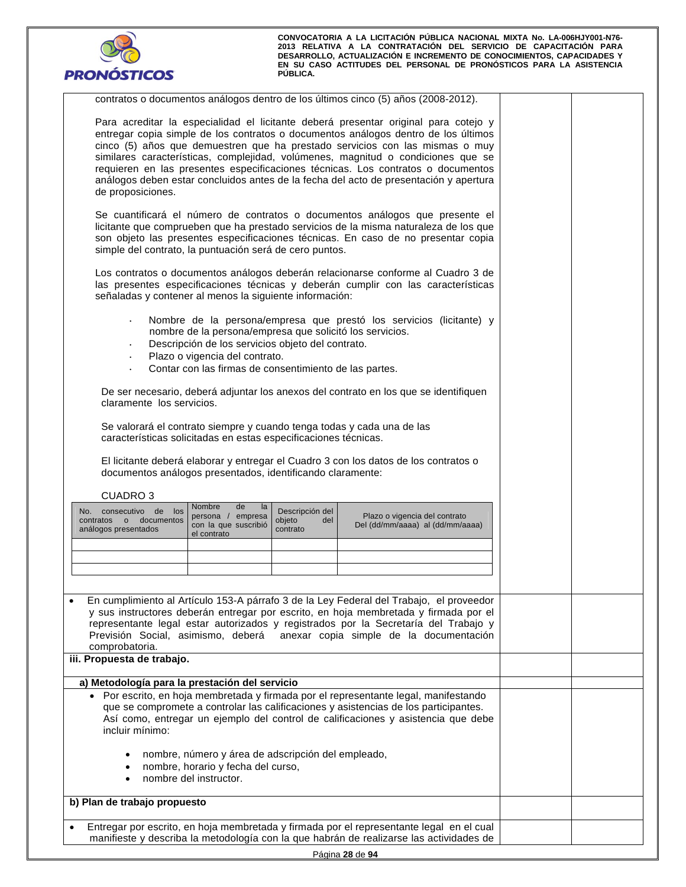contratos o documentos análogos dentro de los últimos cinco (5) años (2008-2012).

Para acreditar la especialidad el licitante deberá presentar original para cotejo y entregar copia simple de los contratos o documentos análogos dentro de los últimos cinco (5) años que demuestren que ha prestado servicios con las mismas o muy similares características, complejidad, volúmenes, magnitud o condiciones que se requieren en las presentes especificaciones técnicas. Los contratos o documentos análogos deben estar concluidos antes de la fecha del acto de presentación y apertura de proposiciones.

Se cuantificará el número de contratos o documentos análogos que presente el licitante que comprueben que ha prestado servicios de la misma naturaleza de los que son objeto las presentes especificaciones técnicas. En caso de no presentar copia simple del contrato, la puntuación será de cero puntos.

Los contratos o documentos análogos deberán relacionarse conforme al Cuadro 3 de las presentes especificaciones técnicas y deberán cumplir con las características señaladas y contener al menos la siguiente información:

- Nombre de la persona/empresa que prestó los servicios (licitante) y nombre de la persona/empresa que solicitó los servicios.
- Descripción de los servicios objeto del contrato.
- Plazo o vigencia del contrato.
- Contar con las firmas de consentimiento de las partes.

De ser necesario, deberá adjuntar los anexos del contrato en los que se identifiquen claramente los servicios.

Se valorará el contrato siempre y cuando tenga todas y cada una de las características solicitadas en estas especificaciones técnicas.

El licitante deberá elaborar y entregar el Cuadro 3 con los datos de los contratos o documentos análogos presentados, identificando claramente:

CUADRO 3

| No. consecutivo de los contratos o documentos análogos presentados | Nombre de la persona / empresa con la que suscribió el contrato | Descripción del objeto del contrato | Plazo o vigencia del contrato Del (dd/mm/aaaa) al (dd/mm/aaaa) |
|---|---|---|---|
| | | | |
| | | | |
| | | | |

- En cumplimiento al Artículo 153-A párrafo 3 de la Ley Federal del Trabajo, el proveedor y sus instructores deberán entregar por escrito, en hoja membretada y firmada por el representante legal estar autorizados y registrados por la Secretaría del Trabajo y Previsión Social, asimismo, deberá anexar copia simple de la documentación comprobatoria.

**iii. Propuesta de trabajo.**

**a) Metodología para la prestación del servicio**

- Por escrito, en hoja membretada y firmada por el representante legal, manifestando que se compromete a controlar las calificaciones y asistencias de los participantes. Así como, entregar un ejemplo del control de calificaciones y asistencia que debe incluir mínimo:
  - nombre, número y área de adscripción del empleado,
  - nombre, horario y fecha del curso,
  - nombre del instructor.

**b) Plan de trabajo propuesto**

- Entregar por escrito, en hoja membretada y firmada por el representante legal en el cual manifieste y describa la metodología con la que habrán de realizarse las actividades de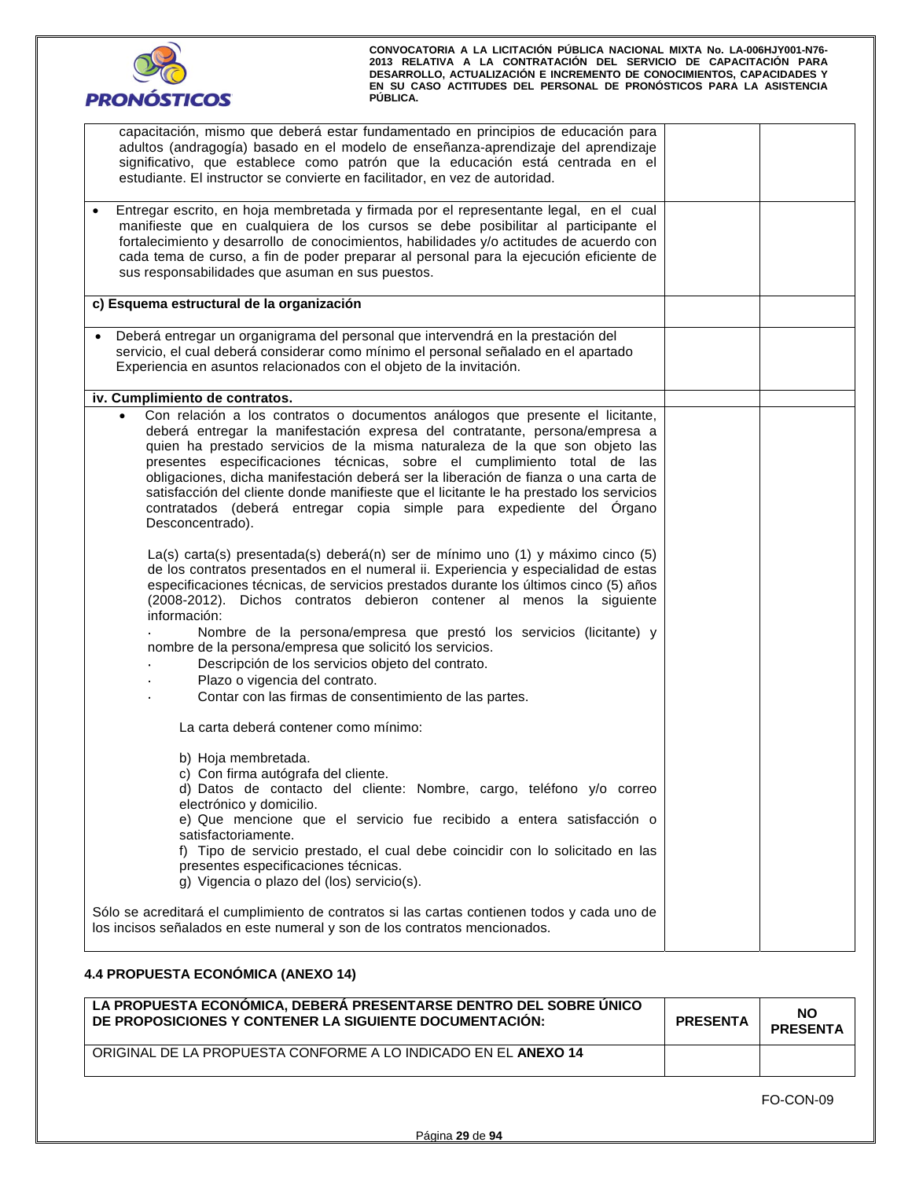| | | |
|---|---|---|
| capacitación, mismo que deberá estar fundamentado en principios de educación para adultos (andragogía) basado en el modelo de enseñanza-aprendizaje del aprendizaje significativo, que establece como patrón que la educación está centrada en el estudiante. El instructor se convierte en facilitador, en vez de autoridad. | | |
| • Entregar escrito, en hoja membretada y firmada por el representante legal, en el cual manifieste que en cualquiera de los cursos se debe posibilitar al participante el fortalecimiento y desarrollo de conocimientos, habilidades y/o actitudes de acuerdo con cada tema de curso, a fin de poder preparar al personal para la ejecución eficiente de sus responsabilidades que asuman en sus puestos. | | |
| **c) Esquema estructural de la organización** | | |
| • Deberá entregar un organigrama del personal que intervendrá en la prestación del servicio, el cual deberá considerar como mínimo el personal señalado en el apartado Experiencia en asuntos relacionados con el objeto de la invitación. | | |
| **iv. Cumplimiento de contratos.** | | |
| • Con relación a los contratos o documentos análogos que presente el licitante, deberá entregar la manifestación expresa del contratante, persona/empresa a quien ha prestado servicios de la misma naturaleza de la que son objeto las presentes especificaciones técnicas, sobre el cumplimiento total de las obligaciones, dicha manifestación deberá ser la liberación de fianza o una carta de satisfacción del cliente donde manifieste que el licitante le ha prestado los servicios contratados (deberá entregar copia simple para expediente del Órgano Desconcentrado).<br><br>La(s) carta(s) presentada(s) deberá(n) ser de mínimo uno (1) y máximo cinco (5) de los contratos presentados en el numeral ii. Experiencia y especialidad de estas especificaciones técnicas, de servicios prestados durante los últimos cinco (5) años (2008-2012). Dichos contratos debieron contener al menos la siguiente información:<br>· Nombre de la persona/empresa que prestó los servicios (licitante) y nombre de la persona/empresa que solicitó los servicios.<br>· Descripción de los servicios objeto del contrato.<br>· Plazo o vigencia del contrato.<br>· Contar con las firmas de consentimiento de las partes.<br><br>La carta deberá contener como mínimo:<br><br>b) Hoja membretada.<br>c) Con firma autógrafa del cliente.<br>d) Datos de contacto del cliente: Nombre, cargo, teléfono y/o correo electrónico y domicilio.<br>e) Que mencione que el servicio fue recibido a entera satisfacción o satisfactoriamente.<br>f) Tipo de servicio prestado, el cual debe coincidir con lo solicitado en las presentes especificaciones técnicas.<br>g) Vigencia o plazo del (los) servicio(s).<br><br>Sólo se acreditará el cumplimiento de contratos si las cartas contienen todos y cada uno de los incisos señalados en este numeral y son de los contratos mencionados. | | |

### 4.4 PROPUESTA ECONÓMICA (ANEXO 14)

| LA PROPUESTA ECONÓMICA, DEBERÁ PRESENTARSE DENTRO DEL SOBRE ÚNICO DE PROPOSICIONES Y CONTENER LA SIGUIENTE DOCUMENTACIÓN: | PRESENTA | NO PRESENTA |
|---|---|---|
| ORIGINAL DE LA PROPUESTA CONFORME A LO INDICADO EN EL **ANEXO 14** | | |

FO-CON-09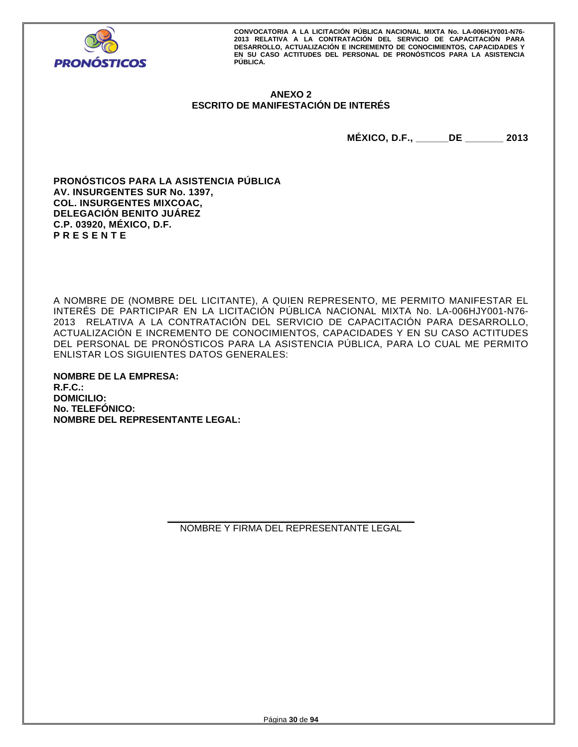## ANEXO 2
## ESCRITO DE MANIFESTACIÓN DE INTERÉS

**MÉXICO, D.F., ______DE _______ 2013**

**PRONÓSTICOS PARA LA ASISTENCIA PÚBLICA**
**AV. INSURGENTES SUR No. 1397,**
**COL. INSURGENTES MIXCOAC,**
**DELEGACIÓN BENITO JUÁREZ**
**C.P. 03920, MÉXICO, D.F.**
**P R E S E N T E**

A NOMBRE DE (NOMBRE DEL LICITANTE), A QUIEN REPRESENTO, ME PERMITO MANIFESTAR EL INTERÉS DE PARTICIPAR EN LA LICITACIÓN PÚBLICA NACIONAL MIXTA No. LA-006HJY001-N76-2013 RELATIVA A LA CONTRATACIÓN DEL SERVICIO DE CAPACITACIÓN PARA DESARROLLO, ACTUALIZACIÓN E INCREMENTO DE CONOCIMIENTOS, CAPACIDADES Y EN SU CASO ACTITUDES DEL PERSONAL DE PRONÓSTICOS PARA LA ASISTENCIA PÚBLICA, PARA LO CUAL ME PERMITO ENLISTAR LOS SIGUIENTES DATOS GENERALES:

**NOMBRE DE LA EMPRESA:**
**R.F.C.:**
**DOMICILIO:**
**No. TELEFÓNICO:**
**NOMBRE DEL REPRESENTANTE LEGAL:**

_____________________________________________
NOMBRE Y FIRMA DEL REPRESENTANTE LEGAL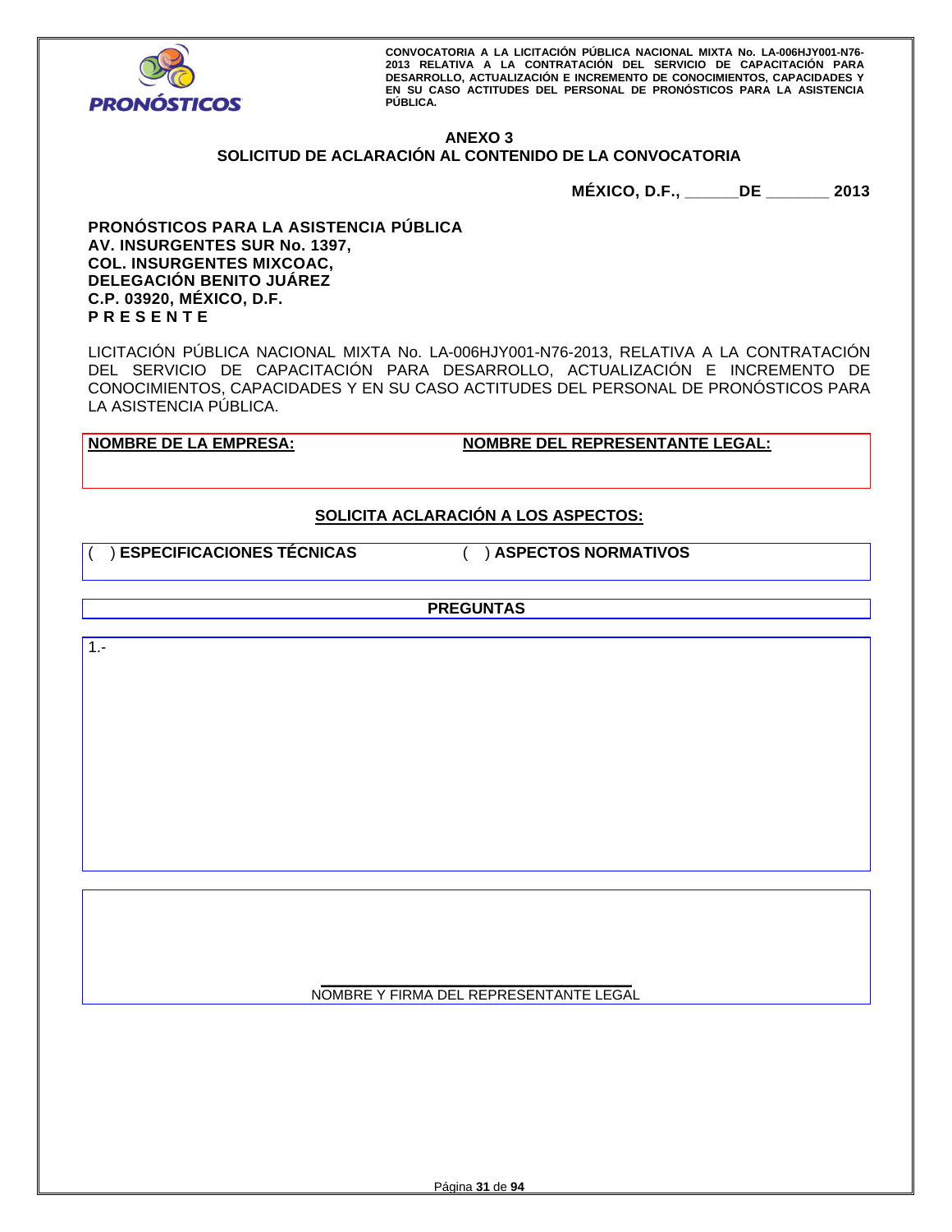## ANEXO 3
## SOLICITUD DE ACLARACIÓN AL CONTENIDO DE LA CONVOCATORIA

**MÉXICO, D.F., ______DE _______ 2013**

**PRONÓSTICOS PARA LA ASISTENCIA PÚBLICA**
**AV. INSURGENTES SUR No. 1397,**
**COL. INSURGENTES MIXCOAC,**
**DELEGACIÓN BENITO JUÁREZ**
**C.P. 03920, MÉXICO, D.F.**
**P R E S E N T E**

LICITACIÓN PÚBLICA NACIONAL MIXTA No. LA-006HJY001-N76-2013, RELATIVA A LA CONTRATACIÓN DEL SERVICIO DE CAPACITACIÓN PARA DESARROLLO, ACTUALIZACIÓN E INCREMENTO DE CONOCIMIENTOS, CAPACIDADES Y EN SU CASO ACTITUDES DEL PERSONAL DE PRONÓSTICOS PARA LA ASISTENCIA PÚBLICA.

| **NOMBRE DE LA EMPRESA:** | **NOMBRE DEL REPRESENTANTE LEGAL:** |
|---|---|
| | |

**SOLICITA ACLARACIÓN A LOS ASPECTOS:**

( ) **ESPECIFICACIONES TÉCNICAS** ( ) **ASPECTOS NORMATIVOS**

**PREGUNTAS**

1.-

&nbsp;

&nbsp;

______________________________________
NOMBRE Y FIRMA DEL REPRESENTANTE LEGAL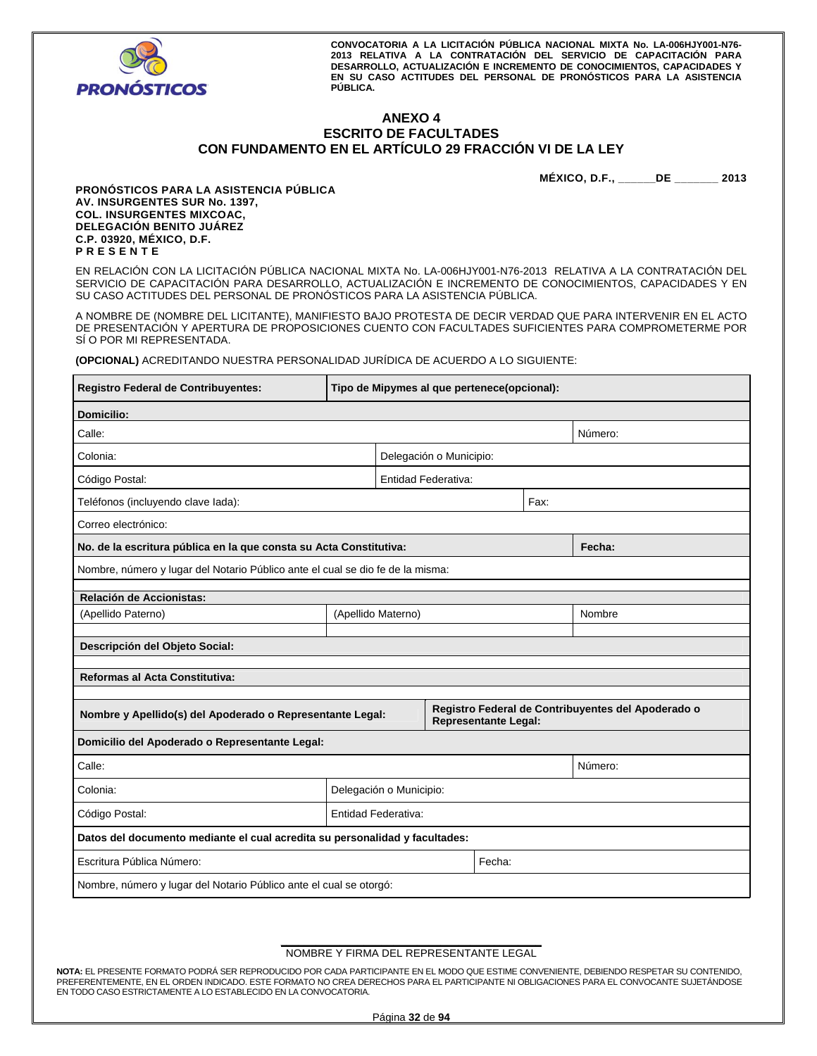# ANEXO 4
## ESCRITO DE FACULTADES
## CON FUNDAMENTO EN EL ARTÍCULO 29 FRACCIÓN VI DE LA LEY

**MÉXICO, D.F., ______DE _______ 2013**

**PRONÓSTICOS PARA LA ASISTENCIA PÚBLICA**
**AV. INSURGENTES SUR No. 1397,**
**COL. INSURGENTES MIXCOAC,**
**DELEGACIÓN BENITO JUÁREZ**
**C.P. 03920, MÉXICO, D.F.**
**P R E S E N T E**

EN RELACIÓN CON LA LICITACIÓN PÚBLICA NACIONAL MIXTA No. LA-006HJY001-N76-2013 RELATIVA A LA CONTRATACIÓN DEL SERVICIO DE CAPACITACIÓN PARA DESARROLLO, ACTUALIZACIÓN E INCREMENTO DE CONOCIMIENTOS, CAPACIDADES Y EN SU CASO ACTITUDES DEL PERSONAL DE PRONÓSTICOS PARA LA ASISTENCIA PÚBLICA.

A NOMBRE DE (NOMBRE DEL LICITANTE), MANIFIESTO BAJO PROTESTA DE DECIR VERDAD QUE PARA INTERVENIR EN EL ACTO DE PRESENTACIÓN Y APERTURA DE PROPOSICIONES CUENTO CON FACULTADES SUFICIENTES PARA COMPROMETERME POR SÍ O POR MI REPRESENTADA.

**(OPCIONAL)** ACREDITANDO NUESTRA PERSONALIDAD JURÍDICA DE ACUERDO A LO SIGUIENTE:

| **Registro Federal de Contribuyentes:** | **Tipo de Mipymes al que pertenece(opcional):** | |
|---|---|---|
| **Domicilio:** | | |
| Calle: | | Número: |
| Colonia: | Delegación o Municipio: | |
| Código Postal: | Entidad Federativa: | |
| Teléfonos (incluyendo clave lada): | Fax: | |
| Correo electrónico: | | |
| **No. de la escritura pública en la que consta su Acta Constitutiva:** | | **Fecha:** |
| Nombre, número y lugar del Notario Público ante el cual se dio fe de la misma: | | |
| **Relación de Accionistas:** | | |
| (Apellido Paterno) | (Apellido Materno) | Nombre |
| | | |
| **Descripción del Objeto Social:** | | |
| | | |
| **Reformas al Acta Constitutiva:** | | |
| | | |
| **Nombre y Apellido(s) del Apoderado o Representante Legal:** | **Registro Federal de Contribuyentes del Apoderado o Representante Legal:** | |
| **Domicilio del Apoderado o Representante Legal:** | | |
| Calle: | | Número: |
| Colonia: | Delegación o Municipio: | |
| Código Postal: | Entidad Federativa: | |
| **Datos del documento mediante el cual acredita su personalidad y facultades:** | | |
| Escritura Pública Número: | Fecha: | |
| Nombre, número y lugar del Notario Público ante el cual se otorgó: | | |

NOMBRE Y FIRMA DEL REPRESENTANTE LEGAL

**NOTA:** EL PRESENTE FORMATO PODRÁ SER REPRODUCIDO POR CADA PARTICIPANTE EN EL MODO QUE ESTIME CONVENIENTE, DEBIENDO RESPETAR SU CONTENIDO, PREFERENTEMENTE, EN EL ORDEN INDICADO. ESTE FORMATO NO CREA DERECHOS PARA EL PARTICIPANTE NI OBLIGACIONES PARA EL CONVOCANTE SUJETÁNDOSE EN TODO CASO ESTRICTAMENTE A LO ESTABLECIDO EN LA CONVOCATORIA.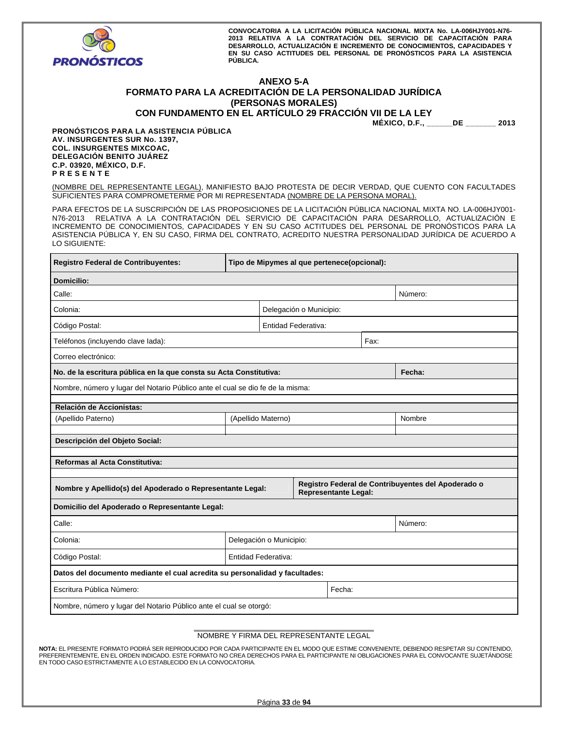## ANEXO 5-A

## FORMATO PARA LA ACREDITACIÓN DE LA PERSONALIDAD JURÍDICA (PERSONAS MORALES) CON FUNDAMENTO EN EL ARTÍCULO 29 FRACCIÓN VII DE LA LEY

**MÉXICO, D.F., ______DE _______ 2013**

**PRONÓSTICOS PARA LA ASISTENCIA PÚBLICA**
**AV. INSURGENTES SUR No. 1397,**
**COL. INSURGENTES MIXCOAC,**
**DELEGACIÓN BENITO JUÁREZ**
**C.P. 03920, MÉXICO, D.F.**
**P R E S E N T E**

(NOMBRE DEL REPRESENTANTE LEGAL), MANIFIESTO BAJO PROTESTA DE DECIR VERDAD, QUE CUENTO CON FACULTADES SUFICIENTES PARA COMPROMETERME POR MI REPRESENTADA (NOMBRE DE LA PERSONA MORAL).

PARA EFECTOS DE LA SUSCRIPCIÓN DE LAS PROPOSICIONES DE LA LICITACIÓN PÚBLICA NACIONAL MIXTA NO. LA-006HJY001-N76-2013 RELATIVA A LA CONTRATACIÓN DEL SERVICIO DE CAPACITACIÓN PARA DESARROLLO, ACTUALIZACIÓN E INCREMENTO DE CONOCIMIENTOS, CAPACIDADES Y EN SU CASO ACTITUDES DEL PERSONAL DE PRONÓSTICOS PARA LA ASISTENCIA PÚBLICA Y, EN SU CASO, FIRMA DEL CONTRATO, ACREDITO NUESTRA PERSONALIDAD JURÍDICA DE ACUERDO A LO SIGUIENTE:

| **Registro Federal de Contribuyentes:** | **Tipo de Mipymes al que pertenece(opcional):** | |
|---|---|---|
| **Domicilio:** | | |
| Calle: | | Número: |
| Colonia: | Delegación o Municipio: | |
| Código Postal: | Entidad Federativa: | |
| Teléfonos (incluyendo clave lada): | Fax: | |
| Correo electrónico: | | |
| **No. de la escritura pública en la que consta su Acta Constitutiva:** | | **Fecha:** |
| Nombre, número y lugar del Notario Público ante el cual se dio fe de la misma: | | |
| **Relación de Accionistas:** | | |
| (Apellido Paterno) | (Apellido Materno) | Nombre |
| | | |
| **Descripción del Objeto Social:** | | |
| | | |
| **Reformas al Acta Constitutiva:** | | |
| | | |
| **Nombre y Apellido(s) del Apoderado o Representante Legal:** | **Registro Federal de Contribuyentes del Apoderado o Representante Legal:** | |
| **Domicilio del Apoderado o Representante Legal:** | | |
| Calle: | | Número: |
| Colonia: | Delegación o Municipio: | |
| Código Postal: | Entidad Federativa: | |
| **Datos del documento mediante el cual acredita su personalidad y facultades:** | | |
| Escritura Pública Número: | Fecha: | |
| Nombre, número y lugar del Notario Público ante el cual se otorgó: | | |

______________________________
NOMBRE Y FIRMA DEL REPRESENTANTE LEGAL

**NOTA:** EL PRESENTE FORMATO PODRÁ SER REPRODUCIDO POR CADA PARTICIPANTE EN EL MODO QUE ESTIME CONVENIENTE, DEBIENDO RESPETAR SU CONTENIDO, PREFERENTEMENTE, EN EL ORDEN INDICADO. ESTE FORMATO NO CREA DERECHOS PARA EL PARTICIPANTE NI OBLIGACIONES PARA EL CONVOCANTE SUJETÁNDOSE EN TODO CASO ESTRICTAMENTE A LO ESTABLECIDO EN LA CONVOCATORIA.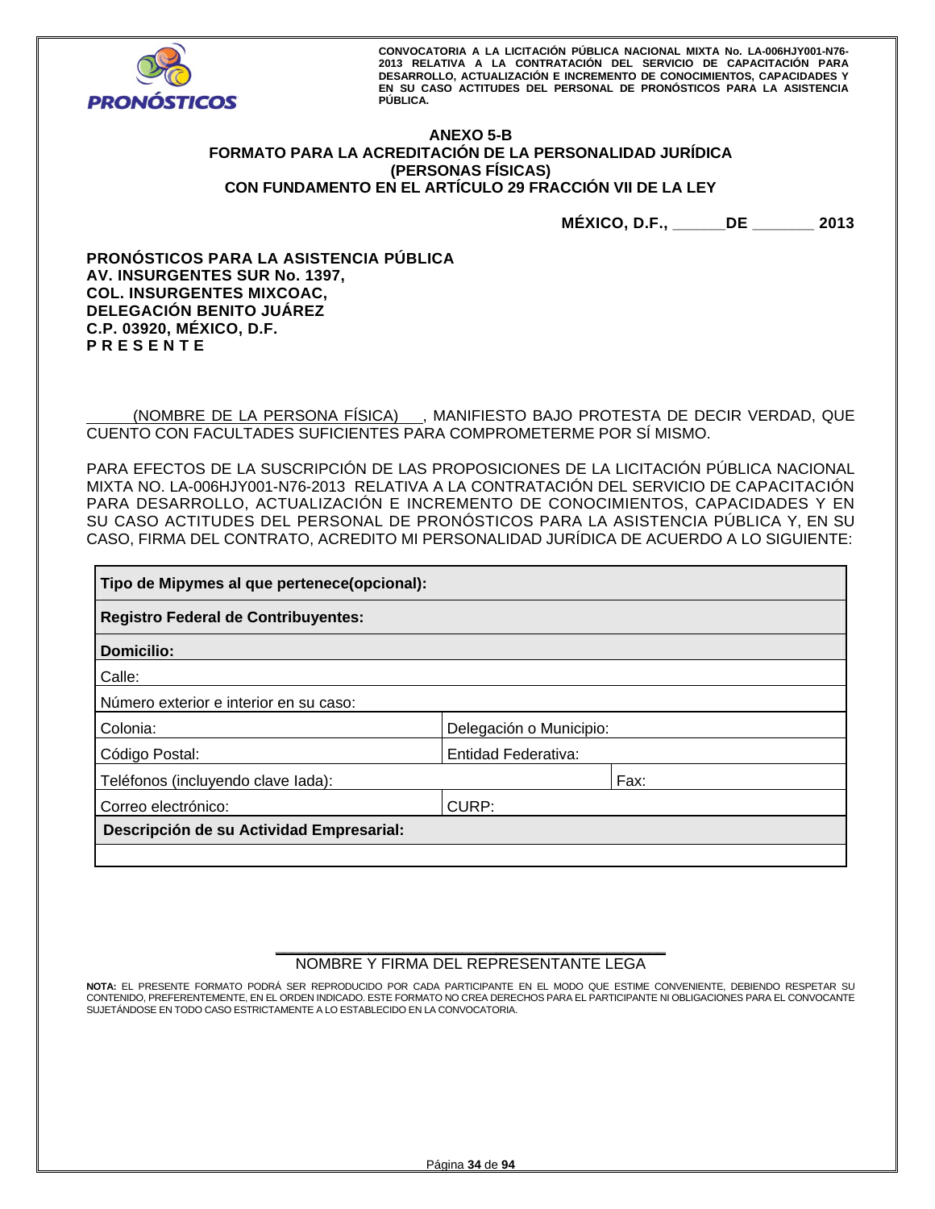**ANEXO 5-B**
**FORMATO PARA LA ACREDITACIÓN DE LA PERSONALIDAD JURÍDICA**
**(PERSONAS FÍSICAS)**
**CON FUNDAMENTO EN EL ARTÍCULO 29 FRACCIÓN VII DE LA LEY**

**MÉXICO, D.F., ______DE _______ 2013**

**PRONÓSTICOS PARA LA ASISTENCIA PÚBLICA**
**AV. INSURGENTES SUR No. 1397,**
**COL. INSURGENTES MIXCOAC,**
**DELEGACIÓN BENITO JUÁREZ**
**C.P. 03920, MÉXICO, D.F.**
**P R E S E N T E**

_____(NOMBRE DE LA PERSONA FÍSICA)___, MANIFIESTO BAJO PROTESTA DE DECIR VERDAD, QUE CUENTO CON FACULTADES SUFICIENTES PARA COMPROMETERME POR SÍ MISMO.

PARA EFECTOS DE LA SUSCRIPCIÓN DE LAS PROPOSICIONES DE LA LICITACIÓN PÚBLICA NACIONAL MIXTA NO. LA-006HJY001-N76-2013 RELATIVA A LA CONTRATACIÓN DEL SERVICIO DE CAPACITACIÓN PARA DESARROLLO, ACTUALIZACIÓN E INCREMENTO DE CONOCIMIENTOS, CAPACIDADES Y EN SU CASO ACTITUDES DEL PERSONAL DE PRONÓSTICOS PARA LA ASISTENCIA PÚBLICA Y, EN SU CASO, FIRMA DEL CONTRATO, ACREDITO MI PERSONALIDAD JURÍDICA DE ACUERDO A LO SIGUIENTE:

| **Tipo de Mipymes al que pertenece(opcional):** | | |
|---|---|---|
| **Registro Federal de Contribuyentes:** | | |
| **Domicilio:** | | |
| Calle: | | |
| Número exterior e interior en su caso: | | |
| Colonia: | Delegación o Municipio: | |
| Código Postal: | Entidad Federativa: | |
| Teléfonos (incluyendo clave lada): | | Fax: |
| Correo electrónico: | CURP: | |
| **Descripción de su Actividad Empresarial:** | | |
| | | |

\_\_\_\_\_\_\_\_\_\_\_\_\_\_\_\_\_\_\_\_\_\_\_\_\_\_\_\_\_\_\_\_\_\_\_\_\_\_\_\_\_\_

NOMBRE Y FIRMA DEL REPRESENTANTE LEGA

**NOTA:** EL PRESENTE FORMATO PODRÁ SER REPRODUCIDO POR CADA PARTICIPANTE EN EL MODO QUE ESTIME CONVENIENTE, DEBIENDO RESPETAR SU CONTENIDO, PREFERENTEMENTE, EN EL ORDEN INDICADO. ESTE FORMATO NO CREA DERECHOS PARA EL PARTICIPANTE NI OBLIGACIONES PARA EL CONVOCANTE SUJETÁNDOSE EN TODO CASO ESTRICTAMENTE A LO ESTABLECIDO EN LA CONVOCATORIA.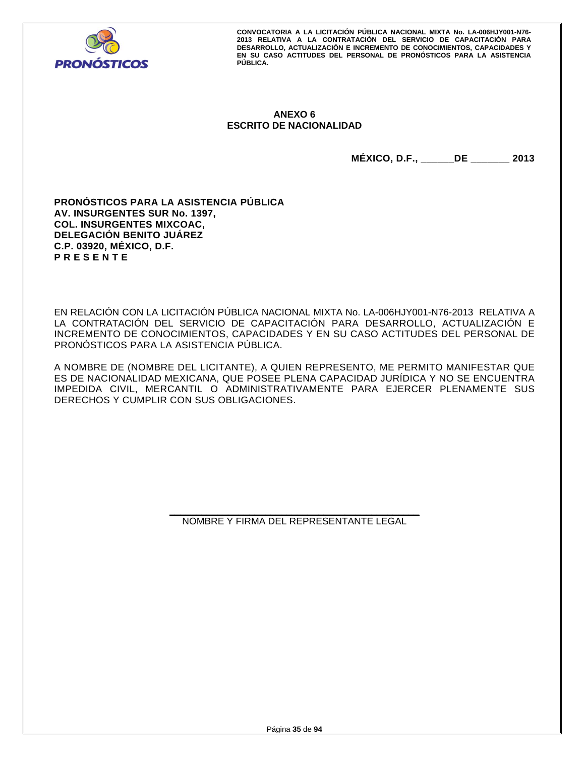## ANEXO 6
## ESCRITO DE NACIONALIDAD

**MÉXICO, D.F., ______DE _______ 2013**

**PRONÓSTICOS PARA LA ASISTENCIA PÚBLICA**
**AV. INSURGENTES SUR No. 1397,**
**COL. INSURGENTES MIXCOAC,**
**DELEGACIÓN BENITO JUÁREZ**
**C.P. 03920, MÉXICO, D.F.**
**P R E S E N T E**

EN RELACIÓN CON LA LICITACIÓN PÚBLICA NACIONAL MIXTA No. LA-006HJY001-N76-2013 RELATIVA A LA CONTRATACIÓN DEL SERVICIO DE CAPACITACIÓN PARA DESARROLLO, ACTUALIZACIÓN E INCREMENTO DE CONOCIMIENTOS, CAPACIDADES Y EN SU CASO ACTITUDES DEL PERSONAL DE PRONÓSTICOS PARA LA ASISTENCIA PÚBLICA.

A NOMBRE DE (NOMBRE DEL LICITANTE), A QUIEN REPRESENTO, ME PERMITO MANIFESTAR QUE ES DE NACIONALIDAD MEXICANA, QUE POSEE PLENA CAPACIDAD JURÍDICA Y NO SE ENCUENTRA IMPEDIDA CIVIL, MERCANTIL O ADMINISTRATIVAMENTE PARA EJERCER PLENAMENTE SUS DERECHOS Y CUMPLIR CON SUS OBLIGACIONES.

_____________________________________________
NOMBRE Y FIRMA DEL REPRESENTANTE LEGAL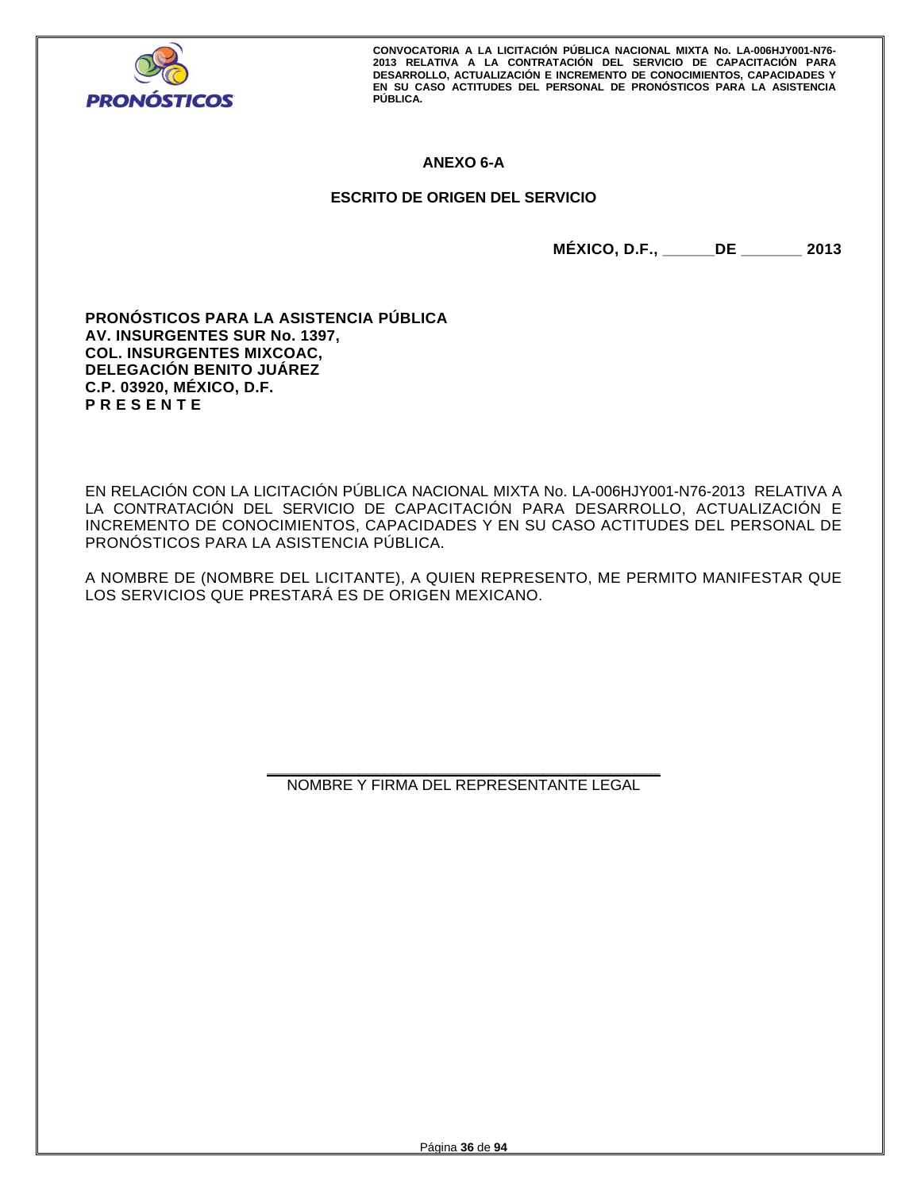## ANEXO 6-A

## ESCRITO DE ORIGEN DEL SERVICIO

**MÉXICO, D.F., ______DE _______ 2013**

**PRONÓSTICOS PARA LA ASISTENCIA PÚBLICA**
**AV. INSURGENTES SUR No. 1397,**
**COL. INSURGENTES MIXCOAC,**
**DELEGACIÓN BENITO JUÁREZ**
**C.P. 03920, MÉXICO, D.F.**
**P R E S E N T E**

EN RELACIÓN CON LA LICITACIÓN PÚBLICA NACIONAL MIXTA No. LA-006HJY001-N76-2013 RELATIVA A LA CONTRATACIÓN DEL SERVICIO DE CAPACITACIÓN PARA DESARROLLO, ACTUALIZACIÓN E INCREMENTO DE CONOCIMIENTOS, CAPACIDADES Y EN SU CASO ACTITUDES DEL PERSONAL DE PRONÓSTICOS PARA LA ASISTENCIA PÚBLICA.

A NOMBRE DE (NOMBRE DEL LICITANTE), A QUIEN REPRESENTO, ME PERMITO MANIFESTAR QUE LOS SERVICIOS QUE PRESTARÁ ES DE ORIGEN MEXICANO.

_____________________________________________

NOMBRE Y FIRMA DEL REPRESENTANTE LEGAL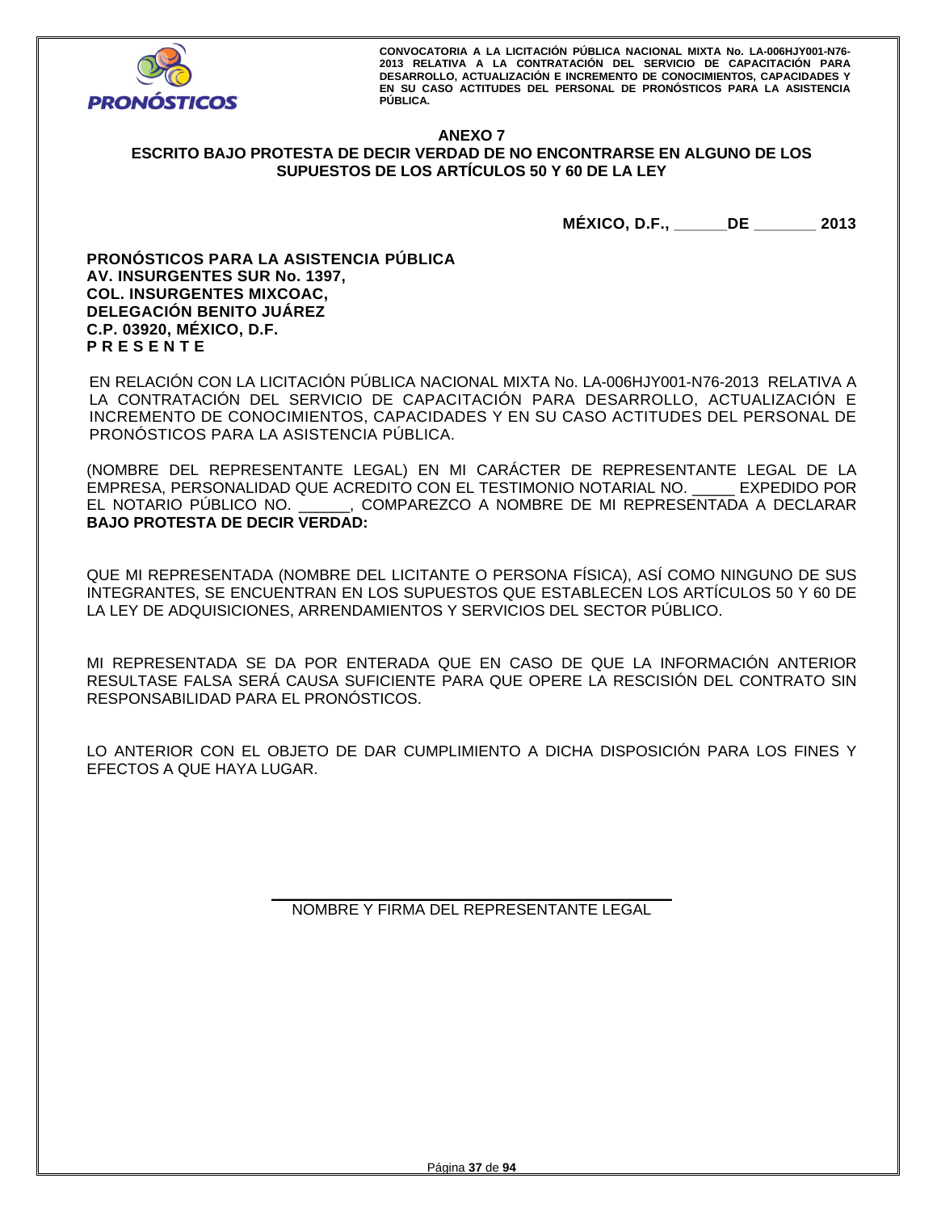## ANEXO 7

## ESCRITO BAJO PROTESTA DE DECIR VERDAD DE NO ENCONTRARSE EN ALGUNO DE LOS SUPUESTOS DE LOS ARTÍCULOS 50 Y 60 DE LA LEY

**MÉXICO, D.F., ______DE _______ 2013**

**PRONÓSTICOS PARA LA ASISTENCIA PÚBLICA**
**AV. INSURGENTES SUR No. 1397,**
**COL. INSURGENTES MIXCOAC,**
**DELEGACIÓN BENITO JUÁREZ**
**C.P. 03920, MÉXICO, D.F.**
**P R E S E N T E**

EN RELACIÓN CON LA LICITACIÓN PÚBLICA NACIONAL MIXTA No. LA-006HJY001-N76-2013 RELATIVA A LA CONTRATACIÓN DEL SERVICIO DE CAPACITACIÓN PARA DESARROLLO, ACTUALIZACIÓN E INCREMENTO DE CONOCIMIENTOS, CAPACIDADES Y EN SU CASO ACTITUDES DEL PERSONAL DE PRONÓSTICOS PARA LA ASISTENCIA PÚBLICA.

(NOMBRE DEL REPRESENTANTE LEGAL) EN MI CARÁCTER DE REPRESENTANTE LEGAL DE LA EMPRESA, PERSONALIDAD QUE ACREDITO CON EL TESTIMONIO NOTARIAL NO. _____ EXPEDIDO POR EL NOTARIO PÚBLICO NO. ______, COMPAREZCO A NOMBRE DE MI REPRESENTADA A DECLARAR **BAJO PROTESTA DE DECIR VERDAD:**

QUE MI REPRESENTADA (NOMBRE DEL LICITANTE O PERSONA FÍSICA), ASÍ COMO NINGUNO DE SUS INTEGRANTES, SE ENCUENTRAN EN LOS SUPUESTOS QUE ESTABLECEN LOS ARTÍCULOS 50 Y 60 DE LA LEY DE ADQUISICIONES, ARRENDAMIENTOS Y SERVICIOS DEL SECTOR PÚBLICO.

MI REPRESENTADA SE DA POR ENTERADA QUE EN CASO DE QUE LA INFORMACIÓN ANTERIOR RESULTASE FALSA SERÁ CAUSA SUFICIENTE PARA QUE OPERE LA RESCISIÓN DEL CONTRATO SIN RESPONSABILIDAD PARA EL PRONÓSTICOS.

LO ANTERIOR CON EL OBJETO DE DAR CUMPLIMIENTO A DICHA DISPOSICIÓN PARA LOS FINES Y EFECTOS A QUE HAYA LUGAR.

_______________________________________

NOMBRE Y FIRMA DEL REPRESENTANTE LEGAL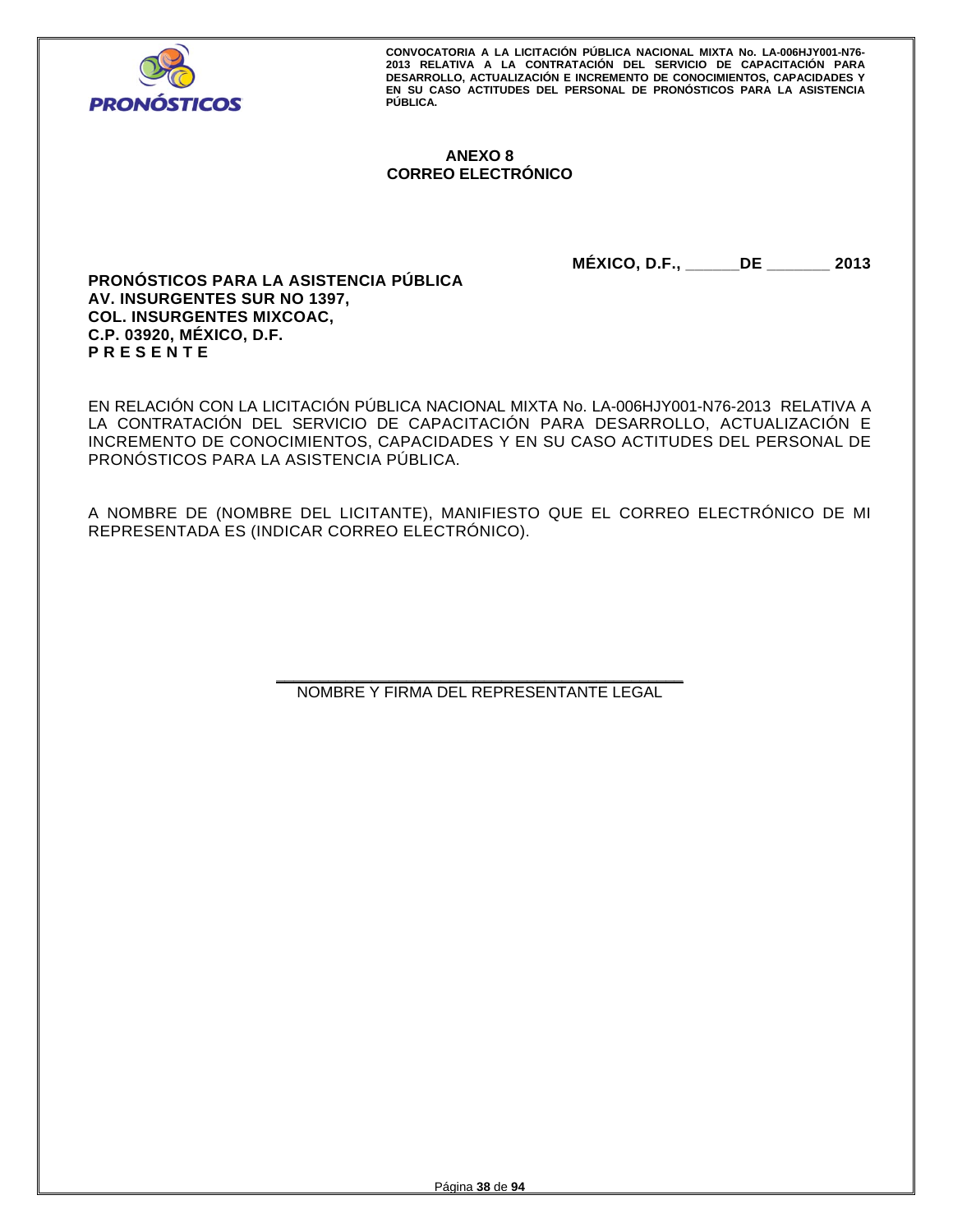## ANEXO 8
## CORREO ELECTRÓNICO

**MÉXICO, D.F., ______DE _______ 2013**

**PRONÓSTICOS PARA LA ASISTENCIA PÚBLICA**
**AV. INSURGENTES SUR NO 1397,**
**COL. INSURGENTES MIXCOAC,**
**C.P. 03920, MÉXICO, D.F.**
**P R E S E N T E**

EN RELACIÓN CON LA LICITACIÓN PÚBLICA NACIONAL MIXTA No. LA-006HJY001-N76-2013 RELATIVA A LA CONTRATACIÓN DEL SERVICIO DE CAPACITACIÓN PARA DESARROLLO, ACTUALIZACIÓN E INCREMENTO DE CONOCIMIENTOS, CAPACIDADES Y EN SU CASO ACTITUDES DEL PERSONAL DE PRONÓSTICOS PARA LA ASISTENCIA PÚBLICA.

A NOMBRE DE (NOMBRE DEL LICITANTE), MANIFIESTO QUE EL CORREO ELECTRÓNICO DE MI REPRESENTADA ES (INDICAR CORREO ELECTRÓNICO).

_____________________________________________

NOMBRE Y FIRMA DEL REPRESENTANTE LEGAL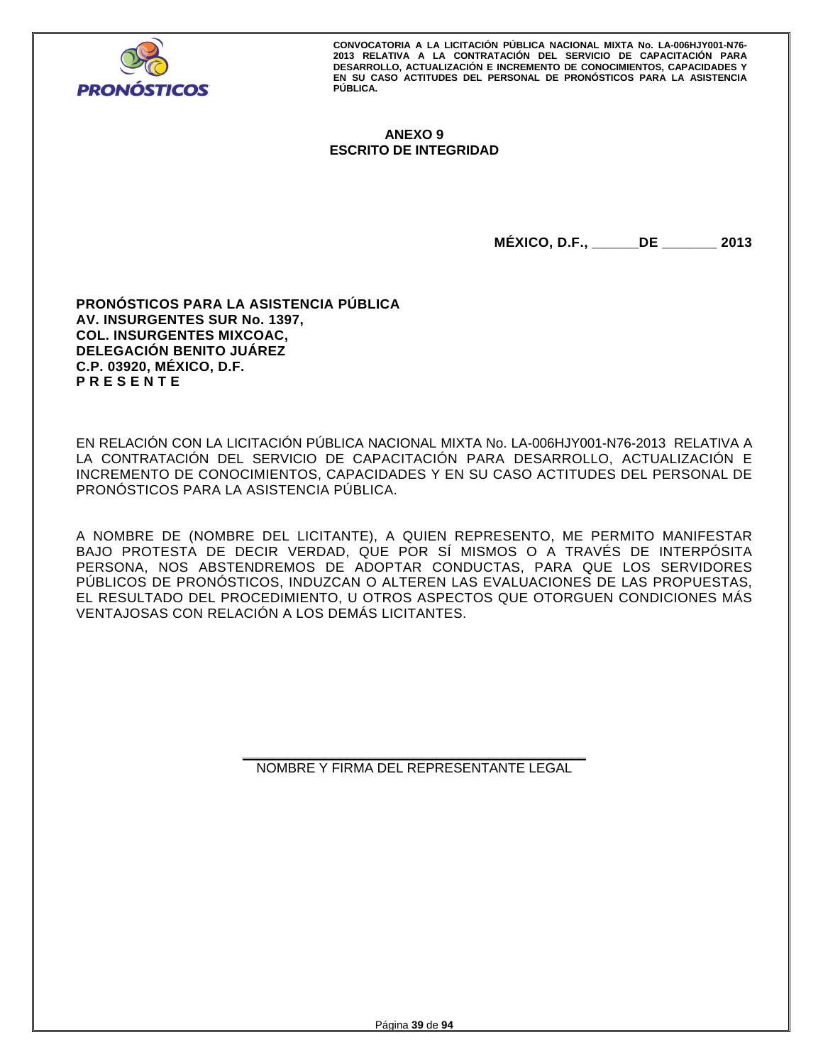## ANEXO 9
## ESCRITO DE INTEGRIDAD

**MÉXICO, D.F., ______DE _______ 2013**

**PRONÓSTICOS PARA LA ASISTENCIA PÚBLICA**
**AV. INSURGENTES SUR No. 1397,**
**COL. INSURGENTES MIXCOAC,**
**DELEGACIÓN BENITO JUÁREZ**
**C.P. 03920, MÉXICO, D.F.**
**P R E S E N T E**

EN RELACIÓN CON LA LICITACIÓN PÚBLICA NACIONAL MIXTA No. LA-006HJY001-N76-2013 RELATIVA A LA CONTRATACIÓN DEL SERVICIO DE CAPACITACIÓN PARA DESARROLLO, ACTUALIZACIÓN E INCREMENTO DE CONOCIMIENTOS, CAPACIDADES Y EN SU CASO ACTITUDES DEL PERSONAL DE PRONÓSTICOS PARA LA ASISTENCIA PÚBLICA.

A NOMBRE DE (NOMBRE DEL LICITANTE), A QUIEN REPRESENTO, ME PERMITO MANIFESTAR BAJO PROTESTA DE DECIR VERDAD, QUE POR SÍ MISMOS O A TRAVÉS DE INTERPÓSITA PERSONA, NOS ABSTENDREMOS DE ADOPTAR CONDUCTAS, PARA QUE LOS SERVIDORES PÚBLICOS DE PRONÓSTICOS, INDUZCAN O ALTEREN LAS EVALUACIONES DE LAS PROPUESTAS, EL RESULTADO DEL PROCEDIMIENTO, U OTROS ASPECTOS QUE OTORGUEN CONDICIONES MÁS VENTAJOSAS CON RELACIÓN A LOS DEMÁS LICITANTES.

\_\_\_\_\_\_\_\_\_\_\_\_\_\_\_\_\_\_\_\_\_\_\_\_\_\_\_\_\_\_\_\_\_\_\_\_\_\_\_\_
NOMBRE Y FIRMA DEL REPRESENTANTE LEGAL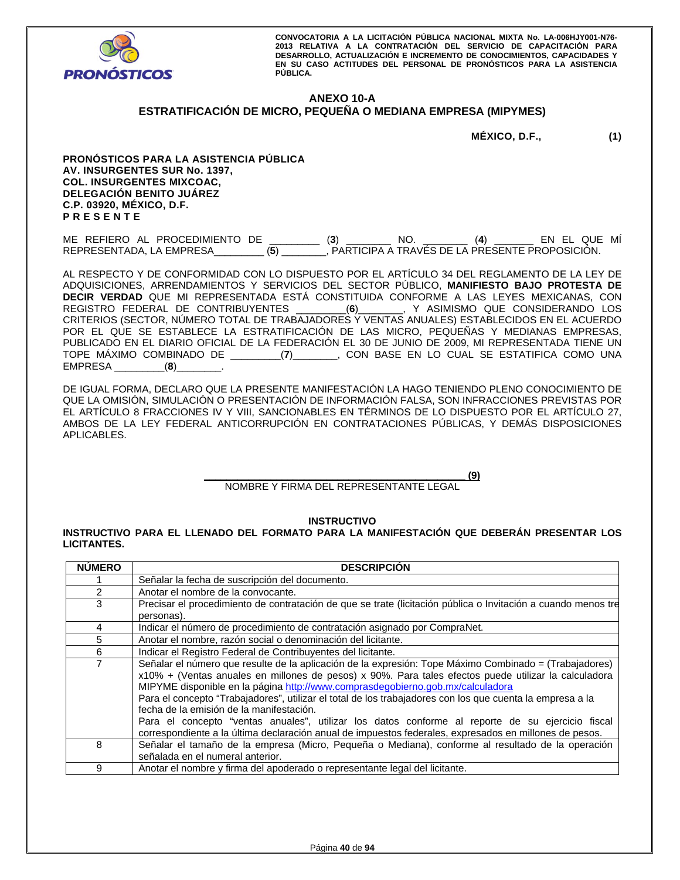# ANEXO 10-A
## ESTRATIFICACIÓN DE MICRO, PEQUEÑA O MEDIANA EMPRESA (MIPYMES)

**MÉXICO, D.F., (1)**

**PRONÓSTICOS PARA LA ASISTENCIA PÚBLICA**
**AV. INSURGENTES SUR No. 1397,**
**COL. INSURGENTES MIXCOAC,**
**DELEGACIÓN BENITO JUÁREZ**
**C.P. 03920, MÉXICO, D.F.**
**P R E S E N T E**

ME REFIERO AL PROCEDIMIENTO DE ________ (**3**) ________ NO. ________ (**4**) _______ EN EL QUE MÍ REPRESENTADA, LA EMPRESA_________ (**5**) ________, PARTICIPA A TRAVÉS DE LA PRESENTE PROPOSICIÓN.

AL RESPECTO Y DE CONFORMIDAD CON LO DISPUESTO POR EL ARTÍCULO 34 DEL REGLAMENTO DE LA LEY DE ADQUISICIONES, ARRENDAMIENTOS Y SERVICIOS DEL SECTOR PÚBLICO, **MANIFIESTO BAJO PROTESTA DE DECIR VERDAD** QUE MI REPRESENTADA ESTÁ CONSTITUIDA CONFORME A LAS LEYES MEXICANAS, CON REGISTRO FEDERAL DE CONTRIBUYENTES _________(**6**)________, Y ASIMISMO QUE CONSIDERANDO LOS CRITERIOS (SECTOR, NÚMERO TOTAL DE TRABAJADORES Y VENTAS ANUALES) ESTABLECIDOS EN EL ACUERDO POR EL QUE SE ESTABLECE LA ESTRATIFICACIÓN DE LAS MICRO, PEQUEÑAS Y MEDIANAS EMPRESAS, PUBLICADO EN EL DIARIO OFICIAL DE LA FEDERACIÓN EL 30 DE JUNIO DE 2009, MI REPRESENTADA TIENE UN TOPE MÁXIMO COMBINADO DE _________(**7**)________, CON BASE EN LO CUAL SE ESTATIFICA COMO UNA EMPRESA _________(**8**)________.

DE IGUAL FORMA, DECLARO QUE LA PRESENTE MANIFESTACIÓN LA HAGO TENIENDO PLENO CONOCIMIENTO DE QUE LA OMISIÓN, SIMULACIÓN O PRESENTACIÓN DE INFORMACIÓN FALSA, SON INFRACCIONES PREVISTAS POR EL ARTÍCULO 8 FRACCIONES IV Y VIII, SANCIONABLES EN TÉRMINOS DE LO DISPUESTO POR EL ARTÍCULO 27, AMBOS DE LA LEY FEDERAL ANTICORRUPCIÓN EN CONTRATACIONES PÚBLICAS, Y DEMÁS DISPOSICIONES APLICABLES.

_____________________________________________ **(9)**
NOMBRE Y FIRMA DEL REPRESENTANTE LEGAL

### INSTRUCTIVO

**INSTRUCTIVO PARA EL LLENADO DEL FORMATO PARA LA MANIFESTACIÓN QUE DEBERÁN PRESENTAR LOS LICITANTES.**

| NÚMERO | DESCRIPCIÓN |
|---|---|
| 1 | Señalar la fecha de suscripción del documento. |
| 2 | Anotar el nombre de la convocante. |
| 3 | Precisar el procedimiento de contratación de que se trate (licitación pública o Invitación a cuando menos tre personas). |
| 4 | Indicar el número de procedimiento de contratación asignado por CompraNet. |
| 5 | Anotar el nombre, razón social o denominación del licitante. |
| 6 | Indicar el Registro Federal de Contribuyentes del licitante. |
| 7 | Señalar el número que resulte de la aplicación de la expresión: Tope Máximo Combinado = (Trabajadores) x10% + (Ventas anuales en millones de pesos) x 90%. Para tales efectos puede utilizar la calculadora MIPYME disponible en la página http://www.comprasdegobierno.gob.mx/calculadora<br>Para el concepto "Trabajadores", utilizar el total de los trabajadores con los que cuenta la empresa a la fecha de la emisión de la manifestación.<br>Para el concepto "ventas anuales", utilizar los datos conforme al reporte de su ejercicio fiscal correspondiente a la última declaración anual de impuestos federales, expresados en millones de pesos. |
| 8 | Señalar el tamaño de la empresa (Micro, Pequeña o Mediana), conforme al resultado de la operación señalada en el numeral anterior. |
| 9 | Anotar el nombre y firma del apoderado o representante legal del licitante. |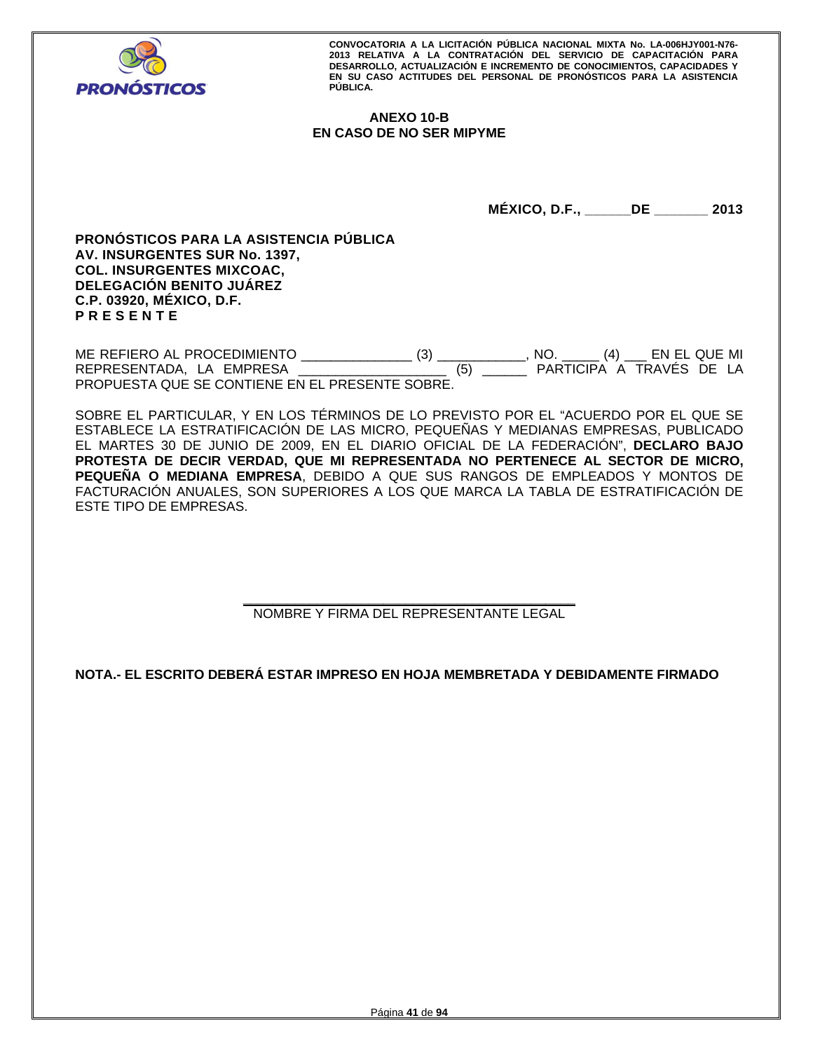## ANEXO 10-B
## EN CASO DE NO SER MIPYME

**MÉXICO, D.F., ______DE _______ 2013**

**PRONÓSTICOS PARA LA ASISTENCIA PÚBLICA**
**AV. INSURGENTES SUR No. 1397,**
**COL. INSURGENTES MIXCOAC,**
**DELEGACIÓN BENITO JUÁREZ**
**C.P. 03920, MÉXICO, D.F.**
**P R E S E N T E**

ME REFIERO AL PROCEDIMIENTO _______________ (3) ____________, NO. _____ (4) ___ EN EL QUE MI REPRESENTADA, LA EMPRESA ___________________ (5) ______ PARTICIPA A TRAVÉS DE LA PROPUESTA QUE SE CONTIENE EN EL PRESENTE SOBRE.

SOBRE EL PARTICULAR, Y EN LOS TÉRMINOS DE LO PREVISTO POR EL "ACUERDO POR EL QUE SE ESTABLECE LA ESTRATIFICACIÓN DE LAS MICRO, PEQUEÑAS Y MEDIANAS EMPRESAS, PUBLICADO EL MARTES 30 DE JUNIO DE 2009, EN EL DIARIO OFICIAL DE LA FEDERACIÓN", **DECLARO BAJO PROTESTA DE DECIR VERDAD, QUE MI REPRESENTADA NO PERTENECE AL SECTOR DE MICRO, PEQUEÑA O MEDIANA EMPRESA**, DEBIDO A QUE SUS RANGOS DE EMPLEADOS Y MONTOS DE FACTURACIÓN ANUALES, SON SUPERIORES A LOS QUE MARCA LA TABLA DE ESTRATIFICACIÓN DE ESTE TIPO DE EMPRESAS.

___________________________________________
NOMBRE Y FIRMA DEL REPRESENTANTE LEGAL

**NOTA.- EL ESCRITO DEBERÁ ESTAR IMPRESO EN HOJA MEMBRETADA Y DEBIDAMENTE FIRMADO**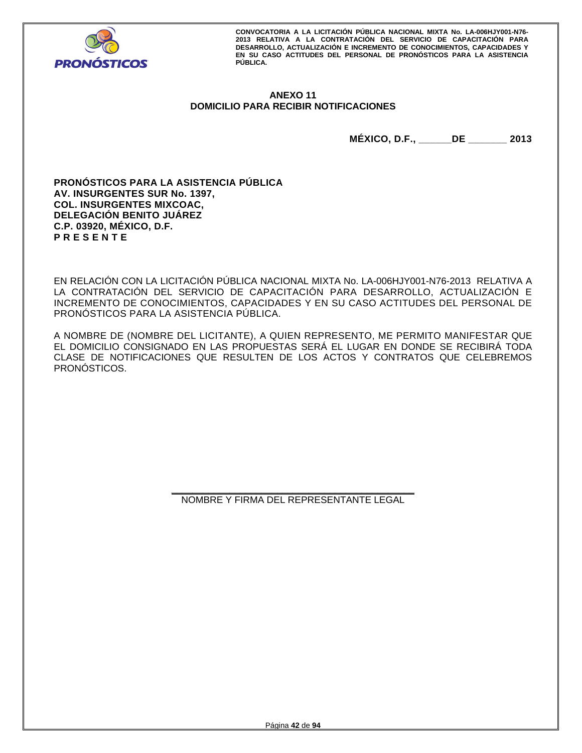**ANEXO 11**
**DOMICILIO PARA RECIBIR NOTIFICACIONES**

**MÉXICO, D.F., ______DE _______ 2013**

**PRONÓSTICOS PARA LA ASISTENCIA PÚBLICA**
**AV. INSURGENTES SUR No. 1397,**
**COL. INSURGENTES MIXCOAC,**
**DELEGACIÓN BENITO JUÁREZ**
**C.P. 03920, MÉXICO, D.F.**
**P R E S E N T E**

EN RELACIÓN CON LA LICITACIÓN PÚBLICA NACIONAL MIXTA No. LA-006HJY001-N76-2013 RELATIVA A LA CONTRATACIÓN DEL SERVICIO DE CAPACITACIÓN PARA DESARROLLO, ACTUALIZACIÓN E INCREMENTO DE CONOCIMIENTOS, CAPACIDADES Y EN SU CASO ACTITUDES DEL PERSONAL DE PRONÓSTICOS PARA LA ASISTENCIA PÚBLICA.

A NOMBRE DE (NOMBRE DEL LICITANTE), A QUIEN REPRESENTO, ME PERMITO MANIFESTAR QUE EL DOMICILIO CONSIGNADO EN LAS PROPUESTAS SERÁ EL LUGAR EN DONDE SE RECIBIRÁ TODA CLASE DE NOTIFICACIONES QUE RESULTEN DE LOS ACTOS Y CONTRATOS QUE CELEBREMOS PRONÓSTICOS.

_____________________________________________
NOMBRE Y FIRMA DEL REPRESENTANTE LEGAL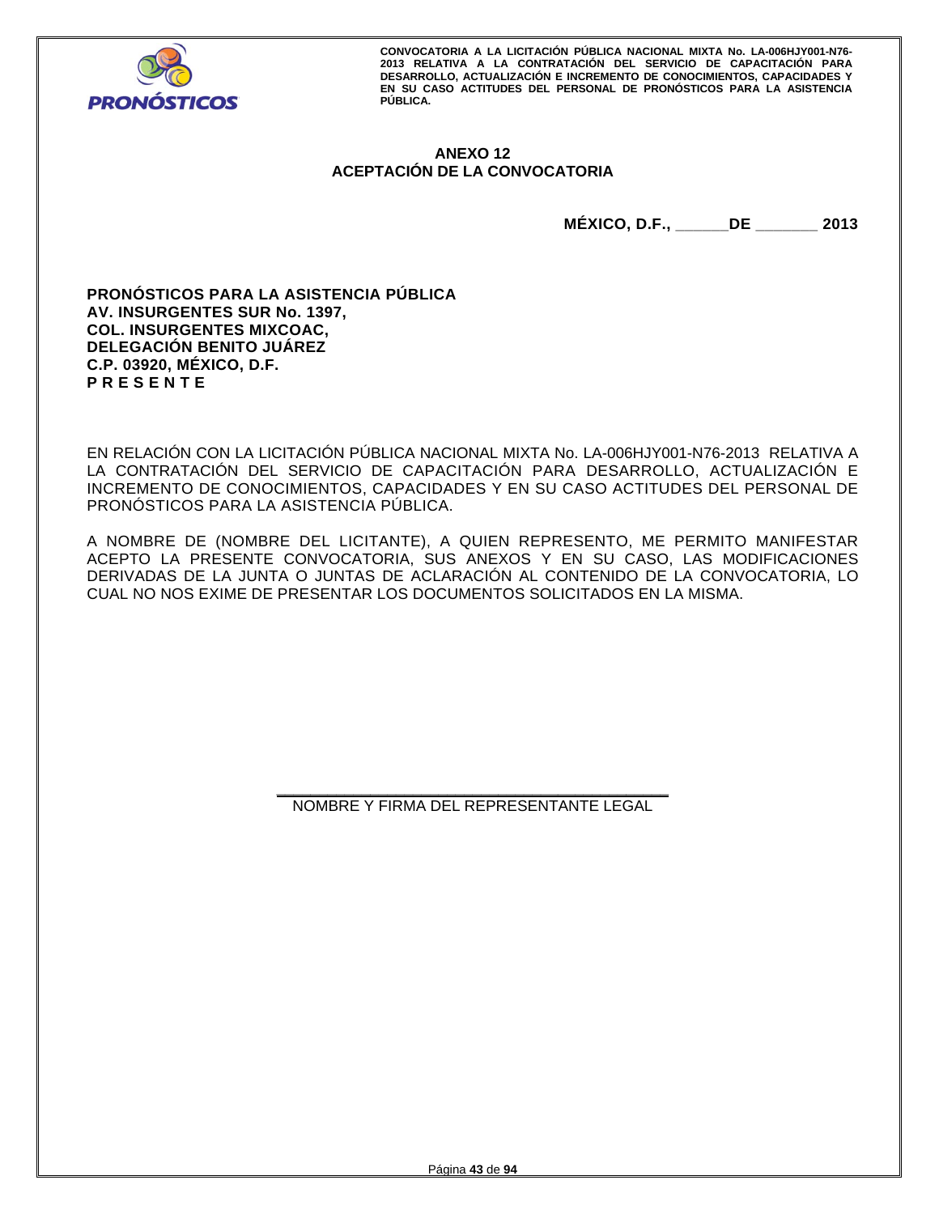## ANEXO 12
## ACEPTACIÓN DE LA CONVOCATORIA

**MÉXICO, D.F., \_\_\_\_\_\_DE \_\_\_\_\_\_\_ 2013**

**PRONÓSTICOS PARA LA ASISTENCIA PÚBLICA**
**AV. INSURGENTES SUR No. 1397,**
**COL. INSURGENTES MIXCOAC,**
**DELEGACIÓN BENITO JUÁREZ**
**C.P. 03920, MÉXICO, D.F.**
**P R E S E N T E**

EN RELACIÓN CON LA LICITACIÓN PÚBLICA NACIONAL MIXTA No. LA-006HJY001-N76-2013 RELATIVA A LA CONTRATACIÓN DEL SERVICIO DE CAPACITACIÓN PARA DESARROLLO, ACTUALIZACIÓN E INCREMENTO DE CONOCIMIENTOS, CAPACIDADES Y EN SU CASO ACTITUDES DEL PERSONAL DE PRONÓSTICOS PARA LA ASISTENCIA PÚBLICA.

A NOMBRE DE (NOMBRE DEL LICITANTE), A QUIEN REPRESENTO, ME PERMITO MANIFESTAR ACEPTO LA PRESENTE CONVOCATORIA, SUS ANEXOS Y EN SU CASO, LAS MODIFICACIONES DERIVADAS DE LA JUNTA O JUNTAS DE ACLARACIÓN AL CONTENIDO DE LA CONVOCATORIA, LO CUAL NO NOS EXIME DE PRESENTAR LOS DOCUMENTOS SOLICITADOS EN LA MISMA.

\_\_\_\_\_\_\_\_\_\_\_\_\_\_\_\_\_\_\_\_\_\_\_\_\_\_\_\_\_\_\_\_\_\_\_\_\_\_\_\_

NOMBRE Y FIRMA DEL REPRESENTANTE LEGAL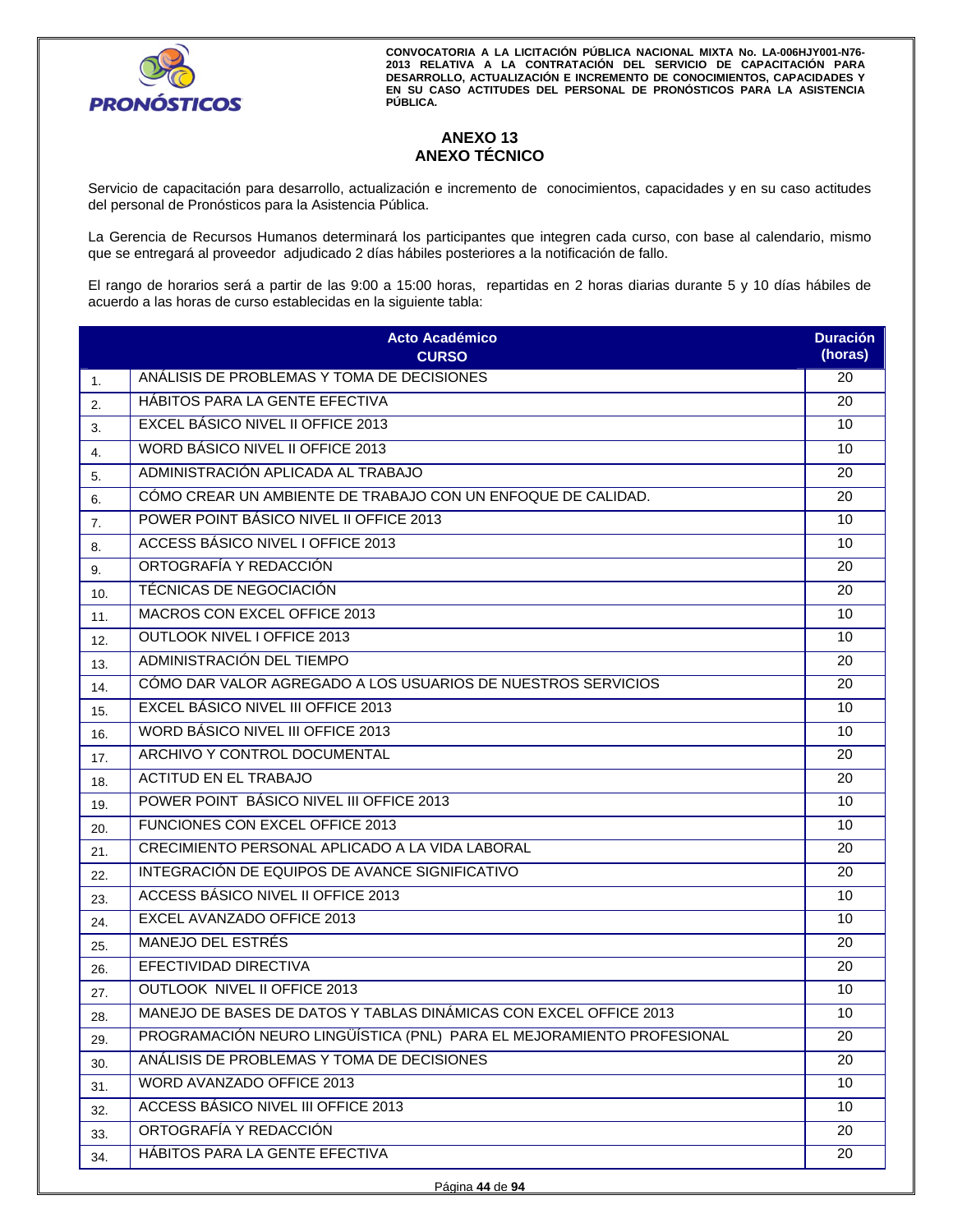## ANEXO 13
## ANEXO TÉCNICO

Servicio de capacitación para desarrollo, actualización e incremento de conocimientos, capacidades y en su caso actitudes del personal de Pronósticos para la Asistencia Pública.

La Gerencia de Recursos Humanos determinará los participantes que integren cada curso, con base al calendario, mismo que se entregará al proveedor adjudicado 2 días hábiles posteriores a la notificación de fallo.

El rango de horarios será a partir de las 9:00 a 15:00 horas, repartidas en 2 horas diarias durante 5 y 10 días hábiles de acuerdo a las horas de curso establecidas en la siguiente tabla:

| | Acto Académico<br>CURSO | Duración (horas) |
|---|---|---|
| 1. | ANÁLISIS DE PROBLEMAS Y TOMA DE DECISIONES | 20 |
| 2. | HÁBITOS PARA LA GENTE EFECTIVA | 20 |
| 3. | EXCEL BÁSICO NIVEL II OFFICE 2013 | 10 |
| 4. | WORD BÁSICO NIVEL II OFFICE 2013 | 10 |
| 5. | ADMINISTRACIÓN APLICADA AL TRABAJO | 20 |
| 6. | CÓMO CREAR UN AMBIENTE DE TRABAJO CON UN ENFOQUE DE CALIDAD. | 20 |
| 7. | POWER POINT BÁSICO NIVEL II OFFICE 2013 | 10 |
| 8. | ACCESS BÁSICO NIVEL I OFFICE 2013 | 10 |
| 9. | ORTOGRAFÍA Y REDACCIÓN | 20 |
| 10. | TÉCNICAS DE NEGOCIACIÓN | 20 |
| 11. | MACROS CON EXCEL OFFICE 2013 | 10 |
| 12. | OUTLOOK NIVEL I OFFICE 2013 | 10 |
| 13. | ADMINISTRACIÓN DEL TIEMPO | 20 |
| 14. | CÓMO DAR VALOR AGREGADO A LOS USUARIOS DE NUESTROS SERVICIOS | 20 |
| 15. | EXCEL BÁSICO NIVEL III OFFICE 2013 | 10 |
| 16. | WORD BÁSICO NIVEL III OFFICE 2013 | 10 |
| 17. | ARCHIVO Y CONTROL DOCUMENTAL | 20 |
| 18. | ACTITUD EN EL TRABAJO | 20 |
| 19. | POWER POINT BÁSICO NIVEL III OFFICE 2013 | 10 |
| 20. | FUNCIONES CON EXCEL OFFICE 2013 | 10 |
| 21. | CRECIMIENTO PERSONAL APLICADO A LA VIDA LABORAL | 20 |
| 22. | INTEGRACIÓN DE EQUIPOS DE AVANCE SIGNIFICATIVO | 20 |
| 23. | ACCESS BÁSICO NIVEL II OFFICE 2013 | 10 |
| 24. | EXCEL AVANZADO OFFICE 2013 | 10 |
| 25. | MANEJO DEL ESTRÉS | 20 |
| 26. | EFECTIVIDAD DIRECTIVA | 20 |
| 27. | OUTLOOK NIVEL II OFFICE 2013 | 10 |
| 28. | MANEJO DE BASES DE DATOS Y TABLAS DINÁMICAS CON EXCEL OFFICE 2013 | 10 |
| 29. | PROGRAMACIÓN NEURO LINGÜÍSTICA (PNL) PARA EL MEJORAMIENTO PROFESIONAL | 20 |
| 30. | ANÁLISIS DE PROBLEMAS Y TOMA DE DECISIONES | 20 |
| 31. | WORD AVANZADO OFFICE 2013 | 10 |
| 32. | ACCESS BÁSICO NIVEL III OFFICE 2013 | 10 |
| 33. | ORTOGRAFÍA Y REDACCIÓN | 20 |
| 34. | HÁBITOS PARA LA GENTE EFECTIVA | 20 |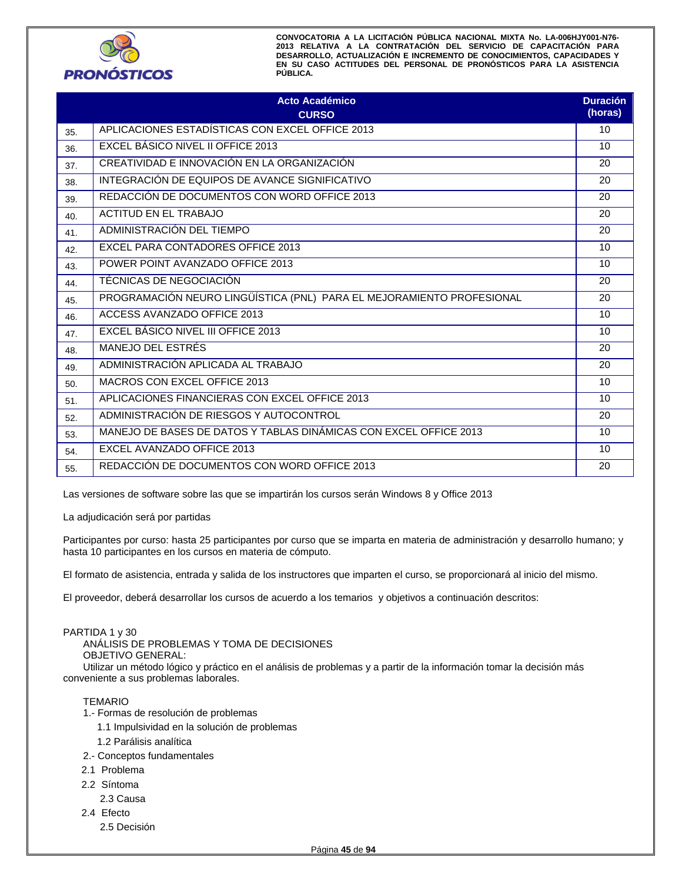|  | Acto Académico<br>CURSO | Duración (horas) |
|---|---|---|
| 35. | APLICACIONES ESTADÍSTICAS CON EXCEL OFFICE 2013 | 10 |
| 36. | EXCEL BÁSICO NIVEL II OFFICE 2013 | 10 |
| 37. | CREATIVIDAD E INNOVACIÓN EN LA ORGANIZACIÓN | 20 |
| 38. | INTEGRACIÓN DE EQUIPOS DE AVANCE SIGNIFICATIVO | 20 |
| 39. | REDACCIÓN DE DOCUMENTOS CON WORD OFFICE 2013 | 20 |
| 40. | ACTITUD EN EL TRABAJO | 20 |
| 41. | ADMINISTRACIÓN DEL TIEMPO | 20 |
| 42. | EXCEL PARA CONTADORES OFFICE 2013 | 10 |
| 43. | POWER POINT AVANZADO OFFICE 2013 | 10 |
| 44. | TÉCNICAS DE NEGOCIACIÓN | 20 |
| 45. | PROGRAMACIÓN NEURO LINGÜÍSTICA (PNL) PARA EL MEJORAMIENTO PROFESIONAL | 20 |
| 46. | ACCESS AVANZADO OFFICE 2013 | 10 |
| 47. | EXCEL BÁSICO NIVEL III OFFICE 2013 | 10 |
| 48. | MANEJO DEL ESTRÉS | 20 |
| 49. | ADMINISTRACIÓN APLICADA AL TRABAJO | 20 |
| 50. | MACROS CON EXCEL OFFICE 2013 | 10 |
| 51. | APLICACIONES FINANCIERAS CON EXCEL OFFICE 2013 | 10 |
| 52. | ADMINISTRACIÓN DE RIESGOS Y AUTOCONTROL | 20 |
| 53. | MANEJO DE BASES DE DATOS Y TABLAS DINÁMICAS CON EXCEL OFFICE 2013 | 10 |
| 54. | EXCEL AVANZADO OFFICE 2013 | 10 |
| 55. | REDACCIÓN DE DOCUMENTOS CON WORD OFFICE 2013 | 20 |

Las versiones de software sobre las que se impartirán los cursos serán Windows 8 y Office 2013

La adjudicación será por partidas

Participantes por curso: hasta 25 participantes por curso que se imparta en materia de administración y desarrollo humano; y hasta 10 participantes en los cursos en materia de cómputo.

El formato de asistencia, entrada y salida de los instructores que imparten el curso, se proporcionará al inicio del mismo.

El proveedor, deberá desarrollar los cursos de acuerdo a los temarios y objetivos a continuación descritos:

PARTIDA 1 y 30

ANÁLISIS DE PROBLEMAS Y TOMA DE DECISIONES

OBJETIVO GENERAL:

Utilizar un método lógico y práctico en el análisis de problemas y a partir de la información tomar la decisión más conveniente a sus problemas laborales.

TEMARIO

1.- Formas de resolución de problemas
- 1.1 Impulsividad en la solución de problemas
- 1.2 Parálisis analítica

2.- Conceptos fundamentales
- 2.1 Problema
- 2.2 Síntoma
- 2.3 Causa
- 2.4 Efecto
- 2.5 Decisión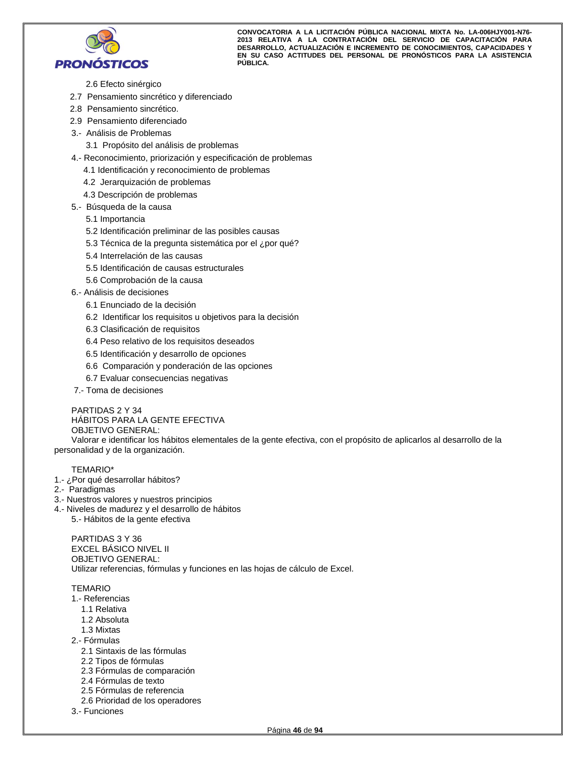2.6 Efecto sinérgico

2.7 Pensamiento sincrético y diferenciado

2.8 Pensamiento sincrético.

2.9 Pensamiento diferenciado

3.- Análisis de Problemas

3.1 Propósito del análisis de problemas

4.- Reconocimiento, priorización y especificación de problemas

4.1 Identificación y reconocimiento de problemas

4.2 Jerarquización de problemas

4.3 Descripción de problemas

5.- Búsqueda de la causa

5.1 Importancia

5.2 Identificación preliminar de las posibles causas

5.3 Técnica de la pregunta sistemática por el ¿por qué?

5.4 Interrelación de las causas

5.5 Identificación de causas estructurales

5.6 Comprobación de la causa

6.- Análisis de decisiones

6.1 Enunciado de la decisión

6.2 Identificar los requisitos u objetivos para la decisión

6.3 Clasificación de requisitos

6.4 Peso relativo de los requisitos deseados

6.5 Identificación y desarrollo de opciones

6.6 Comparación y ponderación de las opciones

6.7 Evaluar consecuencias negativas

7.- Toma de decisiones

PARTIDAS 2 Y 34

HÁBITOS PARA LA GENTE EFECTIVA

OBJETIVO GENERAL:

Valorar e identificar los hábitos elementales de la gente efectiva, con el propósito de aplicarlos al desarrollo de la personalidad y de la organización.

TEMARIO*

1.- ¿Por qué desarrollar hábitos?

2.- Paradigmas

3.- Nuestros valores y nuestros principios

4.- Niveles de madurez y el desarrollo de hábitos

5.- Hábitos de la gente efectiva

PARTIDAS 3 Y 36

EXCEL BÁSICO NIVEL II

OBJETIVO GENERAL:

Utilizar referencias, fórmulas y funciones en las hojas de cálculo de Excel.

TEMARIO

1.- Referencias

1.1 Relativa

1.2 Absoluta

1.3 Mixtas

2.- Fórmulas

2.1 Sintaxis de las fórmulas

2.2 Tipos de fórmulas

2.3 Fórmulas de comparación

2.4 Fórmulas de texto

2.5 Fórmulas de referencia

2.6 Prioridad de los operadores

3.- Funciones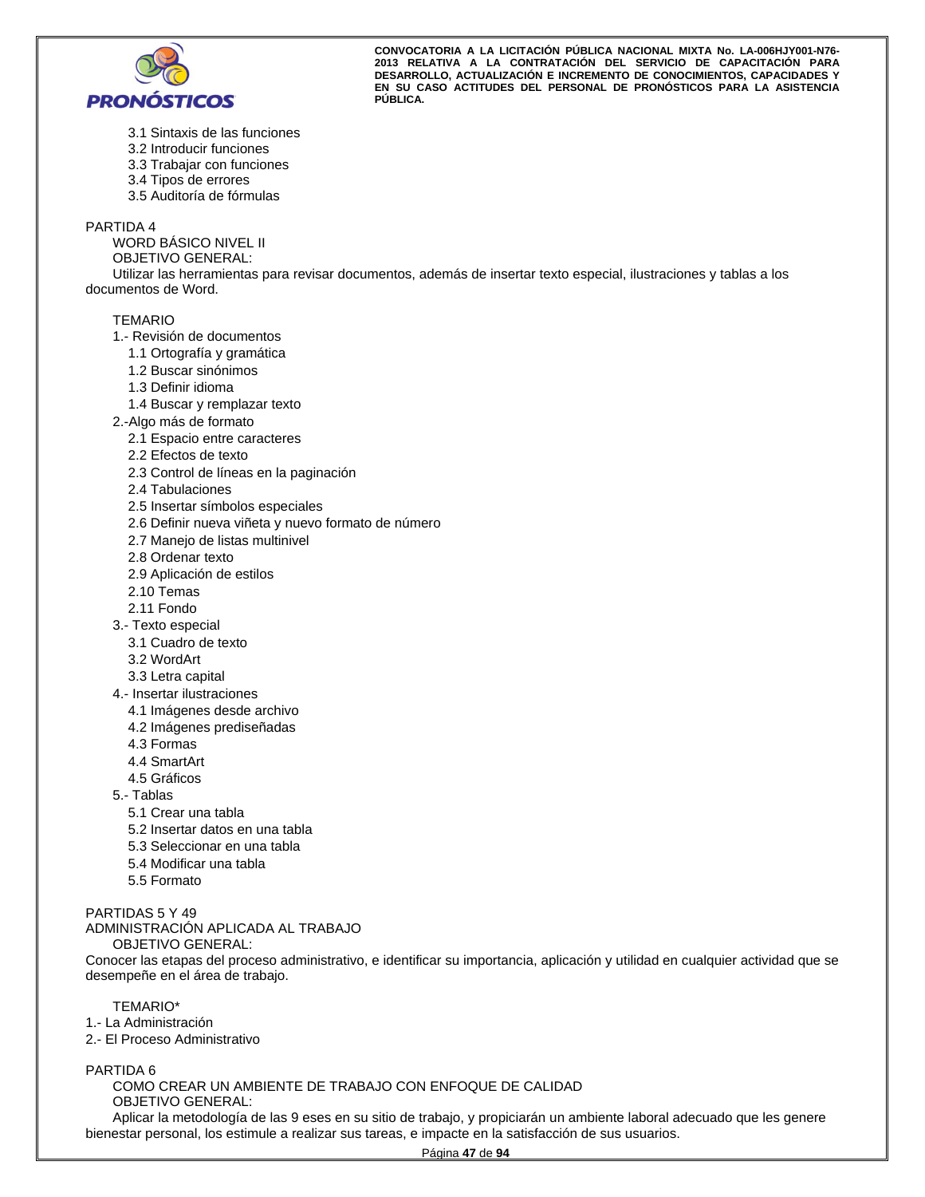3.1 Sintaxis de las funciones
3.2 Introducir funciones
3.3 Trabajar con funciones
3.4 Tipos de errores
3.5 Auditoría de fórmulas

PARTIDA 4

WORD BÁSICO NIVEL II

OBJETIVO GENERAL:

Utilizar las herramientas para revisar documentos, además de insertar texto especial, ilustraciones y tablas a los documentos de Word.

TEMARIO

1.- Revisión de documentos
- 1.1 Ortografía y gramática
- 1.2 Buscar sinónimos
- 1.3 Definir idioma
- 1.4 Buscar y remplazar texto

2.-Algo más de formato
- 2.1 Espacio entre caracteres
- 2.2 Efectos de texto
- 2.3 Control de líneas en la paginación
- 2.4 Tabulaciones
- 2.5 Insertar símbolos especiales
- 2.6 Definir nueva viñeta y nuevo formato de número
- 2.7 Manejo de listas multinivel
- 2.8 Ordenar texto
- 2.9 Aplicación de estilos
- 2.10 Temas
- 2.11 Fondo

3.- Texto especial
- 3.1 Cuadro de texto
- 3.2 WordArt
- 3.3 Letra capital

4.- Insertar ilustraciones
- 4.1 Imágenes desde archivo
- 4.2 Imágenes prediseñadas
- 4.3 Formas
- 4.4 SmartArt
- 4.5 Gráficos

5.- Tablas
- 5.1 Crear una tabla
- 5.2 Insertar datos en una tabla
- 5.3 Seleccionar en una tabla
- 5.4 Modificar una tabla
- 5.5 Formato

PARTIDAS 5 Y 49

ADMINISTRACIÓN APLICADA AL TRABAJO

OBJETIVO GENERAL:

Conocer las etapas del proceso administrativo, e identificar su importancia, aplicación y utilidad en cualquier actividad que se desempeñe en el área de trabajo.

TEMARIO*

1.- La Administración

2.- El Proceso Administrativo

PARTIDA 6

COMO CREAR UN AMBIENTE DE TRABAJO CON ENFOQUE DE CALIDAD

OBJETIVO GENERAL:

Aplicar la metodología de las 9 eses en su sitio de trabajo, y propiciarán un ambiente laboral adecuado que les genere bienestar personal, los estimule a realizar sus tareas, e impacte en la satisfacción de sus usuarios.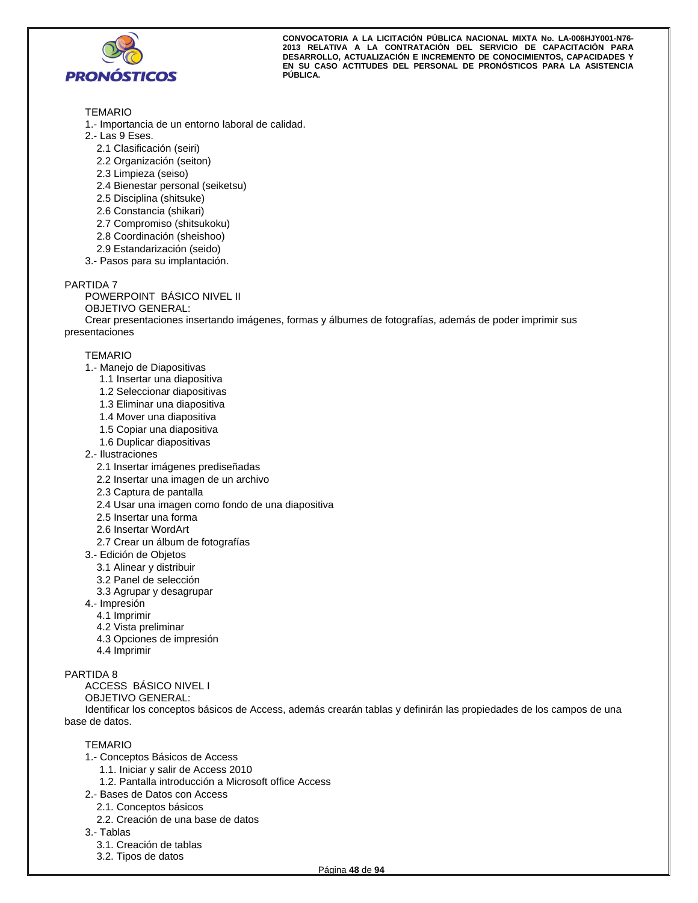TEMARIO

1.- Importancia de un entorno laboral de calidad.

2.- Las 9 Eses.

- 2.1 Clasificación (seiri)
- 2.2 Organización (seiton)
- 2.3 Limpieza (seiso)
- 2.4 Bienestar personal (seiketsu)
- 2.5 Disciplina (shitsuke)
- 2.6 Constancia (shikari)
- 2.7 Compromiso (shitsukoku)
- 2.8 Coordinación (sheishoo)
- 2.9 Estandarización (seido)

3.- Pasos para su implantación.

PARTIDA 7

POWERPOINT BÁSICO NIVEL II

OBJETIVO GENERAL:

Crear presentaciones insertando imágenes, formas y álbumes de fotografías, además de poder imprimir sus presentaciones

TEMARIO

1.- Manejo de Diapositivas

- 1.1 Insertar una diapositiva
- 1.2 Seleccionar diapositivas
- 1.3 Eliminar una diapositiva
- 1.4 Mover una diapositiva
- 1.5 Copiar una diapositiva
- 1.6 Duplicar diapositivas

2.- Ilustraciones

- 2.1 Insertar imágenes prediseñadas
- 2.2 Insertar una imagen de un archivo
- 2.3 Captura de pantalla
- 2.4 Usar una imagen como fondo de una diapositiva
- 2.5 Insertar una forma
- 2.6 Insertar WordArt
- 2.7 Crear un álbum de fotografías

3.- Edición de Objetos

- 3.1 Alinear y distribuir
- 3.2 Panel de selección
- 3.3 Agrupar y desagrupar

4.- Impresión

- 4.1 Imprimir
- 4.2 Vista preliminar
- 4.3 Opciones de impresión
- 4.4 Imprimir

PARTIDA 8

ACCESS BÁSICO NIVEL I

OBJETIVO GENERAL:

Identificar los conceptos básicos de Access, además crearán tablas y definirán las propiedades de los campos de una base de datos.

TEMARIO

1.- Conceptos Básicos de Access

- 1.1. Iniciar y salir de Access 2010
- 1.2. Pantalla introducción a Microsoft office Access

2.- Bases de Datos con Access

- 2.1. Conceptos básicos
- 2.2. Creación de una base de datos

3.- Tablas

- 3.1. Creación de tablas
- 3.2. Tipos de datos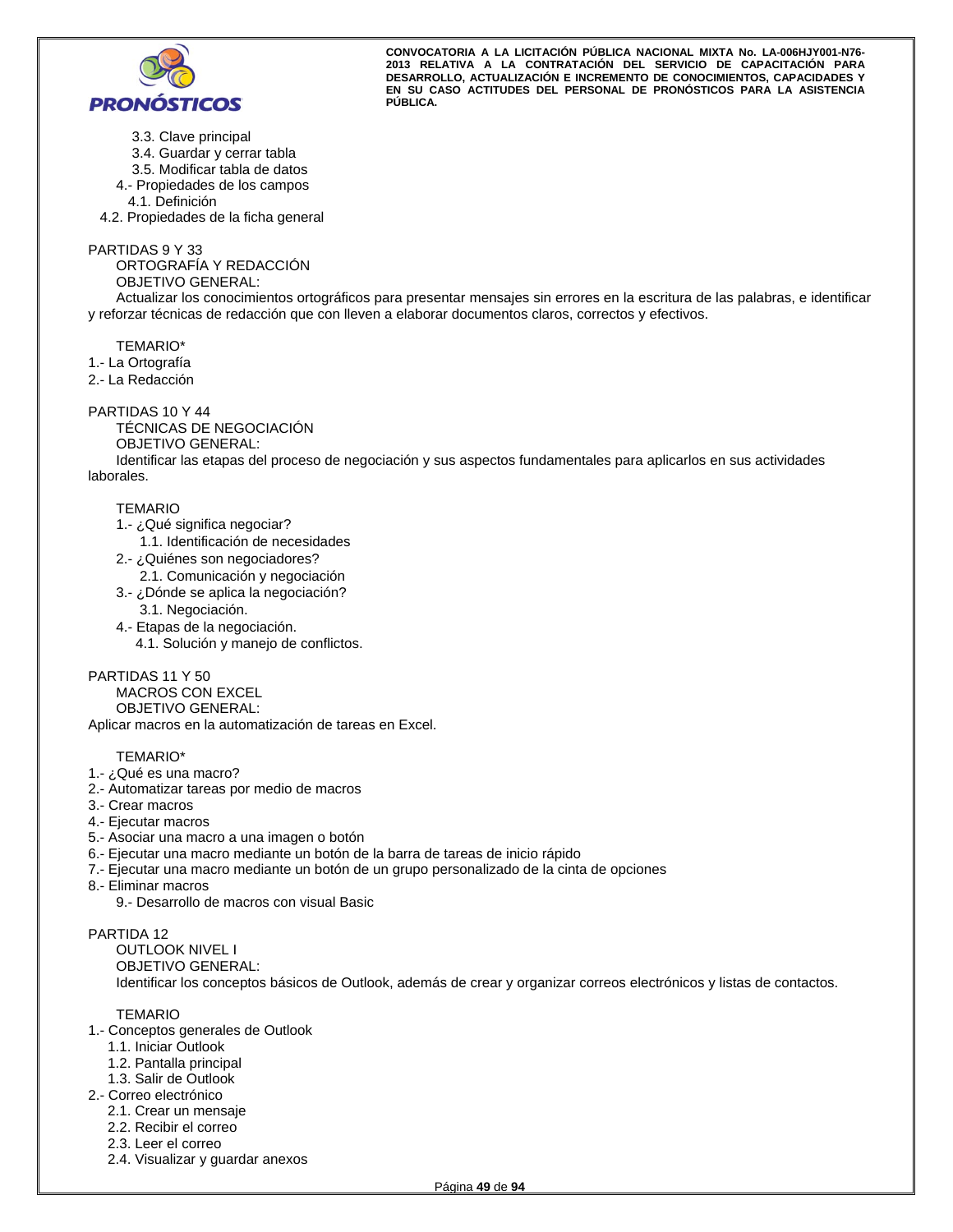3.3. Clave principal
3.4. Guardar y cerrar tabla
3.5. Modificar tabla de datos

4.- Propiedades de los campos
4.1. Definición
4.2. Propiedades de la ficha general

PARTIDAS 9 Y 33

ORTOGRAFÍA Y REDACCIÓN

OBJETIVO GENERAL:

Actualizar los conocimientos ortográficos para presentar mensajes sin errores en la escritura de las palabras, e identificar y reforzar técnicas de redacción que con lleven a elaborar documentos claros, correctos y efectivos.

TEMARIO*

1.- La Ortografía
2.- La Redacción

PARTIDAS 10 Y 44

TÉCNICAS DE NEGOCIACIÓN

OBJETIVO GENERAL:

Identificar las etapas del proceso de negociación y sus aspectos fundamentales para aplicarlos en sus actividades laborales.

TEMARIO

1.- ¿Qué significa negociar?
1.1. Identificación de necesidades
2.- ¿Quiénes son negociadores?
2.1. Comunicación y negociación
3.- ¿Dónde se aplica la negociación?
3.1. Negociación.
4.- Etapas de la negociación.
4.1. Solución y manejo de conflictos.

PARTIDAS 11 Y 50

MACROS CON EXCEL

OBJETIVO GENERAL:

Aplicar macros en la automatización de tareas en Excel.

TEMARIO*

1.- ¿Qué es una macro?
2.- Automatizar tareas por medio de macros
3.- Crear macros
4.- Ejecutar macros
5.- Asociar una macro a una imagen o botón
6.- Ejecutar una macro mediante un botón de la barra de tareas de inicio rápido
7.- Ejecutar una macro mediante un botón de un grupo personalizado de la cinta de opciones
8.- Eliminar macros
9.- Desarrollo de macros con visual Basic

PARTIDA 12

OUTLOOK NIVEL I

OBJETIVO GENERAL:

Identificar los conceptos básicos de Outlook, además de crear y organizar correos electrónicos y listas de contactos.

TEMARIO

1.- Conceptos generales de Outlook
1.1. Iniciar Outlook
1.2. Pantalla principal
1.3. Salir de Outlook
2.- Correo electrónico
2.1. Crear un mensaje
2.2. Recibir el correo
2.3. Leer el correo
2.4. Visualizar y guardar anexos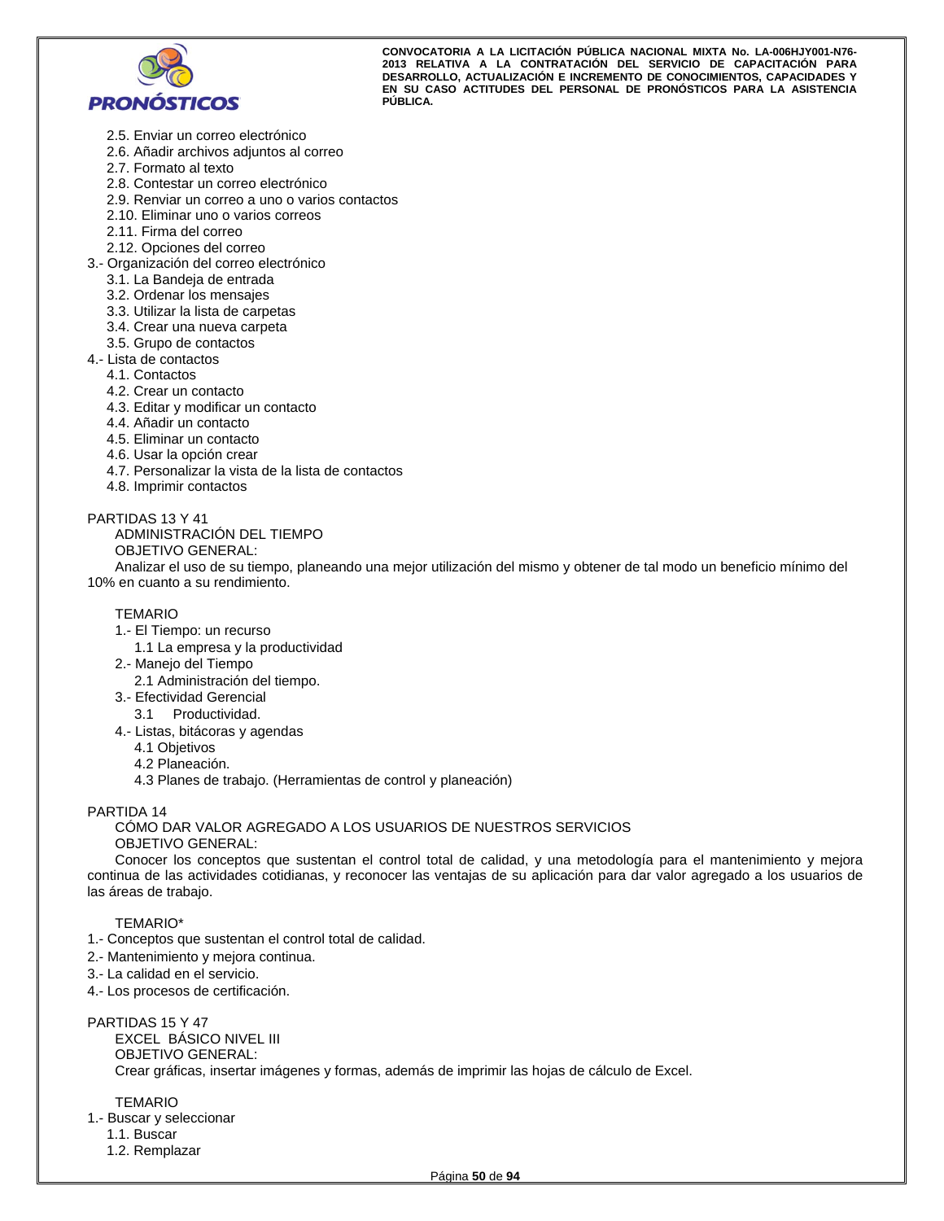2.5. Enviar un correo electrónico
2.6. Añadir archivos adjuntos al correo
2.7. Formato al texto
2.8. Contestar un correo electrónico
2.9. Renviar un correo a uno o varios contactos
2.10. Eliminar uno o varios correos
2.11. Firma del correo
2.12. Opciones del correo

3.- Organización del correo electrónico
3.1. La Bandeja de entrada
3.2. Ordenar los mensajes
3.3. Utilizar la lista de carpetas
3.4. Crear una nueva carpeta
3.5. Grupo de contactos

4.- Lista de contactos
4.1. Contactos
4.2. Crear un contacto
4.3. Editar y modificar un contacto
4.4. Añadir un contacto
4.5. Eliminar un contacto
4.6. Usar la opción crear
4.7. Personalizar la vista de la lista de contactos
4.8. Imprimir contactos

PARTIDAS 13 Y 41

ADMINISTRACIÓN DEL TIEMPO

OBJETIVO GENERAL:

Analizar el uso de su tiempo, planeando una mejor utilización del mismo y obtener de tal modo un beneficio mínimo del 10% en cuanto a su rendimiento.

TEMARIO

1.- El Tiempo: un recurso
1.1 La empresa y la productividad

2.- Manejo del Tiempo
2.1 Administración del tiempo.

3.- Efectividad Gerencial
3.1 Productividad.

4.- Listas, bitácoras y agendas
4.1 Objetivos
4.2 Planeación.
4.3 Planes de trabajo. (Herramientas de control y planeación)

PARTIDA 14

CÓMO DAR VALOR AGREGADO A LOS USUARIOS DE NUESTROS SERVICIOS

OBJETIVO GENERAL:

Conocer los conceptos que sustentan el control total de calidad, y una metodología para el mantenimiento y mejora continua de las actividades cotidianas, y reconocer las ventajas de su aplicación para dar valor agregado a los usuarios de las áreas de trabajo.

TEMARIO*

1.- Conceptos que sustentan el control total de calidad.
2.- Mantenimiento y mejora continua.
3.- La calidad en el servicio.
4.- Los procesos de certificación.

PARTIDAS 15 Y 47

EXCEL BÁSICO NIVEL III

OBJETIVO GENERAL:

Crear gráficas, insertar imágenes y formas, además de imprimir las hojas de cálculo de Excel.

TEMARIO

1.- Buscar y seleccionar
1.1. Buscar
1.2. Remplazar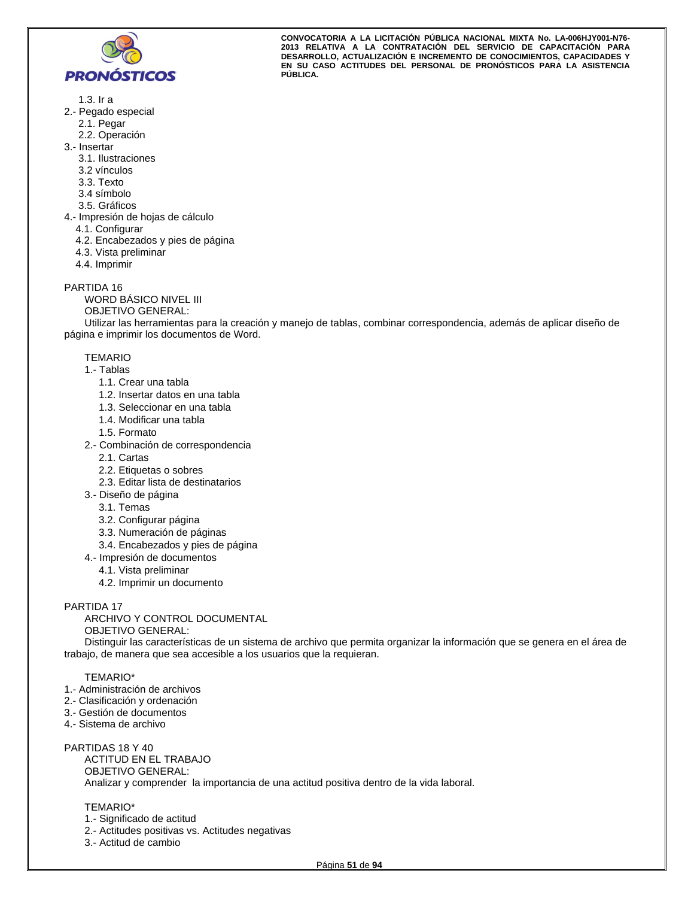1.3. Ir a

2.- Pegado especial

   2.1. Pegar

   2.2. Operación

3.- Insertar

   3.1. Ilustraciones

   3.2 vínculos

   3.3. Texto

   3.4 símbolo

   3.5. Gráficos

4.- Impresión de hojas de cálculo

   4.1. Configurar

   4.2. Encabezados y pies de página

   4.3. Vista preliminar

   4.4. Imprimir

PARTIDA 16

WORD BÁSICO NIVEL III

OBJETIVO GENERAL:

Utilizar las herramientas para la creación y manejo de tablas, combinar correspondencia, además de aplicar diseño de página e imprimir los documentos de Word.

TEMARIO

1.- Tablas

   1.1. Crear una tabla

   1.2. Insertar datos en una tabla

   1.3. Seleccionar en una tabla

   1.4. Modificar una tabla

   1.5. Formato

2.- Combinación de correspondencia

   2.1. Cartas

   2.2. Etiquetas o sobres

   2.3. Editar lista de destinatarios

3.- Diseño de página

   3.1. Temas

   3.2. Configurar página

   3.3. Numeración de páginas

   3.4. Encabezados y pies de página

4.- Impresión de documentos

   4.1. Vista preliminar

   4.2. Imprimir un documento

PARTIDA 17

ARCHIVO Y CONTROL DOCUMENTAL

OBJETIVO GENERAL:

Distinguir las características de un sistema de archivo que permita organizar la información que se genera en el área de trabajo, de manera que sea accesible a los usuarios que la requieran.

TEMARIO*

1.- Administración de archivos

2.- Clasificación y ordenación

3.- Gestión de documentos

4.- Sistema de archivo

PARTIDAS 18 Y 40

ACTITUD EN EL TRABAJO

OBJETIVO GENERAL:

Analizar y comprender la importancia de una actitud positiva dentro de la vida laboral.

TEMARIO*

1.- Significado de actitud

2.- Actitudes positivas vs. Actitudes negativas

3.- Actitud de cambio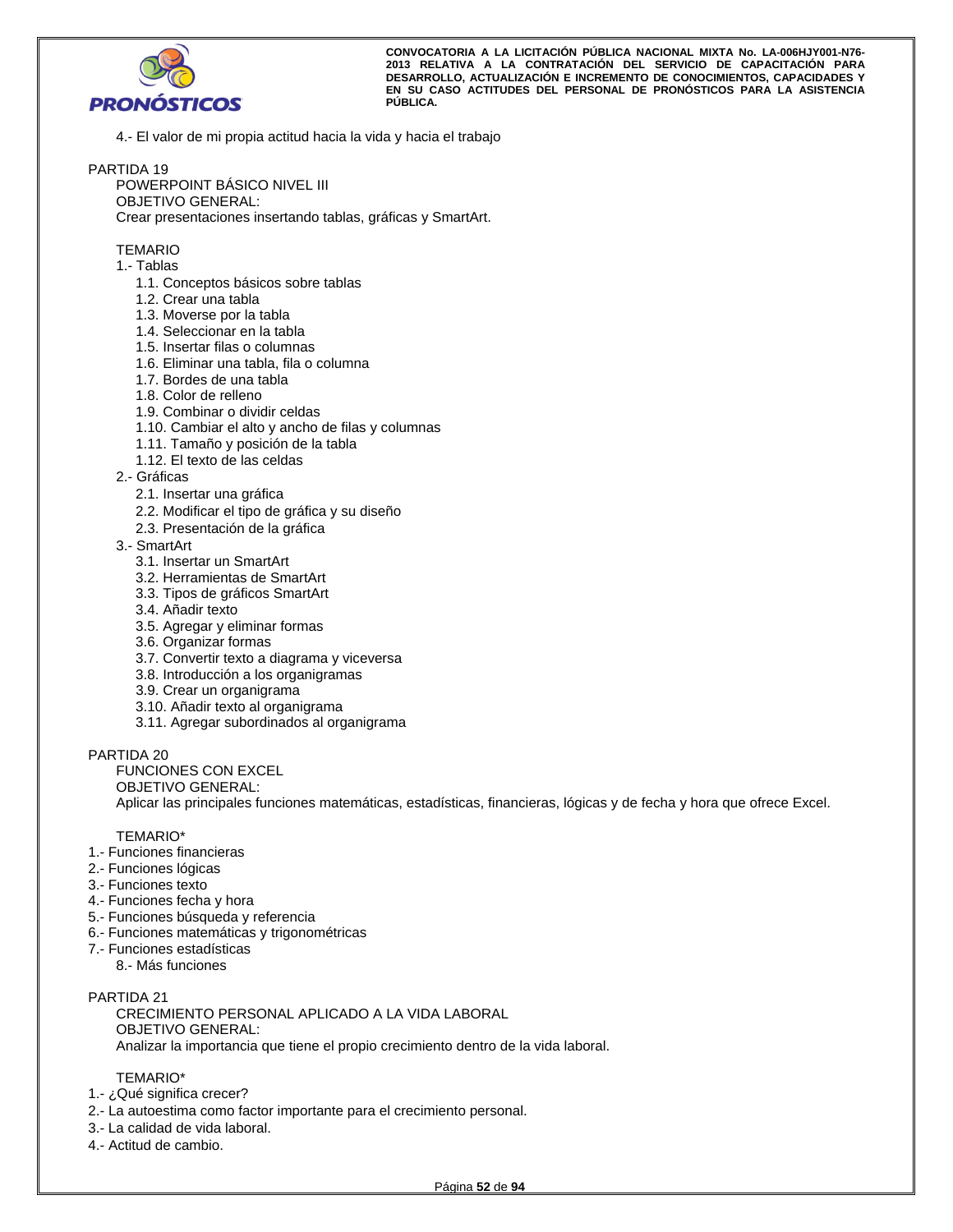4.- El valor de mi propia actitud hacia la vida y hacia el trabajo

PARTIDA 19

POWERPOINT BÁSICO NIVEL III

OBJETIVO GENERAL:

Crear presentaciones insertando tablas, gráficas y SmartArt.

TEMARIO

1.- Tablas
- 1.1. Conceptos básicos sobre tablas
- 1.2. Crear una tabla
- 1.3. Moverse por la tabla
- 1.4. Seleccionar en la tabla
- 1.5. Insertar filas o columnas
- 1.6. Eliminar una tabla, fila o columna
- 1.7. Bordes de una tabla
- 1.8. Color de relleno
- 1.9. Combinar o dividir celdas
- 1.10. Cambiar el alto y ancho de filas y columnas
- 1.11. Tamaño y posición de la tabla
- 1.12. El texto de las celdas

2.- Gráficas
- 2.1. Insertar una gráfica
- 2.2. Modificar el tipo de gráfica y su diseño
- 2.3. Presentación de la gráfica

3.- SmartArt
- 3.1. Insertar un SmartArt
- 3.2. Herramientas de SmartArt
- 3.3. Tipos de gráficos SmartArt
- 3.4. Añadir texto
- 3.5. Agregar y eliminar formas
- 3.6. Organizar formas
- 3.7. Convertir texto a diagrama y viceversa
- 3.8. Introducción a los organigramas
- 3.9. Crear un organigrama
- 3.10. Añadir texto al organigrama
- 3.11. Agregar subordinados al organigrama

PARTIDA 20

FUNCIONES CON EXCEL

OBJETIVO GENERAL:

Aplicar las principales funciones matemáticas, estadísticas, financieras, lógicas y de fecha y hora que ofrece Excel.

TEMARIO*

1.- Funciones financieras
2.- Funciones lógicas
3.- Funciones texto
4.- Funciones fecha y hora
5.- Funciones búsqueda y referencia
6.- Funciones matemáticas y trigonométricas
7.- Funciones estadísticas
8.- Más funciones

PARTIDA 21

CRECIMIENTO PERSONAL APLICADO A LA VIDA LABORAL

OBJETIVO GENERAL:

Analizar la importancia que tiene el propio crecimiento dentro de la vida laboral.

TEMARIO*

1.- ¿Qué significa crecer?
2.- La autoestima como factor importante para el crecimiento personal.
3.- La calidad de vida laboral.
4.- Actitud de cambio.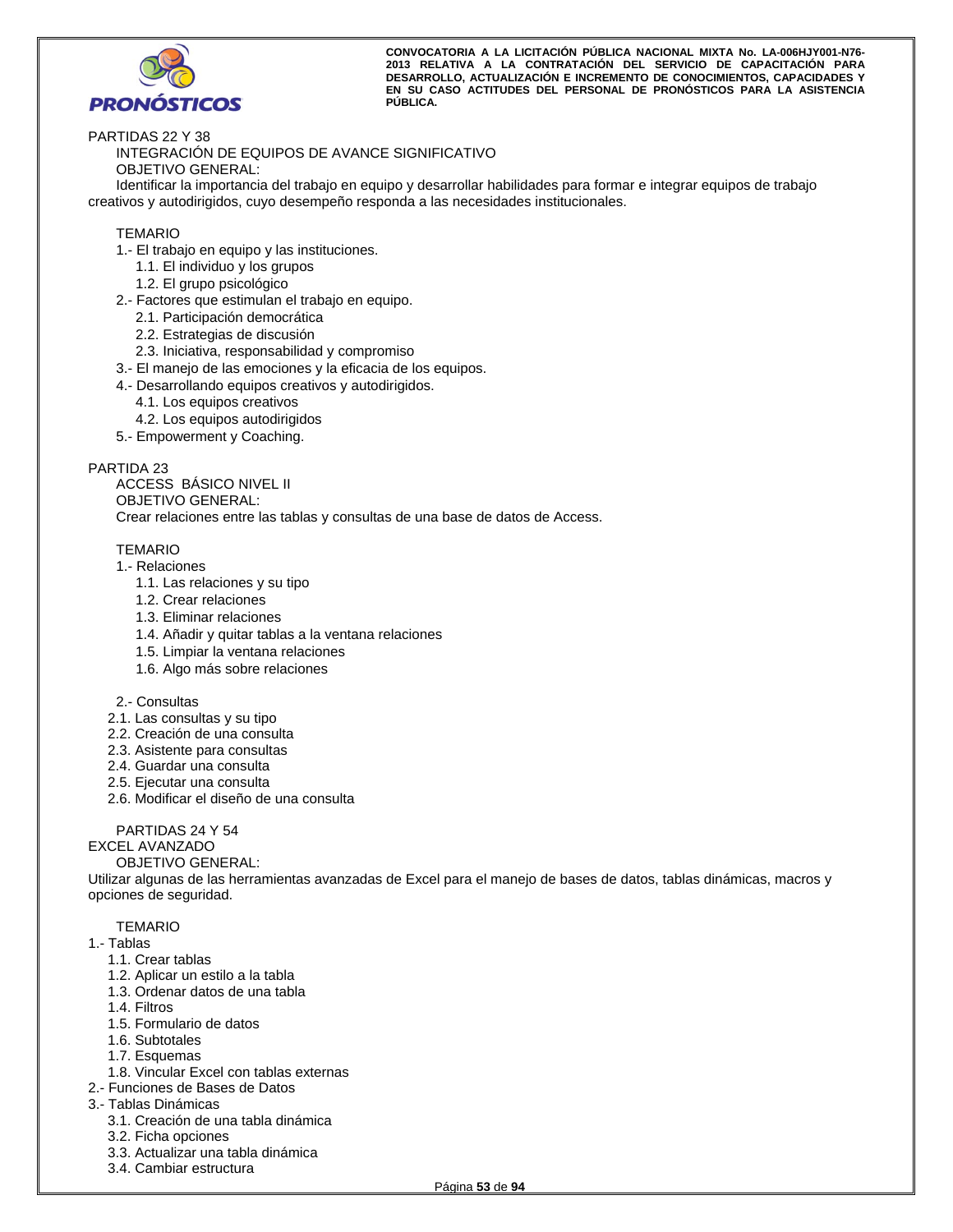PARTIDAS 22 Y 38

INTEGRACIÓN DE EQUIPOS DE AVANCE SIGNIFICATIVO

OBJETIVO GENERAL:

Identificar la importancia del trabajo en equipo y desarrollar habilidades para formar e integrar equipos de trabajo creativos y autodirigidos, cuyo desempeño responda a las necesidades institucionales.

TEMARIO

1.- El trabajo en equipo y las instituciones.
- 1.1. El individuo y los grupos
- 1.2. El grupo psicológico

2.- Factores que estimulan el trabajo en equipo.
- 2.1. Participación democrática
- 2.2. Estrategias de discusión
- 2.3. Iniciativa, responsabilidad y compromiso

3.- El manejo de las emociones y la eficacia de los equipos.

4.- Desarrollando equipos creativos y autodirigidos.
- 4.1. Los equipos creativos
- 4.2. Los equipos autodirigidos

5.- Empowerment y Coaching.

PARTIDA 23

ACCESS BÁSICO NIVEL II

OBJETIVO GENERAL:

Crear relaciones entre las tablas y consultas de una base de datos de Access.

TEMARIO

1.- Relaciones
- 1.1. Las relaciones y su tipo
- 1.2. Crear relaciones
- 1.3. Eliminar relaciones
- 1.4. Añadir y quitar tablas a la ventana relaciones
- 1.5. Limpiar la ventana relaciones
- 1.6. Algo más sobre relaciones

2.- Consultas
- 2.1. Las consultas y su tipo
- 2.2. Creación de una consulta
- 2.3. Asistente para consultas
- 2.4. Guardar una consulta
- 2.5. Ejecutar una consulta
- 2.6. Modificar el diseño de una consulta

PARTIDAS 24 Y 54

EXCEL AVANZADO

OBJETIVO GENERAL:

Utilizar algunas de las herramientas avanzadas de Excel para el manejo de bases de datos, tablas dinámicas, macros y opciones de seguridad.

TEMARIO

1.- Tablas
- 1.1. Crear tablas
- 1.2. Aplicar un estilo a la tabla
- 1.3. Ordenar datos de una tabla
- 1.4. Filtros
- 1.5. Formulario de datos
- 1.6. Subtotales
- 1.7. Esquemas
- 1.8. Vincular Excel con tablas externas

2.- Funciones de Bases de Datos

3.- Tablas Dinámicas
- 3.1. Creación de una tabla dinámica
- 3.2. Ficha opciones
- 3.3. Actualizar una tabla dinámica
- 3.4. Cambiar estructura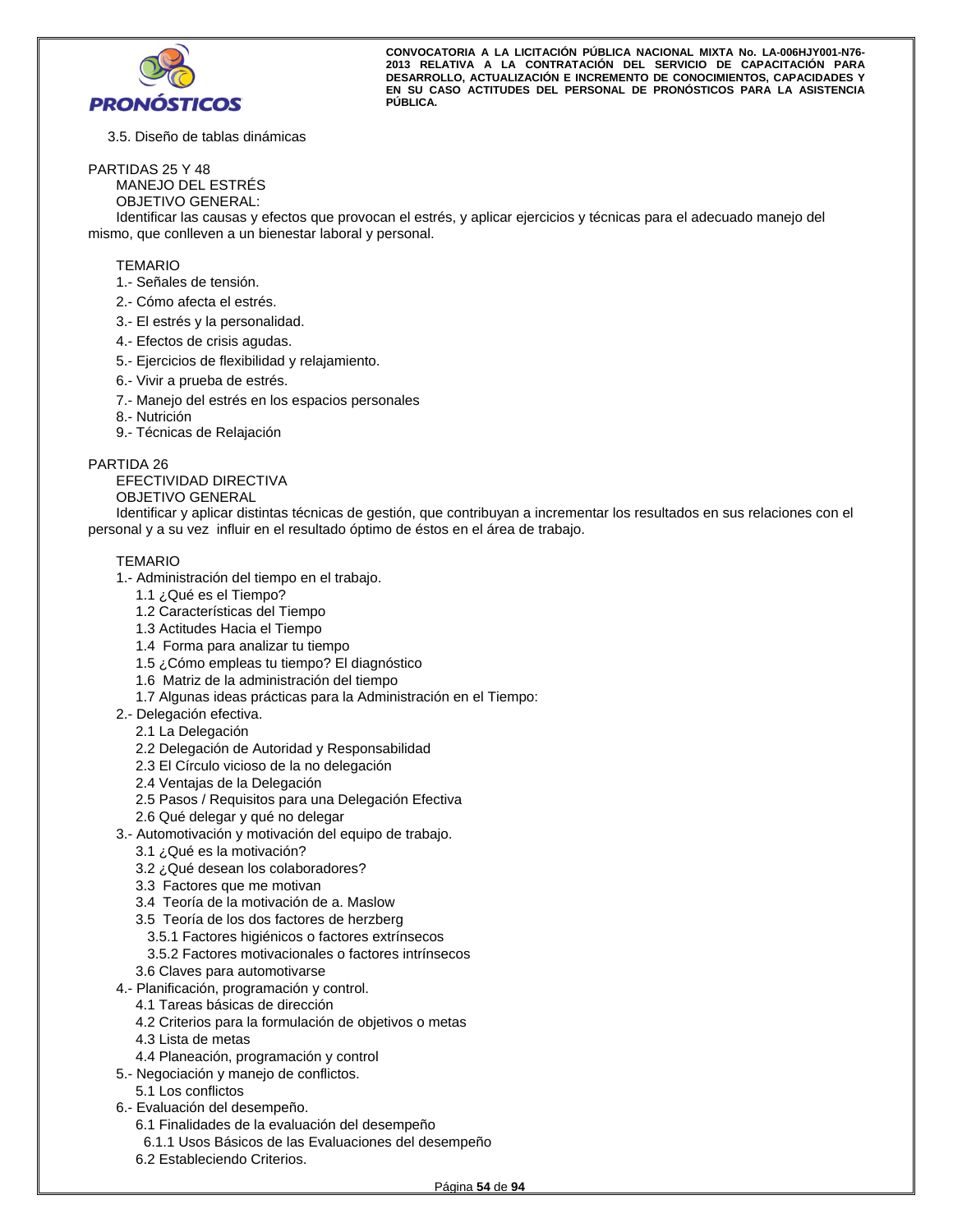3.5. Diseño de tablas dinámicas

PARTIDAS 25 Y 48

MANEJO DEL ESTRÉS

OBJETIVO GENERAL:

Identificar las causas y efectos que provocan el estrés, y aplicar ejercicios y técnicas para el adecuado manejo del mismo, que conlleven a un bienestar laboral y personal.

TEMARIO

1.- Señales de tensión.

2.- Cómo afecta el estrés.

3.- El estrés y la personalidad.

4.- Efectos de crisis agudas.

5.- Ejercicios de flexibilidad y relajamiento.

6.- Vivir a prueba de estrés.

7.- Manejo del estrés en los espacios personales

8.- Nutrición

9.- Técnicas de Relajación

PARTIDA 26

EFECTIVIDAD DIRECTIVA

OBJETIVO GENERAL

Identificar y aplicar distintas técnicas de gestión, que contribuyan a incrementar los resultados en sus relaciones con el personal y a su vez influir en el resultado óptimo de éstos en el área de trabajo.

TEMARIO

1.- Administración del tiempo en el trabajo.
- 1.1 ¿Qué es el Tiempo?
- 1.2 Características del Tiempo
- 1.3 Actitudes Hacia el Tiempo
- 1.4 Forma para analizar tu tiempo
- 1.5 ¿Cómo empleas tu tiempo? El diagnóstico
- 1.6 Matriz de la administración del tiempo
- 1.7 Algunas ideas prácticas para la Administración en el Tiempo:

2.- Delegación efectiva.
- 2.1 La Delegación
- 2.2 Delegación de Autoridad y Responsabilidad
- 2.3 El Círculo vicioso de la no delegación
- 2.4 Ventajas de la Delegación
- 2.5 Pasos / Requisitos para una Delegación Efectiva
- 2.6 Qué delegar y qué no delegar

3.- Automotivación y motivación del equipo de trabajo.
- 3.1 ¿Qué es la motivación?
- 3.2 ¿Qué desean los colaboradores?
- 3.3 Factores que me motivan
- 3.4 Teoría de la motivación de a. Maslow
- 3.5 Teoría de los dos factores de herzberg
  - 3.5.1 Factores higiénicos o factores extrínsecos
  - 3.5.2 Factores motivacionales o factores intrínsecos
- 3.6 Claves para automotivarse

4.- Planificación, programación y control.
- 4.1 Tareas básicas de dirección
- 4.2 Criterios para la formulación de objetivos o metas
- 4.3 Lista de metas
- 4.4 Planeación, programación y control

5.- Negociación y manejo de conflictos.
- 5.1 Los conflictos

6.- Evaluación del desempeño.
- 6.1 Finalidades de la evaluación del desempeño
  - 6.1.1 Usos Básicos de las Evaluaciones del desempeño
- 6.2 Estableciendo Criterios.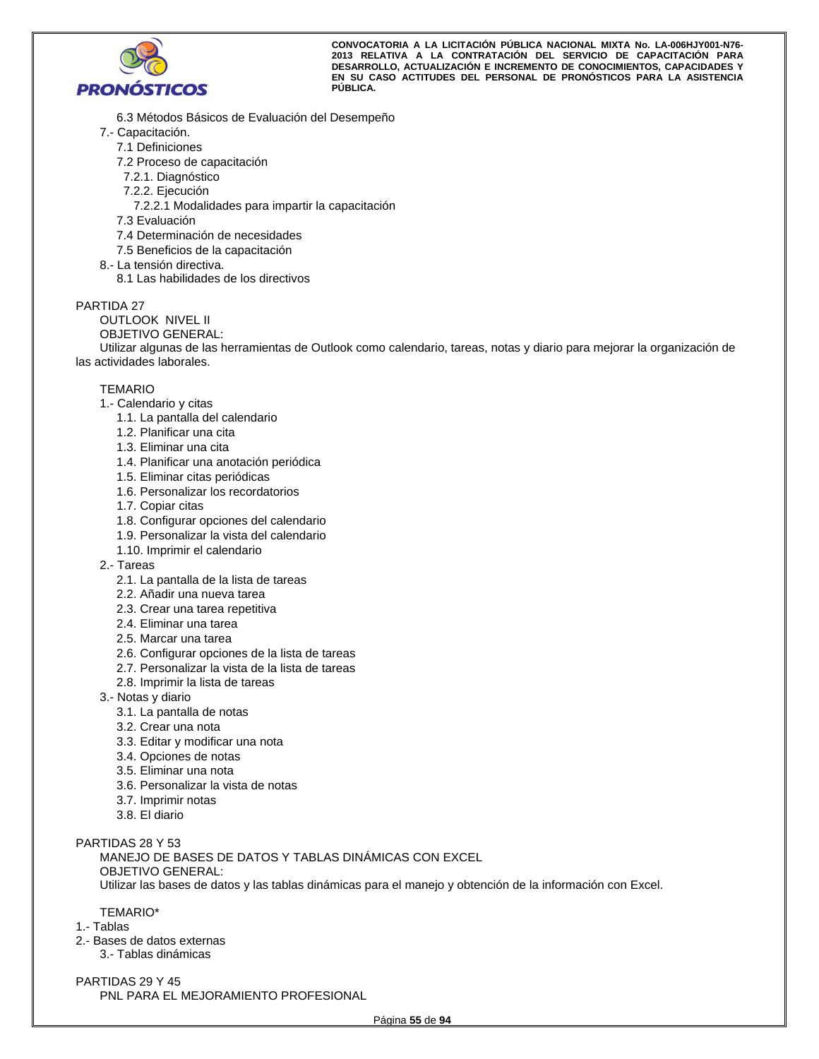6.3 Métodos Básicos de Evaluación del Desempeño

7.- Capacitación.

7.1 Definiciones

7.2 Proceso de capacitación

7.2.1. Diagnóstico

7.2.2. Ejecución

7.2.2.1 Modalidades para impartir la capacitación

7.3 Evaluación

7.4 Determinación de necesidades

7.5 Beneficios de la capacitación

8.- La tensión directiva.

8.1 Las habilidades de los directivos

PARTIDA 27

OUTLOOK NIVEL II

OBJETIVO GENERAL:

Utilizar algunas de las herramientas de Outlook como calendario, tareas, notas y diario para mejorar la organización de las actividades laborales.

TEMARIO

1.- Calendario y citas

1.1. La pantalla del calendario

1.2. Planificar una cita

1.3. Eliminar una cita

1.4. Planificar una anotación periódica

1.5. Eliminar citas periódicas

1.6. Personalizar los recordatorios

1.7. Copiar citas

1.8. Configurar opciones del calendario

1.9. Personalizar la vista del calendario

1.10. Imprimir el calendario

2.- Tareas

2.1. La pantalla de la lista de tareas

2.2. Añadir una nueva tarea

2.3. Crear una tarea repetitiva

2.4. Eliminar una tarea

2.5. Marcar una tarea

2.6. Configurar opciones de la lista de tareas

2.7. Personalizar la vista de la lista de tareas

2.8. Imprimir la lista de tareas

3.- Notas y diario

3.1. La pantalla de notas

3.2. Crear una nota

3.3. Editar y modificar una nota

3.4. Opciones de notas

3.5. Eliminar una nota

3.6. Personalizar la vista de notas

3.7. Imprimir notas

3.8. El diario

PARTIDAS 28 Y 53

MANEJO DE BASES DE DATOS Y TABLAS DINÁMICAS CON EXCEL

OBJETIVO GENERAL:

Utilizar las bases de datos y las tablas dinámicas para el manejo y obtención de la información con Excel.

TEMARIO*

1.- Tablas

2.- Bases de datos externas

3.- Tablas dinámicas

PARTIDAS 29 Y 45

PNL PARA EL MEJORAMIENTO PROFESIONAL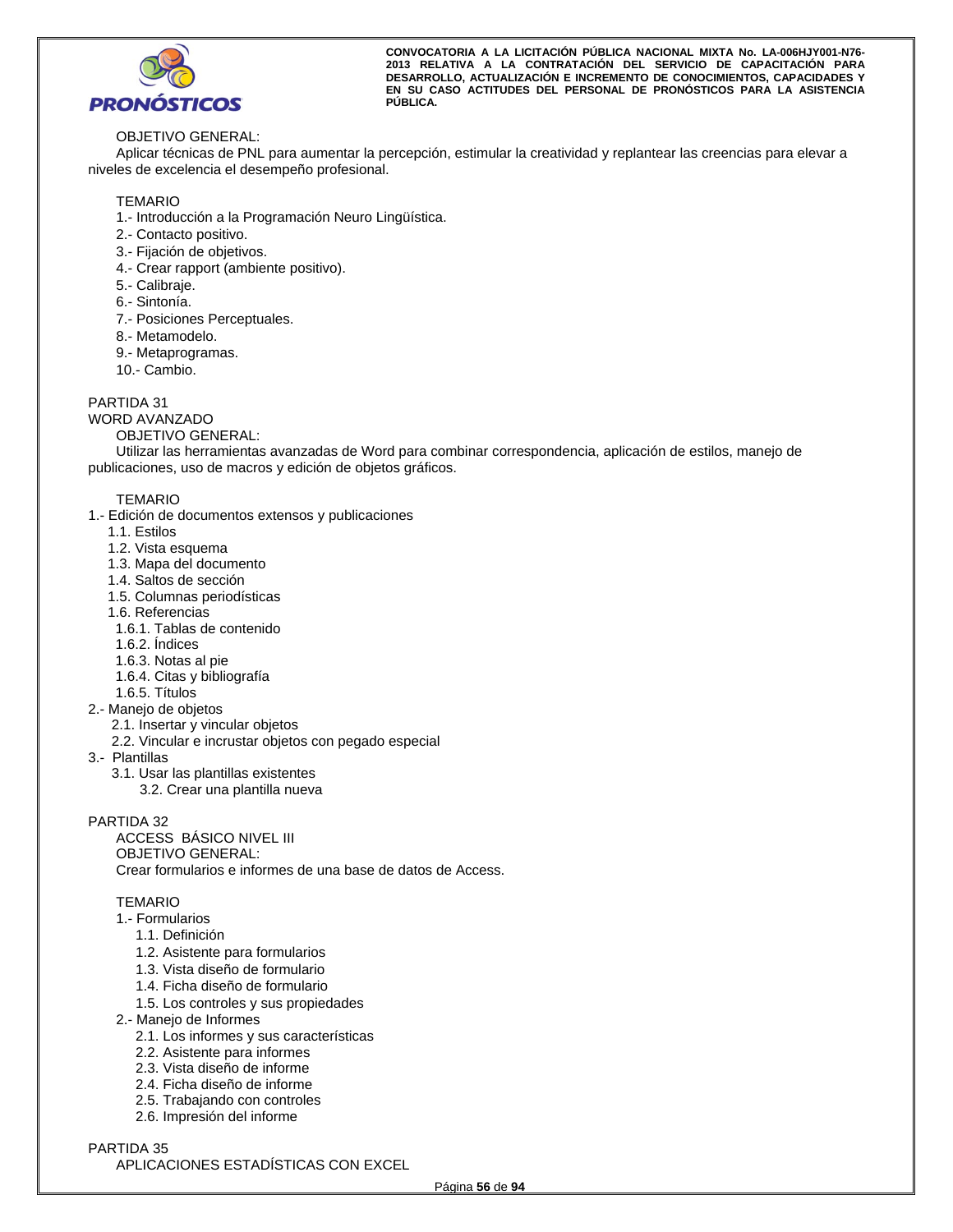OBJETIVO GENERAL:

Aplicar técnicas de PNL para aumentar la percepción, estimular la creatividad y replantear las creencias para elevar a niveles de excelencia el desempeño profesional.

TEMARIO

1.- Introducción a la Programación Neuro Lingüística.
2.- Contacto positivo.
3.- Fijación de objetivos.
4.- Crear rapport (ambiente positivo).
5.- Calibraje.
6.- Sintonía.
7.- Posiciones Perceptuales.
8.- Metamodelo.
9.- Metaprogramas.
10.- Cambio.

PARTIDA 31

WORD AVANZADO

OBJETIVO GENERAL:

Utilizar las herramientas avanzadas de Word para combinar correspondencia, aplicación de estilos, manejo de publicaciones, uso de macros y edición de objetos gráficos.

TEMARIO

1.- Edición de documentos extensos y publicaciones
- 1.1. Estilos
- 1.2. Vista esquema
- 1.3. Mapa del documento
- 1.4. Saltos de sección
- 1.5. Columnas periodísticas
- 1.6. Referencias
  - 1.6.1. Tablas de contenido
  - 1.6.2. Índices
  - 1.6.3. Notas al pie
  - 1.6.4. Citas y bibliografía
  - 1.6.5. Títulos

2.- Manejo de objetos
- 2.1. Insertar y vincular objetos
- 2.2. Vincular e incrustar objetos con pegado especial

3.- Plantillas
- 3.1. Usar las plantillas existentes
- 3.2. Crear una plantilla nueva

PARTIDA 32

ACCESS BÁSICO NIVEL III

OBJETIVO GENERAL:

Crear formularios e informes de una base de datos de Access.

TEMARIO

1.- Formularios
- 1.1. Definición
- 1.2. Asistente para formularios
- 1.3. Vista diseño de formulario
- 1.4. Ficha diseño de formulario
- 1.5. Los controles y sus propiedades

2.- Manejo de Informes
- 2.1. Los informes y sus características
- 2.2. Asistente para informes
- 2.3. Vista diseño de informe
- 2.4. Ficha diseño de informe
- 2.5. Trabajando con controles
- 2.6. Impresión del informe

PARTIDA 35

APLICACIONES ESTADÍSTICAS CON EXCEL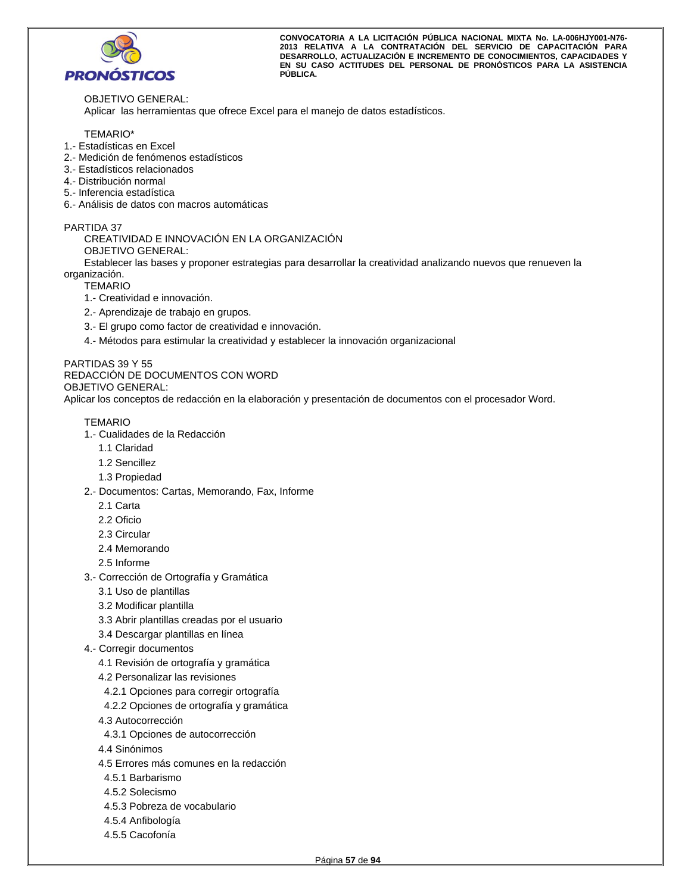OBJETIVO GENERAL:

Aplicar las herramientas que ofrece Excel para el manejo de datos estadísticos.

TEMARIO*

1.- Estadísticas en Excel
2.- Medición de fenómenos estadísticos
3.- Estadísticos relacionados
4.- Distribución normal
5.- Inferencia estadística
6.- Análisis de datos con macros automáticas

PARTIDA 37

CREATIVIDAD E INNOVACIÓN EN LA ORGANIZACIÓN

OBJETIVO GENERAL:

Establecer las bases y proponer estrategias para desarrollar la creatividad analizando nuevos que renueven la organización.

TEMARIO

1.- Creatividad e innovación.

2.- Aprendizaje de trabajo en grupos.

3.- El grupo como factor de creatividad e innovación.

4.- Métodos para estimular la creatividad y establecer la innovación organizacional

PARTIDAS 39 Y 55

REDACCIÓN DE DOCUMENTOS CON WORD

OBJETIVO GENERAL:

Aplicar los conceptos de redacción en la elaboración y presentación de documentos con el procesador Word.

TEMARIO

1.- Cualidades de la Redacción
- 1.1 Claridad
- 1.2 Sencillez
- 1.3 Propiedad

2.- Documentos: Cartas, Memorando, Fax, Informe
- 2.1 Carta
- 2.2 Oficio
- 2.3 Circular
- 2.4 Memorando
- 2.5 Informe

3.- Corrección de Ortografía y Gramática
- 3.1 Uso de plantillas
- 3.2 Modificar plantilla
- 3.3 Abrir plantillas creadas por el usuario
- 3.4 Descargar plantillas en línea

4.- Corregir documentos
- 4.1 Revisión de ortografía y gramática
- 4.2 Personalizar las revisiones
  - 4.2.1 Opciones para corregir ortografía
  - 4.2.2 Opciones de ortografía y gramática
- 4.3 Autocorrección
  - 4.3.1 Opciones de autocorrección
- 4.4 Sinónimos
- 4.5 Errores más comunes en la redacción
  - 4.5.1 Barbarismo
  - 4.5.2 Solecismo
  - 4.5.3 Pobreza de vocabulario
  - 4.5.4 Anfibología
  - 4.5.5 Cacofonía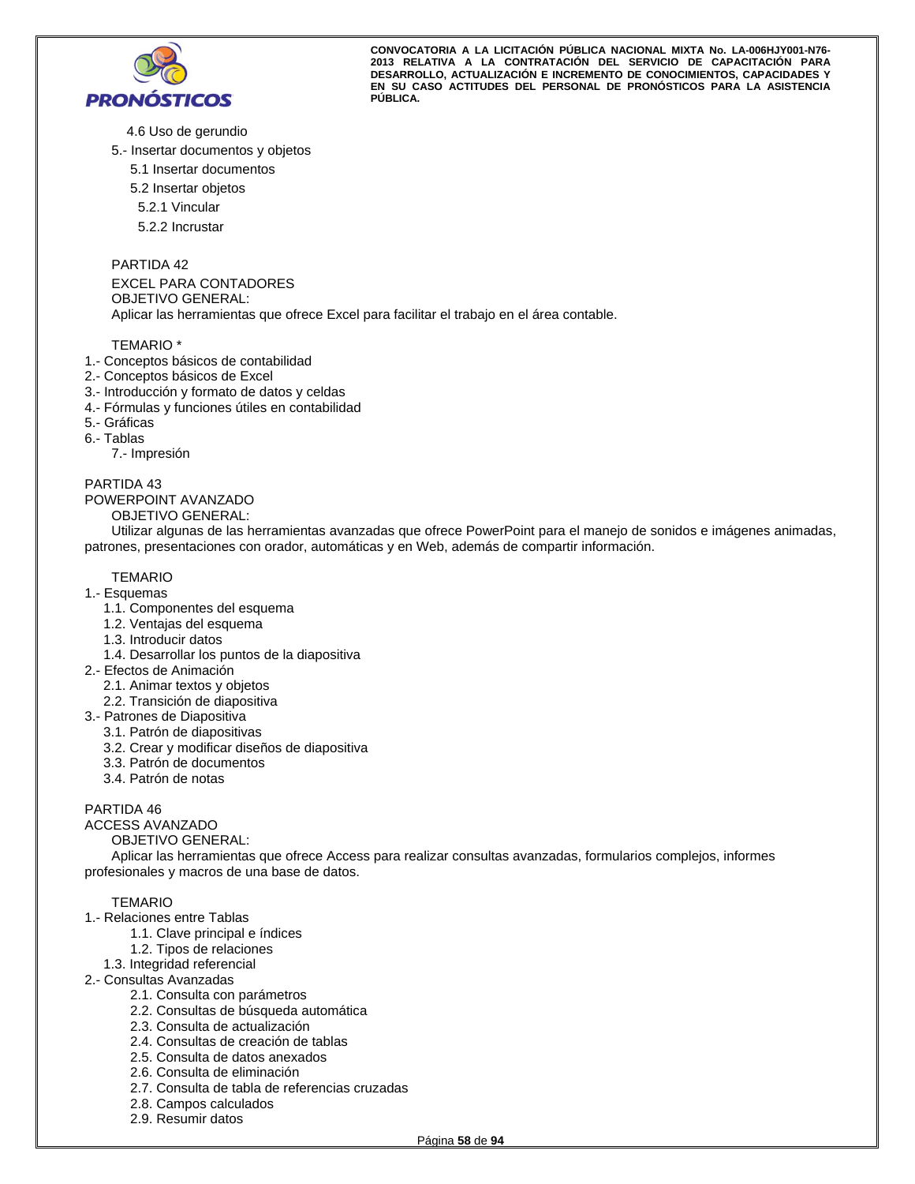4.6 Uso de gerundio

5.- Insertar documentos y objetos

5.1 Insertar documentos

5.2 Insertar objetos

5.2.1 Vincular

5.2.2 Incrustar

PARTIDA 42

EXCEL PARA CONTADORES

OBJETIVO GENERAL:

Aplicar las herramientas que ofrece Excel para facilitar el trabajo en el área contable.

TEMARIO *

1.- Conceptos básicos de contabilidad
2.- Conceptos básicos de Excel
3.- Introducción y formato de datos y celdas
4.- Fórmulas y funciones útiles en contabilidad
5.- Gráficas
6.- Tablas
7.- Impresión

PARTIDA 43

POWERPOINT AVANZADO

OBJETIVO GENERAL:

Utilizar algunas de las herramientas avanzadas que ofrece PowerPoint para el manejo de sonidos e imágenes animadas, patrones, presentaciones con orador, automáticas y en Web, además de compartir información.

TEMARIO

1.- Esquemas
- 1.1. Componentes del esquema
- 1.2. Ventajas del esquema
- 1.3. Introducir datos
- 1.4. Desarrollar los puntos de la diapositiva

2.- Efectos de Animación
- 2.1. Animar textos y objetos
- 2.2. Transición de diapositiva

3.- Patrones de Diapositiva
- 3.1. Patrón de diapositivas
- 3.2. Crear y modificar diseños de diapositiva
- 3.3. Patrón de documentos
- 3.4. Patrón de notas

PARTIDA 46

ACCESS AVANZADO

OBJETIVO GENERAL:

Aplicar las herramientas que ofrece Access para realizar consultas avanzadas, formularios complejos, informes profesionales y macros de una base de datos.

TEMARIO

1.- Relaciones entre Tablas
- 1.1. Clave principal e índices
- 1.2. Tipos de relaciones
- 1.3. Integridad referencial

2.- Consultas Avanzadas
- 2.1. Consulta con parámetros
- 2.2. Consultas de búsqueda automática
- 2.3. Consulta de actualización
- 2.4. Consultas de creación de tablas
- 2.5. Consulta de datos anexados
- 2.6. Consulta de eliminación
- 2.7. Consulta de tabla de referencias cruzadas
- 2.8. Campos calculados
- 2.9. Resumir datos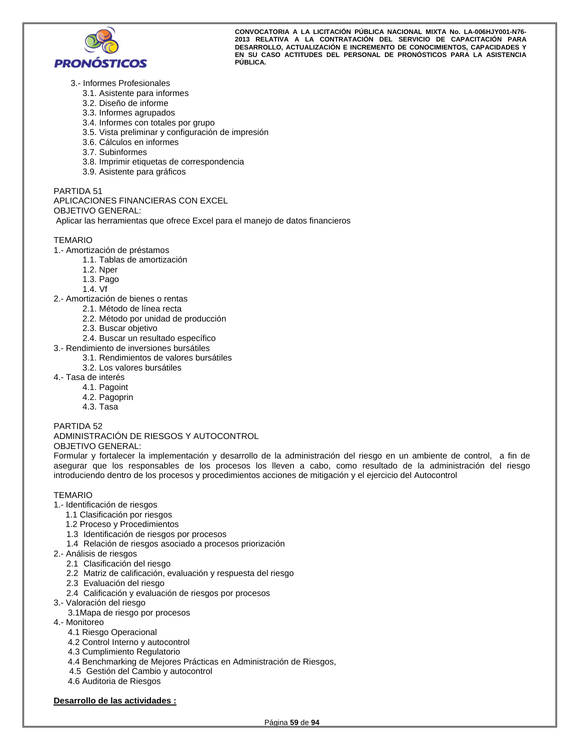3.- Informes Profesionales
- 3.1. Asistente para informes
- 3.2. Diseño de informe
- 3.3. Informes agrupados
- 3.4. Informes con totales por grupo
- 3.5. Vista preliminar y configuración de impresión
- 3.6. Cálculos en informes
- 3.7. Subinformes
- 3.8. Imprimir etiquetas de correspondencia
- 3.9. Asistente para gráficos

PARTIDA 51
APLICACIONES FINANCIERAS CON EXCEL
OBJETIVO GENERAL:
Aplicar las herramientas que ofrece Excel para el manejo de datos financieros

TEMARIO

1.- Amortización de préstamos
- 1.1. Tablas de amortización
- 1.2. Nper
- 1.3. Pago
- 1.4. Vf

2.- Amortización de bienes o rentas
- 2.1. Método de línea recta
- 2.2. Método por unidad de producción
- 2.3. Buscar objetivo
- 2.4. Buscar un resultado específico

3.- Rendimiento de inversiones bursátiles
- 3.1. Rendimientos de valores bursátiles
- 3.2. Los valores bursátiles

4.- Tasa de interés
- 4.1. Pagoint
- 4.2. Pagoprin
- 4.3. Tasa

PARTIDA 52
ADMINISTRACIÓN DE RIESGOS Y AUTOCONTROL
OBJETIVO GENERAL:
Formular y fortalecer la implementación y desarrollo de la administración del riesgo en un ambiente de control, a fin de asegurar que los responsables de los procesos los lleven a cabo, como resultado de la administración del riesgo introduciendo dentro de los procesos y procedimientos acciones de mitigación y el ejercicio del Autocontrol

TEMARIO

1.- Identificación de riesgos
- 1.1 Clasificación por riesgos
- 1.2 Proceso y Procedimientos
- 1.3 Identificación de riesgos por procesos
- 1.4 Relación de riesgos asociado a procesos priorización

2.- Análisis de riesgos
- 2.1 Clasificación del riesgo
- 2.2 Matriz de calificación, evaluación y respuesta del riesgo
- 2.3 Evaluación del riesgo
- 2.4 Calificación y evaluación de riesgos por procesos

3.- Valoración del riesgo
- 3.1Mapa de riesgo por procesos

4.- Monitoreo
- 4.1 Riesgo Operacional
- 4.2 Control Interno y autocontrol
- 4.3 Cumplimiento Regulatorio
- 4.4 Benchmarking de Mejores Prácticas en Administración de Riesgos,
- 4.5 Gestión del Cambio y autocontrol
- 4.6 Auditoria de Riesgos

**<u>Desarrollo de las actividades :</u>**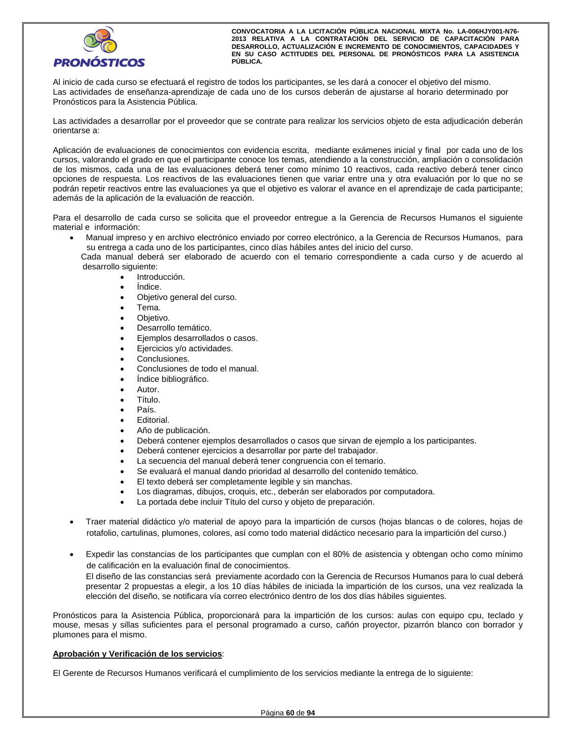Al inicio de cada curso se efectuará el registro de todos los participantes, se les dará a conocer el objetivo del mismo.
Las actividades de enseñanza-aprendizaje de cada uno de los cursos deberán de ajustarse al horario determinado por Pronósticos para la Asistencia Pública.

Las actividades a desarrollar por el proveedor que se contrate para realizar los servicios objeto de esta adjudicación deberán orientarse a:

Aplicación de evaluaciones de conocimientos con evidencia escrita, mediante exámenes inicial y final por cada uno de los cursos, valorando el grado en que el participante conoce los temas, atendiendo a la construcción, ampliación o consolidación de los mismos, cada una de las evaluaciones deberá tener como mínimo 10 reactivos, cada reactivo deberá tener cinco opciones de respuesta. Los reactivos de las evaluaciones tienen que variar entre una y otra evaluación por lo que no se podrán repetir reactivos entre las evaluaciones ya que el objetivo es valorar el avance en el aprendizaje de cada participante; además de la aplicación de la evaluación de reacción.

Para el desarrollo de cada curso se solicita que el proveedor entregue a la Gerencia de Recursos Humanos el siguiente material e información:

- Manual impreso y en archivo electrónico enviado por correo electrónico, a la Gerencia de Recursos Humanos, para su entrega a cada uno de los participantes, cinco días hábiles antes del inicio del curso.
  Cada manual deberá ser elaborado de acuerdo con el temario correspondiente a cada curso y de acuerdo al desarrollo siguiente:
  - Introducción.
  - Índice.
  - Objetivo general del curso.
  - Tema.
  - Objetivo.
  - Desarrollo temático.
  - Ejemplos desarrollados o casos.
  - Ejercicios y/o actividades.
  - Conclusiones.
  - Conclusiones de todo el manual.
  - Índice bibliográfico.
  - Autor.
  - Título.
  - País.
  - Editorial.
  - Año de publicación.
  - Deberá contener ejemplos desarrollados o casos que sirvan de ejemplo a los participantes.
  - Deberá contener ejercicios a desarrollar por parte del trabajador.
  - La secuencia del manual deberá tener congruencia con el temario.
  - Se evaluará el manual dando prioridad al desarrollo del contenido temático.
  - El texto deberá ser completamente legible y sin manchas.
  - Los diagramas, dibujos, croquis, etc., deberán ser elaborados por computadora.
  - La portada debe incluir Título del curso y objeto de preparación.

- Traer material didáctico y/o material de apoyo para la impartición de cursos (hojas blancas o de colores, hojas de rotafolio, cartulinas, plumones, colores, así como todo material didáctico necesario para la impartición del curso.)

- Expedir las constancias de los participantes que cumplan con el 80% de asistencia y obtengan ocho como mínimo de calificación en la evaluación final de conocimientos.
  El diseño de las constancias será previamente acordado con la Gerencia de Recursos Humanos para lo cual deberá presentar 2 propuestas a elegir, a los 10 días hábiles de iniciada la impartición de los cursos, una vez realizada la elección del diseño, se notificara vía correo electrónico dentro de los dos días hábiles siguientes.

Pronósticos para la Asistencia Pública, proporcionará para la impartición de los cursos: aulas con equipo cpu, teclado y mouse, mesas y sillas suficientes para el personal programado a curso, cañón proyector, pizarrón blanco con borrador y plumones para el mismo.

**Aprobación y Verificación de los servicios**:

El Gerente de Recursos Humanos verificará el cumplimiento de los servicios mediante la entrega de lo siguiente: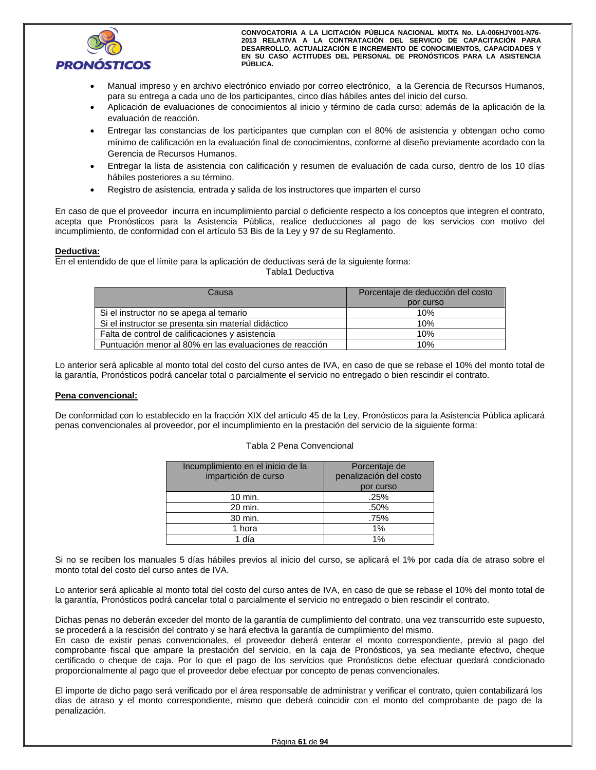- Manual impreso y en archivo electrónico enviado por correo electrónico, a la Gerencia de Recursos Humanos, para su entrega a cada uno de los participantes, cinco días hábiles antes del inicio del curso.
- Aplicación de evaluaciones de conocimientos al inicio y término de cada curso; además de la aplicación de la evaluación de reacción.
- Entregar las constancias de los participantes que cumplan con el 80% de asistencia y obtengan ocho como mínimo de calificación en la evaluación final de conocimientos, conforme al diseño previamente acordado con la Gerencia de Recursos Humanos.
- Entregar la lista de asistencia con calificación y resumen de evaluación de cada curso, dentro de los 10 días hábiles posteriores a su término.
- Registro de asistencia, entrada y salida de los instructores que imparten el curso

En caso de que el proveedor incurra en incumplimiento parcial o deficiente respecto a los conceptos que integren el contrato, acepta que Pronósticos para la Asistencia Pública, realice deducciones al pago de los servicios con motivo del incumplimiento, de conformidad con el artículo 53 Bis de la Ley y 97 de su Reglamento.

**Deductiva:**

En el entendido de que el límite para la aplicación de deductivas será de la siguiente forma:

Tabla1 Deductiva

| Causa | Porcentaje de deducción del costo por curso |
|---|---|
| Si el instructor no se apega al temario | 10% |
| Si el instructor se presenta sin material didáctico | 10% |
| Falta de control de calificaciones y asistencia | 10% |
| Puntuación menor al 80% en las evaluaciones de reacción | 10% |

Lo anterior será aplicable al monto total del costo del curso antes de IVA, en caso de que se rebase el 10% del monto total de la garantía, Pronósticos podrá cancelar total o parcialmente el servicio no entregado o bien rescindir el contrato.

**Pena convencional:**

De conformidad con lo establecido en la fracción XIX del artículo 45 de la Ley, Pronósticos para la Asistencia Pública aplicará penas convencionales al proveedor, por el incumplimiento en la prestación del servicio de la siguiente forma:

Tabla 2 Pena Convencional

| Incumplimiento en el inicio de la impartición de curso | Porcentaje de penalización del costo por curso |
|---|---|
| 10 min. | .25% |
| 20 min. | .50% |
| 30 min. | .75% |
| 1 hora | 1% |
| 1 día | 1% |

Si no se reciben los manuales 5 días hábiles previos al inicio del curso, se aplicará el 1% por cada día de atraso sobre el monto total del costo del curso antes de IVA.

Lo anterior será aplicable al monto total del costo del curso antes de IVA, en caso de que se rebase el 10% del monto total de la garantía, Pronósticos podrá cancelar total o parcialmente el servicio no entregado o bien rescindir el contrato.

Dichas penas no deberán exceder del monto de la garantía de cumplimiento del contrato, una vez transcurrido este supuesto, se procederá a la rescisión del contrato y se hará efectiva la garantía de cumplimiento del mismo.

En caso de existir penas convencionales, el proveedor deberá enterar el monto correspondiente, previo al pago del comprobante fiscal que ampare la prestación del servicio, en la caja de Pronósticos, ya sea mediante efectivo, cheque certificado o cheque de caja. Por lo que el pago de los servicios que Pronósticos debe efectuar quedará condicionado proporcionalmente al pago que el proveedor debe efectuar por concepto de penas convencionales.

El importe de dicho pago será verificado por el área responsable de administrar y verificar el contrato, quien contabilizará los días de atraso y el monto correspondiente, mismo que deberá coincidir con el monto del comprobante de pago de la penalización.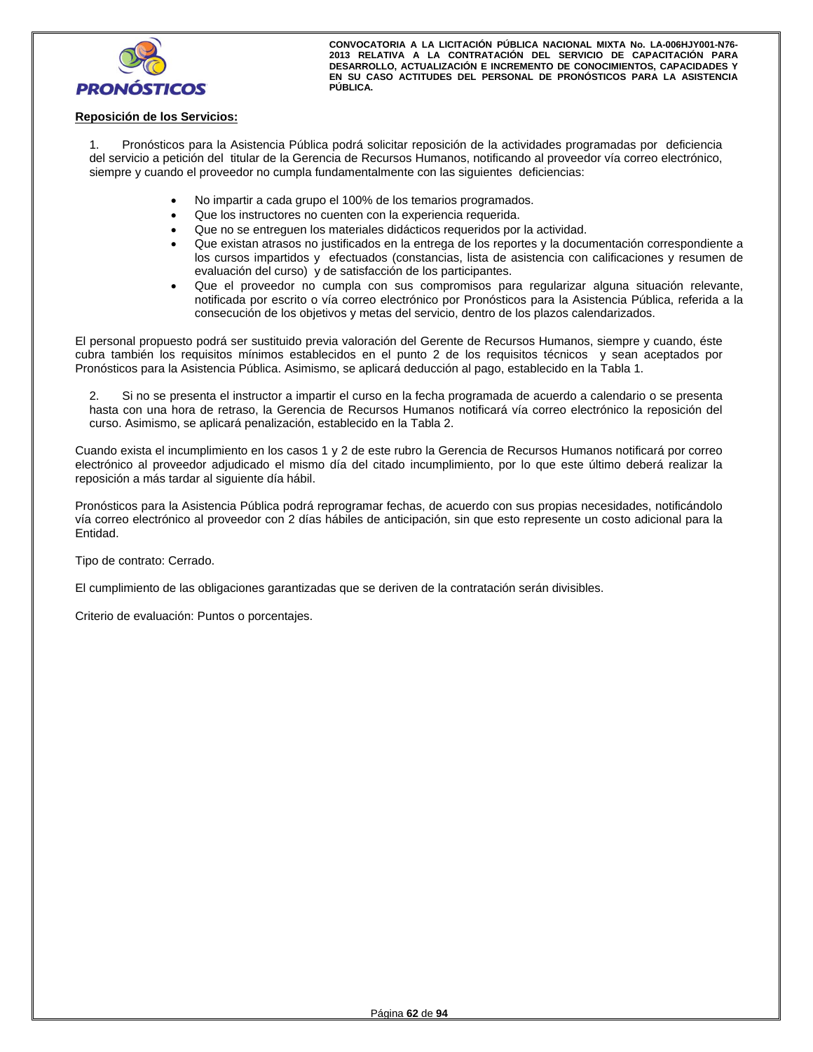**Reposición de los Servicios:**

1. Pronósticos para la Asistencia Pública podrá solicitar reposición de la actividades programadas por deficiencia del servicio a petición del titular de la Gerencia de Recursos Humanos, notificando al proveedor vía correo electrónico, siempre y cuando el proveedor no cumpla fundamentalmente con las siguientes deficiencias:

    - No impartir a cada grupo el 100% de los temarios programados.
    - Que los instructores no cuenten con la experiencia requerida.
    - Que no se entreguen los materiales didácticos requeridos por la actividad.
    - Que existan atrasos no justificados en la entrega de los reportes y la documentación correspondiente a los cursos impartidos y efectuados (constancias, lista de asistencia con calificaciones y resumen de evaluación del curso) y de satisfacción de los participantes.
    - Que el proveedor no cumpla con sus compromisos para regularizar alguna situación relevante, notificada por escrito o vía correo electrónico por Pronósticos para la Asistencia Pública, referida a la consecución de los objetivos y metas del servicio, dentro de los plazos calendarizados.

El personal propuesto podrá ser sustituido previa valoración del Gerente de Recursos Humanos, siempre y cuando, éste cubra también los requisitos mínimos establecidos en el punto 2 de los requisitos técnicos y sean aceptados por Pronósticos para la Asistencia Pública. Asimismo, se aplicará deducción al pago, establecido en la Tabla 1.

2. Si no se presenta el instructor a impartir el curso en la fecha programada de acuerdo a calendario o se presenta hasta con una hora de retraso, la Gerencia de Recursos Humanos notificará vía correo electrónico la reposición del curso. Asimismo, se aplicará penalización, establecido en la Tabla 2.

Cuando exista el incumplimiento en los casos 1 y 2 de este rubro la Gerencia de Recursos Humanos notificará por correo electrónico al proveedor adjudicado el mismo día del citado incumplimiento, por lo que este último deberá realizar la reposición a más tardar al siguiente día hábil.

Pronósticos para la Asistencia Pública podrá reprogramar fechas, de acuerdo con sus propias necesidades, notificándolo vía correo electrónico al proveedor con 2 días hábiles de anticipación, sin que esto represente un costo adicional para la Entidad.

Tipo de contrato: Cerrado.

El cumplimiento de las obligaciones garantizadas que se deriven de la contratación serán divisibles.

Criterio de evaluación: Puntos o porcentajes.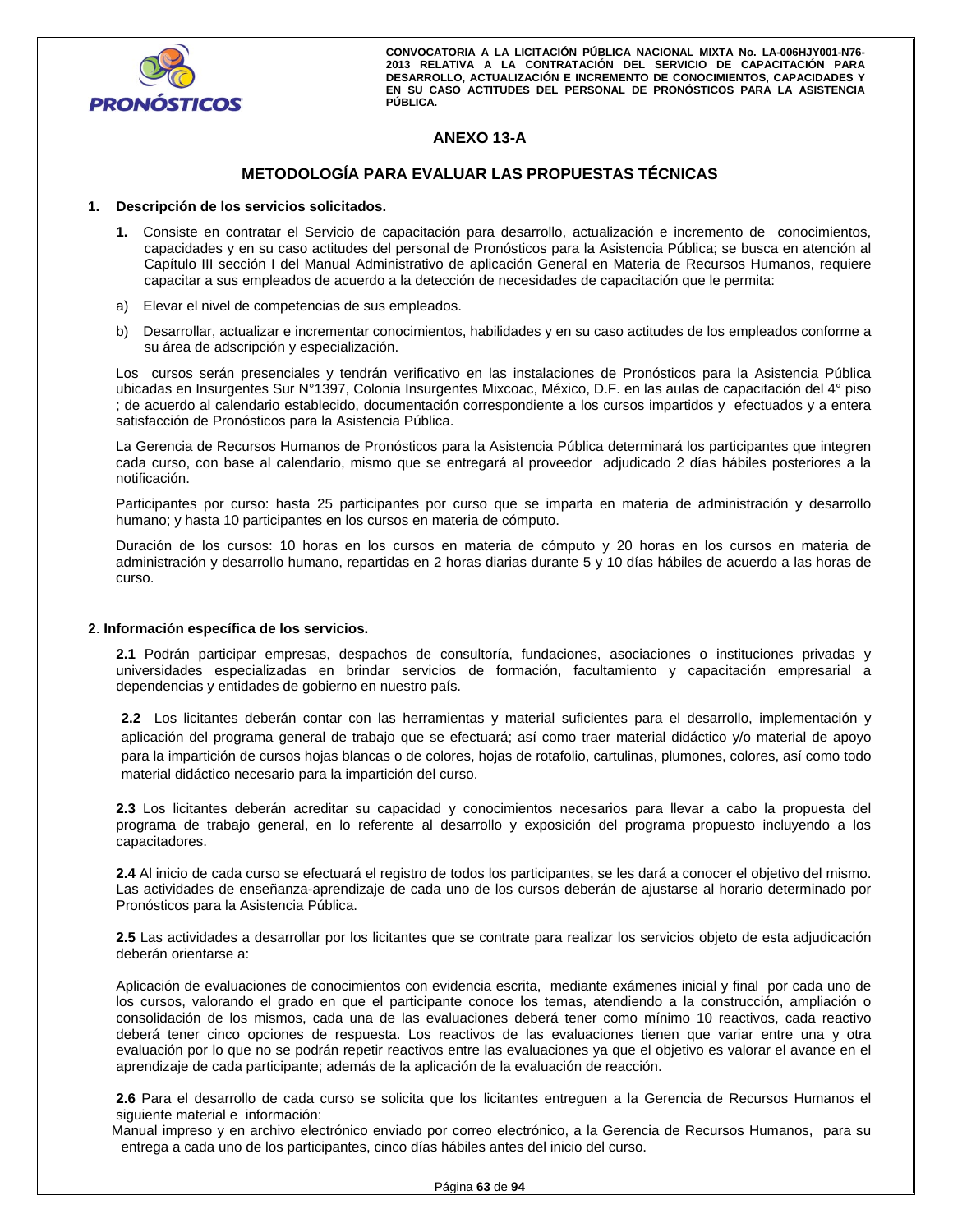# ANEXO 13-A

## METODOLOGÍA PARA EVALUAR LAS PROPUESTAS TÉCNICAS

**1. Descripción de los servicios solicitados.**

**1.** Consiste en contratar el Servicio de capacitación para desarrollo, actualización e incremento de conocimientos, capacidades y en su caso actitudes del personal de Pronósticos para la Asistencia Pública; se busca en atención al Capítulo III sección I del Manual Administrativo de aplicación General en Materia de Recursos Humanos, requiere capacitar a sus empleados de acuerdo a la detección de necesidades de capacitación que le permita:

a) Elevar el nivel de competencias de sus empleados.

b) Desarrollar, actualizar e incrementar conocimientos, habilidades y en su caso actitudes de los empleados conforme a su área de adscripción y especialización.

Los cursos serán presenciales y tendrán verificativo en las instalaciones de Pronósticos para la Asistencia Pública ubicadas en Insurgentes Sur N°1397, Colonia Insurgentes Mixcoac, México, D.F. en las aulas de capacitación del 4° piso ; de acuerdo al calendario establecido, documentación correspondiente a los cursos impartidos y efectuados y a entera satisfacción de Pronósticos para la Asistencia Pública.

La Gerencia de Recursos Humanos de Pronósticos para la Asistencia Pública determinará los participantes que integren cada curso, con base al calendario, mismo que se entregará al proveedor adjudicado 2 días hábiles posteriores a la notificación.

Participantes por curso: hasta 25 participantes por curso que se imparta en materia de administración y desarrollo humano; y hasta 10 participantes en los cursos en materia de cómputo.

Duración de los cursos: 10 horas en los cursos en materia de cómputo y 20 horas en los cursos en materia de administración y desarrollo humano, repartidas en 2 horas diarias durante 5 y 10 días hábiles de acuerdo a las horas de curso.

**2. Información específica de los servicios.**

**2.1** Podrán participar empresas, despachos de consultoría, fundaciones, asociaciones o instituciones privadas y universidades especializadas en brindar servicios de formación, facultamiento y capacitación empresarial a dependencias y entidades de gobierno en nuestro país.

**2.2** Los licitantes deberán contar con las herramientas y material suficientes para el desarrollo, implementación y aplicación del programa general de trabajo que se efectuará; así como traer material didáctico y/o material de apoyo para la impartición de cursos hojas blancas o de colores, hojas de rotafolio, cartulinas, plumones, colores, así como todo material didáctico necesario para la impartición del curso.

**2.3** Los licitantes deberán acreditar su capacidad y conocimientos necesarios para llevar a cabo la propuesta del programa de trabajo general, en lo referente al desarrollo y exposición del programa propuesto incluyendo a los capacitadores.

**2.4** Al inicio de cada curso se efectuará el registro de todos los participantes, se les dará a conocer el objetivo del mismo. Las actividades de enseñanza-aprendizaje de cada uno de los cursos deberán de ajustarse al horario determinado por Pronósticos para la Asistencia Pública.

**2.5** Las actividades a desarrollar por los licitantes que se contrate para realizar los servicios objeto de esta adjudicación deberán orientarse a:

Aplicación de evaluaciones de conocimientos con evidencia escrita, mediante exámenes inicial y final por cada uno de los cursos, valorando el grado en que el participante conoce los temas, atendiendo a la construcción, ampliación o consolidación de los mismos, cada una de las evaluaciones deberá tener como mínimo 10 reactivos, cada reactivo deberá tener cinco opciones de respuesta. Los reactivos de las evaluaciones tienen que variar entre una y otra evaluación por lo que no se podrán repetir reactivos entre las evaluaciones ya que el objetivo es valorar el avance en el aprendizaje de cada participante; además de la aplicación de la evaluación de reacción.

**2.6** Para el desarrollo de cada curso se solicita que los licitantes entreguen a la Gerencia de Recursos Humanos el siguiente material e información:

Manual impreso y en archivo electrónico enviado por correo electrónico, a la Gerencia de Recursos Humanos, para su entrega a cada uno de los participantes, cinco días hábiles antes del inicio del curso.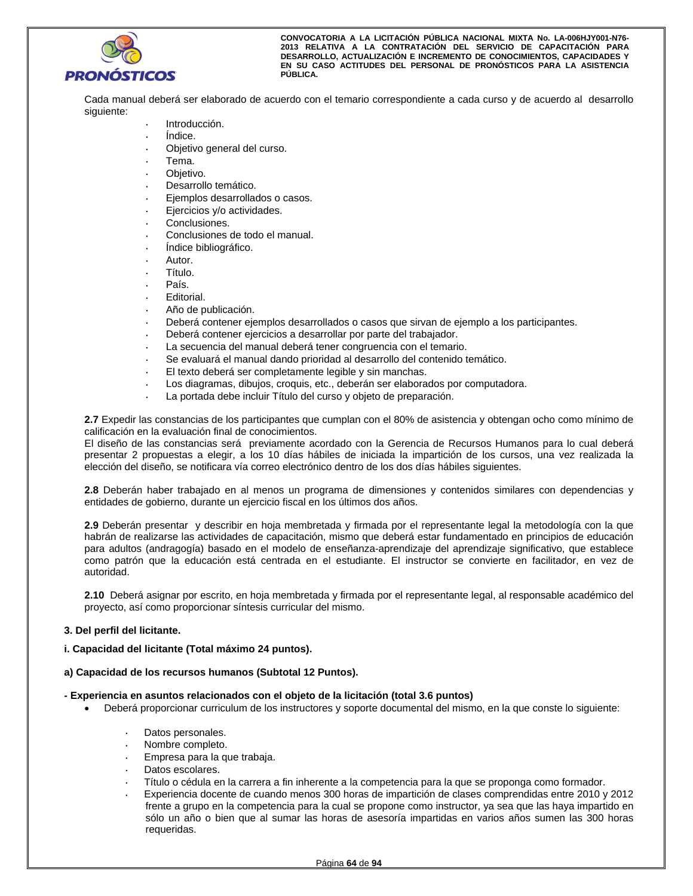Cada manual deberá ser elaborado de acuerdo con el temario correspondiente a cada curso y de acuerdo al desarrollo siguiente:

- Introducción.
- Índice.
- Objetivo general del curso.
- Tema.
- Objetivo.
- Desarrollo temático.
- Ejemplos desarrollados o casos.
- Ejercicios y/o actividades.
- Conclusiones.
- Conclusiones de todo el manual.
- Índice bibliográfico.
- Autor.
- Título.
- País.
- Editorial.
- Año de publicación.
- Deberá contener ejemplos desarrollados o casos que sirvan de ejemplo a los participantes.
- Deberá contener ejercicios a desarrollar por parte del trabajador.
- La secuencia del manual deberá tener congruencia con el temario.
- Se evaluará el manual dando prioridad al desarrollo del contenido temático.
- El texto deberá ser completamente legible y sin manchas.
- Los diagramas, dibujos, croquis, etc., deberán ser elaborados por computadora.
- La portada debe incluir Título del curso y objeto de preparación.

**2.7** Expedir las constancias de los participantes que cumplan con el 80% de asistencia y obtengan ocho como mínimo de calificación en la evaluación final de conocimientos.
El diseño de las constancias será previamente acordado con la Gerencia de Recursos Humanos para lo cual deberá presentar 2 propuestas a elegir, a los 10 días hábiles de iniciada la impartición de los cursos, una vez realizada la elección del diseño, se notificara vía correo electrónico dentro de los dos días hábiles siguientes.

**2.8** Deberán haber trabajado en al menos un programa de dimensiones y contenidos similares con dependencias y entidades de gobierno, durante un ejercicio fiscal en los últimos dos años.

**2.9** Deberán presentar y describir en hoja membretada y firmada por el representante legal la metodología con la que habrán de realizarse las actividades de capacitación, mismo que deberá estar fundamentado en principios de educación para adultos (andragogía) basado en el modelo de enseñanza-aprendizaje del aprendizaje significativo, que establece como patrón que la educación está centrada en el estudiante. El instructor se convierte en facilitador, en vez de autoridad.

**2.10** Deberá asignar por escrito, en hoja membretada y firmada por el representante legal, al responsable académico del proyecto, así como proporcionar síntesis curricular del mismo.

**3. Del perfil del licitante.**

**i. Capacidad del licitante (Total máximo 24 puntos).**

**a) Capacidad de los recursos humanos (Subtotal 12 Puntos).**

**- Experiencia en asuntos relacionados con el objeto de la licitación (total 3.6 puntos)**

- Deberá proporcionar curriculum de los instructores y soporte documental del mismo, en la que conste lo siguiente:

  - Datos personales.
  - Nombre completo.
  - Empresa para la que trabaja.
  - Datos escolares.
  - Título o cédula en la carrera a fin inherente a la competencia para la que se proponga como formador.
  - Experiencia docente de cuando menos 300 horas de impartición de clases comprendidas entre 2010 y 2012 frente a grupo en la competencia para la cual se propone como instructor, ya sea que las haya impartido en sólo un año o bien que al sumar las horas de asesoría impartidas en varios años sumen las 300 horas requeridas.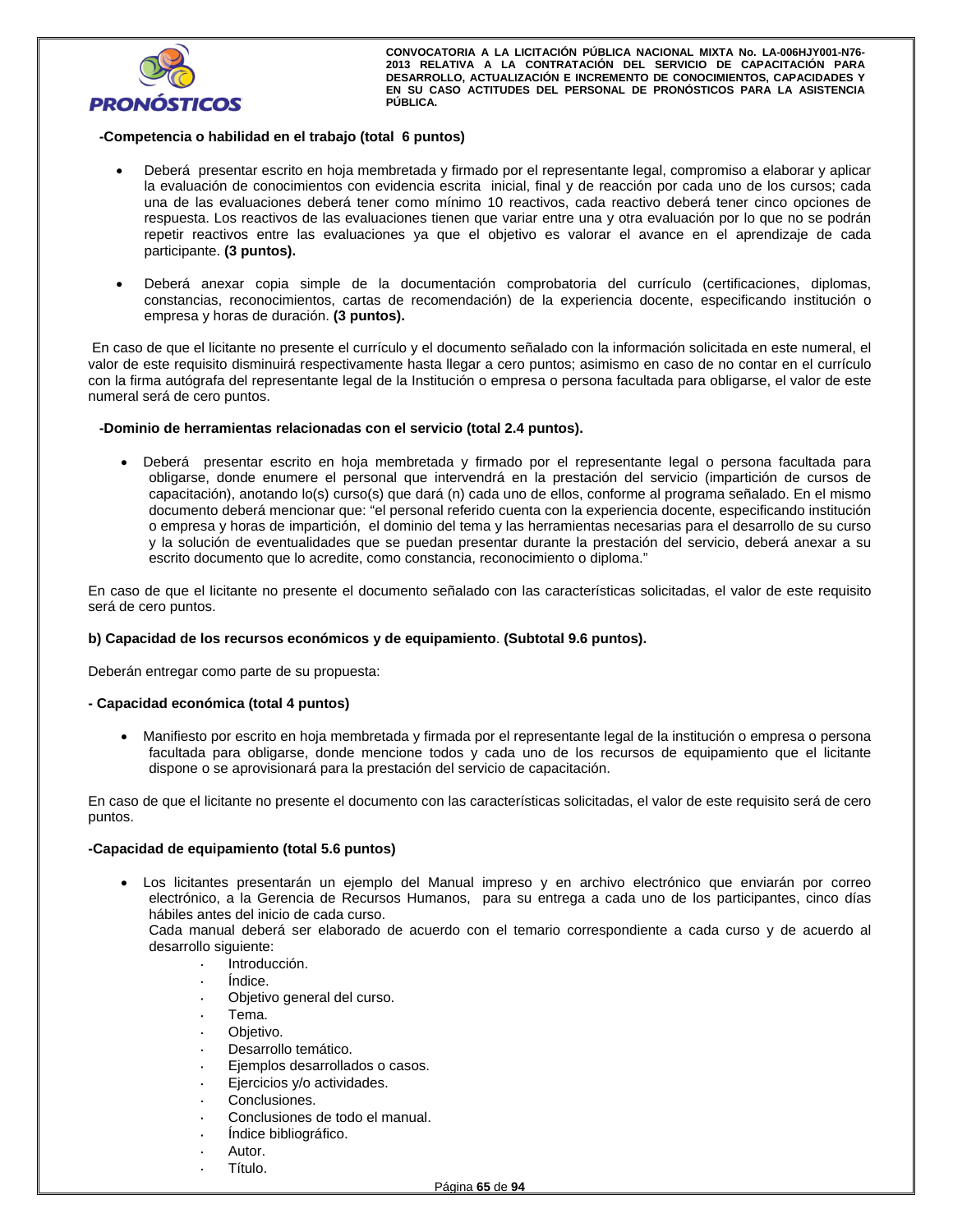**-Competencia o habilidad en el trabajo (total 6 puntos)**

- Deberá presentar escrito en hoja membretada y firmado por el representante legal, compromiso a elaborar y aplicar la evaluación de conocimientos con evidencia escrita inicial, final y de reacción por cada uno de los cursos; cada una de las evaluaciones deberá tener como mínimo 10 reactivos, cada reactivo deberá tener cinco opciones de respuesta. Los reactivos de las evaluaciones tienen que variar entre una y otra evaluación por lo que no se podrán repetir reactivos entre las evaluaciones ya que el objetivo es valorar el avance en el aprendizaje de cada participante. **(3 puntos).**

- Deberá anexar copia simple de la documentación comprobatoria del currículo (certificaciones, diplomas, constancias, reconocimientos, cartas de recomendación) de la experiencia docente, especificando institución o empresa y horas de duración. **(3 puntos).**

En caso de que el licitante no presente el currículo y el documento señalado con la información solicitada en este numeral, el valor de este requisito disminuirá respectivamente hasta llegar a cero puntos; asimismo en caso de no contar en el currículo con la firma autógrafa del representante legal de la Institución o empresa o persona facultada para obligarse, el valor de este numeral será de cero puntos.

**-Dominio de herramientas relacionadas con el servicio (total 2.4 puntos).**

- Deberá presentar escrito en hoja membretada y firmado por el representante legal o persona facultada para obligarse, donde enumere el personal que intervendrá en la prestación del servicio (impartición de cursos de capacitación), anotando lo(s) curso(s) que dará (n) cada uno de ellos, conforme al programa señalado. En el mismo documento deberá mencionar que: "el personal referido cuenta con la experiencia docente, especificando institución o empresa y horas de impartición, el dominio del tema y las herramientas necesarias para el desarrollo de su curso y la solución de eventualidades que se puedan presentar durante la prestación del servicio, deberá anexar a su escrito documento que lo acredite, como constancia, reconocimiento o diploma."

En caso de que el licitante no presente el documento señalado con las características solicitadas, el valor de este requisito será de cero puntos.

**b) Capacidad de los recursos económicos y de equipamiento**. **(Subtotal 9.6 puntos).**

Deberán entregar como parte de su propuesta:

**- Capacidad económica (total 4 puntos)**

- Manifiesto por escrito en hoja membretada y firmada por el representante legal de la institución o empresa o persona facultada para obligarse, donde mencione todos y cada uno de los recursos de equipamiento que el licitante dispone o se aprovisionará para la prestación del servicio de capacitación.

En caso de que el licitante no presente el documento con las características solicitadas, el valor de este requisito será de cero puntos.

**-Capacidad de equipamiento (total 5.6 puntos)**

- Los licitantes presentarán un ejemplo del Manual impreso y en archivo electrónico que enviarán por correo electrónico, a la Gerencia de Recursos Humanos, para su entrega a cada uno de los participantes, cinco días hábiles antes del inicio de cada curso.
  Cada manual deberá ser elaborado de acuerdo con el temario correspondiente a cada curso y de acuerdo al desarrollo siguiente:
  - Introducción.
  - Índice.
  - Objetivo general del curso.
  - Tema.
  - Objetivo.
  - Desarrollo temático.
  - Ejemplos desarrollados o casos.
  - Ejercicios y/o actividades.
  - Conclusiones.
  - Conclusiones de todo el manual.
  - Índice bibliográfico.
  - Autor.
  - Título.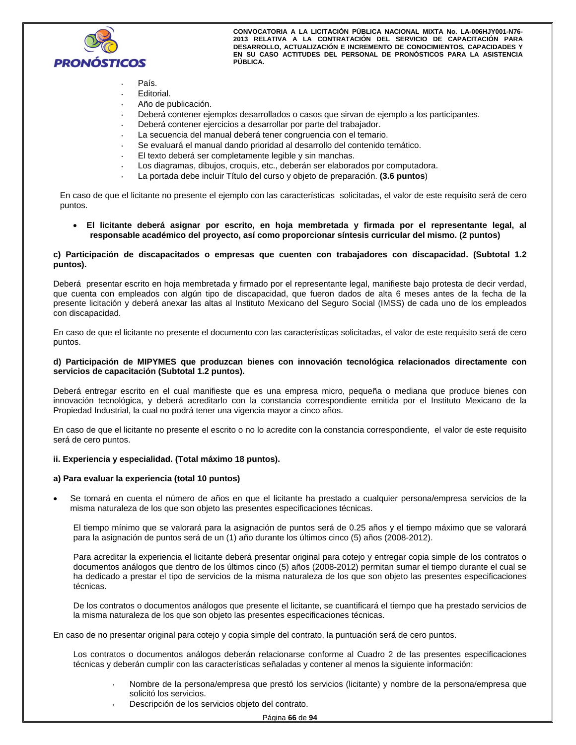- País.
- Editorial.
- Año de publicación.
- Deberá contener ejemplos desarrollados o casos que sirvan de ejemplo a los participantes.
- Deberá contener ejercicios a desarrollar por parte del trabajador.
- La secuencia del manual deberá tener congruencia con el temario.
- Se evaluará el manual dando prioridad al desarrollo del contenido temático.
- El texto deberá ser completamente legible y sin manchas.
- Los diagramas, dibujos, croquis, etc., deberán ser elaborados por computadora.
- La portada debe incluir Título del curso y objeto de preparación. **(3.6 puntos**)

En caso de que el licitante no presente el ejemplo con las características solicitadas, el valor de este requisito será de cero puntos.

- **El licitante deberá asignar por escrito, en hoja membretada y firmada por el representante legal, al responsable académico del proyecto, así como proporcionar síntesis curricular del mismo. (2 puntos)**

**c) Participación de discapacitados o empresas que cuenten con trabajadores con discapacidad. (Subtotal 1.2 puntos).**

Deberá presentar escrito en hoja membretada y firmado por el representante legal, manifieste bajo protesta de decir verdad, que cuenta con empleados con algún tipo de discapacidad, que fueron dados de alta 6 meses antes de la fecha de la presente licitación y deberá anexar las altas al Instituto Mexicano del Seguro Social (IMSS) de cada uno de los empleados con discapacidad.

En caso de que el licitante no presente el documento con las características solicitadas, el valor de este requisito será de cero puntos.

**d) Participación de MIPYMES que produzcan bienes con innovación tecnológica relacionados directamente con servicios de capacitación (Subtotal 1.2 puntos).**

Deberá entregar escrito en el cual manifieste que es una empresa micro, pequeña o mediana que produce bienes con innovación tecnológica, y deberá acreditarlo con la constancia correspondiente emitida por el Instituto Mexicano de la Propiedad Industrial, la cual no podrá tener una vigencia mayor a cinco años.

En caso de que el licitante no presente el escrito o no lo acredite con la constancia correspondiente, el valor de este requisito será de cero puntos.

**ii. Experiencia y especialidad. (Total máximo 18 puntos).**

**a) Para evaluar la experiencia (total 10 puntos)**

- Se tomará en cuenta el número de años en que el licitante ha prestado a cualquier persona/empresa servicios de la misma naturaleza de los que son objeto las presentes especificaciones técnicas.

  El tiempo mínimo que se valorará para la asignación de puntos será de 0.25 años y el tiempo máximo que se valorará para la asignación de puntos será de un (1) año durante los últimos cinco (5) años (2008-2012).

  Para acreditar la experiencia el licitante deberá presentar original para cotejo y entregar copia simple de los contratos o documentos análogos que dentro de los últimos cinco (5) años (2008-2012) permitan sumar el tiempo durante el cual se ha dedicado a prestar el tipo de servicios de la misma naturaleza de los que son objeto las presentes especificaciones técnicas.

  De los contratos o documentos análogos que presente el licitante, se cuantificará el tiempo que ha prestado servicios de la misma naturaleza de los que son objeto las presentes especificaciones técnicas.

En caso de no presentar original para cotejo y copia simple del contrato, la puntuación será de cero puntos.

Los contratos o documentos análogos deberán relacionarse conforme al Cuadro 2 de las presentes especificaciones técnicas y deberán cumplir con las características señaladas y contener al menos la siguiente información:

- Nombre de la persona/empresa que prestó los servicios (licitante) y nombre de la persona/empresa que solicitó los servicios.
- Descripción de los servicios objeto del contrato.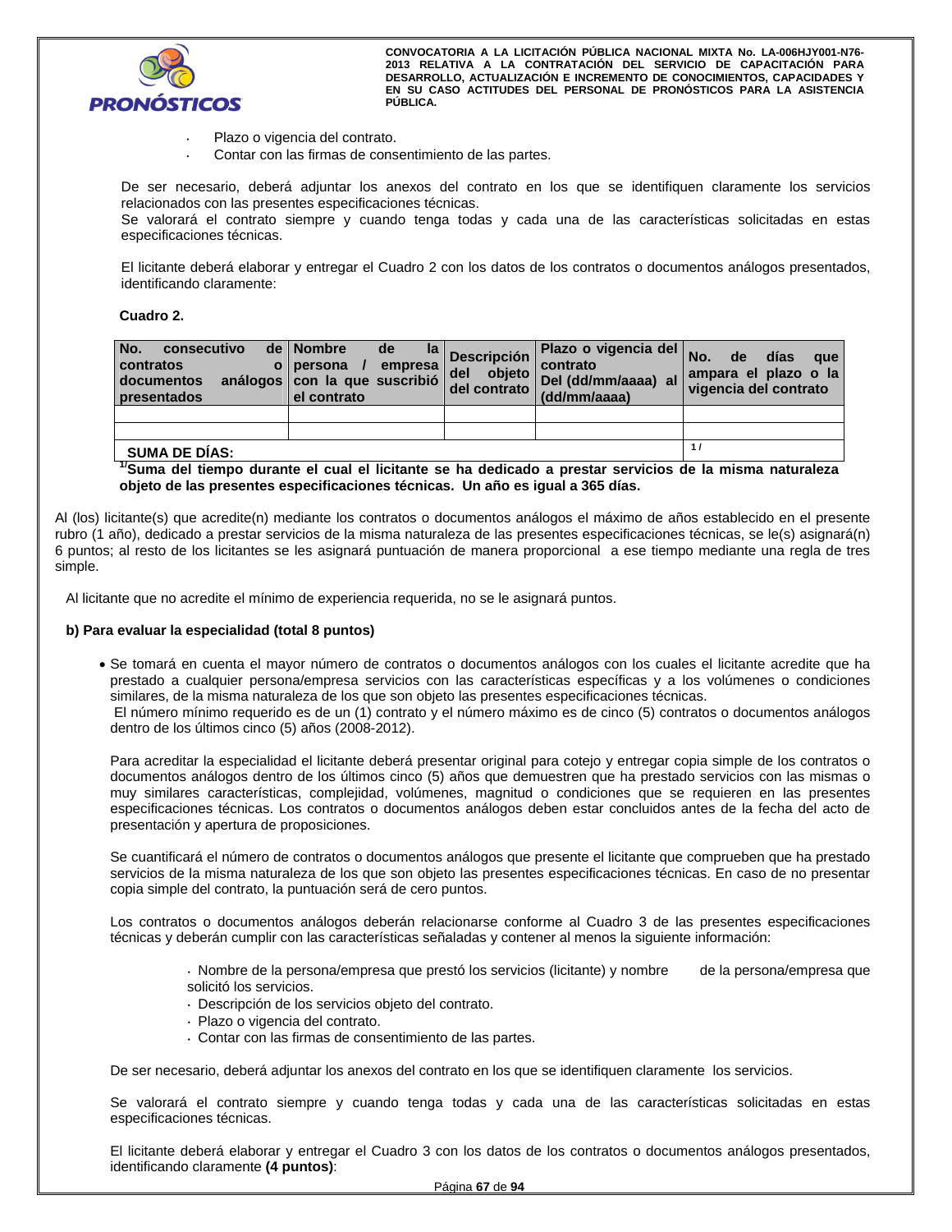- Plazo o vigencia del contrato.
- Contar con las firmas de consentimiento de las partes.

De ser necesario, deberá adjuntar los anexos del contrato en los que se identifiquen claramente los servicios relacionados con las presentes especificaciones técnicas.
Se valorará el contrato siempre y cuando tenga todas y cada una de las características solicitadas en estas especificaciones técnicas.

El licitante deberá elaborar y entregar el Cuadro 2 con los datos de los contratos o documentos análogos presentados, identificando claramente:

**Cuadro 2.**

| No. consecutivo de contratos o documentos análogos presentados | Nombre de la persona / empresa con la que suscribió el contrato | Descripción del objeto del contrato | Plazo o vigencia del contrato Del (dd/mm/aaaa) al (dd/mm/aaaa) | No. de días que ampara el plazo o la vigencia del contrato |
|---|---|---|---|---|
| | | | | |
| | | | | |
| SUMA DE DÍAS: | | | | 1 / |

**[1/] Suma del tiempo durante el cual el licitante se ha dedicado a prestar servicios de la misma naturaleza objeto de las presentes especificaciones técnicas. Un año es igual a 365 días.**

Al (los) licitante(s) que acredite(n) mediante los contratos o documentos análogos el máximo de años establecido en el presente rubro (1 año), dedicado a prestar servicios de la misma naturaleza de las presentes especificaciones técnicas, se le(s) asignará(n) 6 puntos; al resto de los licitantes se les asignará puntuación de manera proporcional a ese tiempo mediante una regla de tres simple.

Al licitante que no acredite el mínimo de experiencia requerida, no se le asignará puntos.

**b) Para evaluar la especialidad (total 8 puntos)**

- Se tomará en cuenta el mayor número de contratos o documentos análogos con los cuales el licitante acredite que ha prestado a cualquier persona/empresa servicios con las características específicas y a los volúmenes o condiciones similares, de la misma naturaleza de los que son objeto las presentes especificaciones técnicas.
  El número mínimo requerido es de un (1) contrato y el número máximo es de cinco (5) contratos o documentos análogos dentro de los últimos cinco (5) años (2008-2012).

  Para acreditar la especialidad el licitante deberá presentar original para cotejo y entregar copia simple de los contratos o documentos análogos dentro de los últimos cinco (5) años que demuestren que ha prestado servicios con las mismas o muy similares características, complejidad, volúmenes, magnitud o condiciones que se requieren en las presentes especificaciones técnicas. Los contratos o documentos análogos deben estar concluidos antes de la fecha del acto de presentación y apertura de proposiciones.

  Se cuantificará el número de contratos o documentos análogos que presente el licitante que comprueben que ha prestado servicios de la misma naturaleza de los que son objeto las presentes especificaciones técnicas. En caso de no presentar copia simple del contrato, la puntuación será de cero puntos.

  Los contratos o documentos análogos deberán relacionarse conforme al Cuadro 3 de las presentes especificaciones técnicas y deberán cumplir con las características señaladas y contener al menos la siguiente información:

  - Nombre de la persona/empresa que prestó los servicios (licitante) y nombre de la persona/empresa que solicitó los servicios.
  - Descripción de los servicios objeto del contrato.
  - Plazo o vigencia del contrato.
  - Contar con las firmas de consentimiento de las partes.

  De ser necesario, deberá adjuntar los anexos del contrato en los que se identifiquen claramente los servicios.

  Se valorará el contrato siempre y cuando tenga todas y cada una de las características solicitadas en estas especificaciones técnicas.

  El licitante deberá elaborar y entregar el Cuadro 3 con los datos de los contratos o documentos análogos presentados, identificando claramente **(4 puntos)**: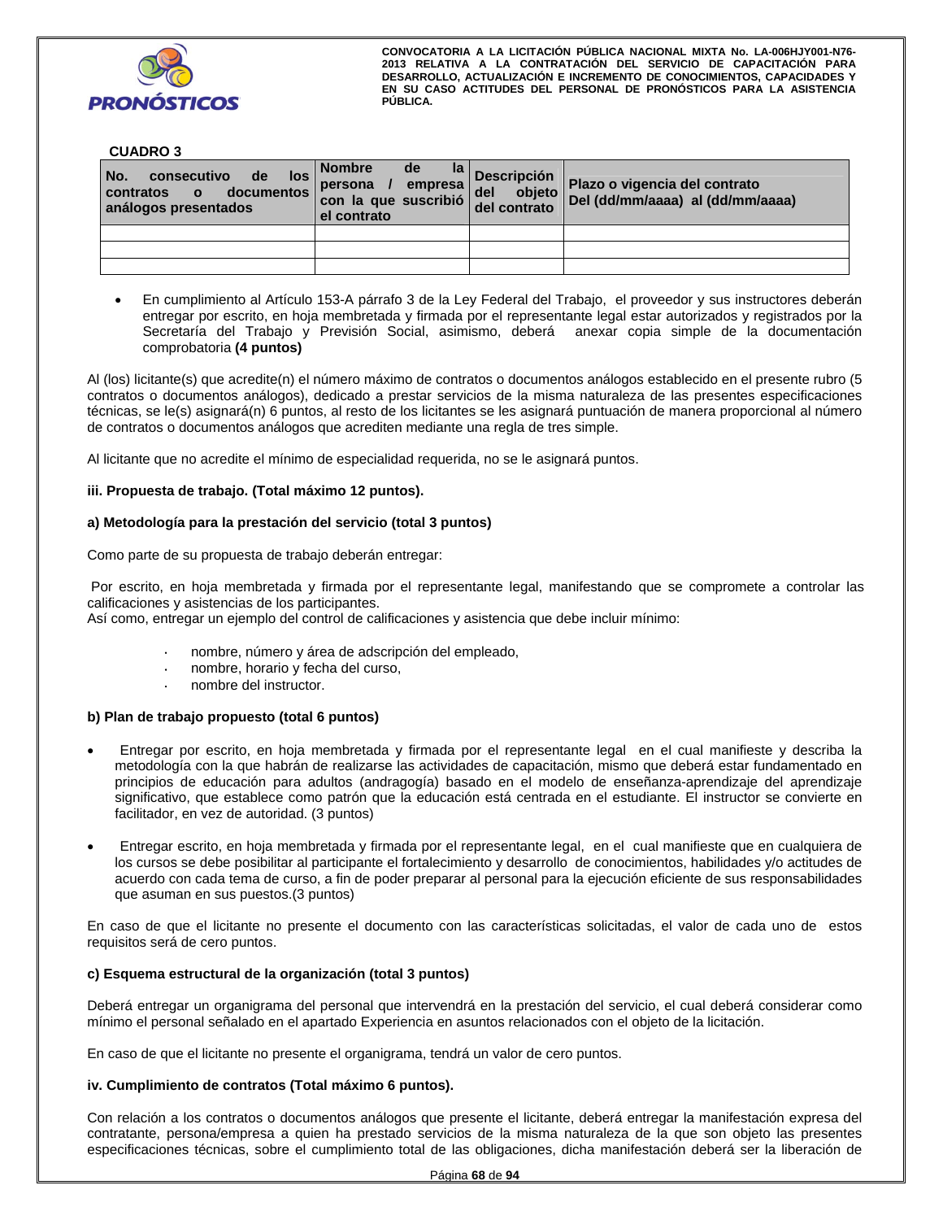**CUADRO 3**

| No. consecutivo de los contratos o documentos análogos presentados | Nombre de la persona / empresa con la que suscribió el contrato | Descripción del objeto del contrato | Plazo o vigencia del contrato Del (dd/mm/aaaa) al (dd/mm/aaaa) |
|---|---|---|---|
| | | | |
| | | | |
| | | | |

- En cumplimiento al Artículo 153-A párrafo 3 de la Ley Federal del Trabajo, el proveedor y sus instructores deberán entregar por escrito, en hoja membretada y firmada por el representante legal estar autorizados y registrados por la Secretaría del Trabajo y Previsión Social, asimismo, deberá anexar copia simple de la documentación comprobatoria **(4 puntos)**

Al (los) licitante(s) que acredite(n) el número máximo de contratos o documentos análogos establecido en el presente rubro (5 contratos o documentos análogos), dedicado a prestar servicios de la misma naturaleza de las presentes especificaciones técnicas, se le(s) asignará(n) 6 puntos, al resto de los licitantes se les asignará puntuación de manera proporcional al número de contratos o documentos análogos que acrediten mediante una regla de tres simple.

Al licitante que no acredite el mínimo de especialidad requerida, no se le asignará puntos.

**iii. Propuesta de trabajo. (Total máximo 12 puntos).**

**a) Metodología para la prestación del servicio (total 3 puntos)**

Como parte de su propuesta de trabajo deberán entregar:

Por escrito, en hoja membretada y firmada por el representante legal, manifestando que se compromete a controlar las calificaciones y asistencias de los participantes.
Así como, entregar un ejemplo del control de calificaciones y asistencia que debe incluir mínimo:

- nombre, número y área de adscripción del empleado,
- nombre, horario y fecha del curso,
- nombre del instructor.

**b) Plan de trabajo propuesto (total 6 puntos)**

- Entregar por escrito, en hoja membretada y firmada por el representante legal en el cual manifieste y describa la metodología con la que habrán de realizarse las actividades de capacitación, mismo que deberá estar fundamentado en principios de educación para adultos (andragogía) basado en el modelo de enseñanza-aprendizaje del aprendizaje significativo, que establece como patrón que la educación está centrada en el estudiante. El instructor se convierte en facilitador, en vez de autoridad. (3 puntos)

- Entregar escrito, en hoja membretada y firmada por el representante legal, en el cual manifieste que en cualquiera de los cursos se debe posibilitar al participante el fortalecimiento y desarrollo de conocimientos, habilidades y/o actitudes de acuerdo con cada tema de curso, a fin de poder preparar al personal para la ejecución eficiente de sus responsabilidades que asuman en sus puestos.(3 puntos)

En caso de que el licitante no presente el documento con las características solicitadas, el valor de cada uno de estos requisitos será de cero puntos.

**c) Esquema estructural de la organización (total 3 puntos)**

Deberá entregar un organigrama del personal que intervendrá en la prestación del servicio, el cual deberá considerar como mínimo el personal señalado en el apartado Experiencia en asuntos relacionados con el objeto de la licitación.

En caso de que el licitante no presente el organigrama, tendrá un valor de cero puntos.

**iv. Cumplimiento de contratos (Total máximo 6 puntos).**

Con relación a los contratos o documentos análogos que presente el licitante, deberá entregar la manifestación expresa del contratante, persona/empresa a quien ha prestado servicios de la misma naturaleza de la que son objeto las presentes especificaciones técnicas, sobre el cumplimiento total de las obligaciones, dicha manifestación deberá ser la liberación de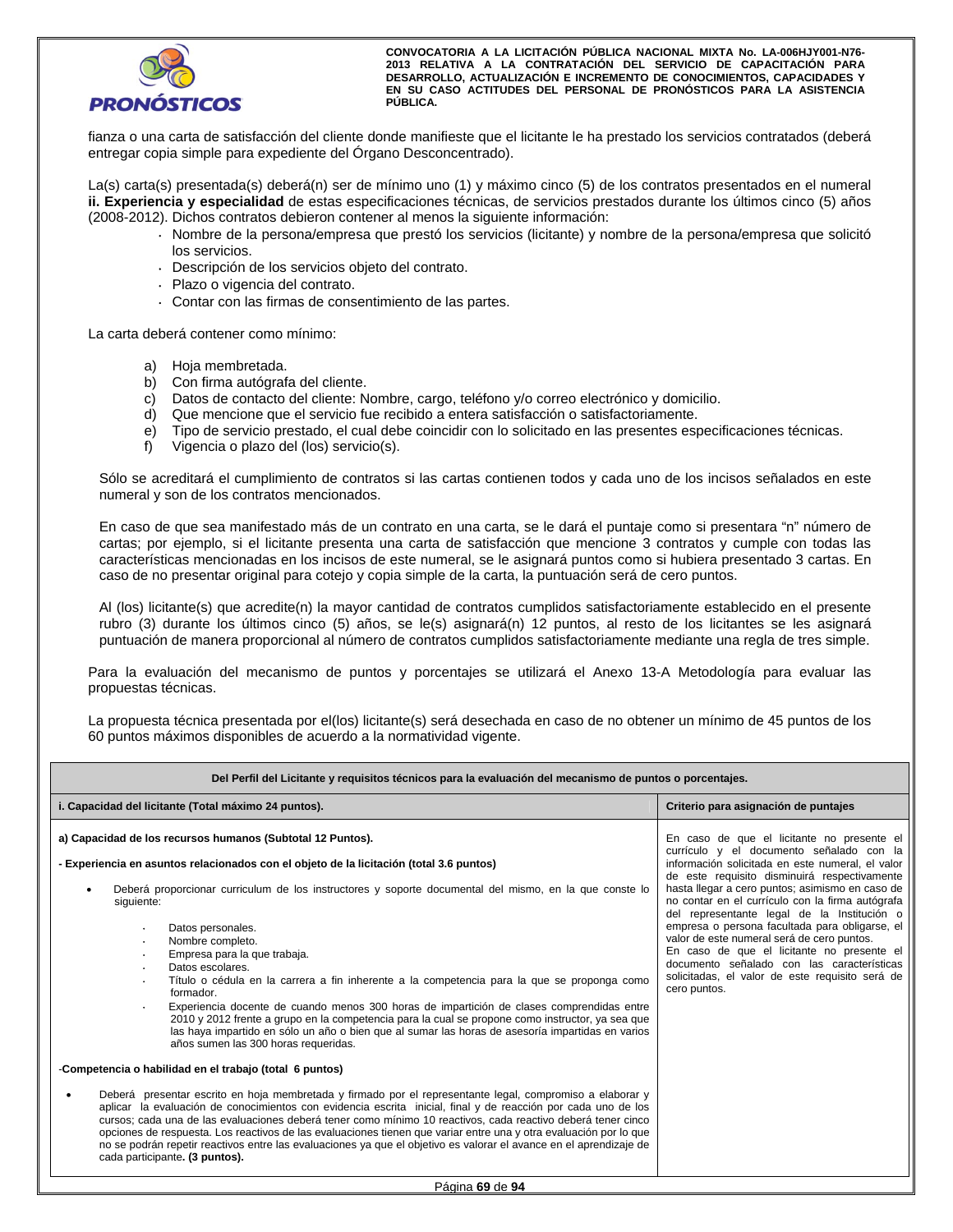fianza o una carta de satisfacción del cliente donde manifieste que el licitante le ha prestado los servicios contratados (deberá entregar copia simple para expediente del Órgano Desconcentrado).

La(s) carta(s) presentada(s) deberá(n) ser de mínimo uno (1) y máximo cinco (5) de los contratos presentados en el numeral **ii. Experiencia y especialidad** de estas especificaciones técnicas, de servicios prestados durante los últimos cinco (5) años (2008-2012). Dichos contratos debieron contener al menos la siguiente información:

- Nombre de la persona/empresa que prestó los servicios (licitante) y nombre de la persona/empresa que solicitó los servicios.
- Descripción de los servicios objeto del contrato.
- Plazo o vigencia del contrato.
- Contar con las firmas de consentimiento de las partes.

La carta deberá contener como mínimo:

a) Hoja membretada.
b) Con firma autógrafa del cliente.
c) Datos de contacto del cliente: Nombre, cargo, teléfono y/o correo electrónico y domicilio.
d) Que mencione que el servicio fue recibido a entera satisfacción o satisfactoriamente.
e) Tipo de servicio prestado, el cual debe coincidir con lo solicitado en las presentes especificaciones técnicas.
f) Vigencia o plazo del (los) servicio(s).

Sólo se acreditará el cumplimiento de contratos si las cartas contienen todos y cada uno de los incisos señalados en este numeral y son de los contratos mencionados.

En caso de que sea manifestado más de un contrato en una carta, se le dará el puntaje como si presentara "n" número de cartas; por ejemplo, si el licitante presenta una carta de satisfacción que mencione 3 contratos y cumple con todas las características mencionadas en los incisos de este numeral, se le asignará puntos como si hubiera presentado 3 cartas. En caso de no presentar original para cotejo y copia simple de la carta, la puntuación será de cero puntos.

Al (los) licitante(s) que acredite(n) la mayor cantidad de contratos cumplidos satisfactoriamente establecido en el presente rubro (3) durante los últimos cinco (5) años, se le(s) asignará(n) 12 puntos, al resto de los licitantes se les asignará puntuación de manera proporcional al número de contratos cumplidos satisfactoriamente mediante una regla de tres simple.

Para la evaluación del mecanismo de puntos y porcentajes se utilizará el Anexo 13-A Metodología para evaluar las propuestas técnicas.

La propuesta técnica presentada por el(los) licitante(s) será desechada en caso de no obtener un mínimo de 45 puntos de los 60 puntos máximos disponibles de acuerdo a la normatividad vigente.

| **Del Perfil del Licitante y requisitos técnicos para la evaluación del mecanismo de puntos o porcentajes.** | |
|---|---|
| **i. Capacidad del licitante (Total máximo 24 puntos).** | **Criterio para asignación de puntajes** |
| **a) Capacidad de los recursos humanos (Subtotal 12 Puntos).**<br><br>**- Experiencia en asuntos relacionados con el objeto de la licitación (total 3.6 puntos)**<br><br>• Deberá proporcionar curriculum de los instructores y soporte documental del mismo, en la que conste lo siguiente:<br>· Datos personales.<br>· Nombre completo.<br>· Empresa para la que trabaja.<br>· Datos escolares.<br>· Título o cédula en la carrera a fin inherente a la competencia para la que se proponga como formador.<br>· Experiencia docente de cuando menos 300 horas de impartición de clases comprendidas entre 2010 y 2012 frente a grupo en la competencia para la cual se propone como instructor, ya sea que las haya impartido en sólo un año o bien que al sumar las horas de asesoría impartidas en varios años sumen las 300 horas requeridas.<br><br>-**Competencia o habilidad en el trabajo (total 6 puntos)**<br><br>• Deberá presentar escrito en hoja membretada y firmado por el representante legal, compromiso a elaborar y aplicar la evaluación de conocimientos con evidencia escrita inicial, final y de reacción por cada uno de los cursos; cada una de las evaluaciones deberá tener como mínimo 10 reactivos, cada reactivo deberá tener cinco opciones de respuesta. Los reactivos de las evaluaciones tienen que variar entre una y otra evaluación por lo que no se podrán repetir reactivos entre las evaluaciones ya que el objetivo es valorar el avance en el aprendizaje de cada participante**. (3 puntos).** | En caso de que el licitante no presente el currículo y el documento señalado con la información solicitada en este numeral, el valor de este requisito disminuirá respectivamente hasta llegar a cero puntos; asimismo en caso de no contar en el currículo con la firma autógrafa del representante legal de la Institución o empresa o persona facultada para obligarse, el valor de este numeral será de cero puntos.<br>En caso de que el licitante no presente el documento señalado con las características solicitadas, el valor de este requisito será de cero puntos. |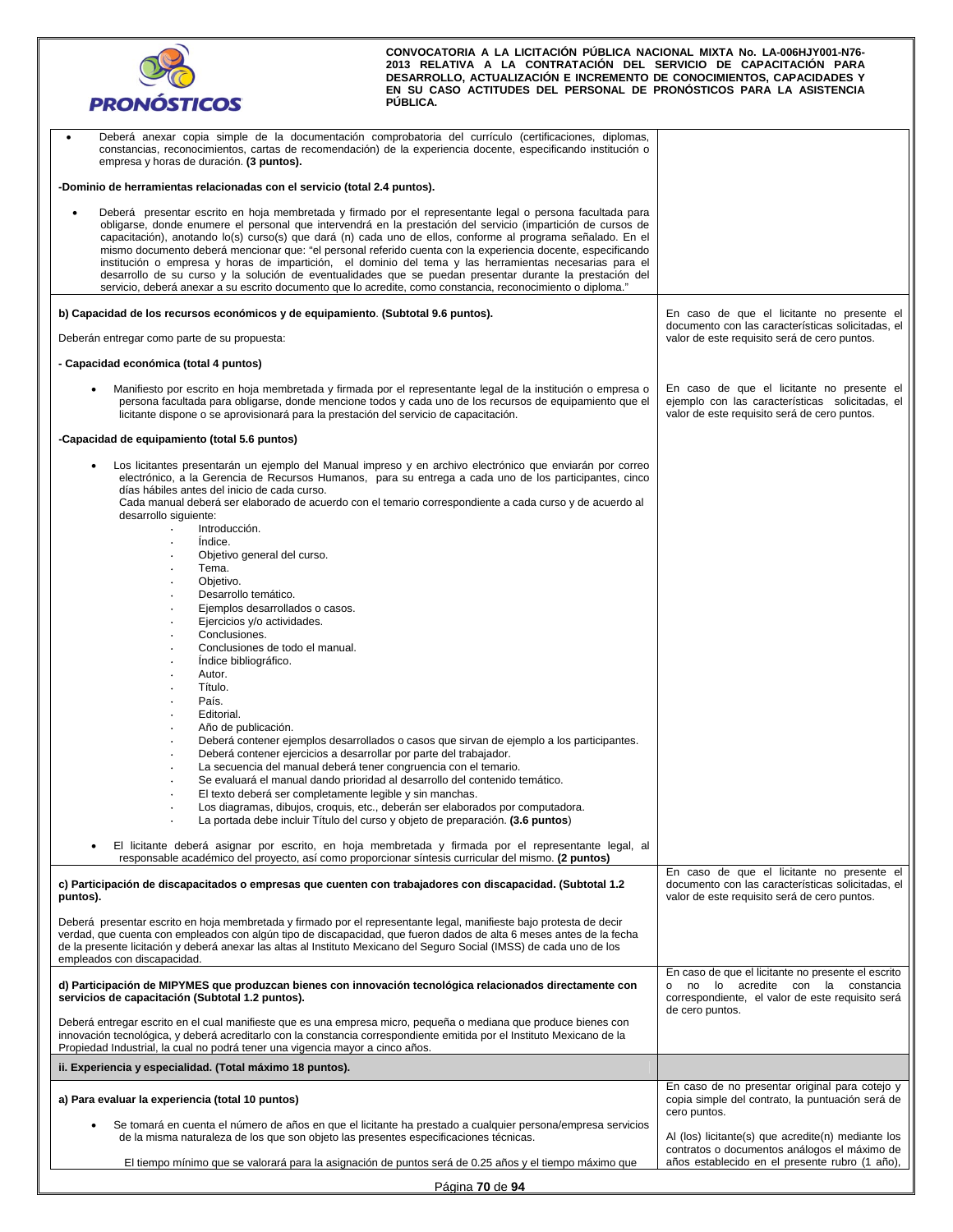| | |
|---|---|
| • Deberá anexar copia simple de la documentación comprobatoria del currículo (certificaciones, diplomas, constancias, reconocimientos, cartas de recomendación) de la experiencia docente, especificando institución o empresa y horas de duración. **(3 puntos).**<br><br>**-Dominio de herramientas relacionadas con el servicio (total 2.4 puntos).**<br><br>• Deberá presentar escrito en hoja membretada y firmado por el representante legal o persona facultada para obligarse, donde enumere el personal que intervendrá en la prestación del servicio (impartición de cursos de capacitación), anotando lo(s) curso(s) que dará (n) cada uno de ellos, conforme al programa señalado. En el mismo documento deberá mencionar que: "el personal referido cuenta con la experiencia docente, especificando institución o empresa y horas de impartición, el dominio del tema y las herramientas necesarias para el desarrollo de su curso y la solución de eventualidades que se puedan presentar durante la prestación del servicio, deberá anexar a su escrito documento que lo acredite, como constancia, reconocimiento o diploma." | |
| **b) Capacidad de los recursos económicos y de equipamiento**. **(Subtotal 9.6 puntos).**<br><br>Deberán entregar como parte de su propuesta:<br><br>**- Capacidad económica (total 4 puntos)**<br><br>• Manifiesto por escrito en hoja membretada y firmada por el representante legal de la institución o empresa o persona facultada para obligarse, donde mencione todos y cada uno de los recursos de equipamiento que el licitante dispone o se aprovisionará para la prestación del servicio de capacitación.<br><br>**-Capacidad de equipamiento (total 5.6 puntos)**<br><br>• Los licitantes presentarán un ejemplo del Manual impreso y en archivo electrónico que enviarán por correo electrónico, a la Gerencia de Recursos Humanos, para su entrega a cada uno de los participantes, cinco días hábiles antes del inicio de cada curso.<br>Cada manual deberá ser elaborado de acuerdo con el temario correspondiente a cada curso y de acuerdo al desarrollo siguiente:<br>· Introducción.<br>· Índice.<br>· Objetivo general del curso.<br>· Tema.<br>· Objetivo.<br>· Desarrollo temático.<br>· Ejemplos desarrollados o casos.<br>· Ejercicios y/o actividades.<br>· Conclusiones.<br>· Conclusiones de todo el manual.<br>· Índice bibliográfico.<br>· Autor.<br>· Título.<br>· País.<br>· Editorial.<br>· Año de publicación.<br>· Deberá contener ejemplos desarrollados o casos que sirvan de ejemplo a los participantes.<br>· Deberá contener ejercicios a desarrollar por parte del trabajador.<br>· La secuencia del manual deberá tener congruencia con el temario.<br>· Se evaluará el manual dando prioridad al desarrollo del contenido temático.<br>· El texto deberá ser completamente legible y sin manchas.<br>· Los diagramas, dibujos, croquis, etc., deberán ser elaborados por computadora.<br>· La portada debe incluir Título del curso y objeto de preparación. **(3.6 puntos**)<br><br>• El licitante deberá asignar por escrito, en hoja membretada y firmada por el representante legal, al responsable académico del proyecto, así como proporcionar síntesis curricular del mismo. **(2 puntos)** | En caso de que el licitante no presente el documento con las características solicitadas, el valor de este requisito será de cero puntos.<br><br>En caso de que el licitante no presente el ejemplo con las características solicitadas, el valor de este requisito será de cero puntos. |
| **c) Participación de discapacitados o empresas que cuenten con trabajadores con discapacidad. (Subtotal 1.2 puntos).**<br><br>Deberá presentar escrito en hoja membretada y firmado por el representante legal, manifieste bajo protesta de decir verdad, que cuenta con empleados con algún tipo de discapacidad, que fueron dados de alta 6 meses antes de la fecha de la presente licitación y deberá anexar las altas al Instituto Mexicano del Seguro Social (IMSS) de cada uno de los empleados con discapacidad. | En caso de que el licitante no presente el documento con las características solicitadas, el valor de este requisito será de cero puntos. |
| **d) Participación de MIPYMES que produzcan bienes con innovación tecnológica relacionados directamente con servicios de capacitación (Subtotal 1.2 puntos).**<br><br>Deberá entregar escrito en el cual manifieste que es una empresa micro, pequeña o mediana que produce bienes con innovación tecnológica, y deberá acreditarlo con la constancia correspondiente emitida por el Instituto Mexicano de la Propiedad Industrial, la cual no podrá tener una vigencia mayor a cinco años. | En caso de que el licitante no presente el escrito o no lo acredite con la constancia correspondiente, el valor de este requisito será de cero puntos. |
| **ii. Experiencia y especialidad. (Total máximo 18 puntos).** | |
| **a) Para evaluar la experiencia (total 10 puntos)**<br><br>• Se tomará en cuenta el número de años en que el licitante ha prestado a cualquier persona/empresa servicios de la misma naturaleza de los que son objeto las presentes especificaciones técnicas.<br><br>El tiempo mínimo que se valorará para la asignación de puntos será de 0.25 años y el tiempo máximo que | En caso de no presentar original para cotejo y copia simple del contrato, la puntuación será de cero puntos.<br><br>Al (los) licitante(s) que acredite(n) mediante los contratos o documentos análogos el máximo de años establecido en el presente rubro (1 año), |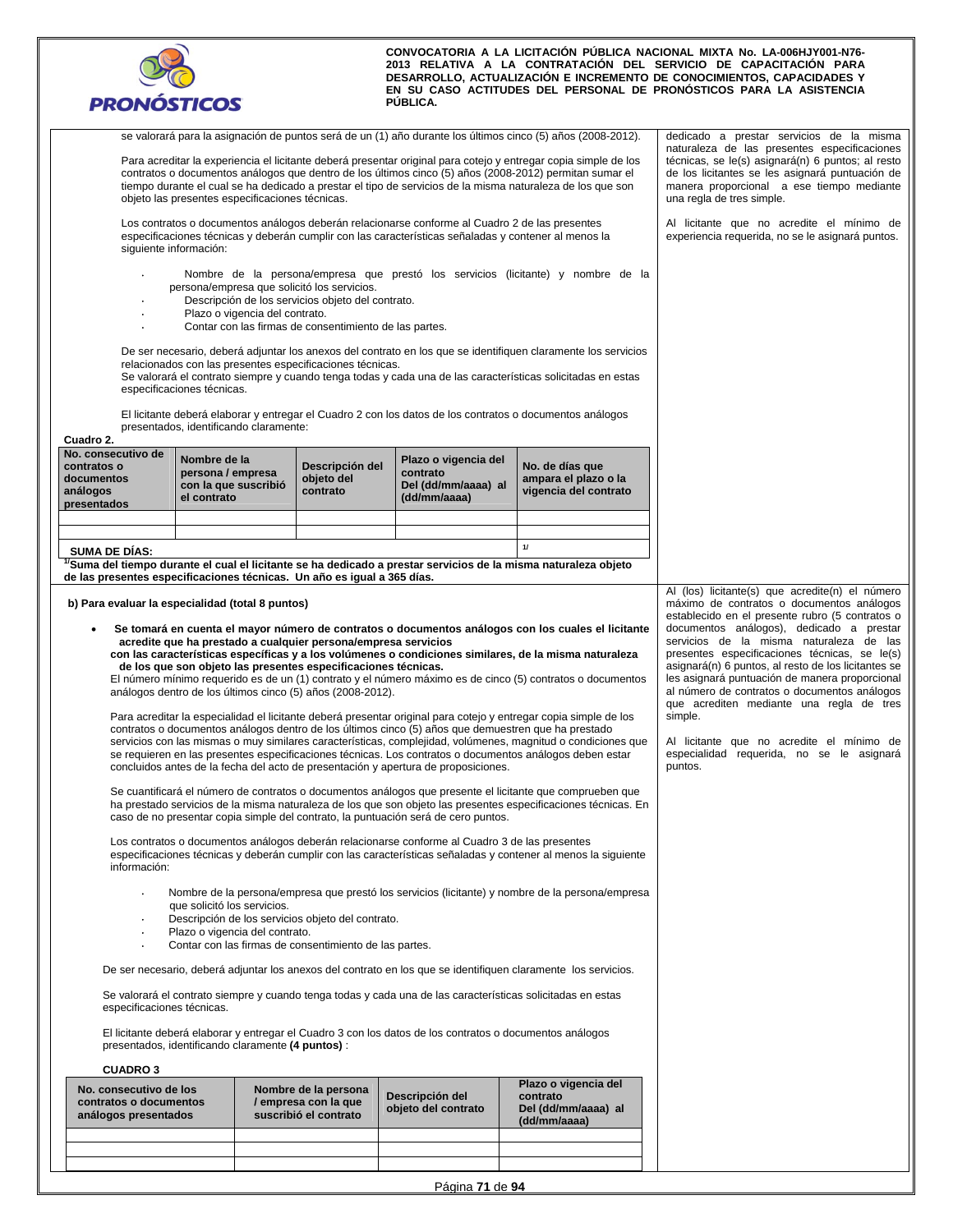se valorará para la asignación de puntos será de un (1) año durante los últimos cinco (5) años (2008-2012).

Para acreditar la experiencia el licitante deberá presentar original para cotejo y entregar copia simple de los contratos o documentos análogos que dentro de los últimos cinco (5) años (2008-2012) permitan sumar el tiempo durante el cual se ha dedicado a prestar el tipo de servicios de la misma naturaleza de los que son objeto las presentes especificaciones técnicas.

Los contratos o documentos análogos deberán relacionarse conforme al Cuadro 2 de las presentes especificaciones técnicas y deberán cumplir con las características señaladas y contener al menos la siguiente información:

- Nombre de la persona/empresa que prestó los servicios (licitante) y nombre de la persona/empresa que solicitó los servicios.
- Descripción de los servicios objeto del contrato.
- Plazo o vigencia del contrato.
- Contar con las firmas de consentimiento de las partes.

De ser necesario, deberá adjuntar los anexos del contrato en los que se identifiquen claramente los servicios relacionados con las presentes especificaciones técnicas.
Se valorará el contrato siempre y cuando tenga todas y cada una de las características solicitadas en estas especificaciones técnicas.

El licitante deberá elaborar y entregar el Cuadro 2 con los datos de los contratos o documentos análogos presentados, identificando claramente:

**Cuadro 2.**

| No. consecutivo de contratos o documentos análogos presentados | Nombre de la persona / empresa con la que suscribió el contrato | Descripción del objeto del contrato | Plazo o vigencia del contrato Del (dd/mm/aaaa) al (dd/mm/aaaa) | No. de días que ampara el plazo o la vigencia del contrato |
|---|---|---|---|---|
| | | | | |
| | | | | |
| **SUMA DE DÍAS:** | | | | 1/ |

**1/ Suma del tiempo durante el cual el licitante se ha dedicado a prestar servicios de la misma naturaleza objeto de las presentes especificaciones técnicas. Un año es igual a 365 días.**

dedicado a prestar servicios de la misma naturaleza de las presentes especificaciones técnicas, se le(s) asignará(n) 6 puntos; al resto de los licitantes se les asignará puntuación de manera proporcional a ese tiempo mediante una regla de tres simple.

Al licitante que no acredite el mínimo de experiencia requerida, no se le asignará puntos.

**b) Para evaluar la especialidad (total 8 puntos)**

- **Se tomará en cuenta el mayor número de contratos o documentos análogos con los cuales el licitante acredite que ha prestado a cualquier persona/empresa servicios con las características específicas y a los volúmenes o condiciones similares, de la misma naturaleza de los que son objeto las presentes especificaciones técnicas.**
  El número mínimo requerido es de un (1) contrato y el número máximo es de cinco (5) contratos o documentos análogos dentro de los últimos cinco (5) años (2008-2012).

  Para acreditar la especialidad el licitante deberá presentar original para cotejo y entregar copia simple de los contratos o documentos análogos dentro de los últimos cinco (5) años que demuestren que ha prestado servicios con las mismas o muy similares características, complejidad, volúmenes, magnitud o condiciones que se requieren en las presentes especificaciones técnicas. Los contratos o documentos análogos deben estar concluidos antes de la fecha del acto de presentación y apertura de proposiciones.

  Se cuantificará el número de contratos o documentos análogos que presente el licitante que comprueben que ha prestado servicios de la misma naturaleza de los que son objeto las presentes especificaciones técnicas. En caso de no presentar copia simple del contrato, la puntuación será de cero puntos.

  Los contratos o documentos análogos deberán relacionarse conforme al Cuadro 3 de las presentes especificaciones técnicas y deberán cumplir con las características señaladas y contener al menos la siguiente información:

  - Nombre de la persona/empresa que prestó los servicios (licitante) y nombre de la persona/empresa que solicitó los servicios.
  - Descripción de los servicios objeto del contrato.
  - Plazo o vigencia del contrato.
  - Contar con las firmas de consentimiento de las partes.

De ser necesario, deberá adjuntar los anexos del contrato en los que se identifiquen claramente los servicios.

Se valorará el contrato siempre y cuando tenga todas y cada una de las características solicitadas en estas especificaciones técnicas.

El licitante deberá elaborar y entregar el Cuadro 3 con los datos de los contratos o documentos análogos presentados, identificando claramente **(4 puntos)** :

**CUADRO 3**

| No. consecutivo de los contratos o documentos análogos presentados | Nombre de la persona / empresa con la que suscribió el contrato | Descripción del objeto del contrato | Plazo o vigencia del contrato Del (dd/mm/aaaa) al (dd/mm/aaaa) |
|---|---|---|---|
| | | | |
| | | | |
| | | | |

Al (los) licitante(s) que acredite(n) el número máximo de contratos o documentos análogos establecido en el presente rubro (5 contratos o documentos análogos), dedicado a prestar servicios de la misma naturaleza de las presentes especificaciones técnicas, se le(s) asignará(n) 6 puntos, al resto de los licitantes se les asignará puntuación de manera proporcional al número de contratos o documentos análogos que acrediten mediante una regla de tres simple.

Al licitante que no acredite el mínimo de especialidad requerida, no se le asignará puntos.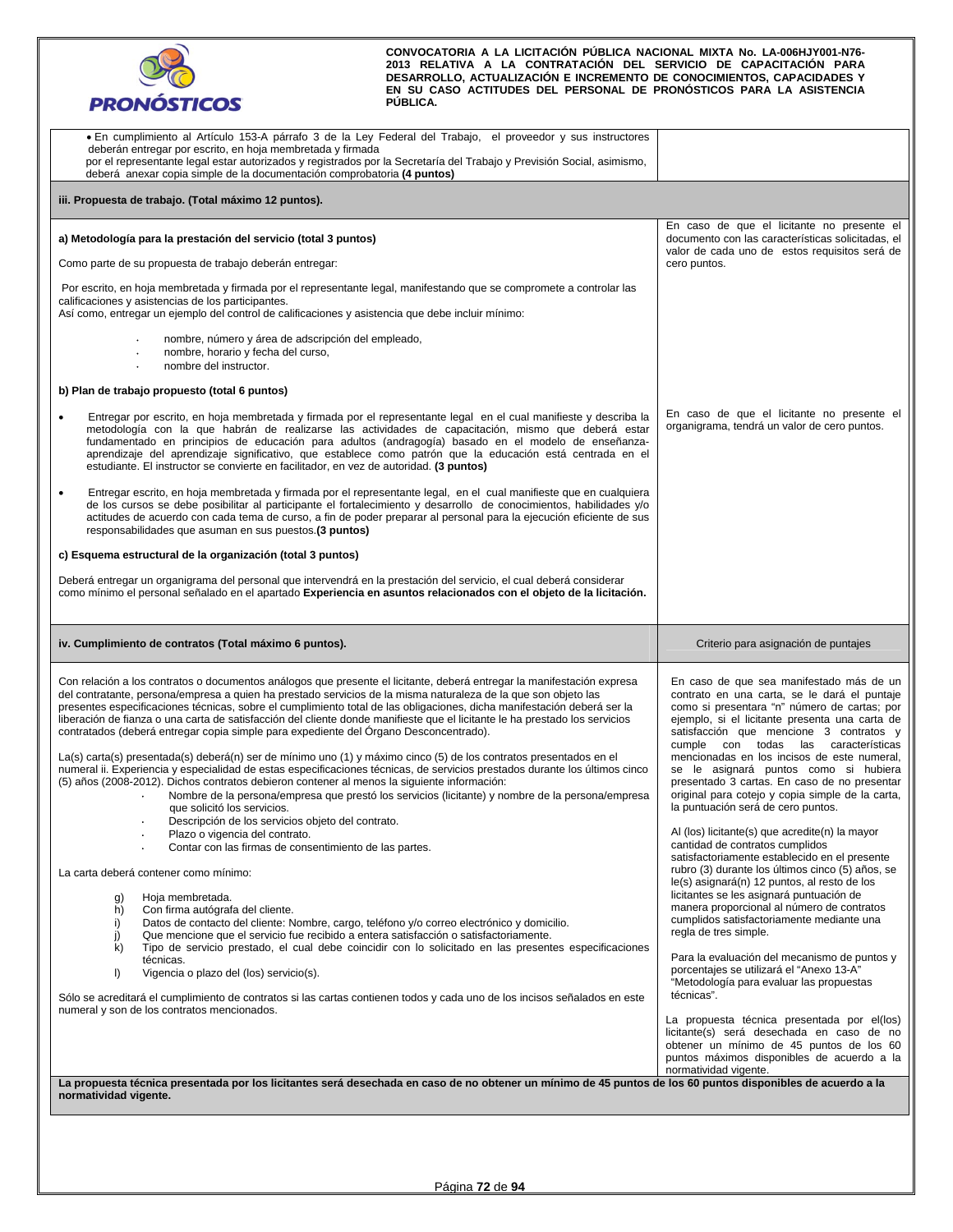**CONVOCATORIA A LA LICITACIÓN PÚBLICA NACIONAL MIXTA No. LA-006HJY001-N76-2013 RELATIVA A LA CONTRATACIÓN DEL SERVICIO DE CAPACITACIÓN PARA DESARROLLO, ACTUALIZACIÓN E INCREMENTO DE CONOCIMIENTOS, CAPACIDADES Y EN SU CASO ACTITUDES DEL PERSONAL DE PRONÓSTICOS PARA LA ASISTENCIA PÚBLICA.**

- En cumplimiento al Artículo 153-A párrafo 3 de la Ley Federal del Trabajo, el proveedor y sus instructores deberán entregar por escrito, en hoja membretada y firmada por el representante legal estar autorizados y registrados por la Secretaría del Trabajo y Previsión Social, asimismo, deberá anexar copia simple de la documentación comprobatoria **(4 puntos)**

**iii. Propuesta de trabajo. (Total máximo 12 puntos).**

**a) Metodología para la prestación del servicio (total 3 puntos)**

Como parte de su propuesta de trabajo deberán entregar:

Por escrito, en hoja membretada y firmada por el representante legal, manifestando que se compromete a controlar las calificaciones y asistencias de los participantes.
Así como, entregar un ejemplo del control de calificaciones y asistencia que debe incluir mínimo:

- nombre, número y área de adscripción del empleado,
- nombre, horario y fecha del curso,
- nombre del instructor.

*Criterio:* En caso de que el licitante no presente el documento con las características solicitadas, el valor de cada uno de estos requisitos será de cero puntos.

**b) Plan de trabajo propuesto (total 6 puntos)**

- Entregar por escrito, en hoja membretada y firmada por el representante legal en el cual manifieste y describa la metodología con la que habrán de realizarse las actividades de capacitación, mismo que deberá estar fundamentado en principios de educación para adultos (andragogía) basado en el modelo de enseñanza-aprendizaje del aprendizaje significativo, que establece como patrón que la educación está centrada en el estudiante. El instructor se convierte en facilitador, en vez de autoridad. **(3 puntos)**
- Entregar escrito, en hoja membretada y firmada por el representante legal, en el cual manifieste que en cualquiera de los cursos se debe posibilitar al participante el fortalecimiento y desarrollo de conocimientos, habilidades y/o actitudes de acuerdo con cada tema de curso, a fin de poder preparar al personal para la ejecución eficiente de sus responsabilidades que asuman en sus puestos.**(3 puntos)**

**c) Esquema estructural de la organización (total 3 puntos)**

Deberá entregar un organigrama del personal que intervendrá en la prestación del servicio, el cual deberá considerar como mínimo el personal señalado en el apartado **Experiencia en asuntos relacionados con el objeto de la licitación.**

*Criterio:* En caso de que el licitante no presente el organigrama, tendrá un valor de cero puntos.

| **iv. Cumplimiento de contratos (Total máximo 6 puntos).** | Criterio para asignación de puntajes |
|---|---|
| Con relación a los contratos o documentos análogos que presente el licitante, deberá entregar la manifestación expresa del contratante, persona/empresa a quien ha prestado servicios de la misma naturaleza de la que son objeto las presentes especificaciones técnicas, sobre el cumplimiento total de las obligaciones, dicha manifestación deberá ser la liberación de fianza o una carta de satisfacción del cliente donde manifieste que el licitante le ha prestado los servicios contratados (deberá entregar copia simple para expediente del Órgano Desconcentrado).<br><br>La(s) carta(s) presentada(s) deberá(n) ser de mínimo uno (1) y máximo cinco (5) de los contratos presentados en el numeral ii. Experiencia y especialidad de estas especificaciones técnicas, de servicios prestados durante los últimos cinco (5) años (2008-2012). Dichos contratos debieron contener al menos la siguiente información:<br>- Nombre de la persona/empresa que prestó los servicios (licitante) y nombre de la persona/empresa que solicitó los servicios.<br>- Descripción de los servicios objeto del contrato.<br>- Plazo o vigencia del contrato.<br>- Contar con las firmas de consentimiento de las partes.<br><br>La carta deberá contener como mínimo:<br>g) Hoja membretada.<br>h) Con firma autógrafa del cliente.<br>i) Datos de contacto del cliente: Nombre, cargo, teléfono y/o correo electrónico y domicilio.<br>j) Que mencione que el servicio fue recibido a entera satisfacción o satisfactoriamente.<br>k) Tipo de servicio prestado, el cual debe coincidir con lo solicitado en las presentes especificaciones técnicas.<br>l) Vigencia o plazo del (los) servicio(s).<br><br>Sólo se acreditará el cumplimiento de contratos si las cartas contienen todos y cada uno de los incisos señalados en este numeral y son de los contratos mencionados. | En caso de que sea manifestado más de un contrato en una carta, se le dará el puntaje como si presentara "n" número de cartas; por ejemplo, si el licitante presenta una carta de satisfacción que mencione 3 contratos y cumple con todas las características mencionadas en los incisos de este numeral, se le asignará puntos como si hubiera presentado 3 cartas. En caso de no presentar original para cotejo y copia simple de la carta, la puntuación será de cero puntos.<br><br>Al (los) licitante(s) que acredite(n) la mayor cantidad de contratos cumplidos satisfactoriamente establecido en el presente rubro (3) durante los últimos cinco (5) años, se le(s) asignará(n) 12 puntos, al resto de los licitantes se les asignará puntuación de manera proporcional al número de contratos cumplidos satisfactoriamente mediante una regla de tres simple.<br><br>Para la evaluación del mecanismo de puntos y porcentajes se utilizará el "Anexo 13-A" "Metodología para evaluar las propuestas técnicas".<br><br>La propuesta técnica presentada por el(los) licitante(s) será desechada en caso de no obtener un mínimo de 45 puntos de los 60 puntos máximos disponibles de acuerdo a la normatividad vigente. |

**La propuesta técnica presentada por los licitantes será desechada en caso de no obtener un mínimo de 45 puntos de los 60 puntos disponibles de acuerdo a la normatividad vigente.**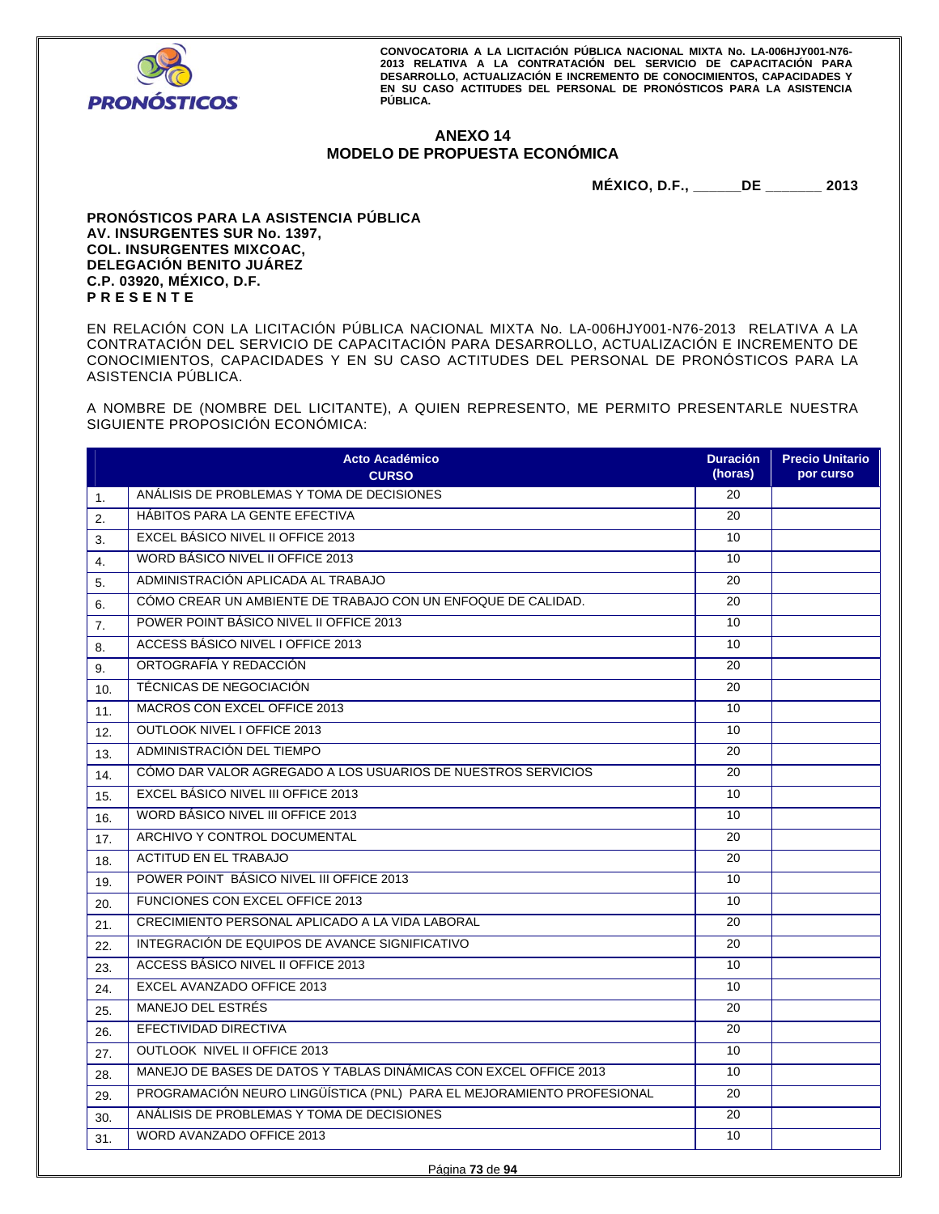CONVOCATORIA A LA LICITACIÓN PÚBLICA NACIONAL MIXTA No. LA-006HJY001-N76-2013 RELATIVA A LA CONTRATACIÓN DEL SERVICIO DE CAPACITACIÓN PARA DESARROLLO, ACTUALIZACIÓN E INCREMENTO DE CONOCIMIENTOS, CAPACIDADES Y EN SU CASO ACTITUDES DEL PERSONAL DE PRONÓSTICOS PARA LA ASISTENCIA PÚBLICA.

## ANEXO 14
## MODELO DE PROPUESTA ECONÓMICA

**MÉXICO, D.F., ______DE _______ 2013**

**PRONÓSTICOS PARA LA ASISTENCIA PÚBLICA**
**AV. INSURGENTES SUR No. 1397,**
**COL. INSURGENTES MIXCOAC,**
**DELEGACIÓN BENITO JUÁREZ**
**C.P. 03920, MÉXICO, D.F.**
**P R E S E N T E**

EN RELACIÓN CON LA LICITACIÓN PÚBLICA NACIONAL MIXTA No. LA-006HJY001-N76-2013 RELATIVA A LA CONTRATACIÓN DEL SERVICIO DE CAPACITACIÓN PARA DESARROLLO, ACTUALIZACIÓN E INCREMENTO DE CONOCIMIENTOS, CAPACIDADES Y EN SU CASO ACTITUDES DEL PERSONAL DE PRONÓSTICOS PARA LA ASISTENCIA PÚBLICA.

A NOMBRE DE (NOMBRE DEL LICITANTE), A QUIEN REPRESENTO, ME PERMITO PRESENTARLE NUESTRA SIGUIENTE PROPOSICIÓN ECONÓMICA:

| | Acto Académico CURSO | Duración (horas) | Precio Unitario por curso |
|---|---|---|---|
| 1. | ANÁLISIS DE PROBLEMAS Y TOMA DE DECISIONES | 20 | |
| 2. | HÁBITOS PARA LA GENTE EFECTIVA | 20 | |
| 3. | EXCEL BÁSICO NIVEL II OFFICE 2013 | 10 | |
| 4. | WORD BÁSICO NIVEL II OFFICE 2013 | 10 | |
| 5. | ADMINISTRACIÓN APLICADA AL TRABAJO | 20 | |
| 6. | CÓMO CREAR UN AMBIENTE DE TRABAJO CON UN ENFOQUE DE CALIDAD. | 20 | |
| 7. | POWER POINT BÁSICO NIVEL II OFFICE 2013 | 10 | |
| 8. | ACCESS BÁSICO NIVEL I OFFICE 2013 | 10 | |
| 9. | ORTOGRAFÍA Y REDACCIÓN | 20 | |
| 10. | TÉCNICAS DE NEGOCIACIÓN | 20 | |
| 11. | MACROS CON EXCEL OFFICE 2013 | 10 | |
| 12. | OUTLOOK NIVEL I OFFICE 2013 | 10 | |
| 13. | ADMINISTRACIÓN DEL TIEMPO | 20 | |
| 14. | CÓMO DAR VALOR AGREGADO A LOS USUARIOS DE NUESTROS SERVICIOS | 20 | |
| 15. | EXCEL BÁSICO NIVEL III OFFICE 2013 | 10 | |
| 16. | WORD BÁSICO NIVEL III OFFICE 2013 | 10 | |
| 17. | ARCHIVO Y CONTROL DOCUMENTAL | 20 | |
| 18. | ACTITUD EN EL TRABAJO | 20 | |
| 19. | POWER POINT BÁSICO NIVEL III OFFICE 2013 | 10 | |
| 20. | FUNCIONES CON EXCEL OFFICE 2013 | 10 | |
| 21. | CRECIMIENTO PERSONAL APLICADO A LA VIDA LABORAL | 20 | |
| 22. | INTEGRACIÓN DE EQUIPOS DE AVANCE SIGNIFICATIVO | 20 | |
| 23. | ACCESS BÁSICO NIVEL II OFFICE 2013 | 10 | |
| 24. | EXCEL AVANZADO OFFICE 2013 | 10 | |
| 25. | MANEJO DEL ESTRÉS | 20 | |
| 26. | EFECTIVIDAD DIRECTIVA | 20 | |
| 27. | OUTLOOK NIVEL II OFFICE 2013 | 10 | |
| 28. | MANEJO DE BASES DE DATOS Y TABLAS DINÁMICAS CON EXCEL OFFICE 2013 | 10 | |
| 29. | PROGRAMACIÓN NEURO LINGÜÍSTICA (PNL) PARA EL MEJORAMIENTO PROFESIONAL | 20 | |
| 30. | ANÁLISIS DE PROBLEMAS Y TOMA DE DECISIONES | 20 | |
| 31. | WORD AVANZADO OFFICE 2013 | 10 | |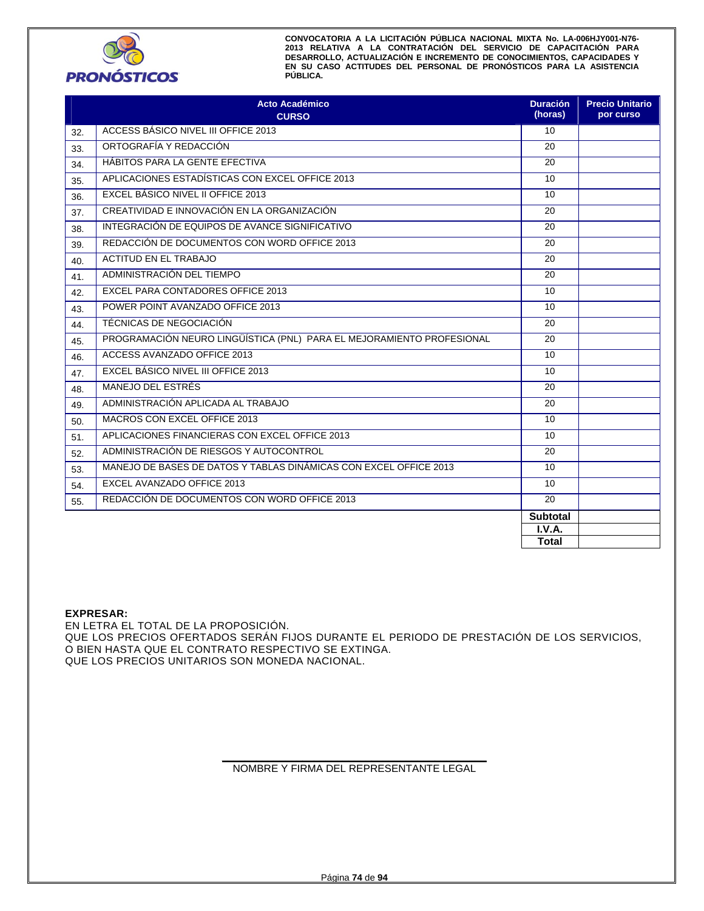| | Acto Académico CURSO | Duración (horas) | Precio Unitario por curso |
|---|---|---|---|
| 32. | ACCESS BÁSICO NIVEL III OFFICE 2013 | 10 | |
| 33. | ORTOGRAFÍA Y REDACCIÓN | 20 | |
| 34. | HÁBITOS PARA LA GENTE EFECTIVA | 20 | |
| 35. | APLICACIONES ESTADÍSTICAS CON EXCEL OFFICE 2013 | 10 | |
| 36. | EXCEL BÁSICO NIVEL II OFFICE 2013 | 10 | |
| 37. | CREATIVIDAD E INNOVACIÓN EN LA ORGANIZACIÓN | 20 | |
| 38. | INTEGRACIÓN DE EQUIPOS DE AVANCE SIGNIFICATIVO | 20 | |
| 39. | REDACCIÓN DE DOCUMENTOS CON WORD OFFICE 2013 | 20 | |
| 40. | ACTITUD EN EL TRABAJO | 20 | |
| 41. | ADMINISTRACIÓN DEL TIEMPO | 20 | |
| 42. | EXCEL PARA CONTADORES OFFICE 2013 | 10 | |
| 43. | POWER POINT AVANZADO OFFICE 2013 | 10 | |
| 44. | TÉCNICAS DE NEGOCIACIÓN | 20 | |
| 45. | PROGRAMACIÓN NEURO LINGÜÍSTICA (PNL) PARA EL MEJORAMIENTO PROFESIONAL | 20 | |
| 46. | ACCESS AVANZADO OFFICE 2013 | 10 | |
| 47. | EXCEL BÁSICO NIVEL III OFFICE 2013 | 10 | |
| 48. | MANEJO DEL ESTRÉS | 20 | |
| 49. | ADMINISTRACIÓN APLICADA AL TRABAJO | 20 | |
| 50. | MACROS CON EXCEL OFFICE 2013 | 10 | |
| 51. | APLICACIONES FINANCIERAS CON EXCEL OFFICE 2013 | 10 | |
| 52. | ADMINISTRACIÓN DE RIESGOS Y AUTOCONTROL | 20 | |
| 53. | MANEJO DE BASES DE DATOS Y TABLAS DINÁMICAS CON EXCEL OFFICE 2013 | 10 | |
| 54. | EXCEL AVANZADO OFFICE 2013 | 10 | |
| 55. | REDACCIÓN DE DOCUMENTOS CON WORD OFFICE 2013 | 20 | |
| | | **Subtotal** | |
| | | **I.V.A.** | |
| | | **Total** | |

**EXPRESAR:**
EN LETRA EL TOTAL DE LA PROPOSICIÓN.
QUE LOS PRECIOS OFERTADOS SERÁN FIJOS DURANTE EL PERIODO DE PRESTACIÓN DE LOS SERVICIOS, O BIEN HASTA QUE EL CONTRATO RESPECTIVO SE EXTINGA.
QUE LOS PRECIOS UNITARIOS SON MONEDA NACIONAL.

NOMBRE Y FIRMA DEL REPRESENTANTE LEGAL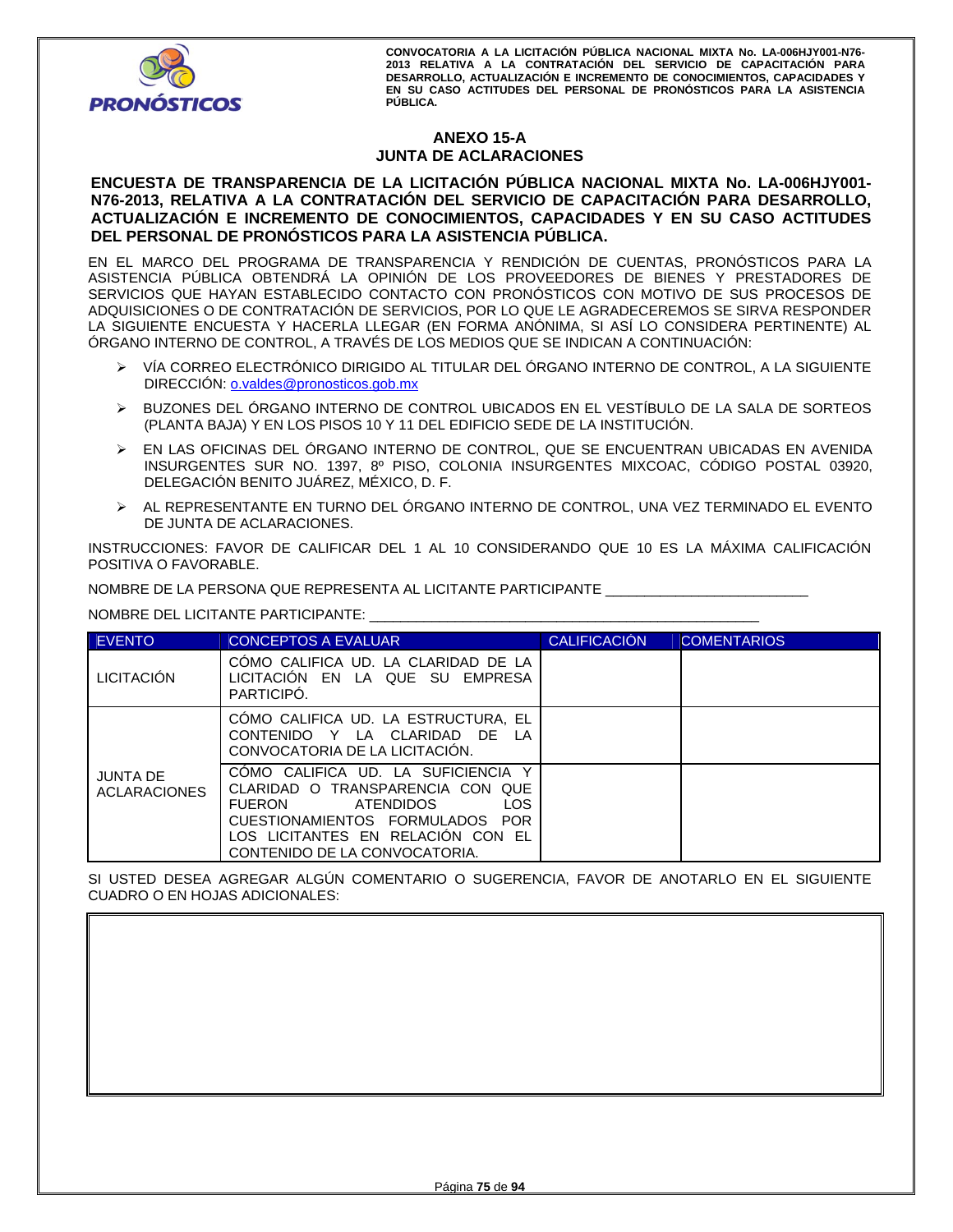## ANEXO 15-A
## JUNTA DE ACLARACIONES

**ENCUESTA DE TRANSPARENCIA DE LA LICITACIÓN PÚBLICA NACIONAL MIXTA No. LA-006HJY001-N76-2013, RELATIVA A LA CONTRATACIÓN DEL SERVICIO DE CAPACITACIÓN PARA DESARROLLO, ACTUALIZACIÓN E INCREMENTO DE CONOCIMIENTOS, CAPACIDADES Y EN SU CASO ACTITUDES DEL PERSONAL DE PRONÓSTICOS PARA LA ASISTENCIA PÚBLICA.**

EN EL MARCO DEL PROGRAMA DE TRANSPARENCIA Y RENDICIÓN DE CUENTAS, PRONÓSTICOS PARA LA ASISTENCIA PÚBLICA OBTENDRÁ LA OPINIÓN DE LOS PROVEEDORES DE BIENES Y PRESTADORES DE SERVICIOS QUE HAYAN ESTABLECIDO CONTACTO CON PRONÓSTICOS CON MOTIVO DE SUS PROCESOS DE ADQUISICIONES O DE CONTRATACIÓN DE SERVICIOS, POR LO QUE LE AGRADECEREMOS SE SIRVA RESPONDER LA SIGUIENTE ENCUESTA Y HACERLA LLEGAR (EN FORMA ANÓNIMA, SI ASÍ LO CONSIDERA PERTINENTE) AL ÓRGANO INTERNO DE CONTROL, A TRAVÉS DE LOS MEDIOS QUE SE INDICAN A CONTINUACIÓN:

- VÍA CORREO ELECTRÓNICO DIRIGIDO AL TITULAR DEL ÓRGANO INTERNO DE CONTROL, A LA SIGUIENTE DIRECCIÓN: o.valdes@pronosticos.gob.mx
- BUZONES DEL ÓRGANO INTERNO DE CONTROL UBICADOS EN EL VESTÍBULO DE LA SALA DE SORTEOS (PLANTA BAJA) Y EN LOS PISOS 10 Y 11 DEL EDIFICIO SEDE DE LA INSTITUCIÓN.
- EN LAS OFICINAS DEL ÓRGANO INTERNO DE CONTROL, QUE SE ENCUENTRAN UBICADAS EN AVENIDA INSURGENTES SUR NO. 1397, 8º PISO, COLONIA INSURGENTES MIXCOAC, CÓDIGO POSTAL 03920, DELEGACIÓN BENITO JUÁREZ, MÉXICO, D. F.
- AL REPRESENTANTE EN TURNO DEL ÓRGANO INTERNO DE CONTROL, UNA VEZ TERMINADO EL EVENTO DE JUNTA DE ACLARACIONES.

INSTRUCCIONES: FAVOR DE CALIFICAR DEL 1 AL 10 CONSIDERANDO QUE 10 ES LA MÁXIMA CALIFICACIÓN POSITIVA O FAVORABLE.

NOMBRE DE LA PERSONA QUE REPRESENTA AL LICITANTE PARTICIPANTE _________________________

NOMBRE DEL LICITANTE PARTICIPANTE: __________________________________________________

| EVENTO | CONCEPTOS A EVALUAR | CALIFICACIÓN | COMENTARIOS |
|---|---|---|---|
| LICITACIÓN | CÓMO CALIFICA UD. LA CLARIDAD DE LA LICITACIÓN EN LA QUE SU EMPRESA PARTICIPÓ. | | |
| JUNTA DE ACLARACIONES | CÓMO CALIFICA UD. LA ESTRUCTURA, EL CONTENIDO Y LA CLARIDAD DE LA CONVOCATORIA DE LA LICITACIÓN. | | |
| | CÓMO CALIFICA UD. LA SUFICIENCIA Y CLARIDAD O TRANSPARENCIA CON QUE FUERON ATENDIDOS LOS CUESTIONAMIENTOS FORMULADOS POR LOS LICITANTES EN RELACIÓN CON EL CONTENIDO DE LA CONVOCATORIA. | | |

SI USTED DESEA AGREGAR ALGÚN COMENTARIO O SUGERENCIA, FAVOR DE ANOTARLO EN EL SIGUIENTE CUADRO O EN HOJAS ADICIONALES:

| |
|---|
| |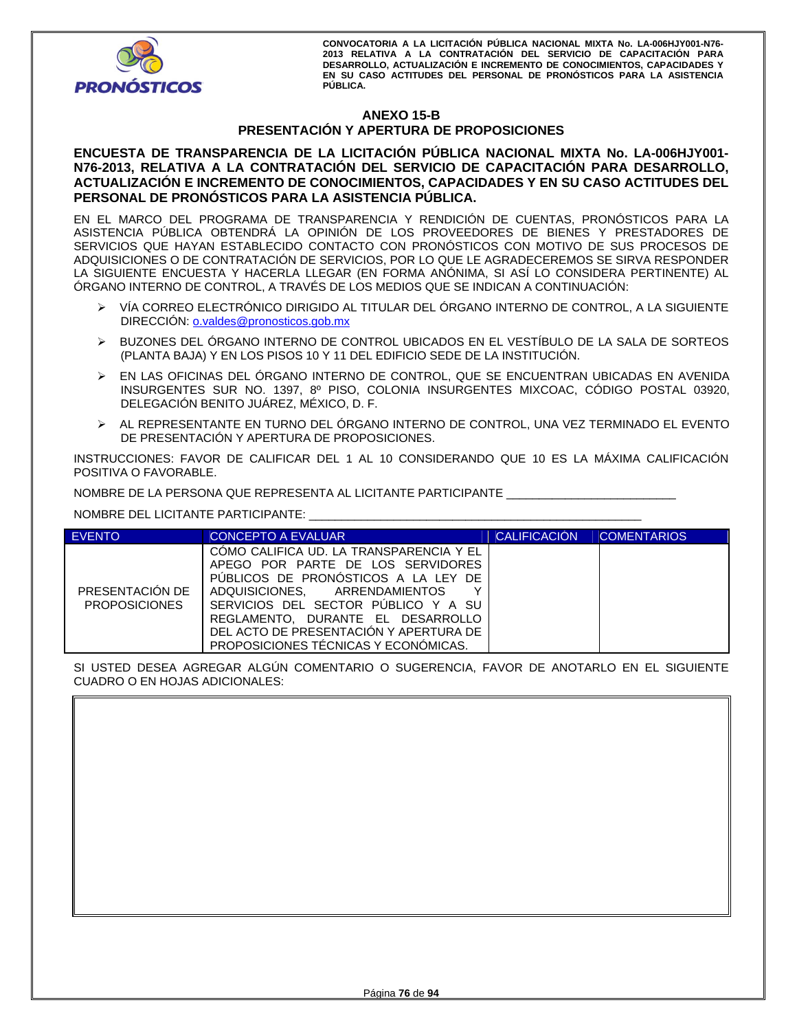## ANEXO 15-B
## PRESENTACIÓN Y APERTURA DE PROPOSICIONES

**ENCUESTA DE TRANSPARENCIA DE LA LICITACIÓN PÚBLICA NACIONAL MIXTA No. LA-006HJY001-N76-2013, RELATIVA A LA CONTRATACIÓN DEL SERVICIO DE CAPACITACIÓN PARA DESARROLLO, ACTUALIZACIÓN E INCREMENTO DE CONOCIMIENTOS, CAPACIDADES Y EN SU CASO ACTITUDES DEL PERSONAL DE PRONÓSTICOS PARA LA ASISTENCIA PÚBLICA.**

EN EL MARCO DEL PROGRAMA DE TRANSPARENCIA Y RENDICIÓN DE CUENTAS, PRONÓSTICOS PARA LA ASISTENCIA PÚBLICA OBTENDRÁ LA OPINIÓN DE LOS PROVEEDORES DE BIENES Y PRESTADORES DE SERVICIOS QUE HAYAN ESTABLECIDO CONTACTO CON PRONÓSTICOS CON MOTIVO DE SUS PROCESOS DE ADQUISICIONES O DE CONTRATACIÓN DE SERVICIOS, POR LO QUE LE AGRADECEREMOS SE SIRVA RESPONDER LA SIGUIENTE ENCUESTA Y HACERLA LLEGAR (EN FORMA ANÓNIMA, SI ASÍ LO CONSIDERA PERTINENTE) AL ÓRGANO INTERNO DE CONTROL, A TRAVÉS DE LOS MEDIOS QUE SE INDICAN A CONTINUACIÓN:

- VÍA CORREO ELECTRÓNICO DIRIGIDO AL TITULAR DEL ÓRGANO INTERNO DE CONTROL, A LA SIGUIENTE DIRECCIÓN: o.valdes@pronosticos.gob.mx
- BUZONES DEL ÓRGANO INTERNO DE CONTROL UBICADOS EN EL VESTÍBULO DE LA SALA DE SORTEOS (PLANTA BAJA) Y EN LOS PISOS 10 Y 11 DEL EDIFICIO SEDE DE LA INSTITUCIÓN.
- EN LAS OFICINAS DEL ÓRGANO INTERNO DE CONTROL, QUE SE ENCUENTRAN UBICADAS EN AVENIDA INSURGENTES SUR NO. 1397, 8º PISO, COLONIA INSURGENTES MIXCOAC, CÓDIGO POSTAL 03920, DELEGACIÓN BENITO JUÁREZ, MÉXICO, D. F.
- AL REPRESENTANTE EN TURNO DEL ÓRGANO INTERNO DE CONTROL, UNA VEZ TERMINADO EL EVENTO DE PRESENTACIÓN Y APERTURA DE PROPOSICIONES.

INSTRUCCIONES: FAVOR DE CALIFICAR DEL 1 AL 10 CONSIDERANDO QUE 10 ES LA MÁXIMA CALIFICACIÓN POSITIVA O FAVORABLE.

NOMBRE DE LA PERSONA QUE REPRESENTA AL LICITANTE PARTICIPANTE _________________________

NOMBRE DEL LICITANTE PARTICIPANTE: ___________________________________________________

| EVENTO | CONCEPTO A EVALUAR | CALIFICACIÓN | COMENTARIOS |
|---|---|---|---|
| PRESENTACIÓN DE PROPOSICIONES | CÓMO CALIFICA UD. LA TRANSPARENCIA Y EL APEGO POR PARTE DE LOS SERVIDORES PÚBLICOS DE PRONÓSTICOS A LA LEY DE ADQUISICIONES, ARRENDAMIENTOS Y SERVICIOS DEL SECTOR PÚBLICO Y A SU REGLAMENTO, DURANTE EL DESARROLLO DEL ACTO DE PRESENTACIÓN Y APERTURA DE PROPOSICIONES TÉCNICAS Y ECONÓMICAS. | | |

SI USTED DESEA AGREGAR ALGÚN COMENTARIO O SUGERENCIA, FAVOR DE ANOTARLO EN EL SIGUIENTE CUADRO O EN HOJAS ADICIONALES:

| |
|---|
| |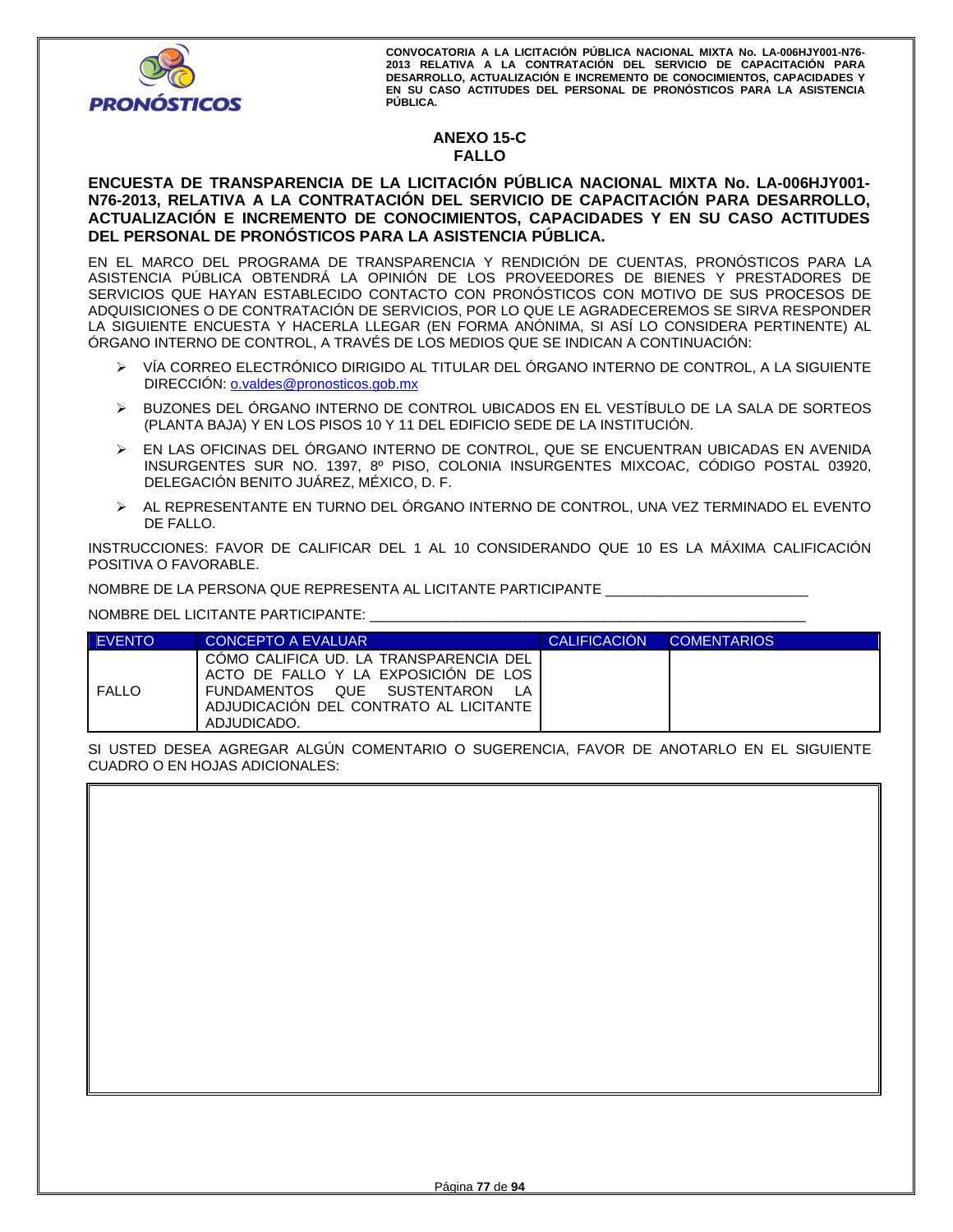## ANEXO 15-C
## FALLO

**ENCUESTA DE TRANSPARENCIA DE LA LICITACIÓN PÚBLICA NACIONAL MIXTA No. LA-006HJY001-N76-2013, RELATIVA A LA CONTRATACIÓN DEL SERVICIO DE CAPACITACIÓN PARA DESARROLLO, ACTUALIZACIÓN E INCREMENTO DE CONOCIMIENTOS, CAPACIDADES Y EN SU CASO ACTITUDES DEL PERSONAL DE PRONÓSTICOS PARA LA ASISTENCIA PÚBLICA.**

EN EL MARCO DEL PROGRAMA DE TRANSPARENCIA Y RENDICIÓN DE CUENTAS, PRONÓSTICOS PARA LA ASISTENCIA PÚBLICA OBTENDRÁ LA OPINIÓN DE LOS PROVEEDORES DE BIENES Y PRESTADORES DE SERVICIOS QUE HAYAN ESTABLECIDO CONTACTO CON PRONÓSTICOS CON MOTIVO DE SUS PROCESOS DE ADQUISICIONES O DE CONTRATACIÓN DE SERVICIOS, POR LO QUE LE AGRADECEREMOS SE SIRVA RESPONDER LA SIGUIENTE ENCUESTA Y HACERLA LLEGAR (EN FORMA ANÓNIMA, SI ASÍ LO CONSIDERA PERTINENTE) AL ÓRGANO INTERNO DE CONTROL, A TRAVÉS DE LOS MEDIOS QUE SE INDICAN A CONTINUACIÓN:

- VÍA CORREO ELECTRÓNICO DIRIGIDO AL TITULAR DEL ÓRGANO INTERNO DE CONTROL, A LA SIGUIENTE DIRECCIÓN: o.valdes@pronosticos.gob.mx
- BUZONES DEL ÓRGANO INTERNO DE CONTROL UBICADOS EN EL VESTÍBULO DE LA SALA DE SORTEOS (PLANTA BAJA) Y EN LOS PISOS 10 Y 11 DEL EDIFICIO SEDE DE LA INSTITUCIÓN.
- EN LAS OFICINAS DEL ÓRGANO INTERNO DE CONTROL, QUE SE ENCUENTRAN UBICADAS EN AVENIDA INSURGENTES SUR NO. 1397, 8º PISO, COLONIA INSURGENTES MIXCOAC, CÓDIGO POSTAL 03920, DELEGACIÓN BENITO JUÁREZ, MÉXICO, D. F.
- AL REPRESENTANTE EN TURNO DEL ÓRGANO INTERNO DE CONTROL, UNA VEZ TERMINADO EL EVENTO DE FALLO.

INSTRUCCIONES: FAVOR DE CALIFICAR DEL 1 AL 10 CONSIDERANDO QUE 10 ES LA MÁXIMA CALIFICACIÓN POSITIVA O FAVORABLE.

NOMBRE DE LA PERSONA QUE REPRESENTA AL LICITANTE PARTICIPANTE _________________________

NOMBRE DEL LICITANTE PARTICIPANTE: _______________________________________________________

| EVENTO | CONCEPTO A EVALUAR | CALIFICACIÓN | COMENTARIOS |
|---|---|---|---|
| FALLO | CÓMO CALIFICA UD. LA TRANSPARENCIA DEL ACTO DE FALLO Y LA EXPOSICIÓN DE LOS FUNDAMENTOS QUE SUSTENTARON LA ADJUDICACIÓN DEL CONTRATO AL LICITANTE ADJUDICADO. | | |

SI USTED DESEA AGREGAR ALGÚN COMENTARIO O SUGERENCIA, FAVOR DE ANOTARLO EN EL SIGUIENTE CUADRO O EN HOJAS ADICIONALES:

| |
|---|
| |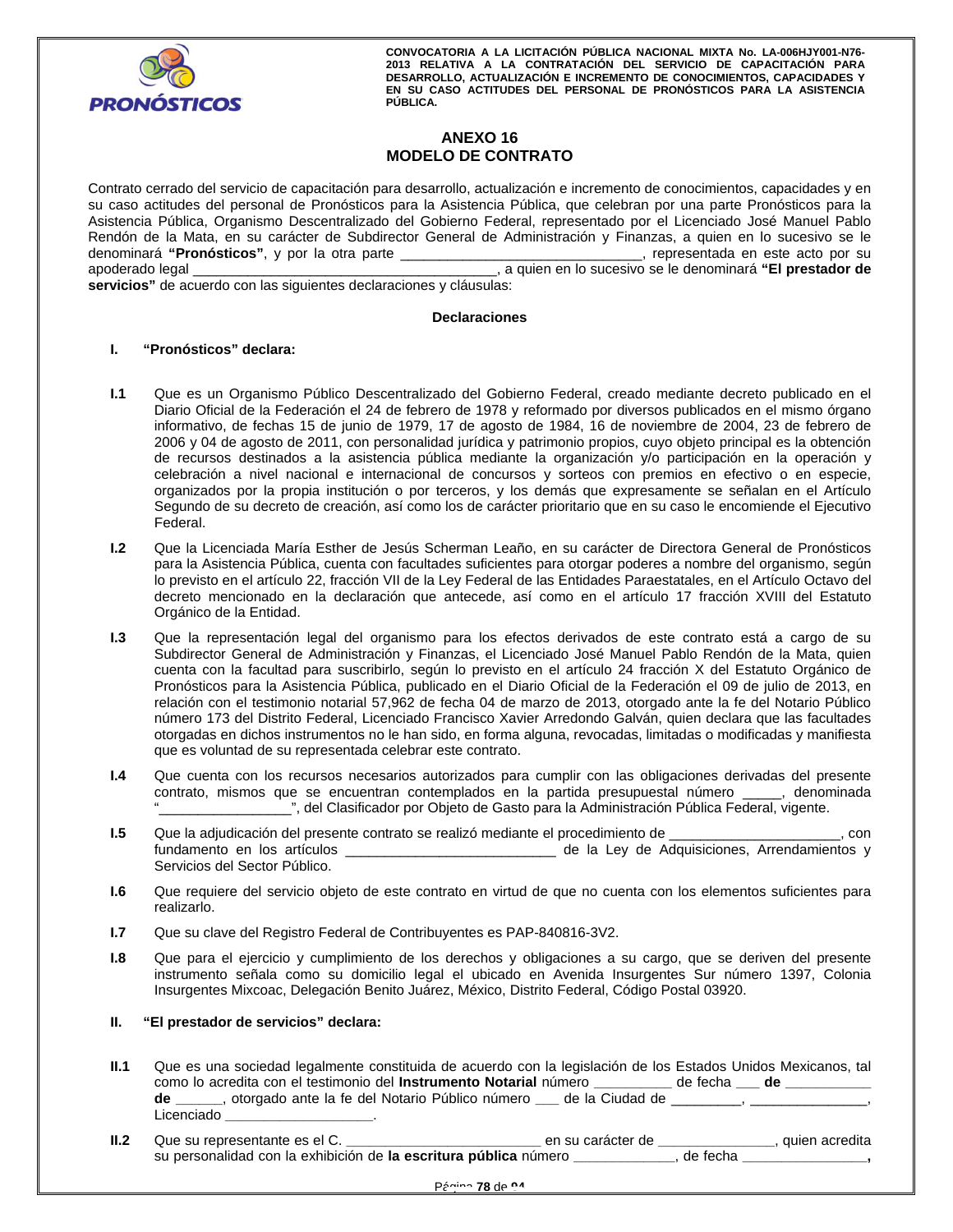# ANEXO 16
# MODELO DE CONTRATO

Contrato cerrado del servicio de capacitación para desarrollo, actualización e incremento de conocimientos, capacidades y en su caso actitudes del personal de Pronósticos para la Asistencia Pública, que celebran por una parte Pronósticos para la Asistencia Pública, Organismo Descentralizado del Gobierno Federal, representado por el Licenciado José Manuel Pablo Rendón de la Mata, en su carácter de Subdirector General de Administración y Finanzas, a quien en lo sucesivo se le denominará **"Pronósticos"**, y por la otra parte _______________________________, representada en este acto por su apoderado legal _______________________________________, a quien en lo sucesivo se le denominará **"El prestador de servicios"** de acuerdo con las siguientes declaraciones y cláusulas:

**Declaraciones**

**I. "Pronósticos" declara:**

**I.1** Que es un Organismo Público Descentralizado del Gobierno Federal, creado mediante decreto publicado en el Diario Oficial de la Federación el 24 de febrero de 1978 y reformado por diversos publicados en el mismo órgano informativo, de fechas 15 de junio de 1979, 17 de agosto de 1984, 16 de noviembre de 2004, 23 de febrero de 2006 y 04 de agosto de 2011, con personalidad jurídica y patrimonio propios, cuyo objeto principal es la obtención de recursos destinados a la asistencia pública mediante la organización y/o participación en la operación y celebración a nivel nacional e internacional de concursos y sorteos con premios en efectivo o en especie, organizados por la propia institución o por terceros, y los demás que expresamente se señalan en el Artículo Segundo de su decreto de creación, así como los de carácter prioritario que en su caso le encomiende el Ejecutivo Federal.

**I.2** Que la Licenciada María Esther de Jesús Scherman Leaño, en su carácter de Directora General de Pronósticos para la Asistencia Pública, cuenta con facultades suficientes para otorgar poderes a nombre del organismo, según lo previsto en el artículo 22, fracción VII de la Ley Federal de las Entidades Paraestatales, en el Artículo Octavo del decreto mencionado en la declaración que antecede, así como en el artículo 17 fracción XVIII del Estatuto Orgánico de la Entidad.

**I.3** Que la representación legal del organismo para los efectos derivados de este contrato está a cargo de su Subdirector General de Administración y Finanzas, el Licenciado José Manuel Pablo Rendón de la Mata, quien cuenta con la facultad para suscribirlo, según lo previsto en el artículo 24 fracción X del Estatuto Orgánico de Pronósticos para la Asistencia Pública, publicado en el Diario Oficial de la Federación el 09 de julio de 2013, en relación con el testimonio notarial 57,962 de fecha 04 de marzo de 2013, otorgado ante la fe del Notario Público número 173 del Distrito Federal, Licenciado Francisco Xavier Arredondo Galván, quien declara que las facultades otorgadas en dichos instrumentos no le han sido, en forma alguna, revocadas, limitadas o modificadas y manifiesta que es voluntad de su representada celebrar este contrato.

**I.4** Que cuenta con los recursos necesarios autorizados para cumplir con las obligaciones derivadas del presente contrato, mismos que se encuentran contemplados en la partida presupuestal número _____, denominada "_________________", del Clasificador por Objeto de Gasto para la Administración Pública Federal, vigente.

**I.5** Que la adjudicación del presente contrato se realizó mediante el procedimiento de ______________________, con fundamento en los artículos ___________________________ de la Ley de Adquisiciones, Arrendamientos y Servicios del Sector Público.

**I.6** Que requiere del servicio objeto de este contrato en virtud de que no cuenta con los elementos suficientes para realizarlo.

**I.7** Que su clave del Registro Federal de Contribuyentes es PAP-840816-3V2.

**I.8** Que para el ejercicio y cumplimiento de los derechos y obligaciones a su cargo, que se deriven del presente instrumento señala como su domicilio legal el ubicado en Avenida Insurgentes Sur número 1397, Colonia Insurgentes Mixcoac, Delegación Benito Juárez, México, Distrito Federal, Código Postal 03920.

**II. "El prestador de servicios" declara:**

**II.1** Que es una sociedad legalmente constituida de acuerdo con la legislación de los Estados Unidos Mexicanos, tal como lo acredita con el testimonio del **Instrumento Notarial** número __________ de fecha ___ **de** ___________ **de** ______, otorgado ante la fe del Notario Público número ___ de la Ciudad de _________, _______________, Licenciado ___________________.

**II.2** Que su representante es el C. _________________________ en su carácter de _______________, quien acredita su personalidad con la exhibición de **la escritura pública** número _____________, de fecha ________________**,**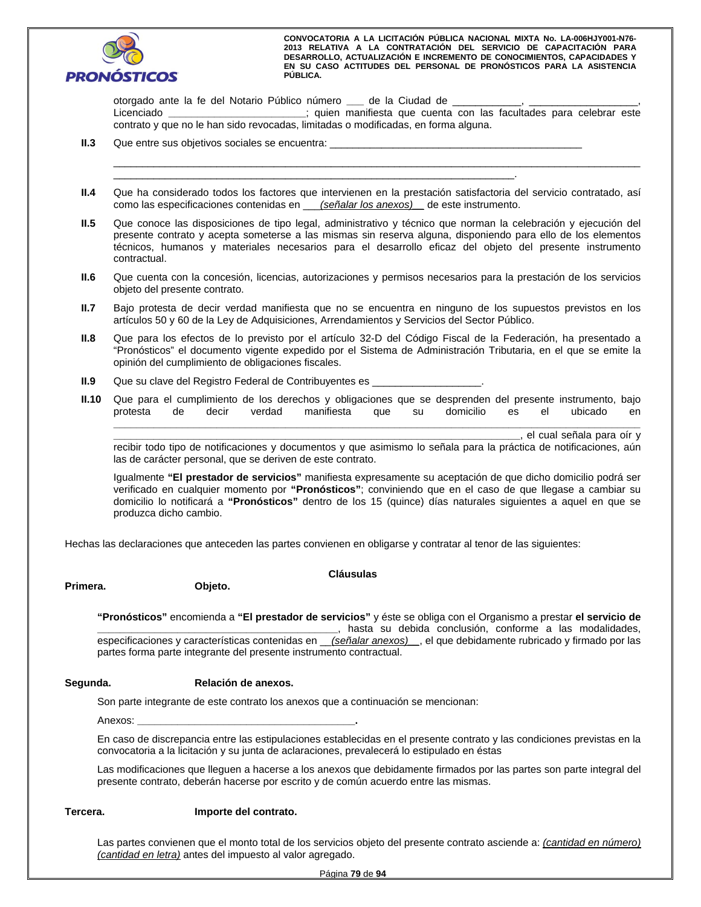otorgado ante la fe del Notario Público número ___ de la Ciudad de ___________, __________________, Licenciado _______________________; quien manifiesta que cuenta con las facultades para celebrar este contrato y que no le han sido revocadas, limitadas o modificadas, en forma alguna.

**II.3** Que entre sus objetivos sociales se encuentra: _____________________________________________

_____________________________________________________________________________________________
_____________________________________________________________________.

**II.4** Que ha considerado todos los factores que intervienen en la prestación satisfactoria del servicio contratado, así como las especificaciones contenidas en ___*(señalar los anexos)*__ de este instrumento.

**II.5** Que conoce las disposiciones de tipo legal, administrativo y técnico que norman la celebración y ejecución del presente contrato y acepta someterse a las mismas sin reserva alguna, disponiendo para ello de los elementos técnicos, humanos y materiales necesarios para el desarrollo eficaz del objeto del presente instrumento contractual.

**II.6** Que cuenta con la concesión, licencias, autorizaciones y permisos necesarios para la prestación de los servicios objeto del presente contrato.

**II.7** Bajo protesta de decir verdad manifiesta que no se encuentra en ninguno de los supuestos previstos en los artículos 50 y 60 de la Ley de Adquisiciones, Arrendamientos y Servicios del Sector Público.

**II.8** Que para los efectos de lo previsto por el artículo 32-D del Código Fiscal de la Federación, ha presentado a "Pronósticos" el documento vigente expedido por el Sistema de Administración Tributaria, en el que se emite la opinión del cumplimiento de obligaciones fiscales.

**II.9** Que su clave del Registro Federal de Contribuyentes es __________________.

**II.10** Que para el cumplimiento de los derechos y obligaciones que se desprenden del presente instrumento, bajo protesta de decir verdad manifiesta que su domicilio es el ubicado en _____________________________________________________________________________________________
_____________________________________________________________________, el cual señala para oír y recibir todo tipo de notificaciones y documentos y que asimismo lo señala para la práctica de notificaciones, aún las de carácter personal, que se deriven de este contrato.

Igualmente **"El prestador de servicios"** manifiesta expresamente su aceptación de que dicho domicilio podrá ser verificado en cualquier momento por **"Pronósticos"**; conviniendo que en el caso de que llegase a cambiar su domicilio lo notificará a **"Pronósticos"** dentro de los 15 (quince) días naturales siguientes a aquel en que se produzca dicho cambio.

Hechas las declaraciones que anteceden las partes convienen en obligarse y contratar al tenor de las siguientes:

## Cláusulas

**Primera. Objeto.**

**"Pronósticos"** encomienda a **"El prestador de servicios"** y éste se obliga con el Organismo a prestar **el servicio de _______________________________________**, hasta su debida conclusión, conforme a las modalidades, especificaciones y características contenidas en __*(señalar anexos)*__, el que debidamente rubricado y firmado por las partes forma parte integrante del presente instrumento contractual.

**Segunda. Relación de anexos.**

Son parte integrante de este contrato los anexos que a continuación se mencionan:

Anexos: **_____________________________________.**

En caso de discrepancia entre las estipulaciones establecidas en el presente contrato y las condiciones previstas en la convocatoria a la licitación y su junta de aclaraciones, prevalecerá lo estipulado en éstas

Las modificaciones que lleguen a hacerse a los anexos que debidamente firmados por las partes son parte integral del presente contrato, deberán hacerse por escrito y de común acuerdo entre las mismas.

**Tercera. Importe del contrato.**

Las partes convienen que el monto total de los servicios objeto del presente contrato asciende a: *(cantidad en número) (cantidad en letra)* antes del impuesto al valor agregado.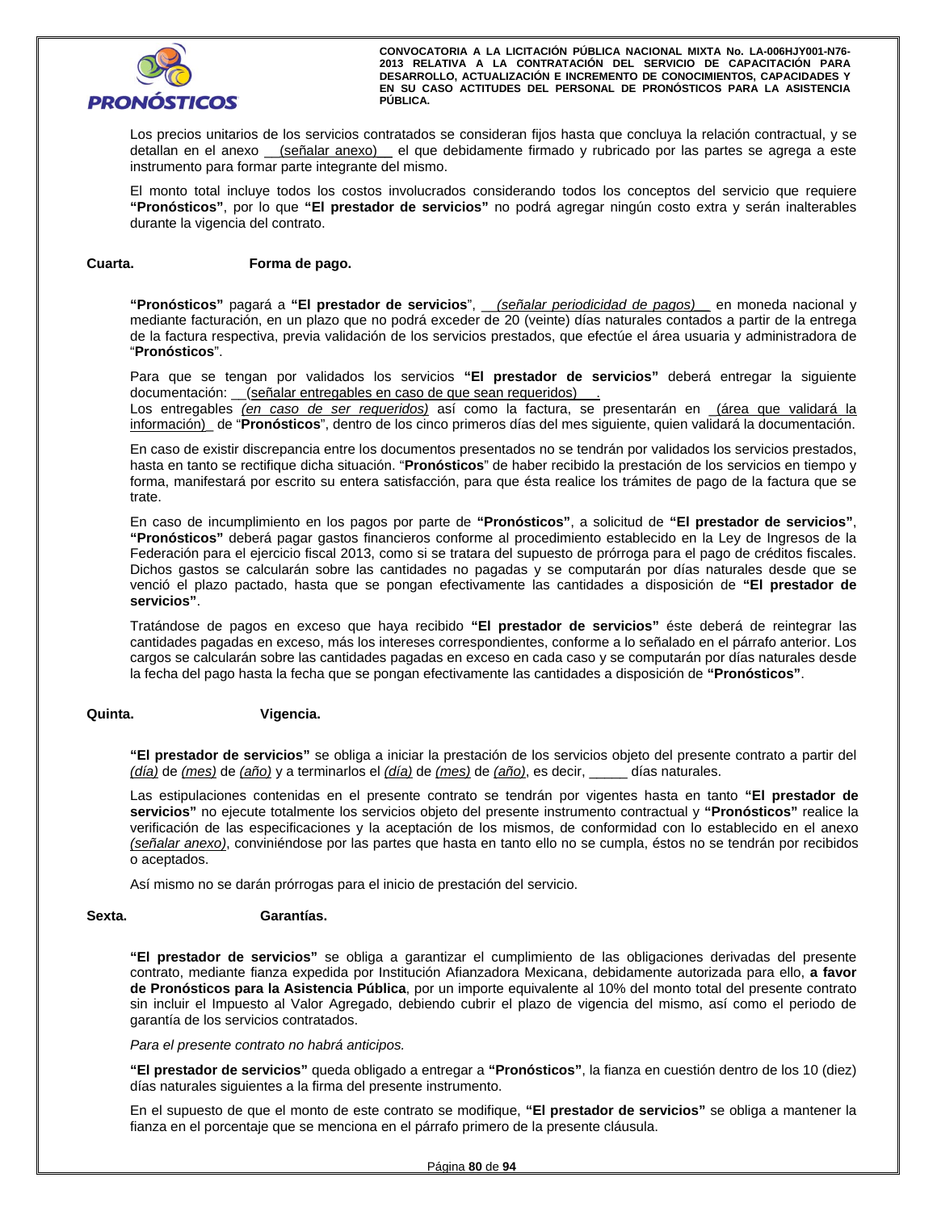Los precios unitarios de los servicios contratados se consideran fijos hasta que concluya la relación contractual, y se detallan en el anexo __(señalar anexo)__ el que debidamente firmado y rubricado por las partes se agrega a este instrumento para formar parte integrante del mismo.

El monto total incluye todos los costos involucrados considerando todos los conceptos del servicio que requiere **"Pronósticos"**, por lo que **"El prestador de servicios"** no podrá agregar ningún costo extra y serán inalterables durante la vigencia del contrato.

**Cuarta. Forma de pago.**

**"Pronósticos"** pagará a **"El prestador de servicios"**, __*(señalar periodicidad de pagos)*__ en moneda nacional y mediante facturación, en un plazo que no podrá exceder de 20 (veinte) días naturales contados a partir de la entrega de la factura respectiva, previa validación de los servicios prestados, que efectúe el área usuaria y administradora de "**Pronósticos**".

Para que se tengan por validados los servicios **"El prestador de servicios"** deberá entregar la siguiente documentación: __(señalar entregables en caso de que sean requeridos)__.
Los entregables *(en caso de ser requeridos)* así como la factura, se presentarán en _(área que validará la información)_ de "**Pronósticos**", dentro de los cinco primeros días del mes siguiente, quien validará la documentación.

En caso de existir discrepancia entre los documentos presentados no se tendrán por validados los servicios prestados, hasta en tanto se rectifique dicha situación. "**Pronósticos**" de haber recibido la prestación de los servicios en tiempo y forma, manifestará por escrito su entera satisfacción, para que ésta realice los trámites de pago de la factura que se trate.

En caso de incumplimiento en los pagos por parte de **"Pronósticos"**, a solicitud de **"El prestador de servicios"**, **"Pronósticos"** deberá pagar gastos financieros conforme al procedimiento establecido en la Ley de Ingresos de la Federación para el ejercicio fiscal 2013, como si se tratara del supuesto de prórroga para el pago de créditos fiscales. Dichos gastos se calcularán sobre las cantidades no pagadas y se computarán por días naturales desde que se venció el plazo pactado, hasta que se pongan efectivamente las cantidades a disposición de **"El prestador de servicios"**.

Tratándose de pagos en exceso que haya recibido **"El prestador de servicios"** éste deberá de reintegrar las cantidades pagadas en exceso, más los intereses correspondientes, conforme a lo señalado en el párrafo anterior. Los cargos se calcularán sobre las cantidades pagadas en exceso en cada caso y se computarán por días naturales desde la fecha del pago hasta la fecha que se pongan efectivamente las cantidades a disposición de **"Pronósticos"**.

**Quinta. Vigencia.**

**"El prestador de servicios"** se obliga a iniciar la prestación de los servicios objeto del presente contrato a partir del *(día)* de *(mes)* de *(año)* y a terminarlos el *(día)* de *(mes)* de *(año)*, es decir, _____ días naturales.

Las estipulaciones contenidas en el presente contrato se tendrán por vigentes hasta en tanto **"El prestador de servicios"** no ejecute totalmente los servicios objeto del presente instrumento contractual y **"Pronósticos"** realice la verificación de las especificaciones y la aceptación de los mismos, de conformidad con lo establecido en el anexo *(señalar anexo)*, conviniéndose por las partes que hasta en tanto ello no se cumpla, éstos no se tendrán por recibidos o aceptados.

Así mismo no se darán prórrogas para el inicio de prestación del servicio.

**Sexta. Garantías.**

**"El prestador de servicios"** se obliga a garantizar el cumplimiento de las obligaciones derivadas del presente contrato, mediante fianza expedida por Institución Afianzadora Mexicana, debidamente autorizada para ello, **a favor de Pronósticos para la Asistencia Pública**, por un importe equivalente al 10% del monto total del presente contrato sin incluir el Impuesto al Valor Agregado, debiendo cubrir el plazo de vigencia del mismo, así como el periodo de garantía de los servicios contratados.

*Para el presente contrato no habrá anticipos.*

**"El prestador de servicios"** queda obligado a entregar a **"Pronósticos"**, la fianza en cuestión dentro de los 10 (diez) días naturales siguientes a la firma del presente instrumento.

En el supuesto de que el monto de este contrato se modifique, **"El prestador de servicios"** se obliga a mantener la fianza en el porcentaje que se menciona en el párrafo primero de la presente cláusula.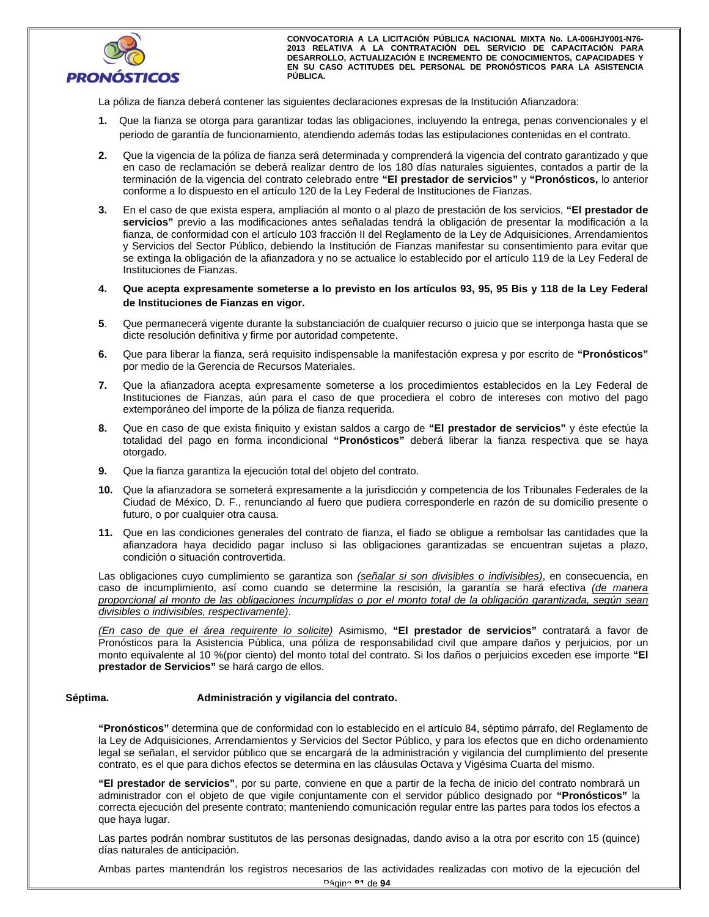La póliza de fianza deberá contener las siguientes declaraciones expresas de la Institución Afianzadora:

1. Que la fianza se otorga para garantizar todas las obligaciones, incluyendo la entrega, penas convencionales y el periodo de garantía de funcionamiento, atendiendo además todas las estipulaciones contenidas en el contrato.
2. Que la vigencia de la póliza de fianza será determinada y comprenderá la vigencia del contrato garantizado y que en caso de reclamación se deberá realizar dentro de los 180 días naturales siguientes, contados a partir de la terminación de la vigencia del contrato celebrado entre **"El prestador de servicios"** y **"Pronósticos,** lo anterior conforme a lo dispuesto en el artículo 120 de la Ley Federal de Instituciones de Fianzas.
3. En el caso de que exista espera, ampliación al monto o al plazo de prestación de los servicios, **"El prestador de servicios"** previo a las modificaciones antes señaladas tendrá la obligación de presentar la modificación a la fianza, de conformidad con el artículo 103 fracción II del Reglamento de la Ley de Adquisiciones, Arrendamientos y Servicios del Sector Público, debiendo la Institución de Fianzas manifestar su consentimiento para evitar que se extinga la obligación de la afianzadora y no se actualice lo establecido por el artículo 119 de la Ley Federal de Instituciones de Fianzas.
4. **Que acepta expresamente someterse a lo previsto en los artículos 93, 95, 95 Bis y 118 de la Ley Federal de Instituciones de Fianzas en vigor.**
5. Que permanecerá vigente durante la substanciación de cualquier recurso o juicio que se interponga hasta que se dicte resolución definitiva y firme por autoridad competente.
6. Que para liberar la fianza, será requisito indispensable la manifestación expresa y por escrito de **"Pronósticos"** por medio de la Gerencia de Recursos Materiales.
7. Que la afianzadora acepta expresamente someterse a los procedimientos establecidos en la Ley Federal de Instituciones de Fianzas, aún para el caso de que procediera el cobro de intereses con motivo del pago extemporáneo del importe de la póliza de fianza requerida.
8. Que en caso de que exista finiquito y existan saldos a cargo de **"El prestador de servicios"** y éste efectúe la totalidad del pago en forma incondicional **"Pronósticos"** deberá liberar la fianza respectiva que se haya otorgado.
9. Que la fianza garantiza la ejecución total del objeto del contrato.
10. Que la afianzadora se someterá expresamente a la jurisdicción y competencia de los Tribunales Federales de la Ciudad de México, D. F., renunciando al fuero que pudiera corresponderle en razón de su domicilio presente o futuro, o por cualquier otra causa.
11. Que en las condiciones generales del contrato de fianza, el fiado se obligue a rembolsar las cantidades que la afianzadora haya decidido pagar incluso si las obligaciones garantizadas se encuentran sujetas a plazo, condición o situación controvertida.

Las obligaciones cuyo cumplimiento se garantiza son *(señalar si son divisibles o indivisibles)*, en consecuencia, en caso de incumplimiento, así como cuando se determine la rescisión, la garantía se hará efectiva *(de manera proporcional al monto de las obligaciones incumplidas o por el monto total de la obligación garantizada, según sean divisibles o indivisibles, respectivamente)*.

*(En caso de que el área requirente lo solicite)* Asimismo, **"El prestador de servicios"** contratará a favor de Pronósticos para la Asistencia Pública, una póliza de responsabilidad civil que ampare daños y perjuicios, por un monto equivalente al 10 %(por ciento) del monto total del contrato. Si los daños o perjuicios exceden ese importe **"El prestador de Servicios"** se hará cargo de ellos.

**Séptima. Administración y vigilancia del contrato.**

**"Pronósticos"** determina que de conformidad con lo establecido en el artículo 84, séptimo párrafo, del Reglamento de la Ley de Adquisiciones, Arrendamientos y Servicios del Sector Público, y para los efectos que en dicho ordenamiento legal se señalan, el servidor público que se encargará de la administración y vigilancia del cumplimiento del presente contrato, es el que para dichos efectos se determina en las cláusulas Octava y Vigésima Cuarta del mismo.

**"El prestador de servicios"**, por su parte, conviene en que a partir de la fecha de inicio del contrato nombrará un administrador con el objeto de que vigile conjuntamente con el servidor público designado por **"Pronósticos"** la correcta ejecución del presente contrato; manteniendo comunicación regular entre las partes para todos los efectos a que haya lugar.

Las partes podrán nombrar sustitutos de las personas designadas, dando aviso a la otra por escrito con 15 (quince) días naturales de anticipación.

Ambas partes mantendrán los registros necesarios de las actividades realizadas con motivo de la ejecución del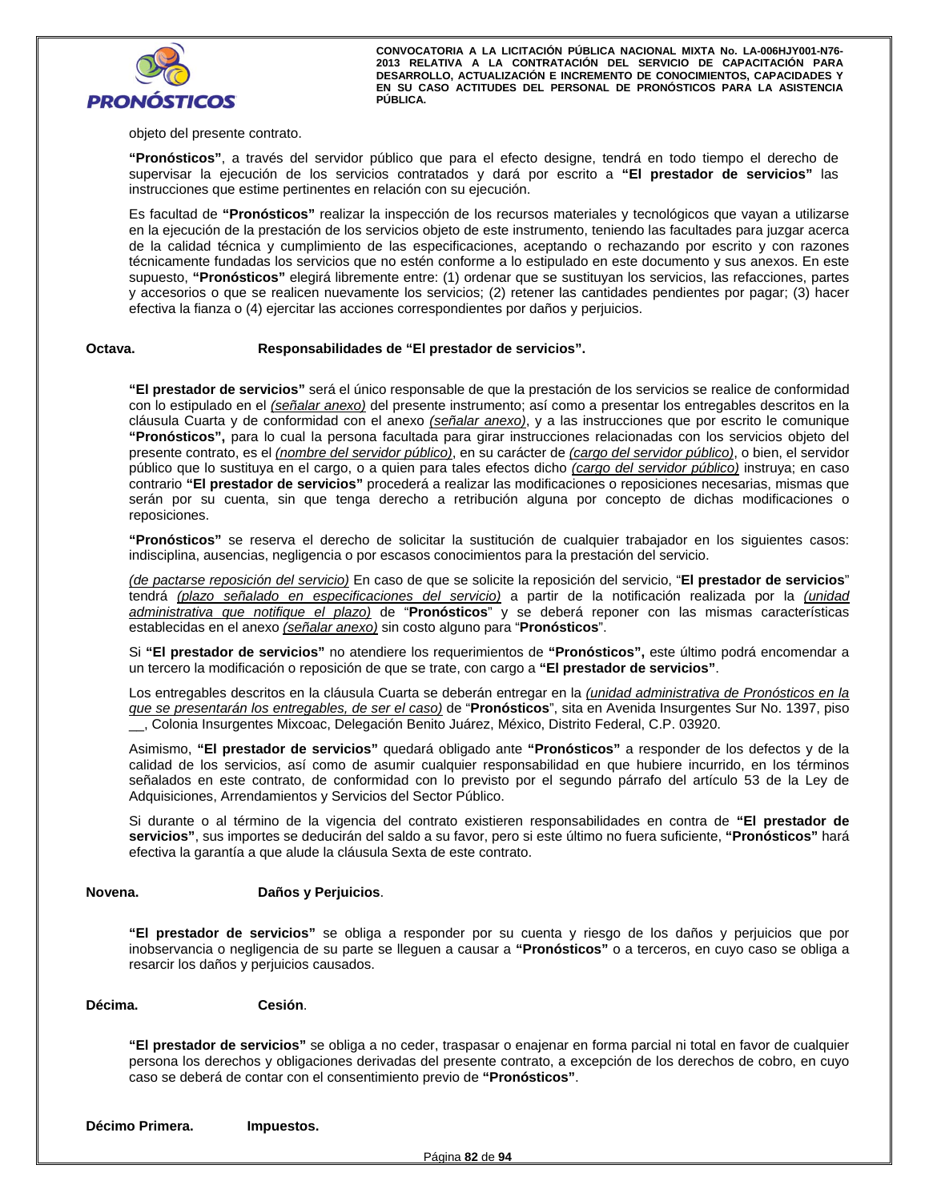objeto del presente contrato.

**“Pronósticos”**, a través del servidor público que para el efecto designe, tendrá en todo tiempo el derecho de supervisar la ejecución de los servicios contratados y dará por escrito a **“El prestador de servicios”** las instrucciones que estime pertinentes en relación con su ejecución.

Es facultad de **“Pronósticos”** realizar la inspección de los recursos materiales y tecnológicos que vayan a utilizarse en la ejecución de la prestación de los servicios objeto de este instrumento, teniendo las facultades para juzgar acerca de la calidad técnica y cumplimiento de las especificaciones, aceptando o rechazando por escrito y con razones técnicamente fundadas los servicios que no estén conforme a lo estipulado en este documento y sus anexos. En este supuesto, **“Pronósticos”** elegirá libremente entre: (1) ordenar que se sustituyan los servicios, las refacciones, partes y accesorios o que se realicen nuevamente los servicios; (2) retener las cantidades pendientes por pagar; (3) hacer efectiva la fianza o (4) ejercitar las acciones correspondientes por daños y perjuicios.

**Octava. Responsabilidades de “El prestador de servicios”.**

**“El prestador de servicios”** será el único responsable de que la prestación de los servicios se realice de conformidad con lo estipulado en el *(señalar anexo)* del presente instrumento; así como a presentar los entregables descritos en la cláusula Cuarta y de conformidad con el anexo *(señalar anexo)*, y a las instrucciones que por escrito le comunique **“Pronósticos”,** para lo cual la persona facultada para girar instrucciones relacionadas con los servicios objeto del presente contrato, es el *(nombre del servidor público)*, en su carácter de *(cargo del servidor público)*, o bien, el servidor público que lo sustituya en el cargo, o a quien para tales efectos dicho *(cargo del servidor público)* instruya; en caso contrario **“El prestador de servicios”** procederá a realizar las modificaciones o reposiciones necesarias, mismas que serán por su cuenta, sin que tenga derecho a retribución alguna por concepto de dichas modificaciones o reposiciones.

**“Pronósticos”** se reserva el derecho de solicitar la sustitución de cualquier trabajador en los siguientes casos: indisciplina, ausencias, negligencia o por escasos conocimientos para la prestación del servicio.

*(de pactarse reposición del servicio)* En caso de que se solicite la reposición del servicio, “**El prestador de servicios**” tendrá *(plazo señalado en especificaciones del servicio)* a partir de la notificación realizada por la *(unidad administrativa que notifique el plazo)* de “**Pronósticos**” y se deberá reponer con las mismas características establecidas en el anexo *(señalar anexo)* sin costo alguno para “**Pronósticos**”.

Si **“El prestador de servicios”** no atendiere los requerimientos de **“Pronósticos”,** este último podrá encomendar a un tercero la modificación o reposición de que se trate, con cargo a **“El prestador de servicios”**.

Los entregables descritos en la cláusula Cuarta se deberán entregar en la *(unidad administrativa de Pronósticos en la que se presentarán los entregables, de ser el caso)* de “**Pronósticos**”, sita en Avenida Insurgentes Sur No. 1397, piso __, Colonia Insurgentes Mixcoac, Delegación Benito Juárez, México, Distrito Federal, C.P. 03920.

Asimismo, **“El prestador de servicios”** quedará obligado ante **“Pronósticos”** a responder de los defectos y de la calidad de los servicios, así como de asumir cualquier responsabilidad en que hubiere incurrido, en los términos señalados en este contrato, de conformidad con lo previsto por el segundo párrafo del artículo 53 de la Ley de Adquisiciones, Arrendamientos y Servicios del Sector Público.

Si durante o al término de la vigencia del contrato existieren responsabilidades en contra de **“El prestador de servicios”**, sus importes se deducirán del saldo a su favor, pero si este último no fuera suficiente, **“Pronósticos”** hará efectiva la garantía a que alude la cláusula Sexta de este contrato.

**Novena. Daños y Perjuicios**.

**“El prestador de servicios”** se obliga a responder por su cuenta y riesgo de los daños y perjuicios que por inobservancia o negligencia de su parte se lleguen a causar a **“Pronósticos”** o a terceros, en cuyo caso se obliga a resarcir los daños y perjuicios causados.

**Décima. Cesión**.

**“El prestador de servicios”** se obliga a no ceder, traspasar o enajenar en forma parcial ni total en favor de cualquier persona los derechos y obligaciones derivadas del presente contrato, a excepción de los derechos de cobro, en cuyo caso se deberá de contar con el consentimiento previo de **“Pronósticos”**.

**Décimo Primera. Impuestos.**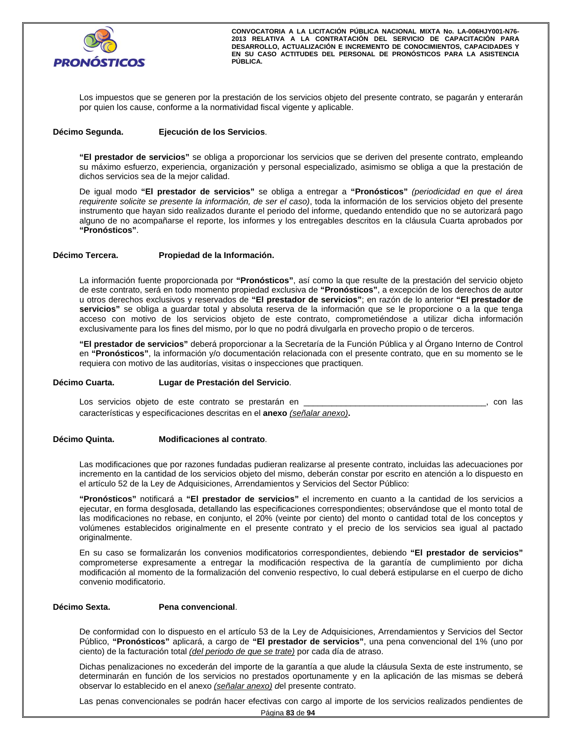Los impuestos que se generen por la prestación de los servicios objeto del presente contrato, se pagarán y enterarán por quien los cause, conforme a la normatividad fiscal vigente y aplicable.

**Décimo Segunda. Ejecución de los Servicios**.

**"El prestador de servicios"** se obliga a proporcionar los servicios que se deriven del presente contrato, empleando su máximo esfuerzo, experiencia, organización y personal especializado, asimismo se obliga a que la prestación de dichos servicios sea de la mejor calidad.

De igual modo **"El prestador de servicios"** se obliga a entregar a **"Pronósticos"** *(periodicidad en que el área requirente solicite se presente la información, de ser el caso)*, toda la información de los servicios objeto del presente instrumento que hayan sido realizados durante el periodo del informe, quedando entendido que no se autorizará pago alguno de no acompañarse el reporte, los informes y los entregables descritos en la cláusula Cuarta aprobados por **"Pronósticos"**.

**Décimo Tercera. Propiedad de la Información.**

La información fuente proporcionada por **"Pronósticos"**, así como la que resulte de la prestación del servicio objeto de este contrato, será en todo momento propiedad exclusiva de **"Pronósticos"**, a excepción de los derechos de autor u otros derechos exclusivos y reservados de **"El prestador de servicios"**; en razón de lo anterior **"El prestador de servicios"** se obliga a guardar total y absoluta reserva de la información que se le proporcione o a la que tenga acceso con motivo de los servicios objeto de este contrato, comprometiéndose a utilizar dicha información exclusivamente para los fines del mismo, por lo que no podrá divulgarla en provecho propio o de terceros.

**"El prestador de servicios"** deberá proporcionar a la Secretaría de la Función Pública y al Órgano Interno de Control en **"Pronósticos"**, la información y/o documentación relacionada con el presente contrato, que en su momento se le requiera con motivo de las auditorías, visitas o inspecciones que practiquen.

**Décimo Cuarta. Lugar de Prestación del Servicio**.

Los servicios objeto de este contrato se prestarán en _______________________________________, con las características y especificaciones descritas en el **anexo** *(señalar anexo)***.**

**Décimo Quinta. Modificaciones al contrato**.

Las modificaciones que por razones fundadas pudieran realizarse al presente contrato, incluidas las adecuaciones por incremento en la cantidad de los servicios objeto del mismo, deberán constar por escrito en atención a lo dispuesto en el artículo 52 de la Ley de Adquisiciones, Arrendamientos y Servicios del Sector Público:

**"Pronósticos"** notificará a **"El prestador de servicios"** el incremento en cuanto a la cantidad de los servicios a ejecutar, en forma desglosada, detallando las especificaciones correspondientes; observándose que el monto total de las modificaciones no rebase, en conjunto, el 20% (veinte por ciento) del monto o cantidad total de los conceptos y volúmenes establecidos originalmente en el presente contrato y el precio de los servicios sea igual al pactado originalmente.

En su caso se formalizarán los convenios modificatorios correspondientes, debiendo **"El prestador de servicios"** comprometerse expresamente a entregar la modificación respectiva de la garantía de cumplimiento por dicha modificación al momento de la formalización del convenio respectivo, lo cual deberá estipularse en el cuerpo de dicho convenio modificatorio.

**Décimo Sexta. Pena convencional**.

De conformidad con lo dispuesto en el artículo 53 de la Ley de Adquisiciones, Arrendamientos y Servicios del Sector Público, **"Pronósticos"** aplicará, a cargo de **"El prestador de servicios"**, una pena convencional del 1% (uno por ciento) de la facturación total *(del periodo de que se trate)* por cada día de atraso.

Dichas penalizaciones no excederán del importe de la garantía a que alude la cláusula Sexta de este instrumento, se determinarán en función de los servicios no prestados oportunamente y en la aplicación de las mismas se deberá observar lo establecido en el anexo *(señalar anexo)* del presente contrato.

Las penas convencionales se podrán hacer efectivas con cargo al importe de los servicios realizados pendientes de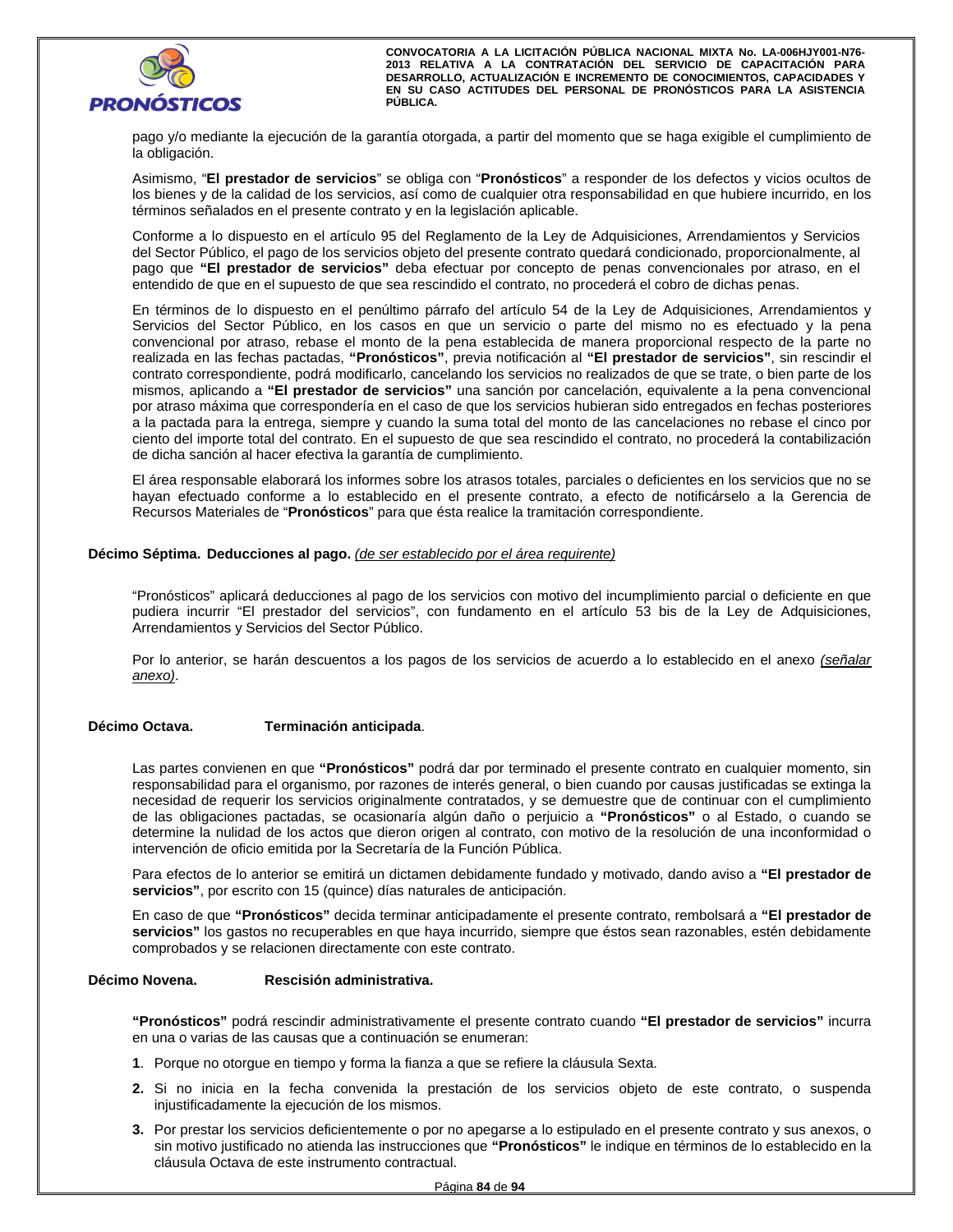pago y/o mediante la ejecución de la garantía otorgada, a partir del momento que se haga exigible el cumplimiento de la obligación.

Asimismo, "**El prestador de servicios**" se obliga con "**Pronósticos**" a responder de los defectos y vicios ocultos de los bienes y de la calidad de los servicios, así como de cualquier otra responsabilidad en que hubiere incurrido, en los términos señalados en el presente contrato y en la legislación aplicable.

Conforme a lo dispuesto en el artículo 95 del Reglamento de la Ley de Adquisiciones, Arrendamientos y Servicios del Sector Público, el pago de los servicios objeto del presente contrato quedará condicionado, proporcionalmente, al pago que **"El prestador de servicios"** deba efectuar por concepto de penas convencionales por atraso, en el entendido de que en el supuesto de que sea rescindido el contrato, no procederá el cobro de dichas penas.

En términos de lo dispuesto en el penúltimo párrafo del artículo 54 de la Ley de Adquisiciones, Arrendamientos y Servicios del Sector Público, en los casos en que un servicio o parte del mismo no es efectuado y la pena convencional por atraso, rebase el monto de la pena establecida de manera proporcional respecto de la parte no realizada en las fechas pactadas, **"Pronósticos"**, previa notificación al **"El prestador de servicios"**, sin rescindir el contrato correspondiente, podrá modificarlo, cancelando los servicios no realizados de que se trate, o bien parte de los mismos, aplicando a **"El prestador de servicios"** una sanción por cancelación, equivalente a la pena convencional por atraso máxima que correspondería en el caso de que los servicios hubieran sido entregados en fechas posteriores a la pactada para la entrega, siempre y cuando la suma total del monto de las cancelaciones no rebase el cinco por ciento del importe total del contrato. En el supuesto de que sea rescindido el contrato, no procederá la contabilización de dicha sanción al hacer efectiva la garantía de cumplimiento.

El área responsable elaborará los informes sobre los atrasos totales, parciales o deficientes en los servicios que no se hayan efectuado conforme a lo establecido en el presente contrato, a efecto de notificárselo a la Gerencia de Recursos Materiales de "**Pronósticos**" para que ésta realice la tramitación correspondiente.

**Décimo Séptima. Deducciones al pago.** *(de ser establecido por el área requirente)*

"Pronósticos" aplicará deducciones al pago de los servicios con motivo del incumplimiento parcial o deficiente en que pudiera incurrir "El prestador del servicios", con fundamento en el artículo 53 bis de la Ley de Adquisiciones, Arrendamientos y Servicios del Sector Público.

Por lo anterior, se harán descuentos a los pagos de los servicios de acuerdo a lo establecido en el anexo *(señalar anexo)*.

**Décimo Octava. Terminación anticipada**.

Las partes convienen en que **"Pronósticos"** podrá dar por terminado el presente contrato en cualquier momento, sin responsabilidad para el organismo, por razones de interés general, o bien cuando por causas justificadas se extinga la necesidad de requerir los servicios originalmente contratados, y se demuestre que de continuar con el cumplimiento de las obligaciones pactadas, se ocasionaría algún daño o perjuicio a **"Pronósticos"** o al Estado, o cuando se determine la nulidad de los actos que dieron origen al contrato, con motivo de la resolución de una inconformidad o intervención de oficio emitida por la Secretaría de la Función Pública.

Para efectos de lo anterior se emitirá un dictamen debidamente fundado y motivado, dando aviso a **"El prestador de servicios"**, por escrito con 15 (quince) días naturales de anticipación.

En caso de que **"Pronósticos"** decida terminar anticipadamente el presente contrato, rembolsará a **"El prestador de servicios"** los gastos no recuperables en que haya incurrido, siempre que éstos sean razonables, estén debidamente comprobados y se relacionen directamente con este contrato.

**Décimo Novena. Rescisión administrativa.**

**"Pronósticos"** podrá rescindir administrativamente el presente contrato cuando **"El prestador de servicios"** incurra en una o varias de las causas que a continuación se enumeran:

**1**. Porque no otorgue en tiempo y forma la fianza a que se refiere la cláusula Sexta.

**2.** Si no inicia en la fecha convenida la prestación de los servicios objeto de este contrato, o suspenda injustificadamente la ejecución de los mismos.

**3.** Por prestar los servicios deficientemente o por no apegarse a lo estipulado en el presente contrato y sus anexos, o sin motivo justificado no atienda las instrucciones que **"Pronósticos"** le indique en términos de lo establecido en la cláusula Octava de este instrumento contractual.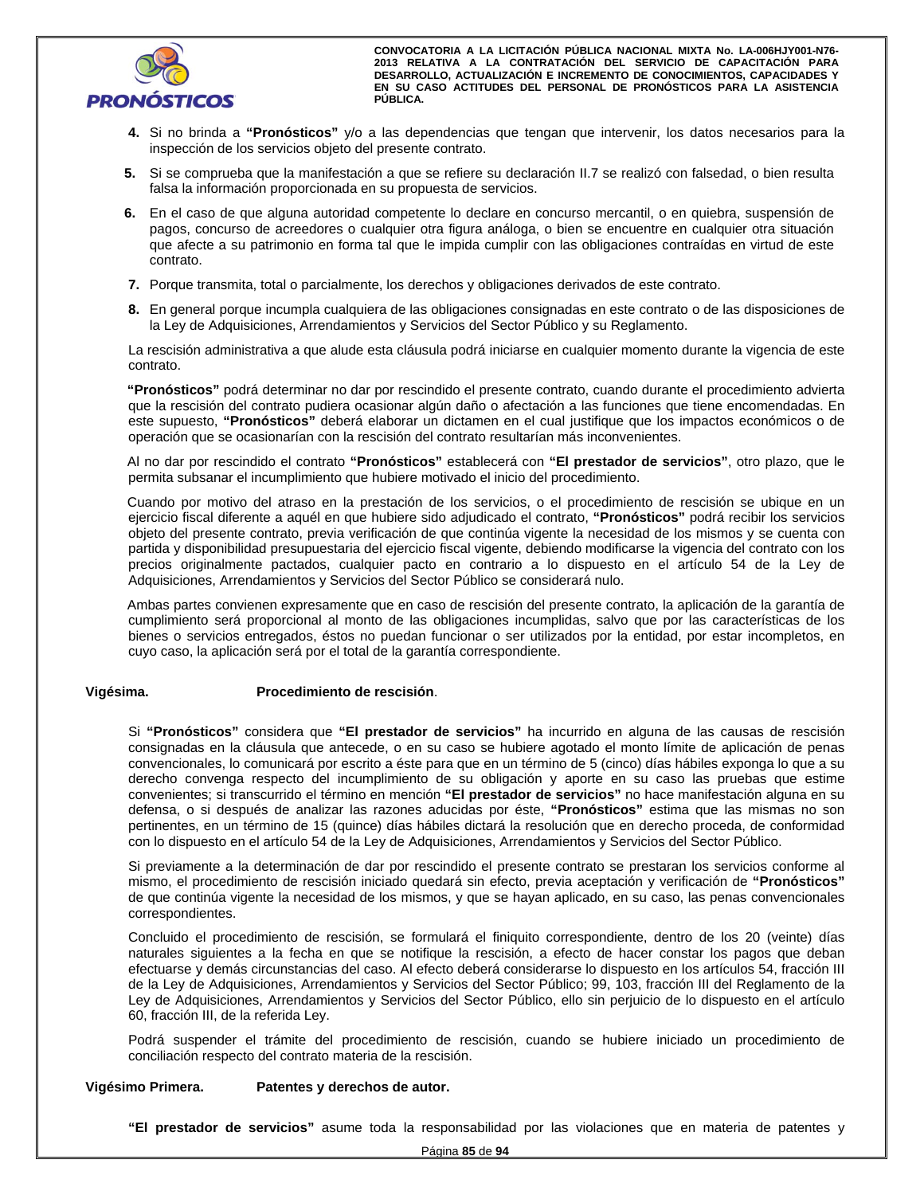4. Si no brinda a **"Pronósticos"** y/o a las dependencias que tengan que intervenir, los datos necesarios para la inspección de los servicios objeto del presente contrato.

5. Si se comprueba que la manifestación a que se refiere su declaración II.7 se realizó con falsedad, o bien resulta falsa la información proporcionada en su propuesta de servicios.

6. En el caso de que alguna autoridad competente lo declare en concurso mercantil, o en quiebra, suspensión de pagos, concurso de acreedores o cualquier otra figura análoga, o bien se encuentre en cualquier otra situación que afecte a su patrimonio en forma tal que le impida cumplir con las obligaciones contraídas en virtud de este contrato.

7. Porque transmita, total o parcialmente, los derechos y obligaciones derivados de este contrato.

8. En general porque incumpla cualquiera de las obligaciones consignadas en este contrato o de las disposiciones de la Ley de Adquisiciones, Arrendamientos y Servicios del Sector Público y su Reglamento.

La rescisión administrativa a que alude esta cláusula podrá iniciarse en cualquier momento durante la vigencia de este contrato.

**"Pronósticos"** podrá determinar no dar por rescindido el presente contrato, cuando durante el procedimiento advierta que la rescisión del contrato pudiera ocasionar algún daño o afectación a las funciones que tiene encomendadas. En este supuesto, **"Pronósticos"** deberá elaborar un dictamen en el cual justifique que los impactos económicos o de operación que se ocasionarían con la rescisión del contrato resultarían más inconvenientes.

Al no dar por rescindido el contrato **"Pronósticos"** establecerá con **"El prestador de servicios"**, otro plazo, que le permita subsanar el incumplimiento que hubiere motivado el inicio del procedimiento.

Cuando por motivo del atraso en la prestación de los servicios, o el procedimiento de rescisión se ubique en un ejercicio fiscal diferente a aquél en que hubiere sido adjudicado el contrato, **"Pronósticos"** podrá recibir los servicios objeto del presente contrato, previa verificación de que continúa vigente la necesidad de los mismos y se cuenta con partida y disponibilidad presupuestaria del ejercicio fiscal vigente, debiendo modificarse la vigencia del contrato con los precios originalmente pactados, cualquier pacto en contrario a lo dispuesto en el artículo 54 de la Ley de Adquisiciones, Arrendamientos y Servicios del Sector Público se considerará nulo.

Ambas partes convienen expresamente que en caso de rescisión del presente contrato, la aplicación de la garantía de cumplimiento será proporcional al monto de las obligaciones incumplidas, salvo que por las características de los bienes o servicios entregados, éstos no puedan funcionar o ser utilizados por la entidad, por estar incompletos, en cuyo caso, la aplicación será por el total de la garantía correspondiente.

**Vigésima. Procedimiento de rescisión**.

Si **"Pronósticos"** considera que **"El prestador de servicios"** ha incurrido en alguna de las causas de rescisión consignadas en la cláusula que antecede, o en su caso se hubiere agotado el monto límite de aplicación de penas convencionales, lo comunicará por escrito a éste para que en un término de 5 (cinco) días hábiles exponga lo que a su derecho convenga respecto del incumplimiento de su obligación y aporte en su caso las pruebas que estime convenientes; si transcurrido el término en mención **"El prestador de servicios"** no hace manifestación alguna en su defensa, o si después de analizar las razones aducidas por éste, **"Pronósticos"** estima que las mismas no son pertinentes, en un término de 15 (quince) días hábiles dictará la resolución que en derecho proceda, de conformidad con lo dispuesto en el artículo 54 de la Ley de Adquisiciones, Arrendamientos y Servicios del Sector Público.

Si previamente a la determinación de dar por rescindido el presente contrato se prestaran los servicios conforme al mismo, el procedimiento de rescisión iniciado quedará sin efecto, previa aceptación y verificación de **"Pronósticos"** de que continúa vigente la necesidad de los mismos, y que se hayan aplicado, en su caso, las penas convencionales correspondientes.

Concluido el procedimiento de rescisión, se formulará el finiquito correspondiente, dentro de los 20 (veinte) días naturales siguientes a la fecha en que se notifique la rescisión, a efecto de hacer constar los pagos que deban efectuarse y demás circunstancias del caso. Al efecto deberá considerarse lo dispuesto en los artículos 54, fracción III de la Ley de Adquisiciones, Arrendamientos y Servicios del Sector Público; 99, 103, fracción III del Reglamento de la Ley de Adquisiciones, Arrendamientos y Servicios del Sector Público, ello sin perjuicio de lo dispuesto en el artículo 60, fracción III, de la referida Ley.

Podrá suspender el trámite del procedimiento de rescisión, cuando se hubiere iniciado un procedimiento de conciliación respecto del contrato materia de la rescisión.

**Vigésimo Primera. Patentes y derechos de autor.**

**"El prestador de servicios"** asume toda la responsabilidad por las violaciones que en materia de patentes y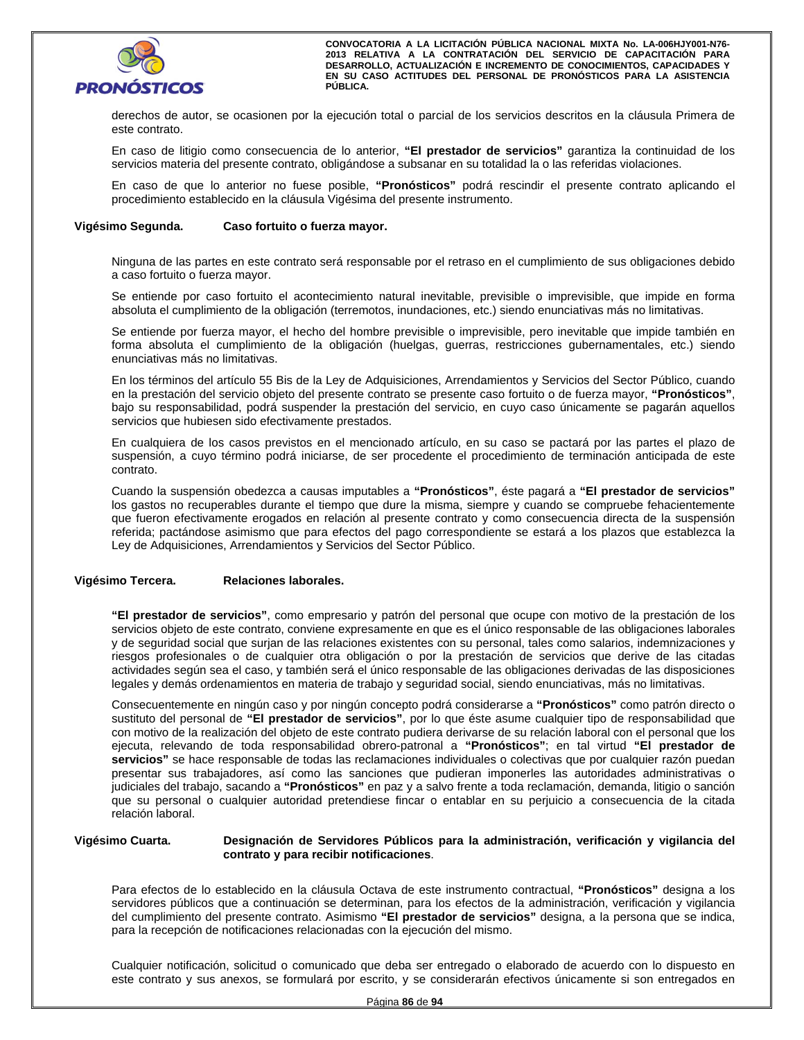derechos de autor, se ocasionen por la ejecución total o parcial de los servicios descritos en la cláusula Primera de este contrato.

En caso de litigio como consecuencia de lo anterior, **"El prestador de servicios"** garantiza la continuidad de los servicios materia del presente contrato, obligándose a subsanar en su totalidad la o las referidas violaciones.

En caso de que lo anterior no fuese posible, **"Pronósticos"** podrá rescindir el presente contrato aplicando el procedimiento establecido en la cláusula Vigésima del presente instrumento.

**Vigésimo Segunda. Caso fortuito o fuerza mayor.**

Ninguna de las partes en este contrato será responsable por el retraso en el cumplimiento de sus obligaciones debido a caso fortuito o fuerza mayor.

Se entiende por caso fortuito el acontecimiento natural inevitable, previsible o imprevisible, que impide en forma absoluta el cumplimiento de la obligación (terremotos, inundaciones, etc.) siendo enunciativas más no limitativas.

Se entiende por fuerza mayor, el hecho del hombre previsible o imprevisible, pero inevitable que impide también en forma absoluta el cumplimiento de la obligación (huelgas, guerras, restricciones gubernamentales, etc.) siendo enunciativas más no limitativas.

En los términos del artículo 55 Bis de la Ley de Adquisiciones, Arrendamientos y Servicios del Sector Público, cuando en la prestación del servicio objeto del presente contrato se presente caso fortuito o de fuerza mayor, **"Pronósticos"**, bajo su responsabilidad, podrá suspender la prestación del servicio, en cuyo caso únicamente se pagarán aquellos servicios que hubiesen sido efectivamente prestados.

En cualquiera de los casos previstos en el mencionado artículo, en su caso se pactará por las partes el plazo de suspensión, a cuyo término podrá iniciarse, de ser procedente el procedimiento de terminación anticipada de este contrato.

Cuando la suspensión obedezca a causas imputables a **"Pronósticos"**, éste pagará a **"El prestador de servicios"** los gastos no recuperables durante el tiempo que dure la misma, siempre y cuando se compruebe fehacientemente que fueron efectivamente erogados en relación al presente contrato y como consecuencia directa de la suspensión referida; pactándose asimismo que para efectos del pago correspondiente se estará a los plazos que establezca la Ley de Adquisiciones, Arrendamientos y Servicios del Sector Público.

**Vigésimo Tercera. Relaciones laborales.**

**"El prestador de servicios"**, como empresario y patrón del personal que ocupe con motivo de la prestación de los servicios objeto de este contrato, conviene expresamente en que es el único responsable de las obligaciones laborales y de seguridad social que surjan de las relaciones existentes con su personal, tales como salarios, indemnizaciones y riesgos profesionales o de cualquier otra obligación o por la prestación de servicios que derive de las citadas actividades según sea el caso, y también será el único responsable de las obligaciones derivadas de las disposiciones legales y demás ordenamientos en materia de trabajo y seguridad social, siendo enunciativas, más no limitativas.

Consecuentemente en ningún caso y por ningún concepto podrá considerarse a **"Pronósticos"** como patrón directo o sustituto del personal de **"El prestador de servicios"**, por lo que éste asume cualquier tipo de responsabilidad que con motivo de la realización del objeto de este contrato pudiera derivarse de su relación laboral con el personal que los ejecuta, relevando de toda responsabilidad obrero-patronal a **"Pronósticos"**; en tal virtud **"El prestador de servicios"** se hace responsable de todas las reclamaciones individuales o colectivas que por cualquier razón puedan presentar sus trabajadores, así como las sanciones que pudieran imponerles las autoridades administrativas o judiciales del trabajo, sacando a **"Pronósticos"** en paz y a salvo frente a toda reclamación, demanda, litigio o sanción que su personal o cualquier autoridad pretendiese fincar o entablar en su perjuicio a consecuencia de la citada relación laboral.

**Vigésimo Cuarta. Designación de Servidores Públicos para la administración, verificación y vigilancia del contrato y para recibir notificaciones**.

Para efectos de lo establecido en la cláusula Octava de este instrumento contractual, **"Pronósticos"** designa a los servidores públicos que a continuación se determinan, para los efectos de la administración, verificación y vigilancia del cumplimiento del presente contrato. Asimismo **"El prestador de servicios"** designa, a la persona que se indica, para la recepción de notificaciones relacionadas con la ejecución del mismo.

Cualquier notificación, solicitud o comunicado que deba ser entregado o elaborado de acuerdo con lo dispuesto en este contrato y sus anexos, se formulará por escrito, y se considerarán efectivos únicamente si son entregados en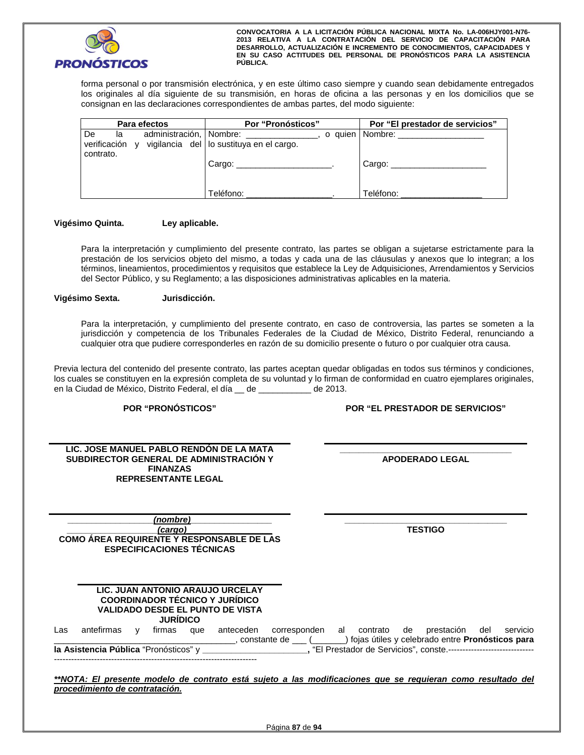forma personal o por transmisión electrónica, y en este último caso siempre y cuando sean debidamente entregados los originales al día siguiente de su transmisión, en horas de oficina a las personas y en los domicilios que se consignan en las declaraciones correspondientes de ambas partes, del modo siguiente:

| Para efectos | Por "Pronósticos" | Por "El prestador de servicios" |
|---|---|---|
| De la administración, verificación y vigilancia del contrato. | Nombre: _______________, o quien lo sustituya en el cargo.<br><br>Cargo: ____________________.<br><br>Teléfono: __________________. | Nombre: __________________<br><br>Cargo: ____________________<br><br>Teléfono: _________________ |

**Vigésimo Quinta. Ley aplicable.**

Para la interpretación y cumplimiento del presente contrato, las partes se obligan a sujetarse estrictamente para la prestación de los servicios objeto del mismo, a todas y cada una de las cláusulas y anexos que lo integran; a los términos, lineamientos, procedimientos y requisitos que establece la Ley de Adquisiciones, Arrendamientos y Servicios del Sector Público, y su Reglamento; a las disposiciones administrativas aplicables en la materia.

**Vigésimo Sexta. Jurisdicción.**

Para la interpretación, y cumplimiento del presente contrato, en caso de controversia, las partes se someten a la jurisdicción y competencia de los Tribunales Federales de la Ciudad de México, Distrito Federal, renunciando a cualquier otra que pudiere corresponderles en razón de su domicilio presente o futuro o por cualquier otra causa.

Previa lectura del contenido del presente contrato, las partes aceptan quedar obligadas en todos sus términos y condiciones, los cuales se constituyen en la expresión completa de su voluntad y lo firman de conformidad en cuatro ejemplares originales, en la Ciudad de México, Distrito Federal, el día __ de ___________ de 2013.

**POR "PRONÓSTICOS"**

**LIC. JOSE MANUEL PABLO RENDÓN DE LA MATA**
**SUBDIRECTOR GENERAL DE ADMINISTRACIÓN Y FINANZAS**
**REPRESENTANTE LEGAL**

**_________________*(nombre)*_________________**
**__________________*(cargo)*__________________**
**COMO ÁREA REQUIRENTE Y RESPONSABLE DE LAS ESPECIFICACIONES TÉCNICAS**

**LIC. JUAN ANTONIO ARAUJO URCELAY**
**COORDINADOR TÉCNICO Y JURÍDICO**
**VALIDADO DESDE EL PUNTO DE VISTA JURÍDICO**

**POR "EL PRESTADOR DE SERVICIOS"**

___________________________________
**APODERADO LEGAL**

___________________________________
**TESTIGO**

Las antefirmas y firmas que anteceden corresponden al contrato de prestación del servicio _____________________________________, constante de ___ (_______) fojas útiles y celebrado entre **Pronósticos para la Asistencia Pública** "Pronósticos" y **______________________,** "El Prestador de Servicios", conste.-----------------------------------------------------------------------------------------------

***\*\*NOTA: El presente modelo de contrato está sujeto a las modificaciones que se requieran como resultado del procedimiento de contratación.***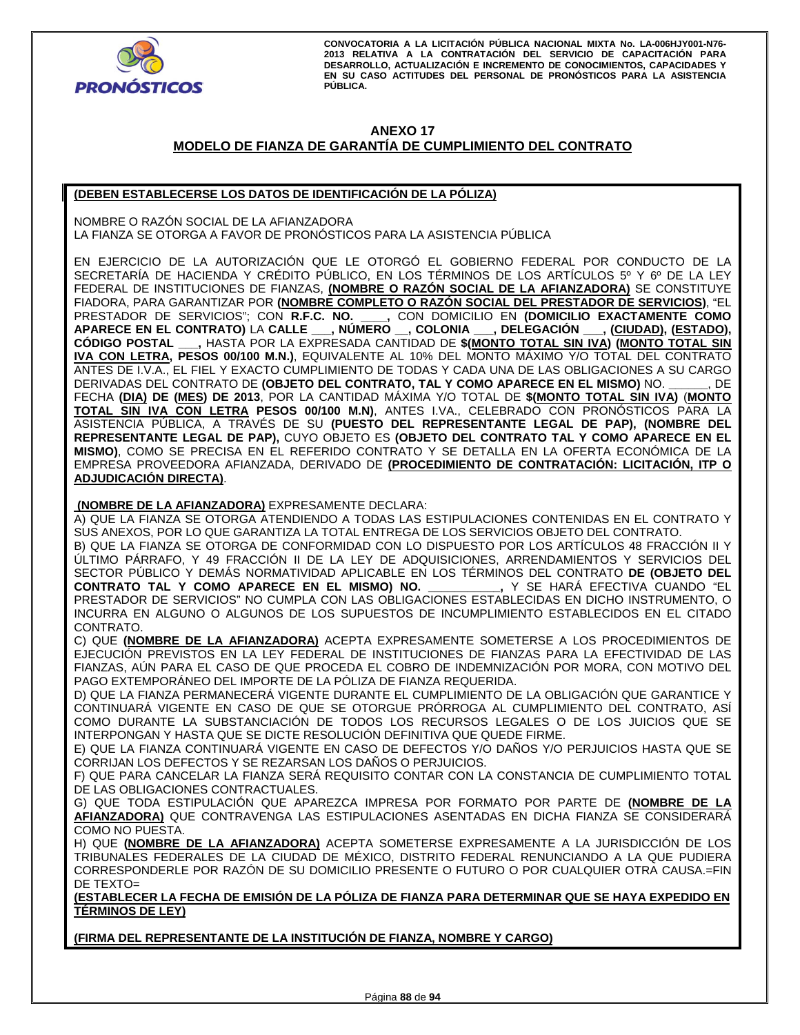# ANEXO 17

## MODELO DE FIANZA DE GARANTÍA DE CUMPLIMIENTO DEL CONTRATO

**(DEBEN ESTABLECERSE LOS DATOS DE IDENTIFICACIÓN DE LA PÓLIZA)**

NOMBRE O RAZÓN SOCIAL DE LA AFIANZADORA
LA FIANZA SE OTORGA A FAVOR DE PRONÓSTICOS PARA LA ASISTENCIA PÚBLICA

EN EJERCICIO DE LA AUTORIZACIÓN QUE LE OTORGÓ EL GOBIERNO FEDERAL POR CONDUCTO DE LA SECRETARÍA DE HACIENDA Y CRÉDITO PÚBLICO, EN LOS TÉRMINOS DE LOS ARTÍCULOS 5º Y 6º DE LA LEY FEDERAL DE INSTITUCIONES DE FIANZAS, **(NOMBRE O RAZÓN SOCIAL DE LA AFIANZADORA)** SE CONSTITUYE FIADORA, PARA GARANTIZAR POR **(NOMBRE COMPLETO O RAZÓN SOCIAL DEL PRESTADOR DE SERVICIOS)**, "EL PRESTADOR DE SERVICIOS"; CON **R.F.C. NO. ____,** CON DOMICILIO EN **(DOMICILIO EXACTAMENTE COMO APARECE EN EL CONTRATO)** LA **CALLE ___, NÚMERO __, COLONIA ___, DELEGACIÓN ___, (CIUDAD), (ESTADO), CÓDIGO POSTAL ___,** HASTA POR LA EXPRESADA CANTIDAD DE **$(MONTO TOTAL SIN IVA) (MONTO TOTAL SIN IVA CON LETRA, PESOS 00/100 M.N.)**, EQUIVALENTE AL 10% DEL MONTO MÁXIMO Y/O TOTAL DEL CONTRATO ANTES DE I.V.A., EL FIEL Y EXACTO CUMPLIMIENTO DE TODAS Y CADA UNA DE LAS OBLIGACIONES A SU CARGO DERIVADAS DEL CONTRATO DE **(OBJETO DEL CONTRATO, TAL Y COMO APARECE EN EL MISMO)** NO. ______, DE FECHA **(DIA) DE (MES) DE 2013**, POR LA CANTIDAD MÁXIMA Y/O TOTAL DE **$(MONTO TOTAL SIN IVA)** (**MONTO TOTAL SIN IVA CON LETRA PESOS 00/100 M.N)**, ANTES I.VA., CELEBRADO CON PRONÓSTICOS PARA LA ASISTENCIA PÚBLICA, A TRAVÉS DE SU **(PUESTO DEL REPRESENTANTE LEGAL DE PAP), (NOMBRE DEL REPRESENTANTE LEGAL DE PAP),** CUYO OBJETO ES **(OBJETO DEL CONTRATO TAL Y COMO APARECE EN EL MISMO)**, COMO SE PRECISA EN EL REFERIDO CONTRATO Y SE DETALLA EN LA OFERTA ECONÓMICA DE LA EMPRESA PROVEEDORA AFIANZADA, DERIVADO DE **(PROCEDIMIENTO DE CONTRATACIÓN: LICITACIÓN, ITP O ADJUDICACIÓN DIRECTA)**.

**(NOMBRE DE LA AFIANZADORA)** EXPRESAMENTE DECLARA:

A) QUE LA FIANZA SE OTORGA ATENDIENDO A TODAS LAS ESTIPULACIONES CONTENIDAS EN EL CONTRATO Y SUS ANEXOS, POR LO QUE GARANTIZA LA TOTAL ENTREGA DE LOS SERVICIOS OBJETO DEL CONTRATO.

B) QUE LA FIANZA SE OTORGA DE CONFORMIDAD CON LO DISPUESTO POR LOS ARTÍCULOS 48 FRACCIÓN II Y ÚLTIMO PÁRRAFO, Y 49 FRACCIÓN II DE LA LEY DE ADQUISICIONES, ARRENDAMIENTOS Y SERVICIOS DEL SECTOR PÚBLICO Y DEMÁS NORMATIVIDAD APLICABLE EN LOS TÉRMINOS DEL CONTRATO **DE (OBJETO DEL CONTRATO TAL Y COMO APARECE EN EL MISMO) NO. __________,** Y SE HARÁ EFECTIVA CUANDO "EL PRESTADOR DE SERVICIOS" NO CUMPLA CON LAS OBLIGACIONES ESTABLECIDAS EN DICHO INSTRUMENTO, O INCURRA EN ALGUNO O ALGUNOS DE LOS SUPUESTOS DE INCUMPLIMIENTO ESTABLECIDOS EN EL CITADO CONTRATO.

C) QUE **(NOMBRE DE LA AFIANZADORA)** ACEPTA EXPRESAMENTE SOMETERSE A LOS PROCEDIMIENTOS DE EJECUCIÓN PREVISTOS EN LA LEY FEDERAL DE INSTITUCIONES DE FIANZAS PARA LA EFECTIVIDAD DE LAS FIANZAS, AÚN PARA EL CASO DE QUE PROCEDA EL COBRO DE INDEMNIZACIÓN POR MORA, CON MOTIVO DEL PAGO EXTEMPORÁNEO DEL IMPORTE DE LA PÓLIZA DE FIANZA REQUERIDA.

D) QUE LA FIANZA PERMANECERÁ VIGENTE DURANTE EL CUMPLIMIENTO DE LA OBLIGACIÓN QUE GARANTICE Y CONTINUARÁ VIGENTE EN CASO DE QUE SE OTORGUE PRÓRROGA AL CUMPLIMIENTO DEL CONTRATO, ASÍ COMO DURANTE LA SUBSTANCIACIÓN DE TODOS LOS RECURSOS LEGALES O DE LOS JUICIOS QUE SE INTERPONGAN Y HASTA QUE SE DICTE RESOLUCIÓN DEFINITIVA QUE QUEDE FIRME.

E) QUE LA FIANZA CONTINUARÁ VIGENTE EN CASO DE DEFECTOS Y/O DAÑOS Y/O PERJUICIOS HASTA QUE SE CORRIJAN LOS DEFECTOS Y SE REZARSAN LOS DAÑOS O PERJUICIOS.

F) QUE PARA CANCELAR LA FIANZA SERÁ REQUISITO CONTAR CON LA CONSTANCIA DE CUMPLIMIENTO TOTAL DE LAS OBLIGACIONES CONTRACTUALES.

G) QUE TODA ESTIPULACIÓN QUE APAREZCA IMPRESA POR FORMATO POR PARTE DE **(NOMBRE DE LA AFIANZADORA)** QUE CONTRAVENGA LAS ESTIPULACIONES ASENTADAS EN DICHA FIANZA SE CONSIDERARÁ COMO NO PUESTA.

H) QUE **(NOMBRE DE LA AFIANZADORA)** ACEPTA SOMETERSE EXPRESAMENTE A LA JURISDICCIÓN DE LOS TRIBUNALES FEDERALES DE LA CIUDAD DE MÉXICO, DISTRITO FEDERAL RENUNCIANDO A LA QUE PUDIERA CORRESPONDERLE POR RAZÓN DE SU DOMICILIO PRESENTE O FUTURO O POR CUALQUIER OTRA CAUSA.=FIN DE TEXTO=

**(ESTABLECER LA FECHA DE EMISIÓN DE LA PÓLIZA DE FIANZA PARA DETERMINAR QUE SE HAYA EXPEDIDO EN TÉRMINOS DE LEY)**

**(FIRMA DEL REPRESENTANTE DE LA INSTITUCIÓN DE FIANZA, NOMBRE Y CARGO)**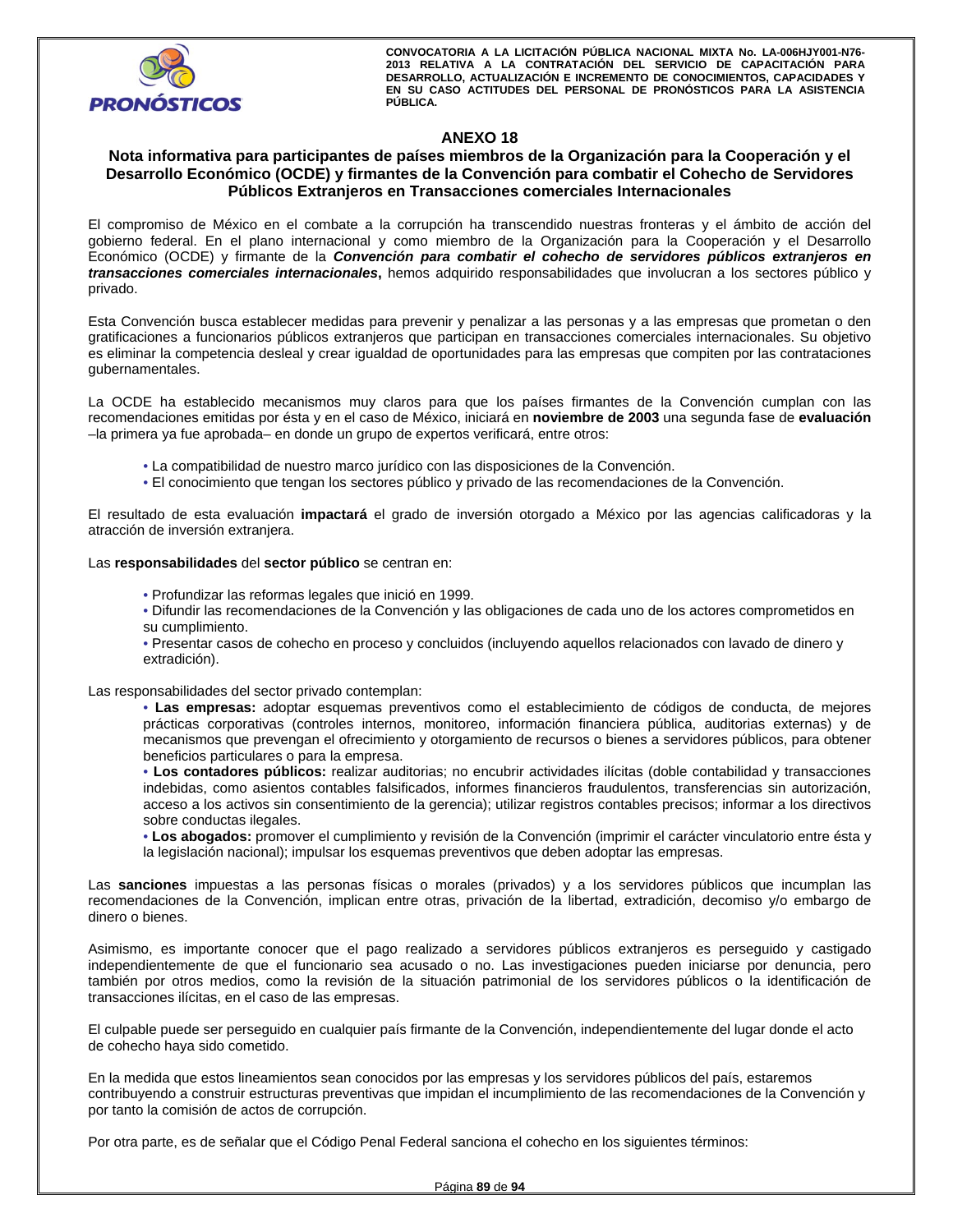# ANEXO 18

## Nota informativa para participantes de países miembros de la Organización para la Cooperación y el Desarrollo Económico (OCDE) y firmantes de la Convención para combatir el Cohecho de Servidores Públicos Extranjeros en Transacciones comerciales Internacionales

El compromiso de México en el combate a la corrupción ha transcendido nuestras fronteras y el ámbito de acción del gobierno federal. En el plano internacional y como miembro de la Organización para la Cooperación y el Desarrollo Económico (OCDE) y firmante de la ***Convención para combatir el cohecho de servidores públicos extranjeros en transacciones comerciales internacionales*****,** hemos adquirido responsabilidades que involucran a los sectores público y privado.

Esta Convención busca establecer medidas para prevenir y penalizar a las personas y a las empresas que prometan o den gratificaciones a funcionarios públicos extranjeros que participan en transacciones comerciales internacionales. Su objetivo es eliminar la competencia desleal y crear igualdad de oportunidades para las empresas que compiten por las contrataciones gubernamentales.

La OCDE ha establecido mecanismos muy claros para que los países firmantes de la Convención cumplan con las recomendaciones emitidas por ésta y en el caso de México, iniciará en **noviembre de 2003** una segunda fase de **evaluación** –la primera ya fue aprobada– en donde un grupo de expertos verificará, entre otros:

- La compatibilidad de nuestro marco jurídico con las disposiciones de la Convención.
- El conocimiento que tengan los sectores público y privado de las recomendaciones de la Convención.

El resultado de esta evaluación **impactará** el grado de inversión otorgado a México por las agencias calificadoras y la atracción de inversión extranjera.

Las **responsabilidades** del **sector público** se centran en:

- Profundizar las reformas legales que inició en 1999.
- Difundir las recomendaciones de la Convención y las obligaciones de cada uno de los actores comprometidos en su cumplimiento.
- Presentar casos de cohecho en proceso y concluidos (incluyendo aquellos relacionados con lavado de dinero y extradición).

Las responsabilidades del sector privado contemplan:

- **Las empresas:** adoptar esquemas preventivos como el establecimiento de códigos de conducta, de mejores prácticas corporativas (controles internos, monitoreo, información financiera pública, auditorias externas) y de mecanismos que prevengan el ofrecimiento y otorgamiento de recursos o bienes a servidores públicos, para obtener beneficios particulares o para la empresa.
- **Los contadores públicos:** realizar auditorias; no encubrir actividades ilícitas (doble contabilidad y transacciones indebidas, como asientos contables falsificados, informes financieros fraudulentos, transferencias sin autorización, acceso a los activos sin consentimiento de la gerencia); utilizar registros contables precisos; informar a los directivos sobre conductas ilegales.
- **Los abogados:** promover el cumplimiento y revisión de la Convención (imprimir el carácter vinculatorio entre ésta y la legislación nacional); impulsar los esquemas preventivos que deben adoptar las empresas.

Las **sanciones** impuestas a las personas físicas o morales (privados) y a los servidores públicos que incumplan las recomendaciones de la Convención, implican entre otras, privación de la libertad, extradición, decomiso y/o embargo de dinero o bienes.

Asimismo, es importante conocer que el pago realizado a servidores públicos extranjeros es perseguido y castigado independientemente de que el funcionario sea acusado o no. Las investigaciones pueden iniciarse por denuncia, pero también por otros medios, como la revisión de la situación patrimonial de los servidores públicos o la identificación de transacciones ilícitas, en el caso de las empresas.

El culpable puede ser perseguido en cualquier país firmante de la Convención, independientemente del lugar donde el acto de cohecho haya sido cometido.

En la medida que estos lineamientos sean conocidos por las empresas y los servidores públicos del país, estaremos contribuyendo a construir estructuras preventivas que impidan el incumplimiento de las recomendaciones de la Convención y por tanto la comisión de actos de corrupción.

Por otra parte, es de señalar que el Código Penal Federal sanciona el cohecho en los siguientes términos: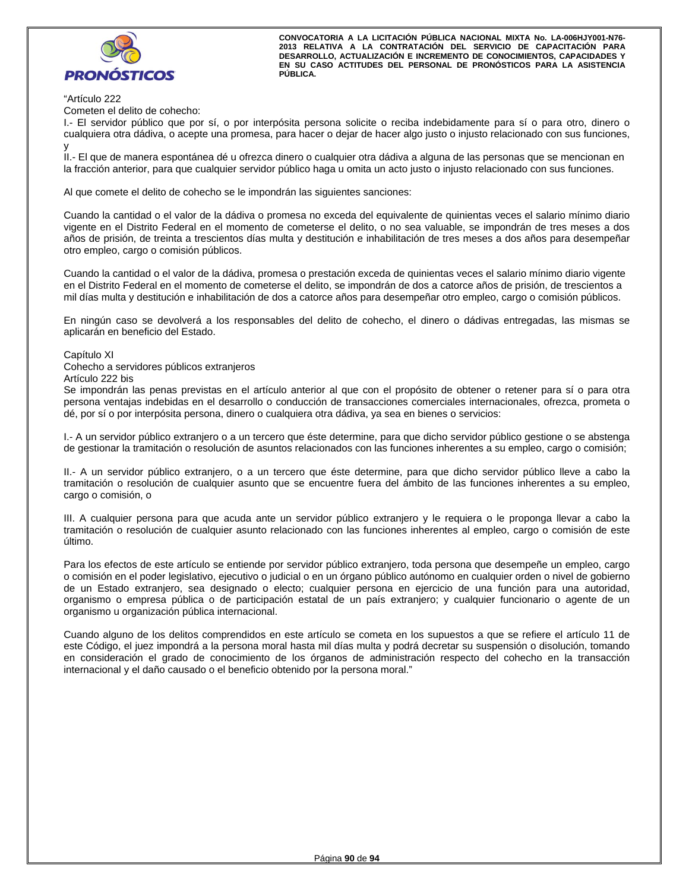"Artículo 222

Cometen el delito de cohecho:

I.- El servidor público que por sí, o por interpósita persona solicite o reciba indebidamente para sí o para otro, dinero o cualquiera otra dádiva, o acepte una promesa, para hacer o dejar de hacer algo justo o injusto relacionado con sus funciones, y

II.- El que de manera espontánea dé u ofrezca dinero o cualquier otra dádiva a alguna de las personas que se mencionan en la fracción anterior, para que cualquier servidor público haga u omita un acto justo o injusto relacionado con sus funciones.

Al que comete el delito de cohecho se le impondrán las siguientes sanciones:

Cuando la cantidad o el valor de la dádiva o promesa no exceda del equivalente de quinientas veces el salario mínimo diario vigente en el Distrito Federal en el momento de cometerse el delito, o no sea valuable, se impondrán de tres meses a dos años de prisión, de treinta a trescientos días multa y destitución e inhabilitación de tres meses a dos años para desempeñar otro empleo, cargo o comisión públicos.

Cuando la cantidad o el valor de la dádiva, promesa o prestación exceda de quinientas veces el salario mínimo diario vigente en el Distrito Federal en el momento de cometerse el delito, se impondrán de dos a catorce años de prisión, de trescientos a mil días multa y destitución e inhabilitación de dos a catorce años para desempeñar otro empleo, cargo o comisión públicos.

En ningún caso se devolverá a los responsables del delito de cohecho, el dinero o dádivas entregadas, las mismas se aplicarán en beneficio del Estado.

Capítulo XI

Cohecho a servidores públicos extranjeros

Artículo 222 bis

Se impondrán las penas previstas en el artículo anterior al que con el propósito de obtener o retener para sí o para otra persona ventajas indebidas en el desarrollo o conducción de transacciones comerciales internacionales, ofrezca, prometa o dé, por sí o por interpósita persona, dinero o cualquiera otra dádiva, ya sea en bienes o servicios:

I.- A un servidor público extranjero o a un tercero que éste determine, para que dicho servidor público gestione o se abstenga de gestionar la tramitación o resolución de asuntos relacionados con las funciones inherentes a su empleo, cargo o comisión;

II.- A un servidor público extranjero, o a un tercero que éste determine, para que dicho servidor público lleve a cabo la tramitación o resolución de cualquier asunto que se encuentre fuera del ámbito de las funciones inherentes a su empleo, cargo o comisión, o

III. A cualquier persona para que acuda ante un servidor público extranjero y le requiera o le proponga llevar a cabo la tramitación o resolución de cualquier asunto relacionado con las funciones inherentes al empleo, cargo o comisión de este último.

Para los efectos de este artículo se entiende por servidor público extranjero, toda persona que desempeñe un empleo, cargo o comisión en el poder legislativo, ejecutivo o judicial o en un órgano público autónomo en cualquier orden o nivel de gobierno de un Estado extranjero, sea designado o electo; cualquier persona en ejercicio de una función para una autoridad, organismo o empresa pública o de participación estatal de un país extranjero; y cualquier funcionario o agente de un organismo u organización pública internacional.

Cuando alguno de los delitos comprendidos en este artículo se cometa en los supuestos a que se refiere el artículo 11 de este Código, el juez impondrá a la persona moral hasta mil días multa y podrá decretar su suspensión o disolución, tomando en consideración el grado de conocimiento de los órganos de administración respecto del cohecho en la transacción internacional y el daño causado o el beneficio obtenido por la persona moral."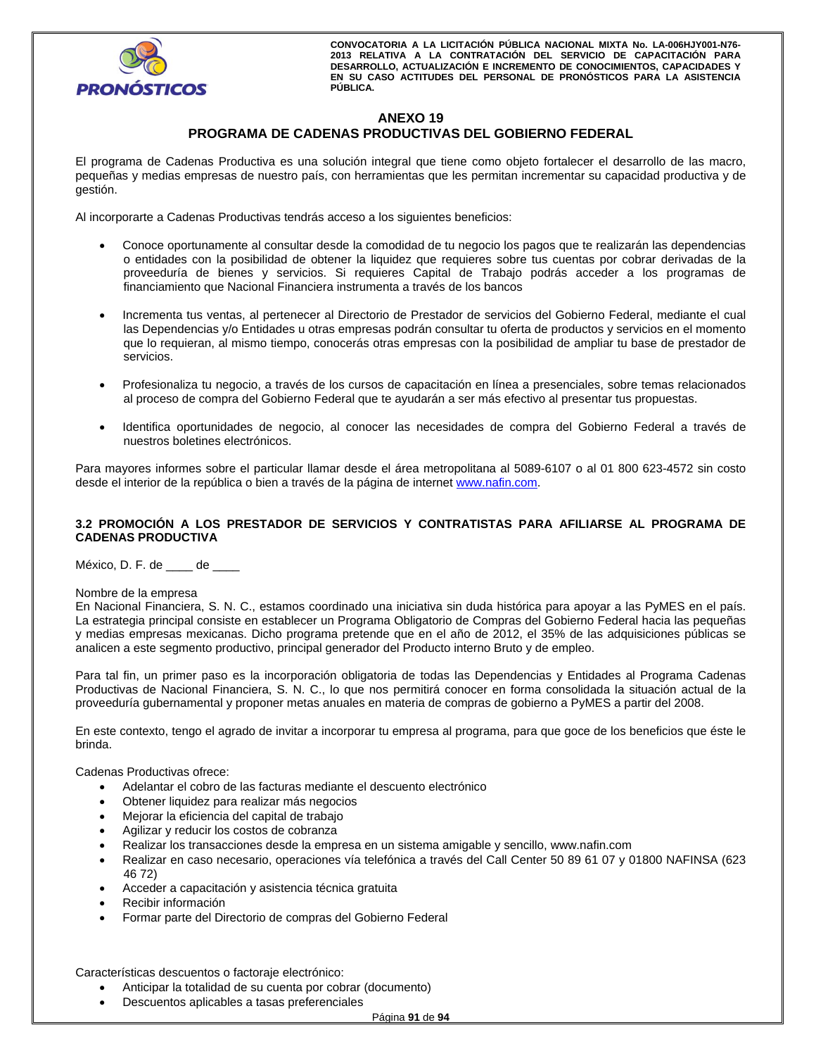## ANEXO 19
## PROGRAMA DE CADENAS PRODUCTIVAS DEL GOBIERNO FEDERAL

El programa de Cadenas Productiva es una solución integral que tiene como objeto fortalecer el desarrollo de las macro, pequeñas y medias empresas de nuestro país, con herramientas que les permitan incrementar su capacidad productiva y de gestión.

Al incorporarte a Cadenas Productivas tendrás acceso a los siguientes beneficios:

- Conoce oportunamente al consultar desde la comodidad de tu negocio los pagos que te realizarán las dependencias o entidades con la posibilidad de obtener la liquidez que requieres sobre tus cuentas por cobrar derivadas de la proveeduría de bienes y servicios. Si requieres Capital de Trabajo podrás acceder a los programas de financiamiento que Nacional Financiera instrumenta a través de los bancos

- Incrementa tus ventas, al pertenecer al Directorio de Prestador de servicios del Gobierno Federal, mediante el cual las Dependencias y/o Entidades u otras empresas podrán consultar tu oferta de productos y servicios en el momento que lo requieran, al mismo tiempo, conocerás otras empresas con la posibilidad de ampliar tu base de prestador de servicios.

- Profesionaliza tu negocio, a través de los cursos de capacitación en línea a presenciales, sobre temas relacionados al proceso de compra del Gobierno Federal que te ayudarán a ser más efectivo al presentar tus propuestas.

- Identifica oportunidades de negocio, al conocer las necesidades de compra del Gobierno Federal a través de nuestros boletines electrónicos.

Para mayores informes sobre el particular llamar desde el área metropolitana al 5089-6107 o al 01 800 623-4572 sin costo desde el interior de la república o bien a través de la página de internet www.nafin.com.

### 3.2 PROMOCIÓN A LOS PRESTADOR DE SERVICIOS Y CONTRATISTAS PARA AFILIARSE AL PROGRAMA DE CADENAS PRODUCTIVA

México, D. F. de ____ de ____

Nombre de la empresa
En Nacional Financiera, S. N. C., estamos coordinado una iniciativa sin duda histórica para apoyar a las PyMES en el país. La estrategia principal consiste en establecer un Programa Obligatorio de Compras del Gobierno Federal hacia las pequeñas y medias empresas mexicanas. Dicho programa pretende que en el año de 2012, el 35% de las adquisiciones públicas se analicen a este segmento productivo, principal generador del Producto interno Bruto y de empleo.

Para tal fin, un primer paso es la incorporación obligatoria de todas las Dependencias y Entidades al Programa Cadenas Productivas de Nacional Financiera, S. N. C., lo que nos permitirá conocer en forma consolidada la situación actual de la proveeduría gubernamental y proponer metas anuales en materia de compras de gobierno a PyMES a partir del 2008.

En este contexto, tengo el agrado de invitar a incorporar tu empresa al programa, para que goce de los beneficios que éste le brinda.

Cadenas Productivas ofrece:

- Adelantar el cobro de las facturas mediante el descuento electrónico
- Obtener liquidez para realizar más negocios
- Mejorar la eficiencia del capital de trabajo
- Agilizar y reducir los costos de cobranza
- Realizar los transacciones desde la empresa en un sistema amigable y sencillo, www.nafin.com
- Realizar en caso necesario, operaciones vía telefónica a través del Call Center 50 89 61 07 y 01800 NAFINSA (623 46 72)
- Acceder a capacitación y asistencia técnica gratuita
- Recibir información
- Formar parte del Directorio de compras del Gobierno Federal

Características descuentos o factoraje electrónico:

- Anticipar la totalidad de su cuenta por cobrar (documento)
- Descuentos aplicables a tasas preferenciales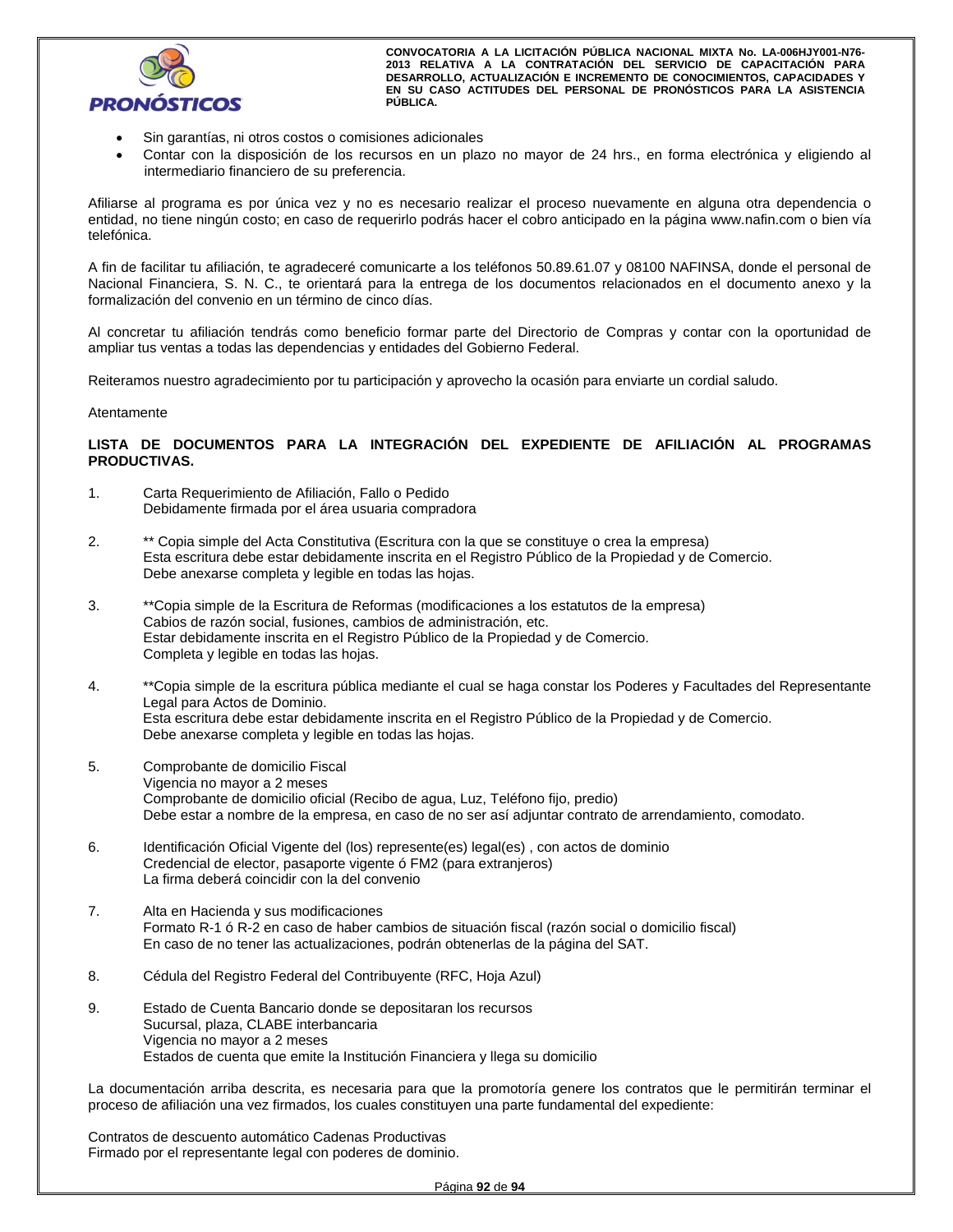- Sin garantías, ni otros costos o comisiones adicionales
- Contar con la disposición de los recursos en un plazo no mayor de 24 hrs., en forma electrónica y eligiendo al intermediario financiero de su preferencia.

Afiliarse al programa es por única vez y no es necesario realizar el proceso nuevamente en alguna otra dependencia o entidad, no tiene ningún costo; en caso de requerirlo podrás hacer el cobro anticipado en la página www.nafin.com o bien vía telefónica.

A fin de facilitar tu afiliación, te agradeceré comunicarte a los teléfonos 50.89.61.07 y 08100 NAFINSA, donde el personal de Nacional Financiera, S. N. C., te orientará para la entrega de los documentos relacionados en el documento anexo y la formalización del convenio en un término de cinco días.

Al concretar tu afiliación tendrás como beneficio formar parte del Directorio de Compras y contar con la oportunidad de ampliar tus ventas a todas las dependencias y entidades del Gobierno Federal.

Reiteramos nuestro agradecimiento por tu participación y aprovecho la ocasión para enviarte un cordial saludo.

Atentamente

**LISTA DE DOCUMENTOS PARA LA INTEGRACIÓN DEL EXPEDIENTE DE AFILIACIÓN AL PROGRAMAS PRODUCTIVAS.**

1. Carta Requerimiento de Afiliación, Fallo o Pedido
   Debidamente firmada por el área usuaria compradora

2. ** Copia simple del Acta Constitutiva (Escritura con la que se constituye o crea la empresa)
   Esta escritura debe estar debidamente inscrita en el Registro Público de la Propiedad y de Comercio.
   Debe anexarse completa y legible en todas las hojas.

3. **Copia simple de la Escritura de Reformas (modificaciones a los estatutos de la empresa)
   Cabios de razón social, fusiones, cambios de administración, etc.
   Estar debidamente inscrita en el Registro Público de la Propiedad y de Comercio.
   Completa y legible en todas las hojas.

4. **Copia simple de la escritura pública mediante el cual se haga constar los Poderes y Facultades del Representante Legal para Actos de Dominio.
   Esta escritura debe estar debidamente inscrita en el Registro Público de la Propiedad y de Comercio.
   Debe anexarse completa y legible en todas las hojas.

5. Comprobante de domicilio Fiscal
   Vigencia no mayor a 2 meses
   Comprobante de domicilio oficial (Recibo de agua, Luz, Teléfono fijo, predio)
   Debe estar a nombre de la empresa, en caso de no ser así adjuntar contrato de arrendamiento, comodato.

6. Identificación Oficial Vigente del (los) represente(es) legal(es) , con actos de dominio
   Credencial de elector, pasaporte vigente ó FM2 (para extranjeros)
   La firma deberá coincidir con la del convenio

7. Alta en Hacienda y sus modificaciones
   Formato R-1 ó R-2 en caso de haber cambios de situación fiscal (razón social o domicilio fiscal)
   En caso de no tener las actualizaciones, podrán obtenerlas de la página del SAT.

8. Cédula del Registro Federal del Contribuyente (RFC, Hoja Azul)

9. Estado de Cuenta Bancario donde se depositaran los recursos
   Sucursal, plaza, CLABE interbancaria
   Vigencia no mayor a 2 meses
   Estados de cuenta que emite la Institución Financiera y llega su domicilio

La documentación arriba descrita, es necesaria para que la promotoría genere los contratos que le permitirán terminar el proceso de afiliación una vez firmados, los cuales constituyen una parte fundamental del expediente:

Contratos de descuento automático Cadenas Productivas
Firmado por el representante legal con poderes de dominio.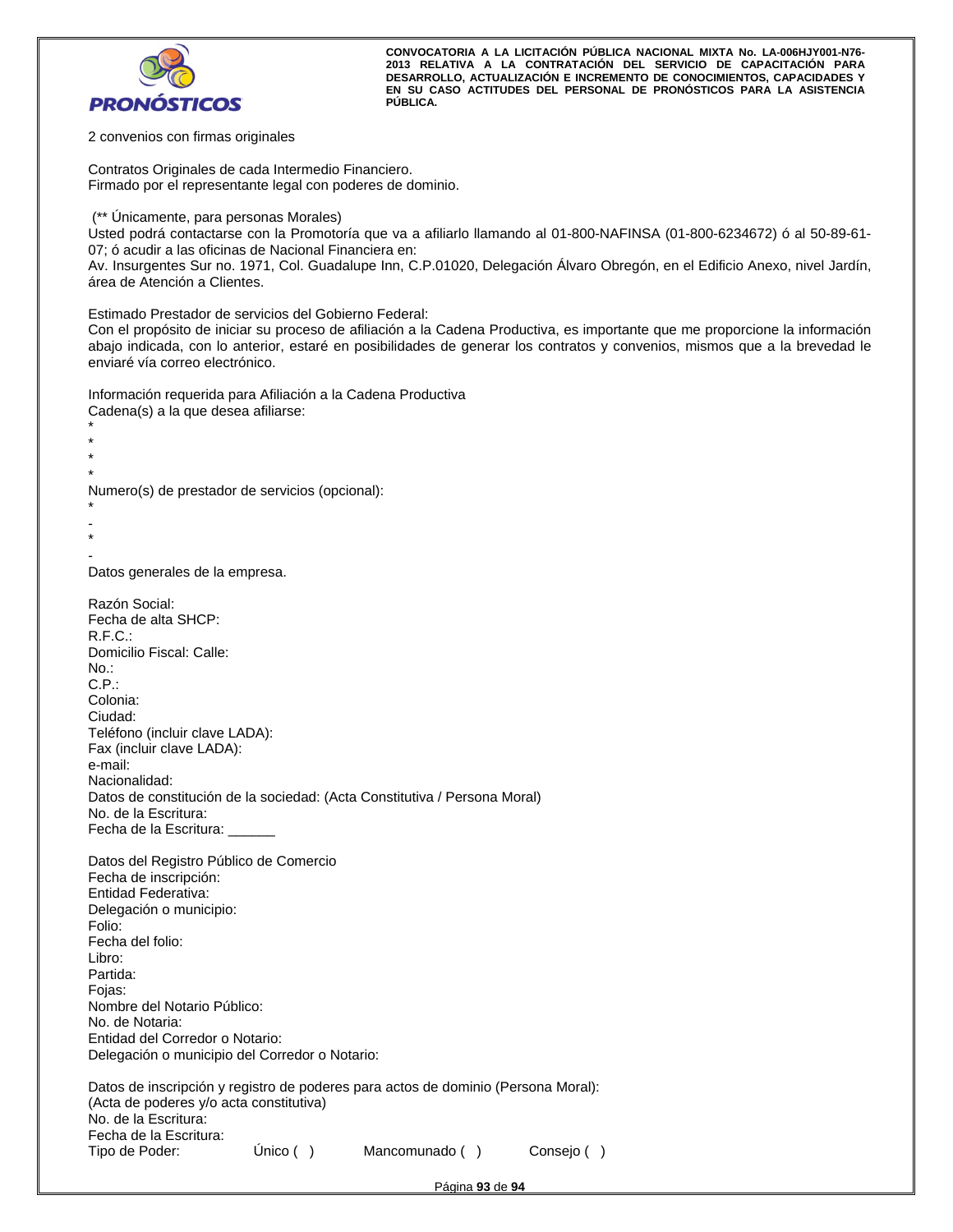2 convenios con firmas originales

Contratos Originales de cada Intermedio Financiero.
Firmado por el representante legal con poderes de dominio.

(** Únicamente, para personas Morales)
Usted podrá contactarse con la Promotoría que va a afiliarlo llamando al 01-800-NAFINSA (01-800-6234672) ó al 50-89-61-07; ó acudir a las oficinas de Nacional Financiera en:
Av. Insurgentes Sur no. 1971, Col. Guadalupe Inn, C.P.01020, Delegación Álvaro Obregón, en el Edificio Anexo, nivel Jardín, área de Atención a Clientes.

Estimado Prestador de servicios del Gobierno Federal:
Con el propósito de iniciar su proceso de afiliación a la Cadena Productiva, es importante que me proporcione la información abajo indicada, con lo anterior, estaré en posibilidades de generar los contratos y convenios, mismos que a la brevedad le enviaré vía correo electrónico.

Información requerida para Afiliación a la Cadena Productiva
Cadena(s) a la que desea afiliarse:
*
*
*
*
Numero(s) de prestador de servicios (opcional):
*
-
*
-
Datos generales de la empresa.

Razón Social:
Fecha de alta SHCP:
R.F.C.:
Domicilio Fiscal: Calle:
No.:
C.P.:
Colonia:
Ciudad:
Teléfono (incluir clave LADA):
Fax (incluir clave LADA):
e-mail:
Nacionalidad:
Datos de constitución de la sociedad: (Acta Constitutiva / Persona Moral)
No. de la Escritura:
Fecha de la Escritura: ______

Datos del Registro Público de Comercio
Fecha de inscripción:
Entidad Federativa:
Delegación o municipio:
Folio:
Fecha del folio:
Libro:
Partida:
Fojas:
Nombre del Notario Público:
No. de Notaria:
Entidad del Corredor o Notario:
Delegación o municipio del Corredor o Notario:

Datos de inscripción y registro de poderes para actos de dominio (Persona Moral):
(Acta de poderes y/o acta constitutiva)
No. de la Escritura:
Fecha de la Escritura:
Tipo de Poder: Único ( ) Mancomunado ( ) Consejo ( )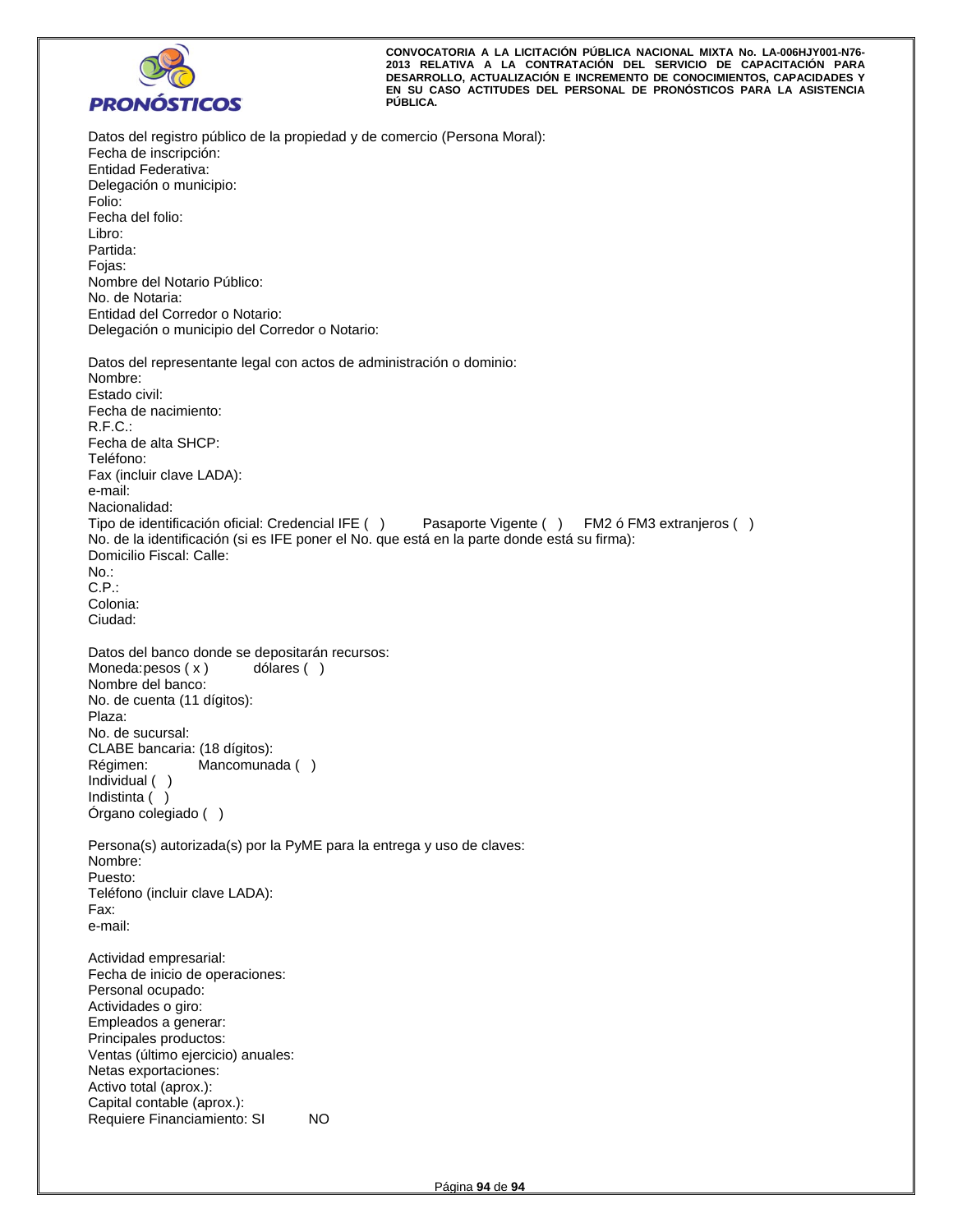Datos del registro público de la propiedad y de comercio (Persona Moral):
Fecha de inscripción:
Entidad Federativa:
Delegación o municipio:
Folio:
Fecha del folio:
Libro:
Partida:
Fojas:
Nombre del Notario Público:
No. de Notaria:
Entidad del Corredor o Notario:
Delegación o municipio del Corredor o Notario:

Datos del representante legal con actos de administración o dominio:
Nombre:
Estado civil:
Fecha de nacimiento:
R.F.C.:
Fecha de alta SHCP:
Teléfono:
Fax (incluir clave LADA):
e-mail:
Nacionalidad:
Tipo de identificación oficial: Credencial IFE ( )    Pasaporte Vigente ( )    FM2 ó FM3 extranjeros ( )
No. de la identificación (si es IFE poner el No. que está en la parte donde está su firma):
Domicilio Fiscal: Calle:
No.:
C.P.:
Colonia:
Ciudad:

Datos del banco donde se depositarán recursos:
Moneda: pesos ( x )    dólares ( )
Nombre del banco:
No. de cuenta (11 dígitos):
Plaza:
No. de sucursal:
CLABE bancaria: (18 dígitos):
Régimen:    Mancomunada ( )
Individual ( )
Indistinta ( )
Órgano colegiado ( )

Persona(s) autorizada(s) por la PyME para la entrega y uso de claves:
Nombre:
Puesto:
Teléfono (incluir clave LADA):
Fax:
e-mail:

Actividad empresarial:
Fecha de inicio de operaciones:
Personal ocupado:
Actividades o giro:
Empleados a generar:
Principales productos:
Ventas (último ejercicio) anuales:
Netas exportaciones:
Activo total (aprox.):
Capital contable (aprox.):
Requiere Financiamiento: SI    NO